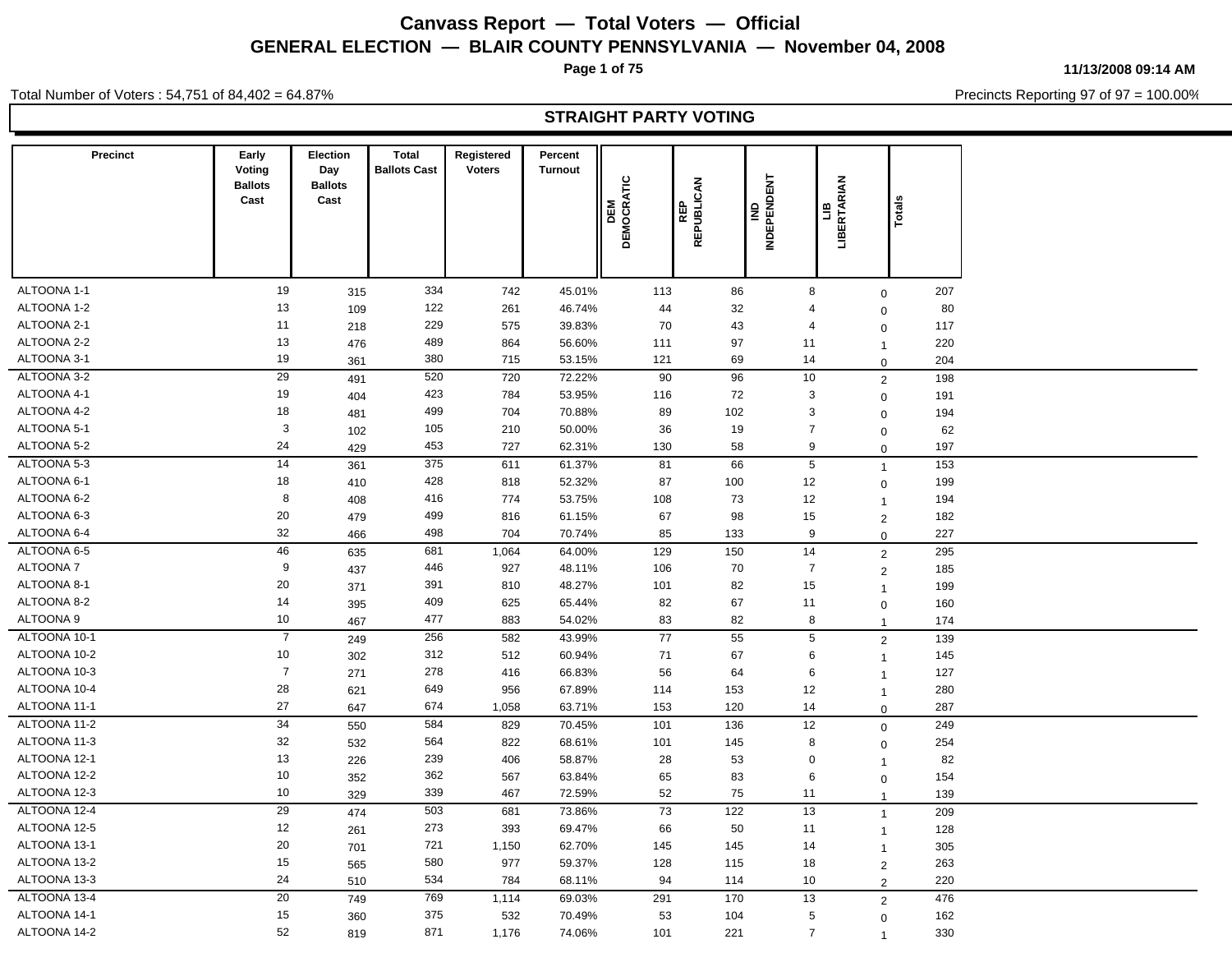# Canvass Report — Total Voters — Official

## GENERAL ELECTION — BLAIR COUNTY PENNSYLVANIA — November 04, 2008

11/13/2008 09:14 AM

Total Number of Voters : 54,751 of 84,402 = 64.87%

Precincts Reporting 97 of 97 = 100.00%

### STRAIGHT PARTY VOTING

| Precinct | Early Voting Ballots Cast | Election Day Ballots Cast | Total Ballots Cast | Registered Voters | Percent Turnout | DEM DEMOCRATIC | REP REPUBLICAN | IND INDEPENDENT | LIB LIBERTARIAN | Totals |
|---|---|---|---|---|---|---|---|---|---|---|
| ALTOONA 1-1 | 19 | 315 | 334 | 742 | 45.01% | 113 | 86 | 8 | 0 | 207 |
| ALTOONA 1-2 | 13 | 109 | 122 | 261 | 46.74% | 44 | 32 | 4 | 0 | 80 |
| ALTOONA 2-1 | 11 | 218 | 229 | 575 | 39.83% | 70 | 43 | 4 | 0 | 117 |
| ALTOONA 2-2 | 13 | 476 | 489 | 864 | 56.60% | 111 | 97 | 11 | 1 | 220 |
| ALTOONA 3-1 | 19 | 361 | 380 | 715 | 53.15% | 121 | 69 | 14 | 0 | 204 |
| ALTOONA 3-2 | 29 | 491 | 520 | 720 | 72.22% | 90 | 96 | 10 | 2 | 198 |
| ALTOONA 4-1 | 19 | 404 | 423 | 784 | 53.95% | 116 | 72 | 3 | 0 | 191 |
| ALTOONA 4-2 | 18 | 481 | 499 | 704 | 70.88% | 89 | 102 | 3 | 0 | 194 |
| ALTOONA 5-1 | 3 | 102 | 105 | 210 | 50.00% | 36 | 19 | 7 | 0 | 62 |
| ALTOONA 5-2 | 24 | 429 | 453 | 727 | 62.31% | 130 | 58 | 9 | 0 | 197 |
| ALTOONA 5-3 | 14 | 361 | 375 | 611 | 61.37% | 81 | 66 | 5 | 1 | 153 |
| ALTOONA 6-1 | 18 | 410 | 428 | 818 | 52.32% | 87 | 100 | 12 | 0 | 199 |
| ALTOONA 6-2 | 8 | 408 | 416 | 774 | 53.75% | 108 | 73 | 12 | 1 | 194 |
| ALTOONA 6-3 | 20 | 479 | 499 | 816 | 61.15% | 67 | 98 | 15 | 2 | 182 |
| ALTOONA 6-4 | 32 | 466 | 498 | 704 | 70.74% | 85 | 133 | 9 | 0 | 227 |
| ALTOONA 6-5 | 46 | 635 | 681 | 1,064 | 64.00% | 129 | 150 | 14 | 2 | 295 |
| ALTOONA 7 | 9 | 437 | 446 | 927 | 48.11% | 106 | 70 | 7 | 2 | 185 |
| ALTOONA 8-1 | 20 | 371 | 391 | 810 | 48.27% | 101 | 82 | 15 | 1 | 199 |
| ALTOONA 8-2 | 14 | 395 | 409 | 625 | 65.44% | 82 | 67 | 11 | 0 | 160 |
| ALTOONA 9 | 10 | 467 | 477 | 883 | 54.02% | 83 | 82 | 8 | 1 | 174 |
| ALTOONA 10-1 | 7 | 249 | 256 | 582 | 43.99% | 77 | 55 | 5 | 2 | 139 |
| ALTOONA 10-2 | 10 | 302 | 312 | 512 | 60.94% | 71 | 67 | 6 | 1 | 145 |
| ALTOONA 10-3 | 7 | 271 | 278 | 416 | 66.83% | 56 | 64 | 6 | 1 | 127 |
| ALTOONA 10-4 | 28 | 621 | 649 | 956 | 67.89% | 114 | 153 | 12 | 1 | 280 |
| ALTOONA 11-1 | 27 | 647 | 674 | 1,058 | 63.71% | 153 | 120 | 14 | 0 | 287 |
| ALTOONA 11-2 | 34 | 550 | 584 | 829 | 70.45% | 101 | 136 | 12 | 0 | 249 |
| ALTOONA 11-3 | 32 | 532 | 564 | 822 | 68.61% | 101 | 145 | 8 | 0 | 254 |
| ALTOONA 12-1 | 13 | 226 | 239 | 406 | 58.87% | 28 | 53 | 0 | 1 | 82 |
| ALTOONA 12-2 | 10 | 352 | 362 | 567 | 63.84% | 65 | 83 | 6 | 0 | 154 |
| ALTOONA 12-3 | 10 | 329 | 339 | 467 | 72.59% | 52 | 75 | 11 | 1 | 139 |
| ALTOONA 12-4 | 29 | 474 | 503 | 681 | 73.86% | 73 | 122 | 13 | 1 | 209 |
| ALTOONA 12-5 | 12 | 261 | 273 | 393 | 69.47% | 66 | 50 | 11 | 1 | 128 |
| ALTOONA 13-1 | 20 | 701 | 721 | 1,150 | 62.70% | 145 | 145 | 14 | 1 | 305 |
| ALTOONA 13-2 | 15 | 565 | 580 | 977 | 59.37% | 128 | 115 | 18 | 2 | 263 |
| ALTOONA 13-3 | 24 | 510 | 534 | 784 | 68.11% | 94 | 114 | 10 | 2 | 220 |
| ALTOONA 13-4 | 20 | 749 | 769 | 1,114 | 69.03% | 291 | 170 | 13 | 2 | 476 |
| ALTOONA 14-1 | 15 | 360 | 375 | 532 | 70.49% | 53 | 104 | 5 | 0 | 162 |
| ALTOONA 14-2 | 52 | 819 | 871 | 1,176 | 74.06% | 101 | 221 | 7 | 1 | 330 |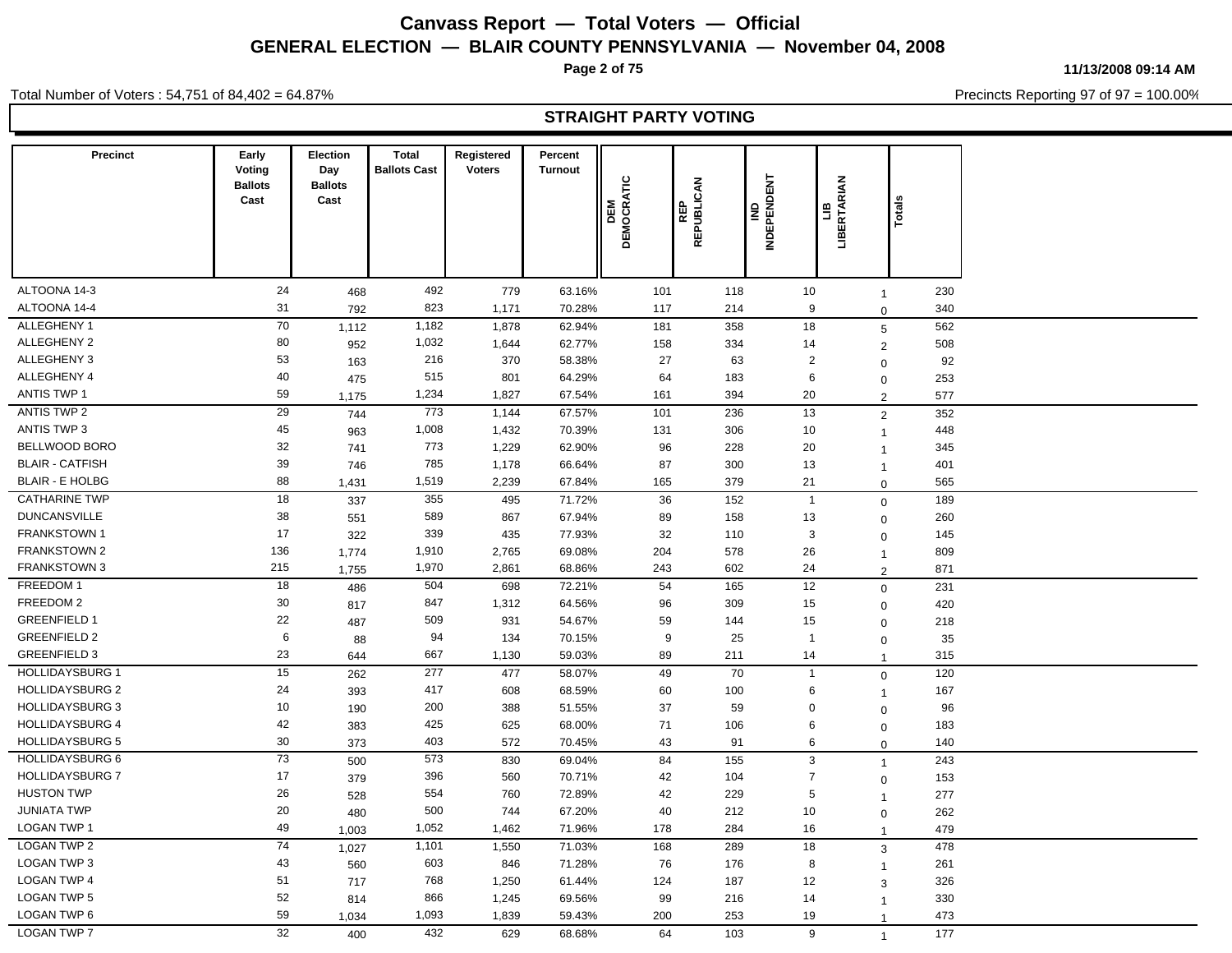# Canvass Report — Total Voters — Official

## GENERAL ELECTION — BLAIR COUNTY PENNSYLVANIA — November 04, 2008

11/13/2008 09:14 AM

Total Number of Voters : 54,751 of 84,402 = 64.87%

Precincts Reporting 97 of 97 = 100.00%

### STRAIGHT PARTY VOTING

| Precinct | Early Voting Ballots Cast | Election Day Ballots Cast | Total Ballots Cast | Registered Voters | Percent Turnout | DEM DEMOCRATIC | REP REPUBLICAN | IND INDEPENDENT | LIB LIBERTARIAN | Totals |
|---|---|---|---|---|---|---|---|---|---|---|
| ALTOONA 14-3 | 24 | 468 | 492 | 779 | 63.16% | 101 | 118 | 10 | 1 | 230 |
| ALTOONA 14-4 | 31 | 792 | 823 | 1,171 | 70.28% | 117 | 214 | 9 | 0 | 340 |
| ALLEGHENY 1 | 70 | 1,112 | 1,182 | 1,878 | 62.94% | 181 | 358 | 18 | 5 | 562 |
| ALLEGHENY 2 | 80 | 952 | 1,032 | 1,644 | 62.77% | 158 | 334 | 14 | 2 | 508 |
| ALLEGHENY 3 | 53 | 163 | 216 | 370 | 58.38% | 27 | 63 | 2 | 0 | 92 |
| ALLEGHENY 4 | 40 | 475 | 515 | 801 | 64.29% | 64 | 183 | 6 | 0 | 253 |
| ANTIS TWP 1 | 59 | 1,175 | 1,234 | 1,827 | 67.54% | 161 | 394 | 20 | 2 | 577 |
| ANTIS TWP 2 | 29 | 744 | 773 | 1,144 | 67.57% | 101 | 236 | 13 | 2 | 352 |
| ANTIS TWP 3 | 45 | 963 | 1,008 | 1,432 | 70.39% | 131 | 306 | 10 | 1 | 448 |
| BELLWOOD BORO | 32 | 741 | 773 | 1,229 | 62.90% | 96 | 228 | 20 | 1 | 345 |
| BLAIR - CATFISH | 39 | 746 | 785 | 1,178 | 66.64% | 87 | 300 | 13 | 1 | 401 |
| BLAIR - E HOLBG | 88 | 1,431 | 1,519 | 2,239 | 67.84% | 165 | 379 | 21 | 0 | 565 |
| CATHARINE TWP | 18 | 337 | 355 | 495 | 71.72% | 36 | 152 | 1 | 0 | 189 |
| DUNCANSVILLE | 38 | 551 | 589 | 867 | 67.94% | 89 | 158 | 13 | 0 | 260 |
| FRANKSTOWN 1 | 17 | 322 | 339 | 435 | 77.93% | 32 | 110 | 3 | 0 | 145 |
| FRANKSTOWN 2 | 136 | 1,774 | 1,910 | 2,765 | 69.08% | 204 | 578 | 26 | 1 | 809 |
| FRANKSTOWN 3 | 215 | 1,755 | 1,970 | 2,861 | 68.86% | 243 | 602 | 24 | 2 | 871 |
| FREEDOM 1 | 18 | 486 | 504 | 698 | 72.21% | 54 | 165 | 12 | 0 | 231 |
| FREEDOM 2 | 30 | 817 | 847 | 1,312 | 64.56% | 96 | 309 | 15 | 0 | 420 |
| GREENFIELD 1 | 22 | 487 | 509 | 931 | 54.67% | 59 | 144 | 15 | 0 | 218 |
| GREENFIELD 2 | 6 | 88 | 94 | 134 | 70.15% | 9 | 25 | 1 | 0 | 35 |
| GREENFIELD 3 | 23 | 644 | 667 | 1,130 | 59.03% | 89 | 211 | 14 | 1 | 315 |
| HOLLIDAYSBURG 1 | 15 | 262 | 277 | 477 | 58.07% | 49 | 70 | 1 | 0 | 120 |
| HOLLIDAYSBURG 2 | 24 | 393 | 417 | 608 | 68.59% | 60 | 100 | 6 | 1 | 167 |
| HOLLIDAYSBURG 3 | 10 | 190 | 200 | 388 | 51.55% | 37 | 59 | 0 | 0 | 96 |
| HOLLIDAYSBURG 4 | 42 | 383 | 425 | 625 | 68.00% | 71 | 106 | 6 | 0 | 183 |
| HOLLIDAYSBURG 5 | 30 | 373 | 403 | 572 | 70.45% | 43 | 91 | 6 | 0 | 140 |
| HOLLIDAYSBURG 6 | 73 | 500 | 573 | 830 | 69.04% | 84 | 155 | 3 | 1 | 243 |
| HOLLIDAYSBURG 7 | 17 | 379 | 396 | 560 | 70.71% | 42 | 104 | 7 | 0 | 153 |
| HUSTON TWP | 26 | 528 | 554 | 760 | 72.89% | 42 | 229 | 5 | 1 | 277 |
| JUNIATA TWP | 20 | 480 | 500 | 744 | 67.20% | 40 | 212 | 10 | 0 | 262 |
| LOGAN TWP 1 | 49 | 1,003 | 1,052 | 1,462 | 71.96% | 178 | 284 | 16 | 1 | 479 |
| LOGAN TWP 2 | 74 | 1,027 | 1,101 | 1,550 | 71.03% | 168 | 289 | 18 | 3 | 478 |
| LOGAN TWP 3 | 43 | 560 | 603 | 846 | 71.28% | 76 | 176 | 8 | 1 | 261 |
| LOGAN TWP 4 | 51 | 717 | 768 | 1,250 | 61.44% | 124 | 187 | 12 | 3 | 326 |
| LOGAN TWP 5 | 52 | 814 | 866 | 1,245 | 69.56% | 99 | 216 | 14 | 1 | 330 |
| LOGAN TWP 6 | 59 | 1,034 | 1,093 | 1,839 | 59.43% | 200 | 253 | 19 | 1 | 473 |
| LOGAN TWP 7 | 32 | 400 | 432 | 629 | 68.68% | 64 | 103 | 9 | 1 | 177 |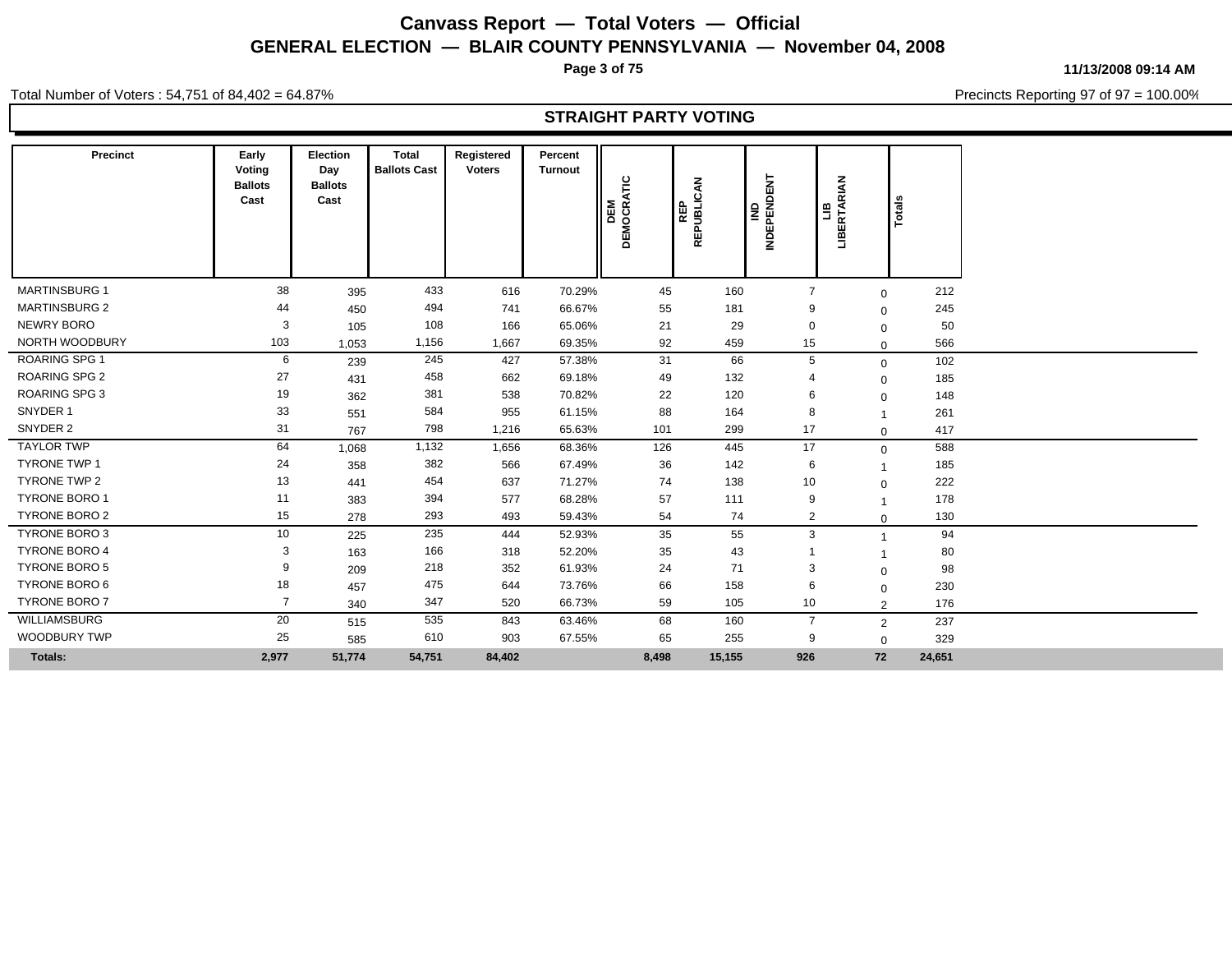# Canvass Report — Total Voters — Official

## GENERAL ELECTION — BLAIR COUNTY PENNSYLVANIA — November 04, 2008

11/13/2008 09:14 AM

Total Number of Voters : 54,751 of 84,402 = 64.87%

Precincts Reporting 97 of 97 = 100.00%

### STRAIGHT PARTY VOTING

| Precinct | Early Voting Ballots Cast | Election Day Ballots Cast | Total Ballots Cast | Registered Voters | Percent Turnout | DEM DEMOCRATIC | REP REPUBLICAN | IND INDEPENDENT | LIB LIBERTARIAN | Totals |
|---|---|---|---|---|---|---|---|---|---|---|
| MARTINSBURG 1 | 38 | 395 | 433 | 616 | 70.29% | 45 | 160 | 7 | 0 | 212 |
| MARTINSBURG 2 | 44 | 450 | 494 | 741 | 66.67% | 55 | 181 | 9 | 0 | 245 |
| NEWRY BORO | 3 | 105 | 108 | 166 | 65.06% | 21 | 29 | 0 | 0 | 50 |
| NORTH WOODBURY | 103 | 1,053 | 1,156 | 1,667 | 69.35% | 92 | 459 | 15 | 0 | 566 |
| ROARING SPG 1 | 6 | 239 | 245 | 427 | 57.38% | 31 | 66 | 5 | 0 | 102 |
| ROARING SPG 2 | 27 | 431 | 458 | 662 | 69.18% | 49 | 132 | 4 | 0 | 185 |
| ROARING SPG 3 | 19 | 362 | 381 | 538 | 70.82% | 22 | 120 | 6 | 0 | 148 |
| SNYDER 1 | 33 | 551 | 584 | 955 | 61.15% | 88 | 164 | 8 | 1 | 261 |
| SNYDER 2 | 31 | 767 | 798 | 1,216 | 65.63% | 101 | 299 | 17 | 0 | 417 |
| TAYLOR TWP | 64 | 1,068 | 1,132 | 1,656 | 68.36% | 126 | 445 | 17 | 0 | 588 |
| TYRONE TWP 1 | 24 | 358 | 382 | 566 | 67.49% | 36 | 142 | 6 | 1 | 185 |
| TYRONE TWP 2 | 13 | 441 | 454 | 637 | 71.27% | 74 | 138 | 10 | 0 | 222 |
| TYRONE BORO 1 | 11 | 383 | 394 | 577 | 68.28% | 57 | 111 | 9 | 1 | 178 |
| TYRONE BORO 2 | 15 | 278 | 293 | 493 | 59.43% | 54 | 74 | 2 | 0 | 130 |
| TYRONE BORO 3 | 10 | 225 | 235 | 444 | 52.93% | 35 | 55 | 3 | 1 | 94 |
| TYRONE BORO 4 | 3 | 163 | 166 | 318 | 52.20% | 35 | 43 | 1 | 1 | 80 |
| TYRONE BORO 5 | 9 | 209 | 218 | 352 | 61.93% | 24 | 71 | 3 | 0 | 98 |
| TYRONE BORO 6 | 18 | 457 | 475 | 644 | 73.76% | 66 | 158 | 6 | 0 | 230 |
| TYRONE BORO 7 | 7 | 340 | 347 | 520 | 66.73% | 59 | 105 | 10 | 2 | 176 |
| WILLIAMSBURG | 20 | 515 | 535 | 843 | 63.46% | 68 | 160 | 7 | 2 | 237 |
| WOODBURY TWP | 25 | 585 | 610 | 903 | 67.55% | 65 | 255 | 9 | 0 | 329 |
| **Totals:** | **2,977** | **51,774** | **54,751** | **84,402** | | **8,498** | **15,155** | **926** | **72** | **24,651** |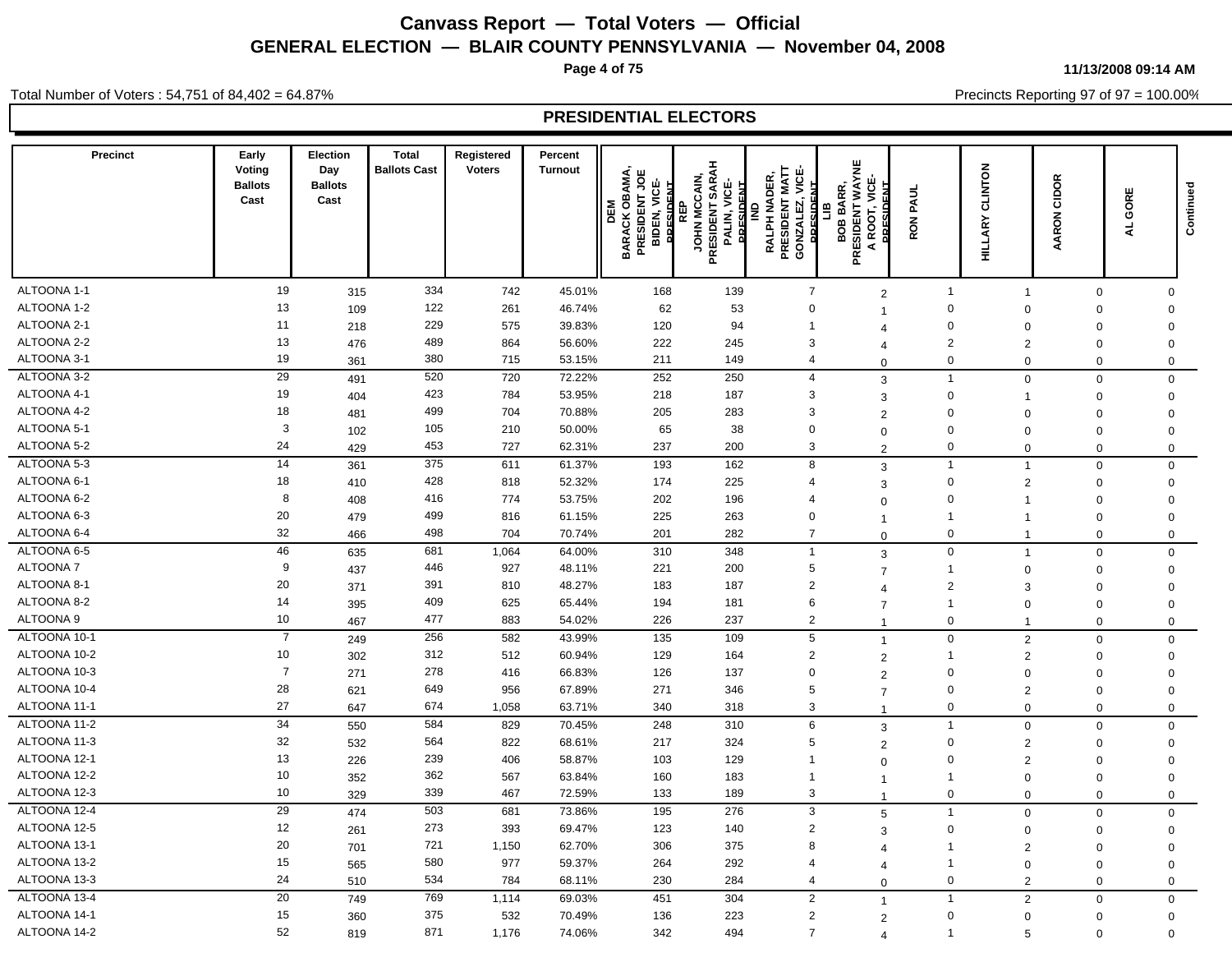# Canvass Report — Total Voters — Official

## GENERAL ELECTION — BLAIR COUNTY PENNSYLVANIA — November 04, 2008

11/13/2008 09:14 AM

Total Number of Voters : 54,751 of 84,402 = 64.87%

Precincts Reporting 97 of 97 = 100.00%

### PRESIDENTIAL ELECTORS

| Precinct | Early Voting Ballots Cast | Election Day Ballots Cast | Total Ballots Cast | Registered Voters | Percent Turnout | DEM BARACK OBAMA, PRESIDENT JOE BIDEN, VICE-PRESIDENT | REP JOHN MCCAIN, PRESIDENT SARAH PALIN, VICE-PRESIDENT | IND RALPH NADER, PRESIDENT MATT GONZALEZ, VICE-PRESIDENT | LIB BOB BARR, PRESIDENT WAYNE A ROOT, VICE-PRESIDENT | RON PAUL | HILLARY CLINTON | AARON CIDOR | AL GORE | Continued |
|---|---|---|---|---|---|---|---|---|---|---|---|---|---|---|
| ALTOONA 1-1 | 19 | 315 | 334 | 742 | 45.01% | 168 | 139 | 7 | 2 | 1 | 1 | 0 | 0 | |
| ALTOONA 1-2 | 13 | 109 | 122 | 261 | 46.74% | 62 | 53 | 0 | 1 | 0 | 0 | 0 | 0 | |
| ALTOONA 2-1 | 11 | 218 | 229 | 575 | 39.83% | 120 | 94 | 1 | 4 | 0 | 0 | 0 | 0 | |
| ALTOONA 2-2 | 13 | 476 | 489 | 864 | 56.60% | 222 | 245 | 3 | 4 | 2 | 2 | 0 | 0 | |
| ALTOONA 3-1 | 19 | 361 | 380 | 715 | 53.15% | 211 | 149 | 4 | 0 | 0 | 0 | 0 | 0 | |
| ALTOONA 3-2 | 29 | 491 | 520 | 720 | 72.22% | 252 | 250 | 4 | 3 | 1 | 0 | 0 | 0 | |
| ALTOONA 4-1 | 19 | 404 | 423 | 784 | 53.95% | 218 | 187 | 3 | 3 | 0 | 1 | 0 | 0 | |
| ALTOONA 4-2 | 18 | 481 | 499 | 704 | 70.88% | 205 | 283 | 3 | 2 | 0 | 0 | 0 | 0 | |
| ALTOONA 5-1 | 3 | 102 | 105 | 210 | 50.00% | 65 | 38 | 0 | 0 | 0 | 0 | 0 | 0 | |
| ALTOONA 5-2 | 24 | 429 | 453 | 727 | 62.31% | 237 | 200 | 3 | 2 | 0 | 0 | 0 | 0 | |
| ALTOONA 5-3 | 14 | 361 | 375 | 611 | 61.37% | 193 | 162 | 8 | 3 | 1 | 1 | 0 | 0 | |
| ALTOONA 6-1 | 18 | 410 | 428 | 818 | 52.32% | 174 | 225 | 4 | 3 | 0 | 2 | 0 | 0 | |
| ALTOONA 6-2 | 8 | 408 | 416 | 774 | 53.75% | 202 | 196 | 4 | 0 | 0 | 1 | 0 | 0 | |
| ALTOONA 6-3 | 20 | 479 | 499 | 816 | 61.15% | 225 | 263 | 0 | 1 | 1 | 1 | 0 | 0 | |
| ALTOONA 6-4 | 32 | 466 | 498 | 704 | 70.74% | 201 | 282 | 7 | 0 | 0 | 1 | 0 | 0 | |
| ALTOONA 6-5 | 46 | 635 | 681 | 1,064 | 64.00% | 310 | 348 | 1 | 3 | 0 | 1 | 0 | 0 | |
| ALTOONA 7 | 9 | 437 | 446 | 927 | 48.11% | 221 | 200 | 5 | 7 | 1 | 0 | 0 | 0 | |
| ALTOONA 8-1 | 20 | 371 | 391 | 810 | 48.27% | 183 | 187 | 2 | 4 | 2 | 3 | 0 | 0 | |
| ALTOONA 8-2 | 14 | 395 | 409 | 625 | 65.44% | 194 | 181 | 6 | 7 | 1 | 0 | 0 | 0 | |
| ALTOONA 9 | 10 | 467 | 477 | 883 | 54.02% | 226 | 237 | 2 | 1 | 0 | 1 | 0 | 0 | |
| ALTOONA 10-1 | 7 | 249 | 256 | 582 | 43.99% | 135 | 109 | 5 | 1 | 0 | 2 | 0 | 0 | |
| ALTOONA 10-2 | 10 | 302 | 312 | 512 | 60.94% | 129 | 164 | 2 | 2 | 1 | 2 | 0 | 0 | |
| ALTOONA 10-3 | 7 | 271 | 278 | 416 | 66.83% | 126 | 137 | 0 | 2 | 0 | 0 | 0 | 0 | |
| ALTOONA 10-4 | 28 | 621 | 649 | 956 | 67.89% | 271 | 346 | 5 | 7 | 0 | 2 | 0 | 0 | |
| ALTOONA 11-1 | 27 | 647 | 674 | 1,058 | 63.71% | 340 | 318 | 3 | 1 | 0 | 0 | 0 | 0 | |
| ALTOONA 11-2 | 34 | 550 | 584 | 829 | 70.45% | 248 | 310 | 6 | 3 | 1 | 0 | 0 | 0 | |
| ALTOONA 11-3 | 32 | 532 | 564 | 822 | 68.61% | 217 | 324 | 5 | 2 | 0 | 2 | 0 | 0 | |
| ALTOONA 12-1 | 13 | 226 | 239 | 406 | 58.87% | 103 | 129 | 1 | 0 | 0 | 2 | 0 | 0 | |
| ALTOONA 12-2 | 10 | 352 | 362 | 567 | 63.84% | 160 | 183 | 1 | 1 | 1 | 0 | 0 | 0 | |
| ALTOONA 12-3 | 10 | 329 | 339 | 467 | 72.59% | 133 | 189 | 3 | 1 | 0 | 0 | 0 | 0 | |
| ALTOONA 12-4 | 29 | 474 | 503 | 681 | 73.86% | 195 | 276 | 3 | 5 | 1 | 0 | 0 | 0 | |
| ALTOONA 12-5 | 12 | 261 | 273 | 393 | 69.47% | 123 | 140 | 2 | 3 | 0 | 0 | 0 | 0 | |
| ALTOONA 13-1 | 20 | 701 | 721 | 1,150 | 62.70% | 306 | 375 | 8 | 4 | 1 | 2 | 0 | 0 | |
| ALTOONA 13-2 | 15 | 565 | 580 | 977 | 59.37% | 264 | 292 | 4 | 4 | 1 | 0 | 0 | 0 | |
| ALTOONA 13-3 | 24 | 510 | 534 | 784 | 68.11% | 230 | 284 | 4 | 0 | 0 | 2 | 0 | 0 | |
| ALTOONA 13-4 | 20 | 749 | 769 | 1,114 | 69.03% | 451 | 304 | 2 | 1 | 1 | 2 | 0 | 0 | |
| ALTOONA 14-1 | 15 | 360 | 375 | 532 | 70.49% | 136 | 223 | 2 | 2 | 0 | 0 | 0 | 0 | |
| ALTOONA 14-2 | 52 | 819 | 871 | 1,176 | 74.06% | 342 | 494 | 7 | 4 | 1 | 5 | 0 | 0 | |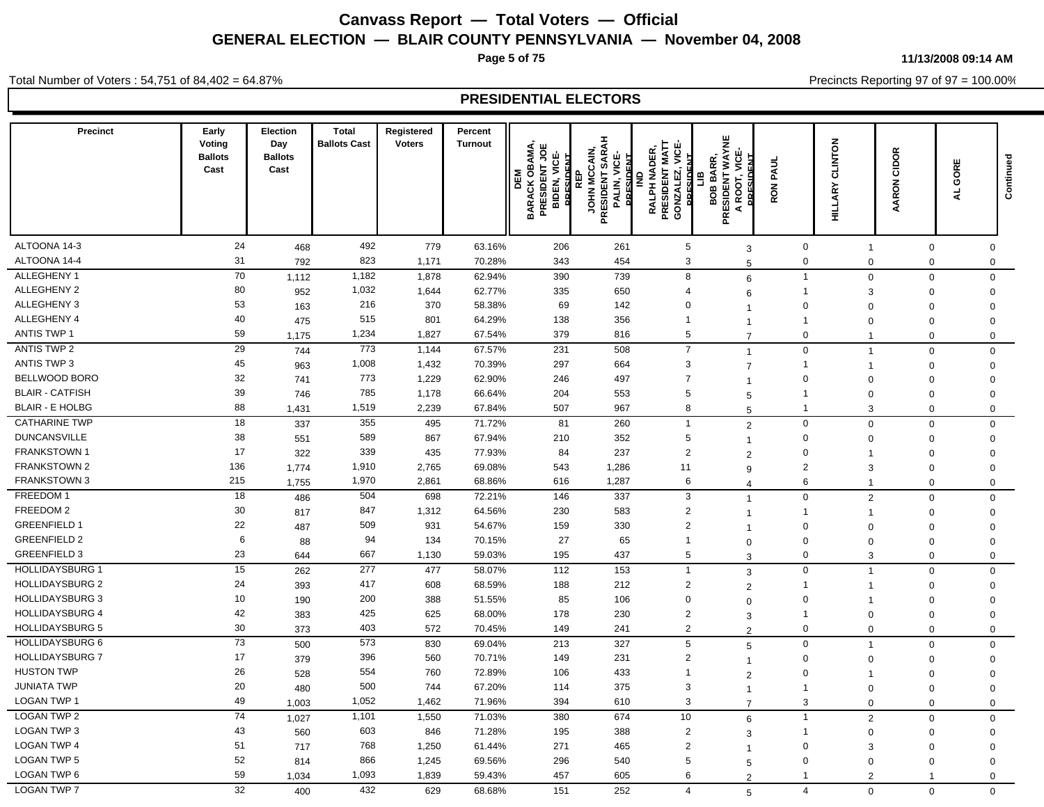# Canvass Report — Total Voters — Official

## GENERAL ELECTION — BLAIR COUNTY PENNSYLVANIA — November 04, 2008

11/13/2008 09:14 AM

Total Number of Voters : 54,751 of 84,402 = 64.87%

Precincts Reporting 97 of 97 = 100.00%

### PRESIDENTIAL ELECTORS

| Precinct | Early Voting Ballots Cast | Election Day Ballots Cast | Total Ballots Cast | Registered Voters | Percent Turnout | DEM BARACK OBAMA, PRESIDENT JOE BIDEN, VICE-PRESIDENT | REP JOHN MCCAIN, PRESIDENT SARAH PALIN, VICE-PRESIDENT | IND RALPH NADER, PRESIDENT MATT GONZALEZ, VICE-PRESIDENT | LIB BOB BARR, PRESIDENT WAYNE A ROOT, VICE-PRESIDENT | RON PAUL | HILLARY CLINTON | AARON CIDOR | AL GORE | Continued |
|---|---|---|---|---|---|---|---|---|---|---|---|---|---|---|
| ALTOONA 14-3 | 24 | 468 | 492 | 779 | 63.16% | 206 | 261 | 5 | 3 | 0 | 1 | 0 | 0 | |
| ALTOONA 14-4 | 31 | 792 | 823 | 1,171 | 70.28% | 343 | 454 | 3 | 5 | 0 | 0 | 0 | 0 | |
| ALLEGHENY 1 | 70 | 1,112 | 1,182 | 1,878 | 62.94% | 390 | 739 | 8 | 6 | 1 | 0 | 0 | 0 | |
| ALLEGHENY 2 | 80 | 952 | 1,032 | 1,644 | 62.77% | 335 | 650 | 4 | 6 | 1 | 3 | 0 | 0 | |
| ALLEGHENY 3 | 53 | 163 | 216 | 370 | 58.38% | 69 | 142 | 0 | 1 | 0 | 0 | 0 | 0 | |
| ALLEGHENY 4 | 40 | 475 | 515 | 801 | 64.29% | 138 | 356 | 1 | 1 | 1 | 0 | 0 | 0 | |
| ANTIS TWP 1 | 59 | 1,175 | 1,234 | 1,827 | 67.54% | 379 | 816 | 5 | 7 | 0 | 1 | 0 | 0 | |
| ANTIS TWP 2 | 29 | 744 | 773 | 1,144 | 67.57% | 231 | 508 | 7 | 1 | 0 | 1 | 0 | 0 | |
| ANTIS TWP 3 | 45 | 963 | 1,008 | 1,432 | 70.39% | 297 | 664 | 3 | 7 | 1 | 1 | 0 | 0 | |
| BELLWOOD BORO | 32 | 741 | 773 | 1,229 | 62.90% | 246 | 497 | 7 | 1 | 0 | 0 | 0 | 0 | |
| BLAIR - CATFISH | 39 | 746 | 785 | 1,178 | 66.64% | 204 | 553 | 5 | 5 | 1 | 0 | 0 | 0 | |
| BLAIR - E HOLBG | 88 | 1,431 | 1,519 | 2,239 | 67.84% | 507 | 967 | 8 | 5 | 1 | 3 | 0 | 0 | |
| CATHARINE TWP | 18 | 337 | 355 | 495 | 71.72% | 81 | 260 | 1 | 2 | 0 | 0 | 0 | 0 | |
| DUNCANSVILLE | 38 | 551 | 589 | 867 | 67.94% | 210 | 352 | 5 | 1 | 0 | 0 | 0 | 0 | |
| FRANKSTOWN 1 | 17 | 322 | 339 | 435 | 77.93% | 84 | 237 | 2 | 2 | 0 | 1 | 0 | 0 | |
| FRANKSTOWN 2 | 136 | 1,774 | 1,910 | 2,765 | 69.08% | 543 | 1,286 | 11 | 9 | 2 | 3 | 0 | 0 | |
| FRANKSTOWN 3 | 215 | 1,755 | 1,970 | 2,861 | 68.86% | 616 | 1,287 | 6 | 4 | 6 | 1 | 0 | 0 | |
| FREEDOM 1 | 18 | 486 | 504 | 698 | 72.21% | 146 | 337 | 3 | 1 | 0 | 2 | 0 | 0 | |
| FREEDOM 2 | 30 | 817 | 847 | 1,312 | 64.56% | 230 | 583 | 2 | 1 | 1 | 1 | 0 | 0 | |
| GREENFIELD 1 | 22 | 487 | 509 | 931 | 54.67% | 159 | 330 | 2 | 1 | 0 | 0 | 0 | 0 | |
| GREENFIELD 2 | 6 | 88 | 94 | 134 | 70.15% | 27 | 65 | 1 | 0 | 0 | 0 | 0 | 0 | |
| GREENFIELD 3 | 23 | 644 | 667 | 1,130 | 59.03% | 195 | 437 | 5 | 3 | 0 | 3 | 0 | 0 | |
| HOLLIDAYSBURG 1 | 15 | 262 | 277 | 477 | 58.07% | 112 | 153 | 1 | 3 | 0 | 1 | 0 | 0 | |
| HOLLIDAYSBURG 2 | 24 | 393 | 417 | 608 | 68.59% | 188 | 212 | 2 | 2 | 1 | 1 | 0 | 0 | |
| HOLLIDAYSBURG 3 | 10 | 190 | 200 | 388 | 51.55% | 85 | 106 | 0 | 0 | 0 | 1 | 0 | 0 | |
| HOLLIDAYSBURG 4 | 42 | 383 | 425 | 625 | 68.00% | 178 | 230 | 2 | 3 | 1 | 0 | 0 | 0 | |
| HOLLIDAYSBURG 5 | 30 | 373 | 403 | 572 | 70.45% | 149 | 241 | 2 | 2 | 0 | 0 | 0 | 0 | |
| HOLLIDAYSBURG 6 | 73 | 500 | 573 | 830 | 69.04% | 213 | 327 | 5 | 5 | 0 | 1 | 0 | 0 | |
| HOLLIDAYSBURG 7 | 17 | 379 | 396 | 560 | 70.71% | 149 | 231 | 2 | 1 | 0 | 0 | 0 | 0 | |
| HUSTON TWP | 26 | 528 | 554 | 760 | 72.89% | 106 | 433 | 1 | 2 | 0 | 1 | 0 | 0 | |
| JUNIATA TWP | 20 | 480 | 500 | 744 | 67.20% | 114 | 375 | 3 | 1 | 1 | 0 | 0 | 0 | |
| LOGAN TWP 1 | 49 | 1,003 | 1,052 | 1,462 | 71.96% | 394 | 610 | 3 | 7 | 3 | 0 | 0 | 0 | |
| LOGAN TWP 2 | 74 | 1,027 | 1,101 | 1,550 | 71.03% | 380 | 674 | 10 | 6 | 1 | 2 | 0 | 0 | |
| LOGAN TWP 3 | 43 | 560 | 603 | 846 | 71.28% | 195 | 388 | 2 | 3 | 1 | 0 | 0 | 0 | |
| LOGAN TWP 4 | 51 | 717 | 768 | 1,250 | 61.44% | 271 | 465 | 2 | 1 | 0 | 3 | 0 | 0 | |
| LOGAN TWP 5 | 52 | 814 | 866 | 1,245 | 69.56% | 296 | 540 | 5 | 5 | 0 | 0 | 0 | 0 | |
| LOGAN TWP 6 | 59 | 1,034 | 1,093 | 1,839 | 59.43% | 457 | 605 | 6 | 2 | 1 | 2 | 1 | 0 | |
| LOGAN TWP 7 | 32 | 400 | 432 | 629 | 68.68% | 151 | 252 | 4 | 5 | 4 | 0 | 0 | 0 | |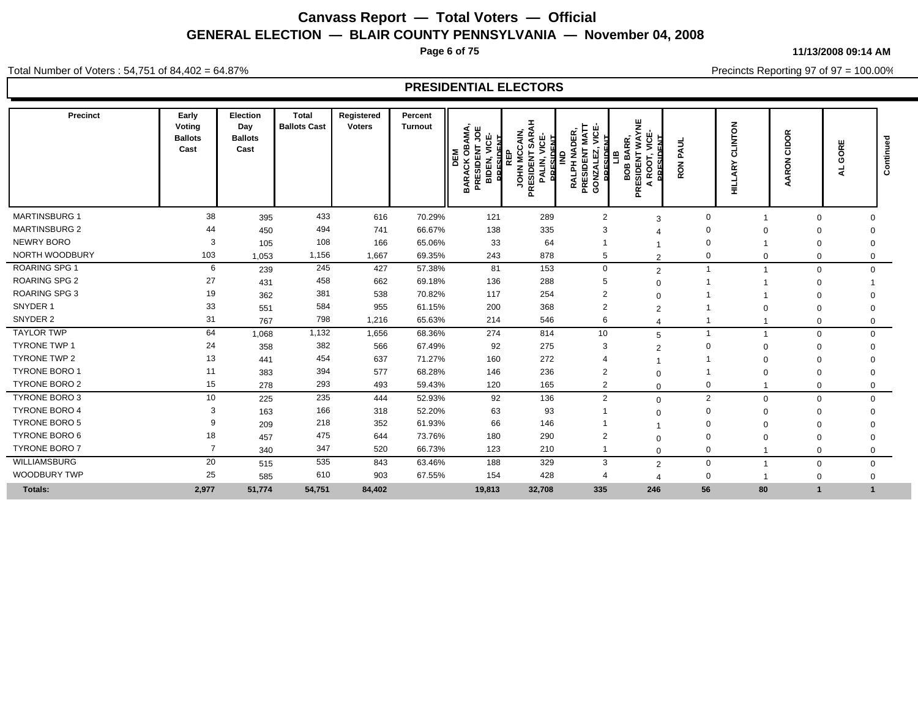# Canvass Report — Total Voters — Official

## GENERAL ELECTION — BLAIR COUNTY PENNSYLVANIA — November 04, 2008

11/13/2008 09:14 AM

Total Number of Voters : 54,751 of 84,402 = 64.87%

Precincts Reporting 97 of 97 = 100.00%

## PRESIDENTIAL ELECTORS

| Precinct | Early Voting Ballots Cast | Election Day Ballots Cast | Total Ballots Cast | Registered Voters | Percent Turnout | DEM BARACK OBAMA, PRESIDENT JOE BIDEN, VICE-PRESIDENT | REP JOHN MCCAIN, PRESIDENT SARAH PALIN, VICE-PRESIDENT | IND RALPH NADER, PRESIDENT MATT GONZALEZ, VICE-PRESIDENT | LIB BOB BARR, PRESIDENT WAYNE A ROOT, VICE-PRESIDENT | RON PAUL | HILLARY CLINTON | AARON CIDOR | AL GORE |
|---|---|---|---|---|---|---|---|---|---|---|---|---|---|
| MARTINSBURG 1 | 38 | 395 | 433 | 616 | 70.29% | 121 | 289 | 2 | 3 | 0 | 1 | 0 | 0 |
| MARTINSBURG 2 | 44 | 450 | 494 | 741 | 66.67% | 138 | 335 | 3 | 4 | 0 | 0 | 0 | 0 |
| NEWRY BORO | 3 | 105 | 108 | 166 | 65.06% | 33 | 64 | 1 | 1 | 0 | 1 | 0 | 0 |
| NORTH WOODBURY | 103 | 1,053 | 1,156 | 1,667 | 69.35% | 243 | 878 | 5 | 2 | 0 | 0 | 0 | 0 |
| ROARING SPG 1 | 6 | 239 | 245 | 427 | 57.38% | 81 | 153 | 0 | 2 | 1 | 1 | 0 | 0 |
| ROARING SPG 2 | 27 | 431 | 458 | 662 | 69.18% | 136 | 288 | 5 | 0 | 1 | 1 | 0 | 1 |
| ROARING SPG 3 | 19 | 362 | 381 | 538 | 70.82% | 117 | 254 | 2 | 0 | 1 | 1 | 0 | 0 |
| SNYDER 1 | 33 | 551 | 584 | 955 | 61.15% | 200 | 368 | 2 | 2 | 1 | 0 | 0 | 0 |
| SNYDER 2 | 31 | 767 | 798 | 1,216 | 65.63% | 214 | 546 | 6 | 4 | 1 | 1 | 0 | 0 |
| TAYLOR TWP | 64 | 1,068 | 1,132 | 1,656 | 68.36% | 274 | 814 | 10 | 5 | 1 | 1 | 0 | 0 |
| TYRONE TWP 1 | 24 | 358 | 382 | 566 | 67.49% | 92 | 275 | 3 | 2 | 0 | 0 | 0 | 0 |
| TYRONE TWP 2 | 13 | 441 | 454 | 637 | 71.27% | 160 | 272 | 4 | 1 | 1 | 0 | 0 | 0 |
| TYRONE BORO 1 | 11 | 383 | 394 | 577 | 68.28% | 146 | 236 | 2 | 0 | 1 | 0 | 0 | 0 |
| TYRONE BORO 2 | 15 | 278 | 293 | 493 | 59.43% | 120 | 165 | 2 | 0 | 0 | 1 | 0 | 0 |
| TYRONE BORO 3 | 10 | 225 | 235 | 444 | 52.93% | 92 | 136 | 2 | 0 | 2 | 0 | 0 | 0 |
| TYRONE BORO 4 | 3 | 163 | 166 | 318 | 52.20% | 63 | 93 | 1 | 0 | 0 | 0 | 0 | 0 |
| TYRONE BORO 5 | 9 | 209 | 218 | 352 | 61.93% | 66 | 146 | 1 | 1 | 0 | 0 | 0 | 0 |
| TYRONE BORO 6 | 18 | 457 | 475 | 644 | 73.76% | 180 | 290 | 2 | 0 | 0 | 0 | 0 | 0 |
| TYRONE BORO 7 | 7 | 340 | 347 | 520 | 66.73% | 123 | 210 | 1 | 0 | 0 | 1 | 0 | 0 |
| WILLIAMSBURG | 20 | 515 | 535 | 843 | 63.46% | 188 | 329 | 3 | 2 | 0 | 1 | 0 | 0 |
| WOODBURY TWP | 25 | 585 | 610 | 903 | 67.55% | 154 | 428 | 4 | 4 | 0 | 1 | 0 | 0 |
| **Totals:** | **2,977** | **51,774** | **54,751** | **84,402** | | **19,813** | **32,708** | **335** | **246** | **56** | **80** | **1** | **1** |

Continued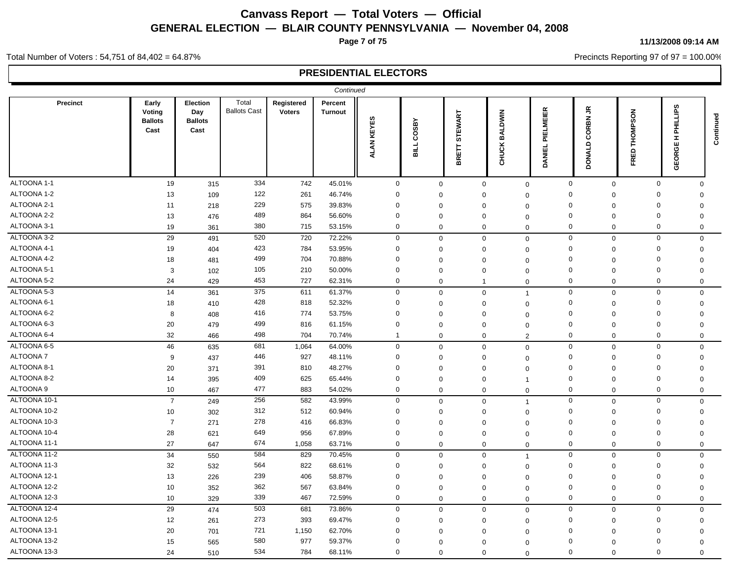# Canvass Report — Total Voters — Official

## GENERAL ELECTION — BLAIR COUNTY PENNSYLVANIA — November 04, 2008

11/13/2008 09:14 AM

Total Number of Voters : 54,751 of 84,402 = 64.87%

Precincts Reporting 97 of 97 = 100.00%

## PRESIDENTIAL ELECTORS

*Continued*

| Precinct | Early Voting Ballots Cast | Election Day Ballots Cast | Total Ballots Cast | Registered Voters | Percent Turnout | ALAN KEYES | BILL COSBY | BRETT STEWART | CHUCK BALDWIN | DANIEL PIELMEIER | DONALD CORBN JR | FRED THOMPSON | GEORGE H PHILLIPS | Continued |
|---|---|---|---|---|---|---|---|---|---|---|---|---|---|---|
| ALTOONA 1-1 | 19 | 315 | 334 | 742 | 45.01% | 0 | 0 | 0 | 0 | 0 | 0 | 0 | 0 | |
| ALTOONA 1-2 | 13 | 109 | 122 | 261 | 46.74% | 0 | 0 | 0 | 0 | 0 | 0 | 0 | 0 | |
| ALTOONA 2-1 | 11 | 218 | 229 | 575 | 39.83% | 0 | 0 | 0 | 0 | 0 | 0 | 0 | 0 | |
| ALTOONA 2-2 | 13 | 476 | 489 | 864 | 56.60% | 0 | 0 | 0 | 0 | 0 | 0 | 0 | 0 | |
| ALTOONA 3-1 | 19 | 361 | 380 | 715 | 53.15% | 0 | 0 | 0 | 0 | 0 | 0 | 0 | 0 | |
| ALTOONA 3-2 | 29 | 491 | 520 | 720 | 72.22% | 0 | 0 | 0 | 0 | 0 | 0 | 0 | 0 | |
| ALTOONA 4-1 | 19 | 404 | 423 | 784 | 53.95% | 0 | 0 | 0 | 0 | 0 | 0 | 0 | 0 | |
| ALTOONA 4-2 | 18 | 481 | 499 | 704 | 70.88% | 0 | 0 | 0 | 0 | 0 | 0 | 0 | 0 | |
| ALTOONA 5-1 | 3 | 102 | 105 | 210 | 50.00% | 0 | 0 | 0 | 0 | 0 | 0 | 0 | 0 | |
| ALTOONA 5-2 | 24 | 429 | 453 | 727 | 62.31% | 0 | 0 | 1 | 0 | 0 | 0 | 0 | 0 | |
| ALTOONA 5-3 | 14 | 361 | 375 | 611 | 61.37% | 0 | 0 | 0 | 1 | 0 | 0 | 0 | 0 | |
| ALTOONA 6-1 | 18 | 410 | 428 | 818 | 52.32% | 0 | 0 | 0 | 0 | 0 | 0 | 0 | 0 | |
| ALTOONA 6-2 | 8 | 408 | 416 | 774 | 53.75% | 0 | 0 | 0 | 0 | 0 | 0 | 0 | 0 | |
| ALTOONA 6-3 | 20 | 479 | 499 | 816 | 61.15% | 0 | 0 | 0 | 0 | 0 | 0 | 0 | 0 | |
| ALTOONA 6-4 | 32 | 466 | 498 | 704 | 70.74% | 1 | 0 | 0 | 2 | 0 | 0 | 0 | 0 | |
| ALTOONA 6-5 | 46 | 635 | 681 | 1,064 | 64.00% | 0 | 0 | 0 | 0 | 0 | 0 | 0 | 0 | |
| ALTOONA 7 | 9 | 437 | 446 | 927 | 48.11% | 0 | 0 | 0 | 0 | 0 | 0 | 0 | 0 | |
| ALTOONA 8-1 | 20 | 371 | 391 | 810 | 48.27% | 0 | 0 | 0 | 0 | 0 | 0 | 0 | 0 | |
| ALTOONA 8-2 | 14 | 395 | 409 | 625 | 65.44% | 0 | 0 | 0 | 1 | 0 | 0 | 0 | 0 | |
| ALTOONA 9 | 10 | 467 | 477 | 883 | 54.02% | 0 | 0 | 0 | 0 | 0 | 0 | 0 | 0 | |
| ALTOONA 10-1 | 7 | 249 | 256 | 582 | 43.99% | 0 | 0 | 0 | 1 | 0 | 0 | 0 | 0 | |
| ALTOONA 10-2 | 10 | 302 | 312 | 512 | 60.94% | 0 | 0 | 0 | 0 | 0 | 0 | 0 | 0 | |
| ALTOONA 10-3 | 7 | 271 | 278 | 416 | 66.83% | 0 | 0 | 0 | 0 | 0 | 0 | 0 | 0 | |
| ALTOONA 10-4 | 28 | 621 | 649 | 956 | 67.89% | 0 | 0 | 0 | 0 | 0 | 0 | 0 | 0 | |
| ALTOONA 11-1 | 27 | 647 | 674 | 1,058 | 63.71% | 0 | 0 | 0 | 0 | 0 | 0 | 0 | 0 | |
| ALTOONA 11-2 | 34 | 550 | 584 | 829 | 70.45% | 0 | 0 | 0 | 1 | 0 | 0 | 0 | 0 | |
| ALTOONA 11-3 | 32 | 532 | 564 | 822 | 68.61% | 0 | 0 | 0 | 0 | 0 | 0 | 0 | 0 | |
| ALTOONA 12-1 | 13 | 226 | 239 | 406 | 58.87% | 0 | 0 | 0 | 0 | 0 | 0 | 0 | 0 | |
| ALTOONA 12-2 | 10 | 352 | 362 | 567 | 63.84% | 0 | 0 | 0 | 0 | 0 | 0 | 0 | 0 | |
| ALTOONA 12-3 | 10 | 329 | 339 | 467 | 72.59% | 0 | 0 | 0 | 0 | 0 | 0 | 0 | 0 | |
| ALTOONA 12-4 | 29 | 474 | 503 | 681 | 73.86% | 0 | 0 | 0 | 0 | 0 | 0 | 0 | 0 | |
| ALTOONA 12-5 | 12 | 261 | 273 | 393 | 69.47% | 0 | 0 | 0 | 0 | 0 | 0 | 0 | 0 | |
| ALTOONA 13-1 | 20 | 701 | 721 | 1,150 | 62.70% | 0 | 0 | 0 | 0 | 0 | 0 | 0 | 0 | |
| ALTOONA 13-2 | 15 | 565 | 580 | 977 | 59.37% | 0 | 0 | 0 | 0 | 0 | 0 | 0 | 0 | |
| ALTOONA 13-3 | 24 | 510 | 534 | 784 | 68.11% | 0 | 0 | 0 | 0 | 0 | 0 | 0 | 0 | |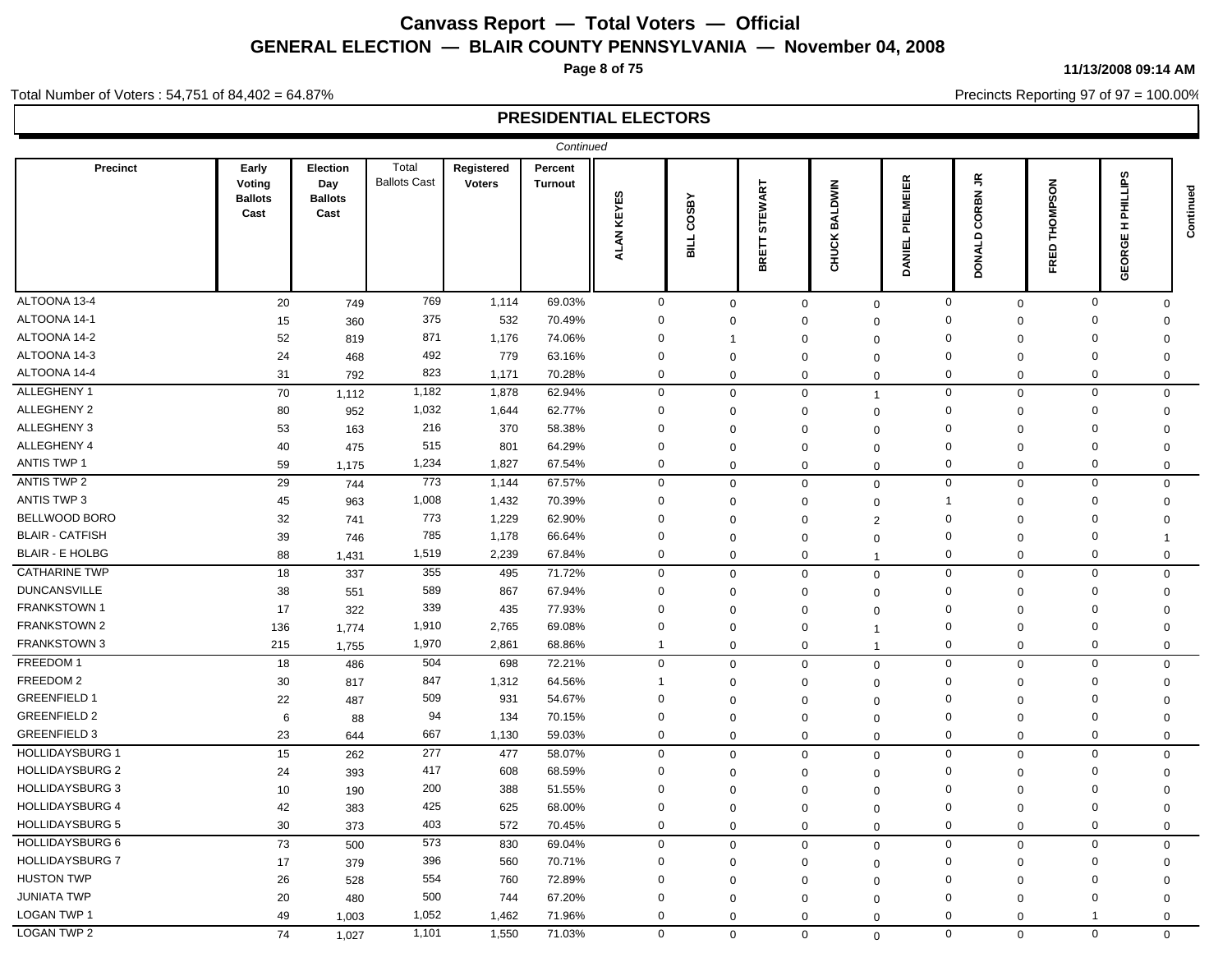# Canvass Report — Total Voters — Official

## GENERAL ELECTION — BLAIR COUNTY PENNSYLVANIA — November 04, 2008

11/13/2008 09:14 AM

Total Number of Voters : 54,751 of 84,402 = 64.87%

Precincts Reporting 97 of 97 = 100.00%

### PRESIDENTIAL ELECTORS

*Continued*

| Precinct | Early Voting Ballots Cast | Election Day Ballots Cast | Total Ballots Cast | Registered Voters | Percent Turnout | ALAN KEYES | BILL COSBY | BRETT STEWART | CHUCK BALDWIN | DANIEL PIELMEIER | DONALD CORBN JR | FRED THOMPSON | GEORGE H PHILLIPS | Continued |
|---|---|---|---|---|---|---|---|---|---|---|---|---|---|---|
| ALTOONA 13-4 | 20 | 749 | 769 | 1,114 | 69.03% | 0 | 0 | 0 | 0 | 0 | 0 | 0 | 0 | |
| ALTOONA 14-1 | 15 | 360 | 375 | 532 | 70.49% | 0 | 0 | 0 | 0 | 0 | 0 | 0 | 0 | |
| ALTOONA 14-2 | 52 | 819 | 871 | 1,176 | 74.06% | 0 | 1 | 0 | 0 | 0 | 0 | 0 | 0 | |
| ALTOONA 14-3 | 24 | 468 | 492 | 779 | 63.16% | 0 | 0 | 0 | 0 | 0 | 0 | 0 | 0 | |
| ALTOONA 14-4 | 31 | 792 | 823 | 1,171 | 70.28% | 0 | 0 | 0 | 0 | 0 | 0 | 0 | 0 | |
| ALLEGHENY 1 | 70 | 1,112 | 1,182 | 1,878 | 62.94% | 0 | 0 | 0 | 1 | 0 | 0 | 0 | 0 | |
| ALLEGHENY 2 | 80 | 952 | 1,032 | 1,644 | 62.77% | 0 | 0 | 0 | 0 | 0 | 0 | 0 | 0 | |
| ALLEGHENY 3 | 53 | 163 | 216 | 370 | 58.38% | 0 | 0 | 0 | 0 | 0 | 0 | 0 | 0 | |
| ALLEGHENY 4 | 40 | 475 | 515 | 801 | 64.29% | 0 | 0 | 0 | 0 | 0 | 0 | 0 | 0 | |
| ANTIS TWP 1 | 59 | 1,175 | 1,234 | 1,827 | 67.54% | 0 | 0 | 0 | 0 | 0 | 0 | 0 | 0 | |
| ANTIS TWP 2 | 29 | 744 | 773 | 1,144 | 67.57% | 0 | 0 | 0 | 0 | 0 | 0 | 0 | 0 | |
| ANTIS TWP 3 | 45 | 963 | 1,008 | 1,432 | 70.39% | 0 | 0 | 0 | 0 | 1 | 0 | 0 | 0 | |
| BELLWOOD BORO | 32 | 741 | 773 | 1,229 | 62.90% | 0 | 0 | 0 | 2 | 0 | 0 | 0 | 0 | |
| BLAIR - CATFISH | 39 | 746 | 785 | 1,178 | 66.64% | 0 | 0 | 0 | 0 | 0 | 0 | 0 | 1 | |
| BLAIR - E HOLBG | 88 | 1,431 | 1,519 | 2,239 | 67.84% | 0 | 0 | 0 | 1 | 0 | 0 | 0 | 0 | |
| CATHARINE TWP | 18 | 337 | 355 | 495 | 71.72% | 0 | 0 | 0 | 0 | 0 | 0 | 0 | 0 | |
| DUNCANSVILLE | 38 | 551 | 589 | 867 | 67.94% | 0 | 0 | 0 | 0 | 0 | 0 | 0 | 0 | |
| FRANKSTOWN 1 | 17 | 322 | 339 | 435 | 77.93% | 0 | 0 | 0 | 0 | 0 | 0 | 0 | 0 | |
| FRANKSTOWN 2 | 136 | 1,774 | 1,910 | 2,765 | 69.08% | 0 | 0 | 0 | 1 | 0 | 0 | 0 | 0 | |
| FRANKSTOWN 3 | 215 | 1,755 | 1,970 | 2,861 | 68.86% | 1 | 0 | 0 | 1 | 0 | 0 | 0 | 0 | |
| FREEDOM 1 | 18 | 486 | 504 | 698 | 72.21% | 0 | 0 | 0 | 0 | 0 | 0 | 0 | 0 | |
| FREEDOM 2 | 30 | 817 | 847 | 1,312 | 64.56% | 1 | 0 | 0 | 0 | 0 | 0 | 0 | 0 | |
| GREENFIELD 1 | 22 | 487 | 509 | 931 | 54.67% | 0 | 0 | 0 | 0 | 0 | 0 | 0 | 0 | |
| GREENFIELD 2 | 6 | 88 | 94 | 134 | 70.15% | 0 | 0 | 0 | 0 | 0 | 0 | 0 | 0 | |
| GREENFIELD 3 | 23 | 644 | 667 | 1,130 | 59.03% | 0 | 0 | 0 | 0 | 0 | 0 | 0 | 0 | |
| HOLLIDAYSBURG 1 | 15 | 262 | 277 | 477 | 58.07% | 0 | 0 | 0 | 0 | 0 | 0 | 0 | 0 | |
| HOLLIDAYSBURG 2 | 24 | 393 | 417 | 608 | 68.59% | 0 | 0 | 0 | 0 | 0 | 0 | 0 | 0 | |
| HOLLIDAYSBURG 3 | 10 | 190 | 200 | 388 | 51.55% | 0 | 0 | 0 | 0 | 0 | 0 | 0 | 0 | |
| HOLLIDAYSBURG 4 | 42 | 383 | 425 | 625 | 68.00% | 0 | 0 | 0 | 0 | 0 | 0 | 0 | 0 | |
| HOLLIDAYSBURG 5 | 30 | 373 | 403 | 572 | 70.45% | 0 | 0 | 0 | 0 | 0 | 0 | 0 | 0 | |
| HOLLIDAYSBURG 6 | 73 | 500 | 573 | 830 | 69.04% | 0 | 0 | 0 | 0 | 0 | 0 | 0 | 0 | |
| HOLLIDAYSBURG 7 | 17 | 379 | 396 | 560 | 70.71% | 0 | 0 | 0 | 0 | 0 | 0 | 0 | 0 | |
| HUSTON TWP | 26 | 528 | 554 | 760 | 72.89% | 0 | 0 | 0 | 0 | 0 | 0 | 0 | 0 | |
| JUNIATA TWP | 20 | 480 | 500 | 744 | 67.20% | 0 | 0 | 0 | 0 | 0 | 0 | 0 | 0 | |
| LOGAN TWP 1 | 49 | 1,003 | 1,052 | 1,462 | 71.96% | 0 | 0 | 0 | 0 | 0 | 0 | 1 | 0 | |
| LOGAN TWP 2 | 74 | 1,027 | 1,101 | 1,550 | 71.03% | 0 | 0 | 0 | 0 | 0 | 0 | 0 | 0 | |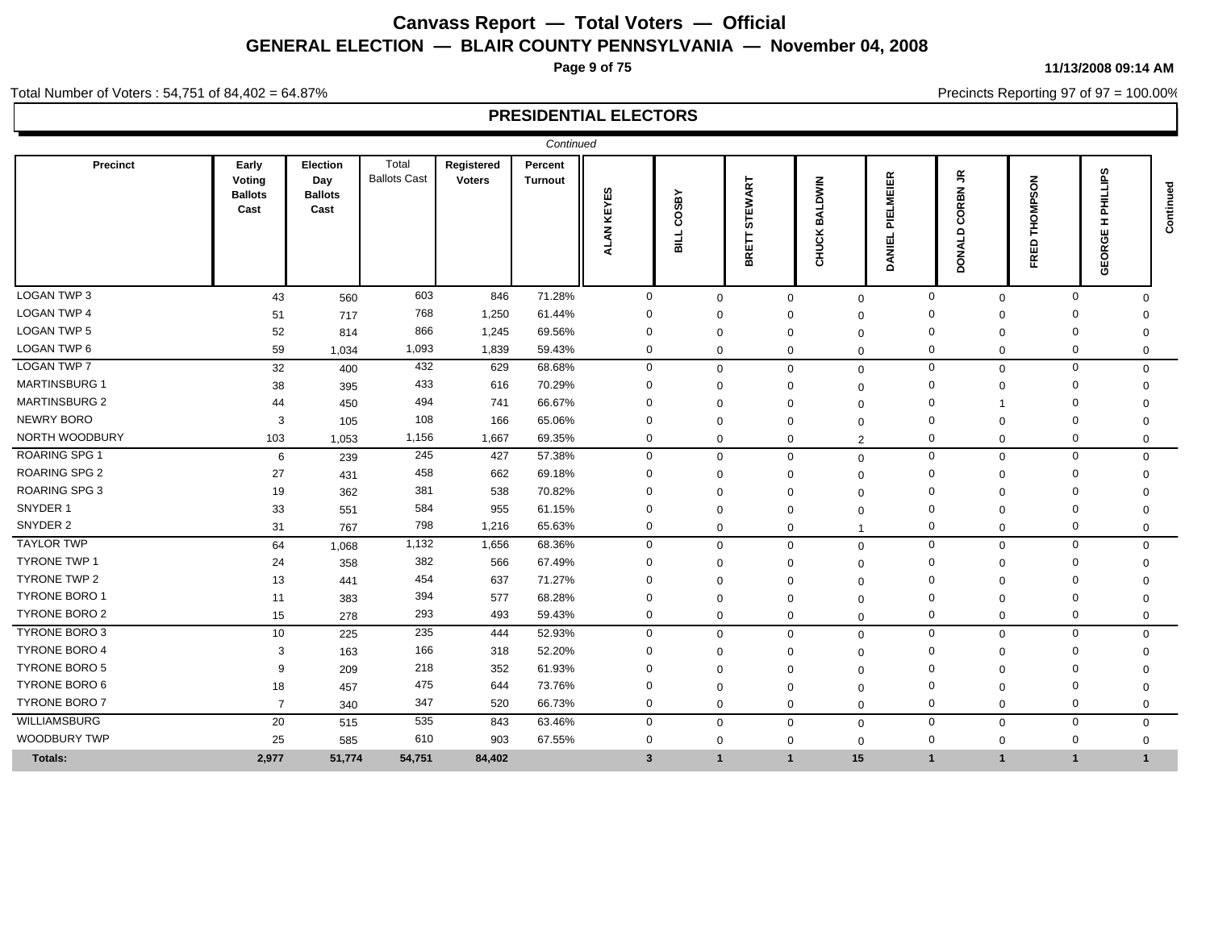# Canvass Report — Total Voters — Official

## GENERAL ELECTION — BLAIR COUNTY PENNSYLVANIA — November 04, 2008

11/13/2008 09:14 AM

Total Number of Voters : 54,751 of 84,402 = 64.87%

Precincts Reporting 97 of 97 = 100.00%

## PRESIDENTIAL ELECTORS

*Continued*

| Precinct | Early Voting Ballots Cast | Election Day Ballots Cast | Total Ballots Cast | Registered Voters | Percent Turnout | ALAN KEYES | BILL COSBY | BRETT STEWART | CHUCK BALDWIN | DANIEL PIELMEIER | DONALD CORBN JR | FRED THOMPSON | GEORGE H PHILLIPS | Continued |
|---|---|---|---|---|---|---|---|---|---|---|---|---|---|---|
| LOGAN TWP 3 | 43 | 560 | 603 | 846 | 71.28% | 0 | 0 | 0 | 0 | 0 | 0 | 0 | 0 | |
| LOGAN TWP 4 | 51 | 717 | 768 | 1,250 | 61.44% | 0 | 0 | 0 | 0 | 0 | 0 | 0 | 0 | |
| LOGAN TWP 5 | 52 | 814 | 866 | 1,245 | 69.56% | 0 | 0 | 0 | 0 | 0 | 0 | 0 | 0 | |
| LOGAN TWP 6 | 59 | 1,034 | 1,093 | 1,839 | 59.43% | 0 | 0 | 0 | 0 | 0 | 0 | 0 | 0 | |
| LOGAN TWP 7 | 32 | 400 | 432 | 629 | 68.68% | 0 | 0 | 0 | 0 | 0 | 0 | 0 | 0 | |
| MARTINSBURG 1 | 38 | 395 | 433 | 616 | 70.29% | 0 | 0 | 0 | 0 | 0 | 0 | 0 | 0 | |
| MARTINSBURG 2 | 44 | 450 | 494 | 741 | 66.67% | 0 | 0 | 0 | 0 | 0 | 1 | 0 | 0 | |
| NEWRY BORO | 3 | 105 | 108 | 166 | 65.06% | 0 | 0 | 0 | 0 | 0 | 0 | 0 | 0 | |
| NORTH WOODBURY | 103 | 1,053 | 1,156 | 1,667 | 69.35% | 0 | 0 | 0 | 2 | 0 | 0 | 0 | 0 | |
| ROARING SPG 1 | 6 | 239 | 245 | 427 | 57.38% | 0 | 0 | 0 | 0 | 0 | 0 | 0 | 0 | |
| ROARING SPG 2 | 27 | 431 | 458 | 662 | 69.18% | 0 | 0 | 0 | 0 | 0 | 0 | 0 | 0 | |
| ROARING SPG 3 | 19 | 362 | 381 | 538 | 70.82% | 0 | 0 | 0 | 0 | 0 | 0 | 0 | 0 | |
| SNYDER 1 | 33 | 551 | 584 | 955 | 61.15% | 0 | 0 | 0 | 0 | 0 | 0 | 0 | 0 | |
| SNYDER 2 | 31 | 767 | 798 | 1,216 | 65.63% | 0 | 0 | 0 | 1 | 0 | 0 | 0 | 0 | |
| TAYLOR TWP | 64 | 1,068 | 1,132 | 1,656 | 68.36% | 0 | 0 | 0 | 0 | 0 | 0 | 0 | 0 | |
| TYRONE TWP 1 | 24 | 358 | 382 | 566 | 67.49% | 0 | 0 | 0 | 0 | 0 | 0 | 0 | 0 | |
| TYRONE TWP 2 | 13 | 441 | 454 | 637 | 71.27% | 0 | 0 | 0 | 0 | 0 | 0 | 0 | 0 | |
| TYRONE BORO 1 | 11 | 383 | 394 | 577 | 68.28% | 0 | 0 | 0 | 0 | 0 | 0 | 0 | 0 | |
| TYRONE BORO 2 | 15 | 278 | 293 | 493 | 59.43% | 0 | 0 | 0 | 0 | 0 | 0 | 0 | 0 | |
| TYRONE BORO 3 | 10 | 225 | 235 | 444 | 52.93% | 0 | 0 | 0 | 0 | 0 | 0 | 0 | 0 | |
| TYRONE BORO 4 | 3 | 163 | 166 | 318 | 52.20% | 0 | 0 | 0 | 0 | 0 | 0 | 0 | 0 | |
| TYRONE BORO 5 | 9 | 209 | 218 | 352 | 61.93% | 0 | 0 | 0 | 0 | 0 | 0 | 0 | 0 | |
| TYRONE BORO 6 | 18 | 457 | 475 | 644 | 73.76% | 0 | 0 | 0 | 0 | 0 | 0 | 0 | 0 | |
| TYRONE BORO 7 | 7 | 340 | 347 | 520 | 66.73% | 0 | 0 | 0 | 0 | 0 | 0 | 0 | 0 | |
| WILLIAMSBURG | 20 | 515 | 535 | 843 | 63.46% | 0 | 0 | 0 | 0 | 0 | 0 | 0 | 0 | |
| WOODBURY TWP | 25 | 585 | 610 | 903 | 67.55% | 0 | 0 | 0 | 0 | 0 | 0 | 0 | 0 | |
| **Totals:** | **2,977** | **51,774** | **54,751** | **84,402** | | **3** | **1** | **1** | **15** | **1** | **1** | **1** | **1** | |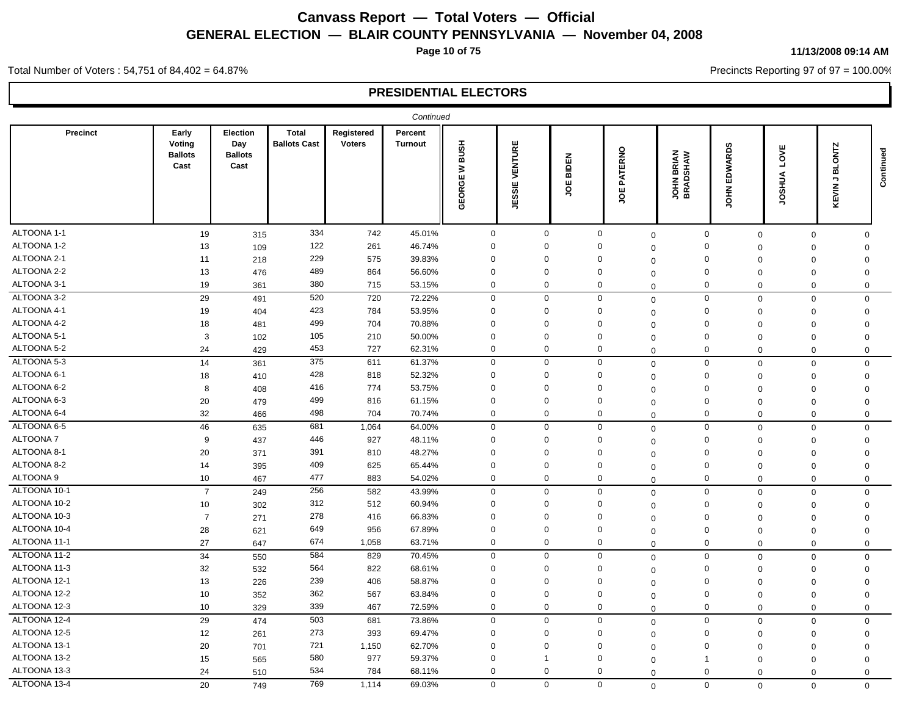# Canvass Report — Total Voters — Official

## GENERAL ELECTION — BLAIR COUNTY PENNSYLVANIA — November 04, 2008

11/13/2008 09:14 AM

Total Number of Voters : 54,751 of 84,402 = 64.87%

Precincts Reporting 97 of 97 = 100.00%

### PRESIDENTIAL ELECTORS

*Continued*

| Precinct | Early Voting Ballots Cast | Election Day Ballots Cast | Total Ballots Cast | Registered Voters | Percent Turnout | GEORGE W BUSH | JESSIE VENTURE | JOE BIDEN | JOE PATERNO | JOHN BRIAN BRADSHAW | JOHN EDWARDS | JOSHUA LOVE | KEVIN J BLONTZ | Continued |
|---|---|---|---|---|---|---|---|---|---|---|---|---|---|---|
| ALTOONA 1-1 | 19 | 315 | 334 | 742 | 45.01% | 0 | 0 | 0 | 0 | 0 | 0 | 0 | 0 | |
| ALTOONA 1-2 | 13 | 109 | 122 | 261 | 46.74% | 0 | 0 | 0 | 0 | 0 | 0 | 0 | 0 | |
| ALTOONA 2-1 | 11 | 218 | 229 | 575 | 39.83% | 0 | 0 | 0 | 0 | 0 | 0 | 0 | 0 | |
| ALTOONA 2-2 | 13 | 476 | 489 | 864 | 56.60% | 0 | 0 | 0 | 0 | 0 | 0 | 0 | 0 | |
| ALTOONA 3-1 | 19 | 361 | 380 | 715 | 53.15% | 0 | 0 | 0 | 0 | 0 | 0 | 0 | 0 | |
| ALTOONA 3-2 | 29 | 491 | 520 | 720 | 72.22% | 0 | 0 | 0 | 0 | 0 | 0 | 0 | 0 | |
| ALTOONA 4-1 | 19 | 404 | 423 | 784 | 53.95% | 0 | 0 | 0 | 0 | 0 | 0 | 0 | 0 | |
| ALTOONA 4-2 | 18 | 481 | 499 | 704 | 70.88% | 0 | 0 | 0 | 0 | 0 | 0 | 0 | 0 | |
| ALTOONA 5-1 | 3 | 102 | 105 | 210 | 50.00% | 0 | 0 | 0 | 0 | 0 | 0 | 0 | 0 | |
| ALTOONA 5-2 | 24 | 429 | 453 | 727 | 62.31% | 0 | 0 | 0 | 0 | 0 | 0 | 0 | 0 | |
| ALTOONA 5-3 | 14 | 361 | 375 | 611 | 61.37% | 0 | 0 | 0 | 0 | 0 | 0 | 0 | 0 | |
| ALTOONA 6-1 | 18 | 410 | 428 | 818 | 52.32% | 0 | 0 | 0 | 0 | 0 | 0 | 0 | 0 | |
| ALTOONA 6-2 | 8 | 408 | 416 | 774 | 53.75% | 0 | 0 | 0 | 0 | 0 | 0 | 0 | 0 | |
| ALTOONA 6-3 | 20 | 479 | 499 | 816 | 61.15% | 0 | 0 | 0 | 0 | 0 | 0 | 0 | 0 | |
| ALTOONA 6-4 | 32 | 466 | 498 | 704 | 70.74% | 0 | 0 | 0 | 0 | 0 | 0 | 0 | 0 | |
| ALTOONA 6-5 | 46 | 635 | 681 | 1,064 | 64.00% | 0 | 0 | 0 | 0 | 0 | 0 | 0 | 0 | |
| ALTOONA 7 | 9 | 437 | 446 | 927 | 48.11% | 0 | 0 | 0 | 0 | 0 | 0 | 0 | 0 | |
| ALTOONA 8-1 | 20 | 371 | 391 | 810 | 48.27% | 0 | 0 | 0 | 0 | 0 | 0 | 0 | 0 | |
| ALTOONA 8-2 | 14 | 395 | 409 | 625 | 65.44% | 0 | 0 | 0 | 0 | 0 | 0 | 0 | 0 | |
| ALTOONA 9 | 10 | 467 | 477 | 883 | 54.02% | 0 | 0 | 0 | 0 | 0 | 0 | 0 | 0 | |
| ALTOONA 10-1 | 7 | 249 | 256 | 582 | 43.99% | 0 | 0 | 0 | 0 | 0 | 0 | 0 | 0 | |
| ALTOONA 10-2 | 10 | 302 | 312 | 512 | 60.94% | 0 | 0 | 0 | 0 | 0 | 0 | 0 | 0 | |
| ALTOONA 10-3 | 7 | 271 | 278 | 416 | 66.83% | 0 | 0 | 0 | 0 | 0 | 0 | 0 | 0 | |
| ALTOONA 10-4 | 28 | 621 | 649 | 956 | 67.89% | 0 | 0 | 0 | 0 | 0 | 0 | 0 | 0 | |
| ALTOONA 11-1 | 27 | 647 | 674 | 1,058 | 63.71% | 0 | 0 | 0 | 0 | 0 | 0 | 0 | 0 | |
| ALTOONA 11-2 | 34 | 550 | 584 | 829 | 70.45% | 0 | 0 | 0 | 0 | 0 | 0 | 0 | 0 | |
| ALTOONA 11-3 | 32 | 532 | 564 | 822 | 68.61% | 0 | 0 | 0 | 0 | 0 | 0 | 0 | 0 | |
| ALTOONA 12-1 | 13 | 226 | 239 | 406 | 58.87% | 0 | 0 | 0 | 0 | 0 | 0 | 0 | 0 | |
| ALTOONA 12-2 | 10 | 352 | 362 | 567 | 63.84% | 0 | 0 | 0 | 0 | 0 | 0 | 0 | 0 | |
| ALTOONA 12-3 | 10 | 329 | 339 | 467 | 72.59% | 0 | 0 | 0 | 0 | 0 | 0 | 0 | 0 | |
| ALTOONA 12-4 | 29 | 474 | 503 | 681 | 73.86% | 0 | 0 | 0 | 0 | 0 | 0 | 0 | 0 | |
| ALTOONA 12-5 | 12 | 261 | 273 | 393 | 69.47% | 0 | 0 | 0 | 0 | 0 | 0 | 0 | 0 | |
| ALTOONA 13-1 | 20 | 701 | 721 | 1,150 | 62.70% | 0 | 0 | 0 | 0 | 0 | 0 | 0 | 0 | |
| ALTOONA 13-2 | 15 | 565 | 580 | 977 | 59.37% | 0 | 1 | 0 | 0 | 1 | 0 | 0 | 0 | |
| ALTOONA 13-3 | 24 | 510 | 534 | 784 | 68.11% | 0 | 0 | 0 | 0 | 0 | 0 | 0 | 0 | |
| ALTOONA 13-4 | 20 | 749 | 769 | 1,114 | 69.03% | 0 | 0 | 0 | 0 | 0 | 0 | 0 | 0 | |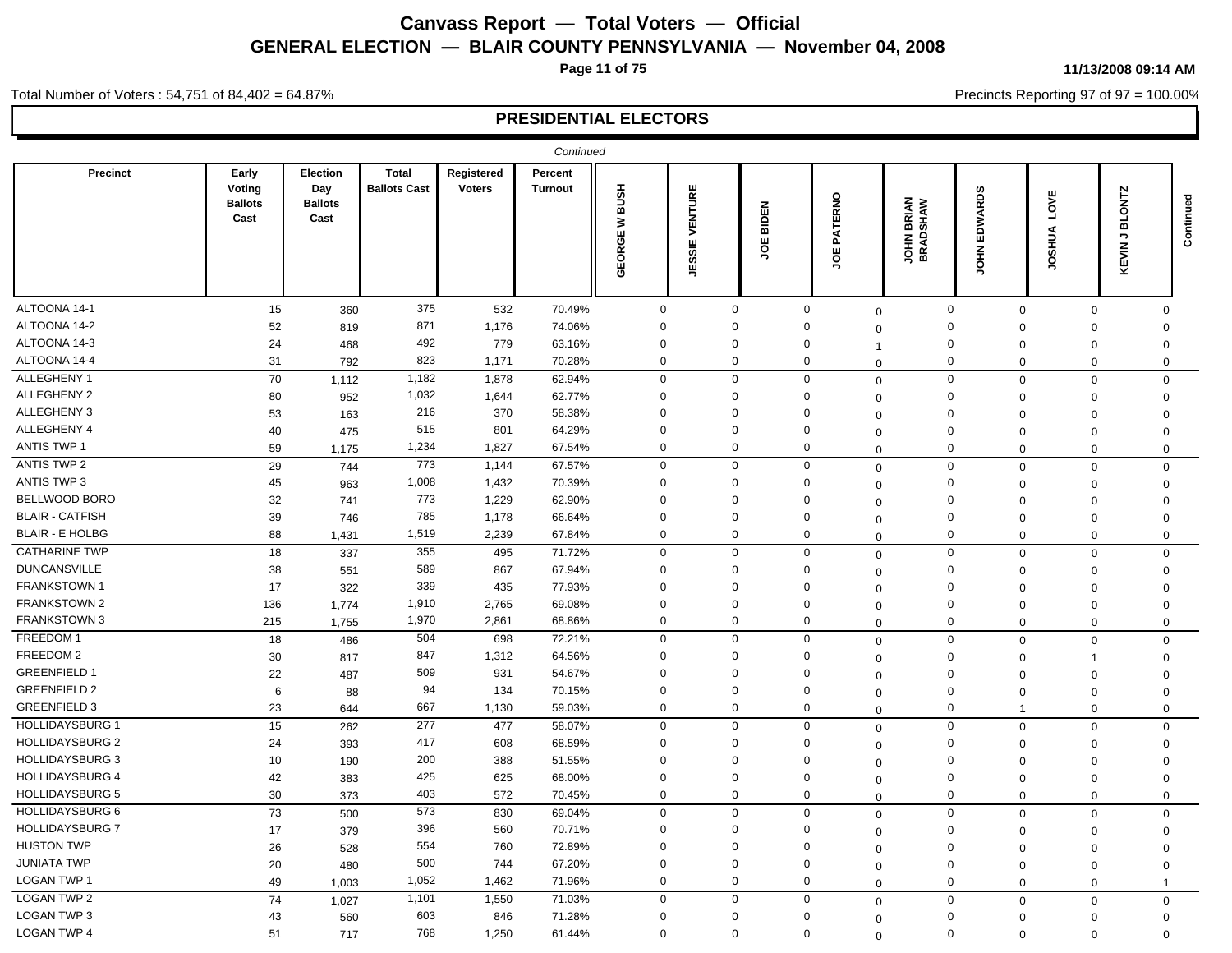# Canvass Report — Total Voters — Official

## GENERAL ELECTION — BLAIR COUNTY PENNSYLVANIA — November 04, 2008

11/13/2008 09:14 AM

Total Number of Voters : 54,751 of 84,402 = 64.87%

Precincts Reporting 97 of 97 = 100.00%

### PRESIDENTIAL ELECTORS

*Continued*

| Precinct | Early Voting Ballots Cast | Election Day Ballots Cast | Total Ballots Cast | Registered Voters | Percent Turnout | GEORGE W BUSH | JESSIE VENTURE | JOE BIDEN | JOE PATERNO | JOHN BRIAN BRADSHAW | JOHN EDWARDS | JOSHUA LOVE | KEVIN J BLONTZ |
|---|---|---|---|---|---|---|---|---|---|---|---|---|---|
| ALTOONA 14-1 | 15 | 360 | 375 | 532 | 70.49% | 0 | 0 | 0 | 0 | 0 | 0 | 0 | 0 |
| ALTOONA 14-2 | 52 | 819 | 871 | 1,176 | 74.06% | 0 | 0 | 0 | 0 | 0 | 0 | 0 | 0 |
| ALTOONA 14-3 | 24 | 468 | 492 | 779 | 63.16% | 0 | 0 | 0 | 1 | 0 | 0 | 0 | 0 |
| ALTOONA 14-4 | 31 | 792 | 823 | 1,171 | 70.28% | 0 | 0 | 0 | 0 | 0 | 0 | 0 | 0 |
| ALLEGHENY 1 | 70 | 1,112 | 1,182 | 1,878 | 62.94% | 0 | 0 | 0 | 0 | 0 | 0 | 0 | 0 |
| ALLEGHENY 2 | 80 | 952 | 1,032 | 1,644 | 62.77% | 0 | 0 | 0 | 0 | 0 | 0 | 0 | 0 |
| ALLEGHENY 3 | 53 | 163 | 216 | 370 | 58.38% | 0 | 0 | 0 | 0 | 0 | 0 | 0 | 0 |
| ALLEGHENY 4 | 40 | 475 | 515 | 801 | 64.29% | 0 | 0 | 0 | 0 | 0 | 0 | 0 | 0 |
| ANTIS TWP 1 | 59 | 1,175 | 1,234 | 1,827 | 67.54% | 0 | 0 | 0 | 0 | 0 | 0 | 0 | 0 |
| ANTIS TWP 2 | 29 | 744 | 773 | 1,144 | 67.57% | 0 | 0 | 0 | 0 | 0 | 0 | 0 | 0 |
| ANTIS TWP 3 | 45 | 963 | 1,008 | 1,432 | 70.39% | 0 | 0 | 0 | 0 | 0 | 0 | 0 | 0 |
| BELLWOOD BORO | 32 | 741 | 773 | 1,229 | 62.90% | 0 | 0 | 0 | 0 | 0 | 0 | 0 | 0 |
| BLAIR - CATFISH | 39 | 746 | 785 | 1,178 | 66.64% | 0 | 0 | 0 | 0 | 0 | 0 | 0 | 0 |
| BLAIR - E HOLBG | 88 | 1,431 | 1,519 | 2,239 | 67.84% | 0 | 0 | 0 | 0 | 0 | 0 | 0 | 0 |
| CATHARINE TWP | 18 | 337 | 355 | 495 | 71.72% | 0 | 0 | 0 | 0 | 0 | 0 | 0 | 0 |
| DUNCANSVILLE | 38 | 551 | 589 | 867 | 67.94% | 0 | 0 | 0 | 0 | 0 | 0 | 0 | 0 |
| FRANKSTOWN 1 | 17 | 322 | 339 | 435 | 77.93% | 0 | 0 | 0 | 0 | 0 | 0 | 0 | 0 |
| FRANKSTOWN 2 | 136 | 1,774 | 1,910 | 2,765 | 69.08% | 0 | 0 | 0 | 0 | 0 | 0 | 0 | 0 |
| FRANKSTOWN 3 | 215 | 1,755 | 1,970 | 2,861 | 68.86% | 0 | 0 | 0 | 0 | 0 | 0 | 0 | 0 |
| FREEDOM 1 | 18 | 486 | 504 | 698 | 72.21% | 0 | 0 | 0 | 0 | 0 | 0 | 0 | 0 |
| FREEDOM 2 | 30 | 817 | 847 | 1,312 | 64.56% | 0 | 0 | 0 | 0 | 0 | 0 | 1 | 0 |
| GREENFIELD 1 | 22 | 487 | 509 | 931 | 54.67% | 0 | 0 | 0 | 0 | 0 | 0 | 0 | 0 |
| GREENFIELD 2 | 6 | 88 | 94 | 134 | 70.15% | 0 | 0 | 0 | 0 | 0 | 0 | 0 | 0 |
| GREENFIELD 3 | 23 | 644 | 667 | 1,130 | 59.03% | 0 | 0 | 0 | 0 | 0 | 1 | 0 | 0 |
| HOLLIDAYSBURG 1 | 15 | 262 | 277 | 477 | 58.07% | 0 | 0 | 0 | 0 | 0 | 0 | 0 | 0 |
| HOLLIDAYSBURG 2 | 24 | 393 | 417 | 608 | 68.59% | 0 | 0 | 0 | 0 | 0 | 0 | 0 | 0 |
| HOLLIDAYSBURG 3 | 10 | 190 | 200 | 388 | 51.55% | 0 | 0 | 0 | 0 | 0 | 0 | 0 | 0 |
| HOLLIDAYSBURG 4 | 42 | 383 | 425 | 625 | 68.00% | 0 | 0 | 0 | 0 | 0 | 0 | 0 | 0 |
| HOLLIDAYSBURG 5 | 30 | 373 | 403 | 572 | 70.45% | 0 | 0 | 0 | 0 | 0 | 0 | 0 | 0 |
| HOLLIDAYSBURG 6 | 73 | 500 | 573 | 830 | 69.04% | 0 | 0 | 0 | 0 | 0 | 0 | 0 | 0 |
| HOLLIDAYSBURG 7 | 17 | 379 | 396 | 560 | 70.71% | 0 | 0 | 0 | 0 | 0 | 0 | 0 | 0 |
| HUSTON TWP | 26 | 528 | 554 | 760 | 72.89% | 0 | 0 | 0 | 0 | 0 | 0 | 0 | 0 |
| JUNIATA TWP | 20 | 480 | 500 | 744 | 67.20% | 0 | 0 | 0 | 0 | 0 | 0 | 0 | 0 |
| LOGAN TWP 1 | 49 | 1,003 | 1,052 | 1,462 | 71.96% | 0 | 0 | 0 | 0 | 0 | 0 | 0 | 1 |
| LOGAN TWP 2 | 74 | 1,027 | 1,101 | 1,550 | 71.03% | 0 | 0 | 0 | 0 | 0 | 0 | 0 | 0 |
| LOGAN TWP 3 | 43 | 560 | 603 | 846 | 71.28% | 0 | 0 | 0 | 0 | 0 | 0 | 0 | 0 |
| LOGAN TWP 4 | 51 | 717 | 768 | 1,250 | 61.44% | 0 | 0 | 0 | 0 | 0 | 0 | 0 | 0 |

*Continued*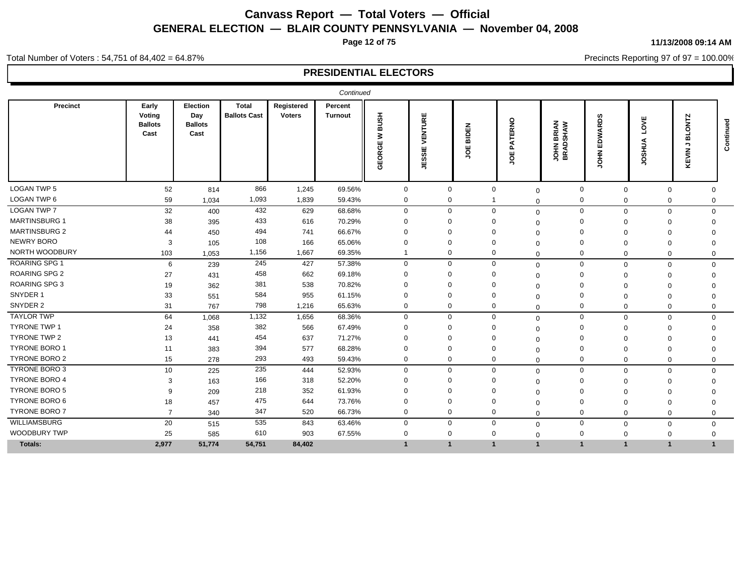# Canvass Report — Total Voters — Official

## GENERAL ELECTION — BLAIR COUNTY PENNSYLVANIA — November 04, 2008

11/13/2008 09:14 AM

Total Number of Voters : 54,751 of 84,402 = 64.87%

Precincts Reporting 97 of 97 = 100.00%

### PRESIDENTIAL ELECTORS

*Continued*

| Precinct | Early Voting Ballots Cast | Election Day Ballots Cast | Total Ballots Cast | Registered Voters | Percent Turnout | GEORGE W BUSH | JESSIE VENTURE | JOE BIDEN | JOE PATERNO | JOHN BRIAN BRADSHAW | JOHN EDWARDS | JOSHUA LOVE | KEVIN J BLONTZ | Continued |
|---|---|---|---|---|---|---|---|---|---|---|---|---|---|---|
| LOGAN TWP 5 | 52 | 814 | 866 | 1,245 | 69.56% | 0 | 0 | 0 | 0 | 0 | 0 | 0 | 0 | |
| LOGAN TWP 6 | 59 | 1,034 | 1,093 | 1,839 | 59.43% | 0 | 0 | 1 | 0 | 0 | 0 | 0 | 0 | |
| LOGAN TWP 7 | 32 | 400 | 432 | 629 | 68.68% | 0 | 0 | 0 | 0 | 0 | 0 | 0 | 0 | |
| MARTINSBURG 1 | 38 | 395 | 433 | 616 | 70.29% | 0 | 0 | 0 | 0 | 0 | 0 | 0 | 0 | |
| MARTINSBURG 2 | 44 | 450 | 494 | 741 | 66.67% | 0 | 0 | 0 | 0 | 0 | 0 | 0 | 0 | |
| NEWRY BORO | 3 | 105 | 108 | 166 | 65.06% | 0 | 0 | 0 | 0 | 0 | 0 | 0 | 0 | |
| NORTH WOODBURY | 103 | 1,053 | 1,156 | 1,667 | 69.35% | 1 | 0 | 0 | 0 | 0 | 0 | 0 | 0 | |
| ROARING SPG 1 | 6 | 239 | 245 | 427 | 57.38% | 0 | 0 | 0 | 0 | 0 | 0 | 0 | 0 | |
| ROARING SPG 2 | 27 | 431 | 458 | 662 | 69.18% | 0 | 0 | 0 | 0 | 0 | 0 | 0 | 0 | |
| ROARING SPG 3 | 19 | 362 | 381 | 538 | 70.82% | 0 | 0 | 0 | 0 | 0 | 0 | 0 | 0 | |
| SNYDER 1 | 33 | 551 | 584 | 955 | 61.15% | 0 | 0 | 0 | 0 | 0 | 0 | 0 | 0 | |
| SNYDER 2 | 31 | 767 | 798 | 1,216 | 65.63% | 0 | 0 | 0 | 0 | 0 | 0 | 0 | 0 | |
| TAYLOR TWP | 64 | 1,068 | 1,132 | 1,656 | 68.36% | 0 | 0 | 0 | 0 | 0 | 0 | 0 | 0 | |
| TYRONE TWP 1 | 24 | 358 | 382 | 566 | 67.49% | 0 | 0 | 0 | 0 | 0 | 0 | 0 | 0 | |
| TYRONE TWP 2 | 13 | 441 | 454 | 637 | 71.27% | 0 | 0 | 0 | 0 | 0 | 0 | 0 | 0 | |
| TYRONE BORO 1 | 11 | 383 | 394 | 577 | 68.28% | 0 | 0 | 0 | 0 | 0 | 0 | 0 | 0 | |
| TYRONE BORO 2 | 15 | 278 | 293 | 493 | 59.43% | 0 | 0 | 0 | 0 | 0 | 0 | 0 | 0 | |
| TYRONE BORO 3 | 10 | 225 | 235 | 444 | 52.93% | 0 | 0 | 0 | 0 | 0 | 0 | 0 | 0 | |
| TYRONE BORO 4 | 3 | 163 | 166 | 318 | 52.20% | 0 | 0 | 0 | 0 | 0 | 0 | 0 | 0 | |
| TYRONE BORO 5 | 9 | 209 | 218 | 352 | 61.93% | 0 | 0 | 0 | 0 | 0 | 0 | 0 | 0 | |
| TYRONE BORO 6 | 18 | 457 | 475 | 644 | 73.76% | 0 | 0 | 0 | 0 | 0 | 0 | 0 | 0 | |
| TYRONE BORO 7 | 7 | 340 | 347 | 520 | 66.73% | 0 | 0 | 0 | 0 | 0 | 0 | 0 | 0 | |
| WILLIAMSBURG | 20 | 515 | 535 | 843 | 63.46% | 0 | 0 | 0 | 0 | 0 | 0 | 0 | 0 | |
| WOODBURY TWP | 25 | 585 | 610 | 903 | 67.55% | 0 | 0 | 0 | 0 | 0 | 0 | 0 | 0 | |
| **Totals:** | **2,977** | **51,774** | **54,751** | **84,402** | | **1** | **1** | **1** | **1** | **1** | **1** | **1** | **1** | |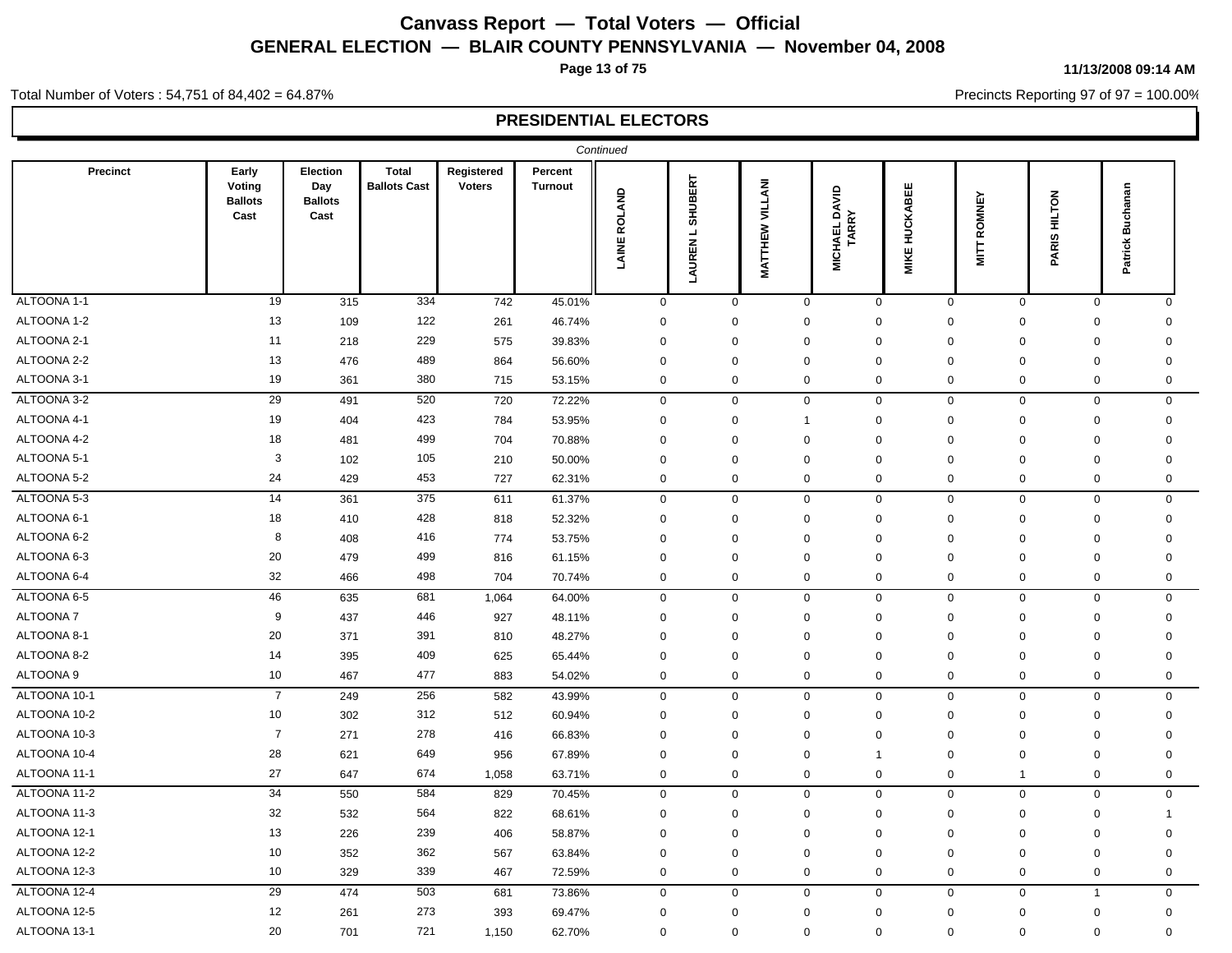# Canvass Report — Total Voters — Official

## GENERAL ELECTION — BLAIR COUNTY PENNSYLVANIA — November 04, 2008

11/13/2008 09:14 AM

Total Number of Voters : 54,751 of 84,402 = 64.87%

Precincts Reporting 97 of 97 = 100.00%

### PRESIDENTIAL ELECTORS

*Continued*

| Precinct | Early Voting Ballots Cast | Election Day Ballots Cast | Total Ballots Cast | Registered Voters | Percent Turnout | LAINE ROLAND | LAUREN L SHUBERT | MATTHEW VILLANI | MICHAEL DAVID TARRY | MIKE HUCKABEE | MITT ROMNEY | PARIS HILTON | Patrick Buchanan |
|---|---|---|---|---|---|---|---|---|---|---|---|---|---|
| ALTOONA 1-1 | 19 | 315 | 334 | 742 | 45.01% | 0 | 0 | 0 | 0 | 0 | 0 | 0 | 0 |
| ALTOONA 1-2 | 13 | 109 | 122 | 261 | 46.74% | 0 | 0 | 0 | 0 | 0 | 0 | 0 | 0 |
| ALTOONA 2-1 | 11 | 218 | 229 | 575 | 39.83% | 0 | 0 | 0 | 0 | 0 | 0 | 0 | 0 |
| ALTOONA 2-2 | 13 | 476 | 489 | 864 | 56.60% | 0 | 0 | 0 | 0 | 0 | 0 | 0 | 0 |
| ALTOONA 3-1 | 19 | 361 | 380 | 715 | 53.15% | 0 | 0 | 0 | 0 | 0 | 0 | 0 | 0 |
| ALTOONA 3-2 | 29 | 491 | 520 | 720 | 72.22% | 0 | 0 | 0 | 0 | 0 | 0 | 0 | 0 |
| ALTOONA 4-1 | 19 | 404 | 423 | 784 | 53.95% | 0 | 0 | 1 | 0 | 0 | 0 | 0 | 0 |
| ALTOONA 4-2 | 18 | 481 | 499 | 704 | 70.88% | 0 | 0 | 0 | 0 | 0 | 0 | 0 | 0 |
| ALTOONA 5-1 | 3 | 102 | 105 | 210 | 50.00% | 0 | 0 | 0 | 0 | 0 | 0 | 0 | 0 |
| ALTOONA 5-2 | 24 | 429 | 453 | 727 | 62.31% | 0 | 0 | 0 | 0 | 0 | 0 | 0 | 0 |
| ALTOONA 5-3 | 14 | 361 | 375 | 611 | 61.37% | 0 | 0 | 0 | 0 | 0 | 0 | 0 | 0 |
| ALTOONA 6-1 | 18 | 410 | 428 | 818 | 52.32% | 0 | 0 | 0 | 0 | 0 | 0 | 0 | 0 |
| ALTOONA 6-2 | 8 | 408 | 416 | 774 | 53.75% | 0 | 0 | 0 | 0 | 0 | 0 | 0 | 0 |
| ALTOONA 6-3 | 20 | 479 | 499 | 816 | 61.15% | 0 | 0 | 0 | 0 | 0 | 0 | 0 | 0 |
| ALTOONA 6-4 | 32 | 466 | 498 | 704 | 70.74% | 0 | 0 | 0 | 0 | 0 | 0 | 0 | 0 |
| ALTOONA 6-5 | 46 | 635 | 681 | 1,064 | 64.00% | 0 | 0 | 0 | 0 | 0 | 0 | 0 | 0 |
| ALTOONA 7 | 9 | 437 | 446 | 927 | 48.11% | 0 | 0 | 0 | 0 | 0 | 0 | 0 | 0 |
| ALTOONA 8-1 | 20 | 371 | 391 | 810 | 48.27% | 0 | 0 | 0 | 0 | 0 | 0 | 0 | 0 |
| ALTOONA 8-2 | 14 | 395 | 409 | 625 | 65.44% | 0 | 0 | 0 | 0 | 0 | 0 | 0 | 0 |
| ALTOONA 9 | 10 | 467 | 477 | 883 | 54.02% | 0 | 0 | 0 | 0 | 0 | 0 | 0 | 0 |
| ALTOONA 10-1 | 7 | 249 | 256 | 582 | 43.99% | 0 | 0 | 0 | 0 | 0 | 0 | 0 | 0 |
| ALTOONA 10-2 | 10 | 302 | 312 | 512 | 60.94% | 0 | 0 | 0 | 0 | 0 | 0 | 0 | 0 |
| ALTOONA 10-3 | 7 | 271 | 278 | 416 | 66.83% | 0 | 0 | 0 | 0 | 0 | 0 | 0 | 0 |
| ALTOONA 10-4 | 28 | 621 | 649 | 956 | 67.89% | 0 | 0 | 0 | 1 | 0 | 0 | 0 | 0 |
| ALTOONA 11-1 | 27 | 647 | 674 | 1,058 | 63.71% | 0 | 0 | 0 | 0 | 0 | 1 | 0 | 0 |
| ALTOONA 11-2 | 34 | 550 | 584 | 829 | 70.45% | 0 | 0 | 0 | 0 | 0 | 0 | 0 | 0 |
| ALTOONA 11-3 | 32 | 532 | 564 | 822 | 68.61% | 0 | 0 | 0 | 0 | 0 | 0 | 0 | 1 |
| ALTOONA 12-1 | 13 | 226 | 239 | 406 | 58.87% | 0 | 0 | 0 | 0 | 0 | 0 | 0 | 0 |
| ALTOONA 12-2 | 10 | 352 | 362 | 567 | 63.84% | 0 | 0 | 0 | 0 | 0 | 0 | 0 | 0 |
| ALTOONA 12-3 | 10 | 329 | 339 | 467 | 72.59% | 0 | 0 | 0 | 0 | 0 | 0 | 0 | 0 |
| ALTOONA 12-4 | 29 | 474 | 503 | 681 | 73.86% | 0 | 0 | 0 | 0 | 0 | 0 | 1 | 0 |
| ALTOONA 12-5 | 12 | 261 | 273 | 393 | 69.47% | 0 | 0 | 0 | 0 | 0 | 0 | 0 | 0 |
| ALTOONA 13-1 | 20 | 701 | 721 | 1,150 | 62.70% | 0 | 0 | 0 | 0 | 0 | 0 | 0 | 0 |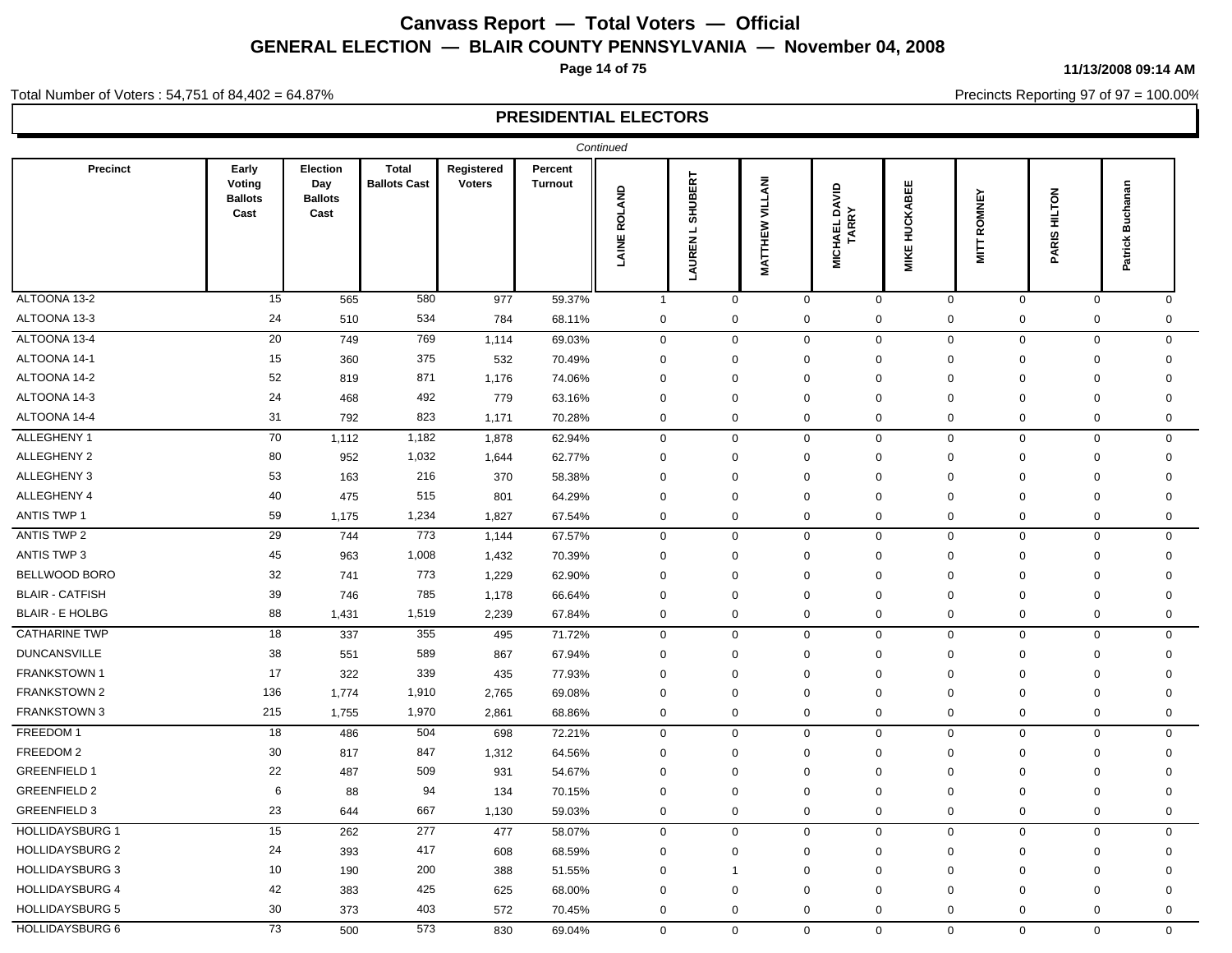# Canvass Report — Total Voters — Official

## GENERAL ELECTION — BLAIR COUNTY PENNSYLVANIA — November 04, 2008

11/13/2008 09:14 AM

Total Number of Voters : 54,751 of 84,402 = 64.87%

Precincts Reporting 97 of 97 = 100.00%

### PRESIDENTIAL ELECTORS

*Continued*

| Precinct | Early Voting Ballots Cast | Election Day Ballots Cast | Total Ballots Cast | Registered Voters | Percent Turnout | LAINE ROLAND | LAUREN L SHUBERT | MATTHEW VILLANI | MICHAEL DAVID TARRY | MIKE HUCKABEE | MITT ROMNEY | PARIS HILTON | Patrick Buchanan |
|---|---|---|---|---|---|---|---|---|---|---|---|---|---|
| ALTOONA 13-2 | 15 | 565 | 580 | 977 | 59.37% | 1 | 0 | 0 | 0 | 0 | 0 | 0 | 0 |
| ALTOONA 13-3 | 24 | 510 | 534 | 784 | 68.11% | 0 | 0 | 0 | 0 | 0 | 0 | 0 | 0 |
| ALTOONA 13-4 | 20 | 749 | 769 | 1,114 | 69.03% | 0 | 0 | 0 | 0 | 0 | 0 | 0 | 0 |
| ALTOONA 14-1 | 15 | 360 | 375 | 532 | 70.49% | 0 | 0 | 0 | 0 | 0 | 0 | 0 | 0 |
| ALTOONA 14-2 | 52 | 819 | 871 | 1,176 | 74.06% | 0 | 0 | 0 | 0 | 0 | 0 | 0 | 0 |
| ALTOONA 14-3 | 24 | 468 | 492 | 779 | 63.16% | 0 | 0 | 0 | 0 | 0 | 0 | 0 | 0 |
| ALTOONA 14-4 | 31 | 792 | 823 | 1,171 | 70.28% | 0 | 0 | 0 | 0 | 0 | 0 | 0 | 0 |
| ALLEGHENY 1 | 70 | 1,112 | 1,182 | 1,878 | 62.94% | 0 | 0 | 0 | 0 | 0 | 0 | 0 | 0 |
| ALLEGHENY 2 | 80 | 952 | 1,032 | 1,644 | 62.77% | 0 | 0 | 0 | 0 | 0 | 0 | 0 | 0 |
| ALLEGHENY 3 | 53 | 163 | 216 | 370 | 58.38% | 0 | 0 | 0 | 0 | 0 | 0 | 0 | 0 |
| ALLEGHENY 4 | 40 | 475 | 515 | 801 | 64.29% | 0 | 0 | 0 | 0 | 0 | 0 | 0 | 0 |
| ANTIS TWP 1 | 59 | 1,175 | 1,234 | 1,827 | 67.54% | 0 | 0 | 0 | 0 | 0 | 0 | 0 | 0 |
| ANTIS TWP 2 | 29 | 744 | 773 | 1,144 | 67.57% | 0 | 0 | 0 | 0 | 0 | 0 | 0 | 0 |
| ANTIS TWP 3 | 45 | 963 | 1,008 | 1,432 | 70.39% | 0 | 0 | 0 | 0 | 0 | 0 | 0 | 0 |
| BELLWOOD BORO | 32 | 741 | 773 | 1,229 | 62.90% | 0 | 0 | 0 | 0 | 0 | 0 | 0 | 0 |
| BLAIR - CATFISH | 39 | 746 | 785 | 1,178 | 66.64% | 0 | 0 | 0 | 0 | 0 | 0 | 0 | 0 |
| BLAIR - E HOLBG | 88 | 1,431 | 1,519 | 2,239 | 67.84% | 0 | 0 | 0 | 0 | 0 | 0 | 0 | 0 |
| CATHARINE TWP | 18 | 337 | 355 | 495 | 71.72% | 0 | 0 | 0 | 0 | 0 | 0 | 0 | 0 |
| DUNCANSVILLE | 38 | 551 | 589 | 867 | 67.94% | 0 | 0 | 0 | 0 | 0 | 0 | 0 | 0 |
| FRANKSTOWN 1 | 17 | 322 | 339 | 435 | 77.93% | 0 | 0 | 0 | 0 | 0 | 0 | 0 | 0 |
| FRANKSTOWN 2 | 136 | 1,774 | 1,910 | 2,765 | 69.08% | 0 | 0 | 0 | 0 | 0 | 0 | 0 | 0 |
| FRANKSTOWN 3 | 215 | 1,755 | 1,970 | 2,861 | 68.86% | 0 | 0 | 0 | 0 | 0 | 0 | 0 | 0 |
| FREEDOM 1 | 18 | 486 | 504 | 698 | 72.21% | 0 | 0 | 0 | 0 | 0 | 0 | 0 | 0 |
| FREEDOM 2 | 30 | 817 | 847 | 1,312 | 64.56% | 0 | 0 | 0 | 0 | 0 | 0 | 0 | 0 |
| GREENFIELD 1 | 22 | 487 | 509 | 931 | 54.67% | 0 | 0 | 0 | 0 | 0 | 0 | 0 | 0 |
| GREENFIELD 2 | 6 | 88 | 94 | 134 | 70.15% | 0 | 0 | 0 | 0 | 0 | 0 | 0 | 0 |
| GREENFIELD 3 | 23 | 644 | 667 | 1,130 | 59.03% | 0 | 0 | 0 | 0 | 0 | 0 | 0 | 0 |
| HOLLIDAYSBURG 1 | 15 | 262 | 277 | 477 | 58.07% | 0 | 0 | 0 | 0 | 0 | 0 | 0 | 0 |
| HOLLIDAYSBURG 2 | 24 | 393 | 417 | 608 | 68.59% | 0 | 0 | 0 | 0 | 0 | 0 | 0 | 0 |
| HOLLIDAYSBURG 3 | 10 | 190 | 200 | 388 | 51.55% | 0 | 1 | 0 | 0 | 0 | 0 | 0 | 0 |
| HOLLIDAYSBURG 4 | 42 | 383 | 425 | 625 | 68.00% | 0 | 0 | 0 | 0 | 0 | 0 | 0 | 0 |
| HOLLIDAYSBURG 5 | 30 | 373 | 403 | 572 | 70.45% | 0 | 0 | 0 | 0 | 0 | 0 | 0 | 0 |
| HOLLIDAYSBURG 6 | 73 | 500 | 573 | 830 | 69.04% | 0 | 0 | 0 | 0 | 0 | 0 | 0 | 0 |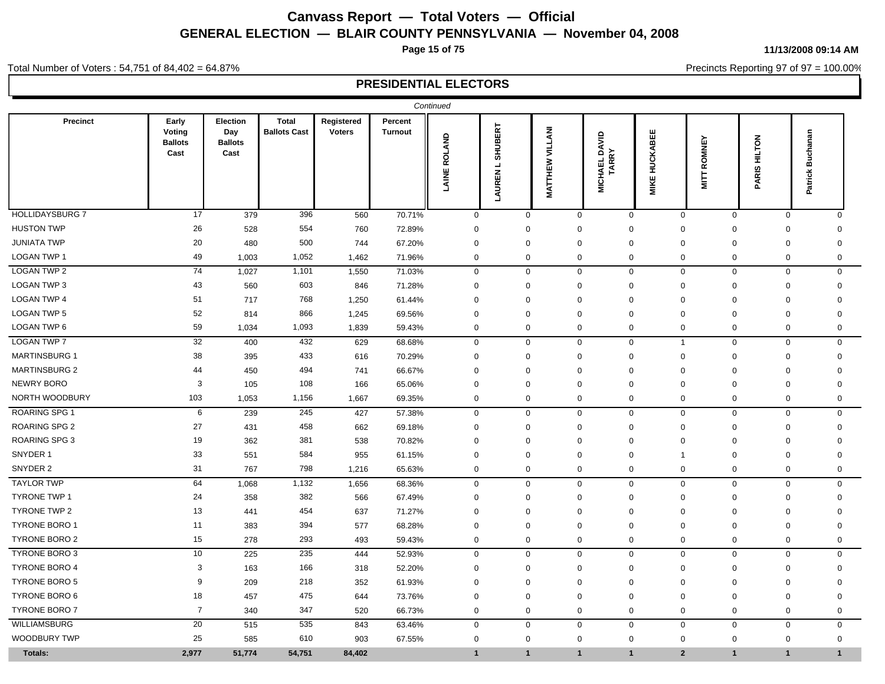# Canvass Report — Total Voters — Official

## GENERAL ELECTION — BLAIR COUNTY PENNSYLVANIA — November 04, 2008

11/13/2008 09:14 AM

Total Number of Voters : 54,751 of 84,402 = 64.87%

Precincts Reporting 97 of 97 = 100.00%

### PRESIDENTIAL ELECTORS

*Continued*

| Precinct | Early Voting Ballots Cast | Election Day Ballots Cast | Total Ballots Cast | Registered Voters | Percent Turnout | LAINE ROLAND | LAUREN L SHUBERT | MATTHEW VILLANI | MICHAEL DAVID TARRY | MIKE HUCKABEE | MITT ROMNEY | PARIS HILTON | Patrick Buchanan |
|---|---|---|---|---|---|---|---|---|---|---|---|---|---|
| HOLLIDAYSBURG 7 | 17 | 379 | 396 | 560 | 70.71% | 0 | 0 | 0 | 0 | 0 | 0 | 0 | 0 |
| HUSTON TWP | 26 | 528 | 554 | 760 | 72.89% | 0 | 0 | 0 | 0 | 0 | 0 | 0 | 0 |
| JUNIATA TWP | 20 | 480 | 500 | 744 | 67.20% | 0 | 0 | 0 | 0 | 0 | 0 | 0 | 0 |
| LOGAN TWP 1 | 49 | 1,003 | 1,052 | 1,462 | 71.96% | 0 | 0 | 0 | 0 | 0 | 0 | 0 | 0 |
| LOGAN TWP 2 | 74 | 1,027 | 1,101 | 1,550 | 71.03% | 0 | 0 | 0 | 0 | 0 | 0 | 0 | 0 |
| LOGAN TWP 3 | 43 | 560 | 603 | 846 | 71.28% | 0 | 0 | 0 | 0 | 0 | 0 | 0 | 0 |
| LOGAN TWP 4 | 51 | 717 | 768 | 1,250 | 61.44% | 0 | 0 | 0 | 0 | 0 | 0 | 0 | 0 |
| LOGAN TWP 5 | 52 | 814 | 866 | 1,245 | 69.56% | 0 | 0 | 0 | 0 | 0 | 0 | 0 | 0 |
| LOGAN TWP 6 | 59 | 1,034 | 1,093 | 1,839 | 59.43% | 0 | 0 | 0 | 0 | 0 | 0 | 0 | 0 |
| LOGAN TWP 7 | 32 | 400 | 432 | 629 | 68.68% | 0 | 0 | 0 | 0 | 1 | 0 | 0 | 0 |
| MARTINSBURG 1 | 38 | 395 | 433 | 616 | 70.29% | 0 | 0 | 0 | 0 | 0 | 0 | 0 | 0 |
| MARTINSBURG 2 | 44 | 450 | 494 | 741 | 66.67% | 0 | 0 | 0 | 0 | 0 | 0 | 0 | 0 |
| NEWRY BORO | 3 | 105 | 108 | 166 | 65.06% | 0 | 0 | 0 | 0 | 0 | 0 | 0 | 0 |
| NORTH WOODBURY | 103 | 1,053 | 1,156 | 1,667 | 69.35% | 0 | 0 | 0 | 0 | 0 | 0 | 0 | 0 |
| ROARING SPG 1 | 6 | 239 | 245 | 427 | 57.38% | 0 | 0 | 0 | 0 | 0 | 0 | 0 | 0 |
| ROARING SPG 2 | 27 | 431 | 458 | 662 | 69.18% | 0 | 0 | 0 | 0 | 0 | 0 | 0 | 0 |
| ROARING SPG 3 | 19 | 362 | 381 | 538 | 70.82% | 0 | 0 | 0 | 0 | 0 | 0 | 0 | 0 |
| SNYDER 1 | 33 | 551 | 584 | 955 | 61.15% | 0 | 0 | 0 | 0 | 1 | 0 | 0 | 0 |
| SNYDER 2 | 31 | 767 | 798 | 1,216 | 65.63% | 0 | 0 | 0 | 0 | 0 | 0 | 0 | 0 |
| TAYLOR TWP | 64 | 1,068 | 1,132 | 1,656 | 68.36% | 0 | 0 | 0 | 0 | 0 | 0 | 0 | 0 |
| TYRONE TWP 1 | 24 | 358 | 382 | 566 | 67.49% | 0 | 0 | 0 | 0 | 0 | 0 | 0 | 0 |
| TYRONE TWP 2 | 13 | 441 | 454 | 637 | 71.27% | 0 | 0 | 0 | 0 | 0 | 0 | 0 | 0 |
| TYRONE BORO 1 | 11 | 383 | 394 | 577 | 68.28% | 0 | 0 | 0 | 0 | 0 | 0 | 0 | 0 |
| TYRONE BORO 2 | 15 | 278 | 293 | 493 | 59.43% | 0 | 0 | 0 | 0 | 0 | 0 | 0 | 0 |
| TYRONE BORO 3 | 10 | 225 | 235 | 444 | 52.93% | 0 | 0 | 0 | 0 | 0 | 0 | 0 | 0 |
| TYRONE BORO 4 | 3 | 163 | 166 | 318 | 52.20% | 0 | 0 | 0 | 0 | 0 | 0 | 0 | 0 |
| TYRONE BORO 5 | 9 | 209 | 218 | 352 | 61.93% | 0 | 0 | 0 | 0 | 0 | 0 | 0 | 0 |
| TYRONE BORO 6 | 18 | 457 | 475 | 644 | 73.76% | 0 | 0 | 0 | 0 | 0 | 0 | 0 | 0 |
| TYRONE BORO 7 | 7 | 340 | 347 | 520 | 66.73% | 0 | 0 | 0 | 0 | 0 | 0 | 0 | 0 |
| WILLIAMSBURG | 20 | 515 | 535 | 843 | 63.46% | 0 | 0 | 0 | 0 | 0 | 0 | 0 | 0 |
| WOODBURY TWP | 25 | 585 | 610 | 903 | 67.55% | 0 | 0 | 0 | 0 | 0 | 0 | 0 | 0 |
| **Totals:** | **2,977** | **51,774** | **54,751** | **84,402** | | **1** | **1** | **1** | **1** | **2** | **1** | **1** | **1** |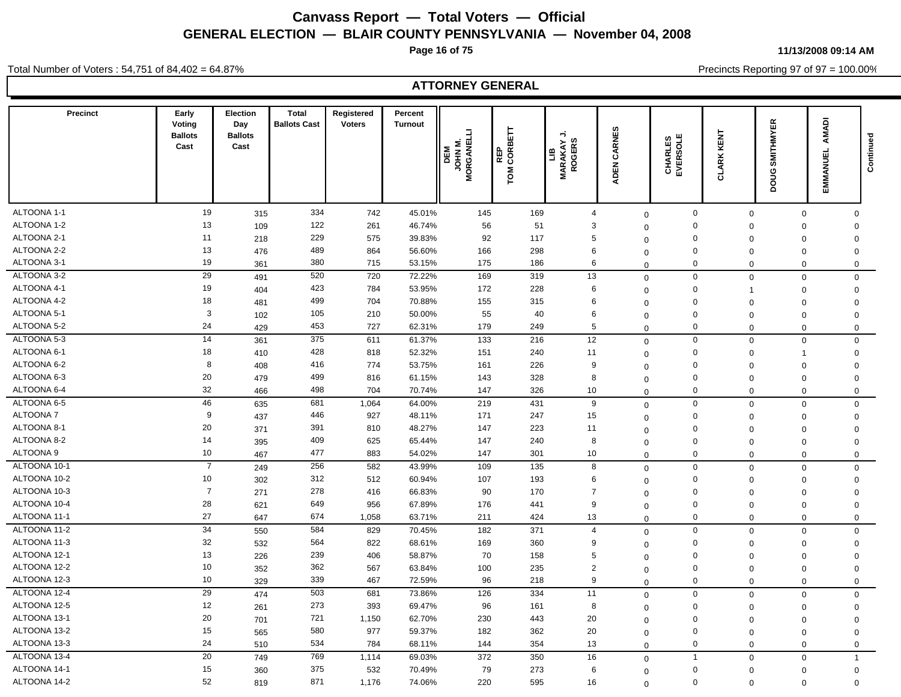# Canvass Report — Total Voters — Official

## GENERAL ELECTION — BLAIR COUNTY PENNSYLVANIA — November 04, 2008

11/13/2008 09:14 AM

Total Number of Voters : 54,751 of 84,402 = 64.87%

Precincts Reporting 97 of 97 = 100.00%

### ATTORNEY GENERAL

| Precinct | Early Voting Ballots Cast | Election Day Ballots Cast | Total Ballots Cast | Registered Voters | Percent Turnout | DEM JOHN M. MORGANELLI | REP TOM CORBETT | LIB MARAKAY J. ROGERS | ADEN CARNES | CHARLES EVERSOLE | CLARK KENT | DOUG SMITHMYER | EMMANUEL AMADI | Continued |
|---|---|---|---|---|---|---|---|---|---|---|---|---|---|---|
| ALTOONA 1-1 | 19 | 315 | 334 | 742 | 45.01% | 145 | 169 | 4 | 0 | 0 | 0 | 0 | 0 | |
| ALTOONA 1-2 | 13 | 109 | 122 | 261 | 46.74% | 56 | 51 | 3 | 0 | 0 | 0 | 0 | 0 | |
| ALTOONA 2-1 | 11 | 218 | 229 | 575 | 39.83% | 92 | 117 | 5 | 0 | 0 | 0 | 0 | 0 | |
| ALTOONA 2-2 | 13 | 476 | 489 | 864 | 56.60% | 166 | 298 | 6 | 0 | 0 | 0 | 0 | 0 | |
| ALTOONA 3-1 | 19 | 361 | 380 | 715 | 53.15% | 175 | 186 | 6 | 0 | 0 | 0 | 0 | 0 | |
| ALTOONA 3-2 | 29 | 491 | 520 | 720 | 72.22% | 169 | 319 | 13 | 0 | 0 | 0 | 0 | 0 | |
| ALTOONA 4-1 | 19 | 404 | 423 | 784 | 53.95% | 172 | 228 | 6 | 0 | 0 | 1 | 0 | 0 | |
| ALTOONA 4-2 | 18 | 481 | 499 | 704 | 70.88% | 155 | 315 | 6 | 0 | 0 | 0 | 0 | 0 | |
| ALTOONA 5-1 | 3 | 102 | 105 | 210 | 50.00% | 55 | 40 | 6 | 0 | 0 | 0 | 0 | 0 | |
| ALTOONA 5-2 | 24 | 429 | 453 | 727 | 62.31% | 179 | 249 | 5 | 0 | 0 | 0 | 0 | 0 | |
| ALTOONA 5-3 | 14 | 361 | 375 | 611 | 61.37% | 133 | 216 | 12 | 0 | 0 | 0 | 0 | 0 | |
| ALTOONA 6-1 | 18 | 410 | 428 | 818 | 52.32% | 151 | 240 | 11 | 0 | 0 | 0 | 1 | 0 | |
| ALTOONA 6-2 | 8 | 408 | 416 | 774 | 53.75% | 161 | 226 | 9 | 0 | 0 | 0 | 0 | 0 | |
| ALTOONA 6-3 | 20 | 479 | 499 | 816 | 61.15% | 143 | 328 | 8 | 0 | 0 | 0 | 0 | 0 | |
| ALTOONA 6-4 | 32 | 466 | 498 | 704 | 70.74% | 147 | 326 | 10 | 0 | 0 | 0 | 0 | 0 | |
| ALTOONA 6-5 | 46 | 635 | 681 | 1,064 | 64.00% | 219 | 431 | 9 | 0 | 0 | 0 | 0 | 0 | |
| ALTOONA 7 | 9 | 437 | 446 | 927 | 48.11% | 171 | 247 | 15 | 0 | 0 | 0 | 0 | 0 | |
| ALTOONA 8-1 | 20 | 371 | 391 | 810 | 48.27% | 147 | 223 | 11 | 0 | 0 | 0 | 0 | 0 | |
| ALTOONA 8-2 | 14 | 395 | 409 | 625 | 65.44% | 147 | 240 | 8 | 0 | 0 | 0 | 0 | 0 | |
| ALTOONA 9 | 10 | 467 | 477 | 883 | 54.02% | 147 | 301 | 10 | 0 | 0 | 0 | 0 | 0 | |
| ALTOONA 10-1 | 7 | 249 | 256 | 582 | 43.99% | 109 | 135 | 8 | 0 | 0 | 0 | 0 | 0 | |
| ALTOONA 10-2 | 10 | 302 | 312 | 512 | 60.94% | 107 | 193 | 6 | 0 | 0 | 0 | 0 | 0 | |
| ALTOONA 10-3 | 7 | 271 | 278 | 416 | 66.83% | 90 | 170 | 7 | 0 | 0 | 0 | 0 | 0 | |
| ALTOONA 10-4 | 28 | 621 | 649 | 956 | 67.89% | 176 | 441 | 9 | 0 | 0 | 0 | 0 | 0 | |
| ALTOONA 11-1 | 27 | 647 | 674 | 1,058 | 63.71% | 211 | 424 | 13 | 0 | 0 | 0 | 0 | 0 | |
| ALTOONA 11-2 | 34 | 550 | 584 | 829 | 70.45% | 182 | 371 | 4 | 0 | 0 | 0 | 0 | 0 | |
| ALTOONA 11-3 | 32 | 532 | 564 | 822 | 68.61% | 169 | 360 | 9 | 0 | 0 | 0 | 0 | 0 | |
| ALTOONA 12-1 | 13 | 226 | 239 | 406 | 58.87% | 70 | 158 | 5 | 0 | 0 | 0 | 0 | 0 | |
| ALTOONA 12-2 | 10 | 352 | 362 | 567 | 63.84% | 100 | 235 | 2 | 0 | 0 | 0 | 0 | 0 | |
| ALTOONA 12-3 | 10 | 329 | 339 | 467 | 72.59% | 96 | 218 | 9 | 0 | 0 | 0 | 0 | 0 | |
| ALTOONA 12-4 | 29 | 474 | 503 | 681 | 73.86% | 126 | 334 | 11 | 0 | 0 | 0 | 0 | 0 | |
| ALTOONA 12-5 | 12 | 261 | 273 | 393 | 69.47% | 96 | 161 | 8 | 0 | 0 | 0 | 0 | 0 | |
| ALTOONA 13-1 | 20 | 701 | 721 | 1,150 | 62.70% | 230 | 443 | 20 | 0 | 0 | 0 | 0 | 0 | |
| ALTOONA 13-2 | 15 | 565 | 580 | 977 | 59.37% | 182 | 362 | 20 | 0 | 0 | 0 | 0 | 0 | |
| ALTOONA 13-3 | 24 | 510 | 534 | 784 | 68.11% | 144 | 354 | 13 | 0 | 0 | 0 | 0 | 0 | |
| ALTOONA 13-4 | 20 | 749 | 769 | 1,114 | 69.03% | 372 | 350 | 16 | 0 | 1 | 0 | 0 | 1 | |
| ALTOONA 14-1 | 15 | 360 | 375 | 532 | 70.49% | 79 | 273 | 6 | 0 | 0 | 0 | 0 | 0 | |
| ALTOONA 14-2 | 52 | 819 | 871 | 1,176 | 74.06% | 220 | 595 | 16 | 0 | 0 | 0 | 0 | 0 | |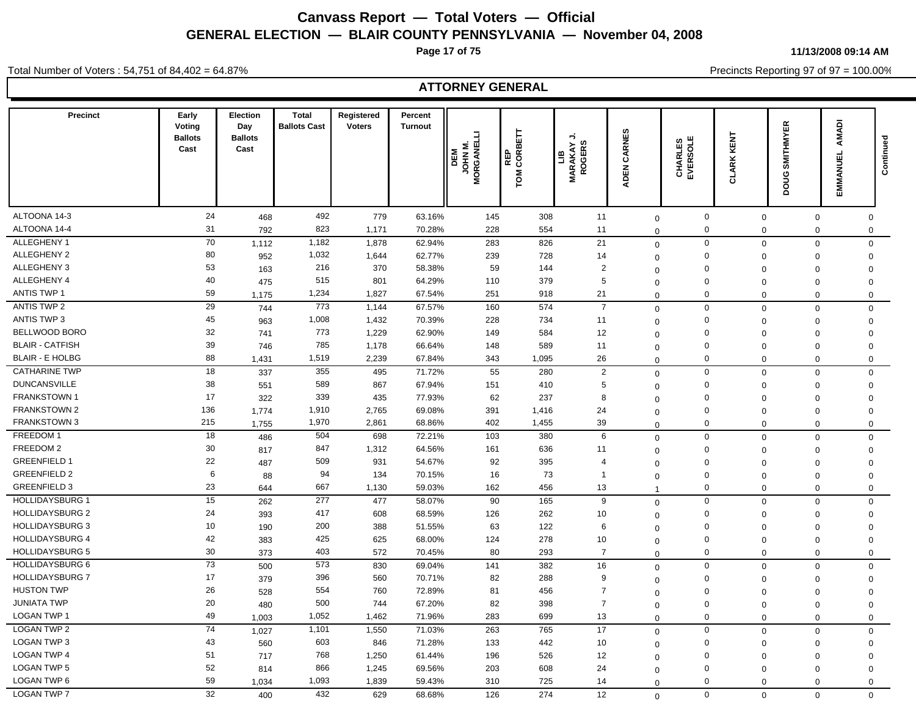# Canvass Report — Total Voters — Official

## GENERAL ELECTION — BLAIR COUNTY PENNSYLVANIA — November 04, 2008

11/13/2008 09:14 AM

Total Number of Voters : 54,751 of 84,402 = 64.87%

Precincts Reporting 97 of 97 = 100.00%

### ATTORNEY GENERAL

| Precinct | Early Voting Ballots Cast | Election Day Ballots Cast | Total Ballots Cast | Registered Voters | Percent Turnout | DEM JOHN M. MORGANELLI | REP TOM CORBETT | LIB MARAKAY J. ROGERS | ADEN CARNES | CHARLES EVERSOLE | CLARK KENT | DOUG SMITHMYER | EMMANUEL AMADI | Continued |
|---|---|---|---|---|---|---|---|---|---|---|---|---|---|---|
| ALTOONA 14-3 | 24 | 468 | 492 | 779 | 63.16% | 145 | 308 | 11 | 0 | 0 | 0 | 0 | 0 | |
| ALTOONA 14-4 | 31 | 792 | 823 | 1,171 | 70.28% | 228 | 554 | 11 | 0 | 0 | 0 | 0 | 0 | |
| ALLEGHENY 1 | 70 | 1,112 | 1,182 | 1,878 | 62.94% | 283 | 826 | 21 | 0 | 0 | 0 | 0 | 0 | |
| ALLEGHENY 2 | 80 | 952 | 1,032 | 1,644 | 62.77% | 239 | 728 | 14 | 0 | 0 | 0 | 0 | 0 | |
| ALLEGHENY 3 | 53 | 163 | 216 | 370 | 58.38% | 59 | 144 | 2 | 0 | 0 | 0 | 0 | 0 | |
| ALLEGHENY 4 | 40 | 475 | 515 | 801 | 64.29% | 110 | 379 | 5 | 0 | 0 | 0 | 0 | 0 | |
| ANTIS TWP 1 | 59 | 1,175 | 1,234 | 1,827 | 67.54% | 251 | 918 | 21 | 0 | 0 | 0 | 0 | 0 | |
| ANTIS TWP 2 | 29 | 744 | 773 | 1,144 | 67.57% | 160 | 574 | 7 | 0 | 0 | 0 | 0 | 0 | |
| ANTIS TWP 3 | 45 | 963 | 1,008 | 1,432 | 70.39% | 228 | 734 | 11 | 0 | 0 | 0 | 0 | 0 | |
| BELLWOOD BORO | 32 | 741 | 773 | 1,229 | 62.90% | 149 | 584 | 12 | 0 | 0 | 0 | 0 | 0 | |
| BLAIR - CATFISH | 39 | 746 | 785 | 1,178 | 66.64% | 148 | 589 | 11 | 0 | 0 | 0 | 0 | 0 | |
| BLAIR - E HOLBG | 88 | 1,431 | 1,519 | 2,239 | 67.84% | 343 | 1,095 | 26 | 0 | 0 | 0 | 0 | 0 | |
| CATHARINE TWP | 18 | 337 | 355 | 495 | 71.72% | 55 | 280 | 2 | 0 | 0 | 0 | 0 | 0 | |
| DUNCANSVILLE | 38 | 551 | 589 | 867 | 67.94% | 151 | 410 | 5 | 0 | 0 | 0 | 0 | 0 | |
| FRANKSTOWN 1 | 17 | 322 | 339 | 435 | 77.93% | 62 | 237 | 8 | 0 | 0 | 0 | 0 | 0 | |
| FRANKSTOWN 2 | 136 | 1,774 | 1,910 | 2,765 | 69.08% | 391 | 1,416 | 24 | 0 | 0 | 0 | 0 | 0 | |
| FRANKSTOWN 3 | 215 | 1,755 | 1,970 | 2,861 | 68.86% | 402 | 1,455 | 39 | 0 | 0 | 0 | 0 | 0 | |
| FREEDOM 1 | 18 | 486 | 504 | 698 | 72.21% | 103 | 380 | 6 | 0 | 0 | 0 | 0 | 0 | |
| FREEDOM 2 | 30 | 817 | 847 | 1,312 | 64.56% | 161 | 636 | 11 | 0 | 0 | 0 | 0 | 0 | |
| GREENFIELD 1 | 22 | 487 | 509 | 931 | 54.67% | 92 | 395 | 4 | 0 | 0 | 0 | 0 | 0 | |
| GREENFIELD 2 | 6 | 88 | 94 | 134 | 70.15% | 16 | 73 | 1 | 0 | 0 | 0 | 0 | 0 | |
| GREENFIELD 3 | 23 | 644 | 667 | 1,130 | 59.03% | 162 | 456 | 13 | 1 | 0 | 0 | 0 | 0 | |
| HOLLIDAYSBURG 1 | 15 | 262 | 277 | 477 | 58.07% | 90 | 165 | 9 | 0 | 0 | 0 | 0 | 0 | |
| HOLLIDAYSBURG 2 | 24 | 393 | 417 | 608 | 68.59% | 126 | 262 | 10 | 0 | 0 | 0 | 0 | 0 | |
| HOLLIDAYSBURG 3 | 10 | 190 | 200 | 388 | 51.55% | 63 | 122 | 6 | 0 | 0 | 0 | 0 | 0 | |
| HOLLIDAYSBURG 4 | 42 | 383 | 425 | 625 | 68.00% | 124 | 278 | 10 | 0 | 0 | 0 | 0 | 0 | |
| HOLLIDAYSBURG 5 | 30 | 373 | 403 | 572 | 70.45% | 80 | 293 | 7 | 0 | 0 | 0 | 0 | 0 | |
| HOLLIDAYSBURG 6 | 73 | 500 | 573 | 830 | 69.04% | 141 | 382 | 16 | 0 | 0 | 0 | 0 | 0 | |
| HOLLIDAYSBURG 7 | 17 | 379 | 396 | 560 | 70.71% | 82 | 288 | 9 | 0 | 0 | 0 | 0 | 0 | |
| HUSTON TWP | 26 | 528 | 554 | 760 | 72.89% | 81 | 456 | 7 | 0 | 0 | 0 | 0 | 0 | |
| JUNIATA TWP | 20 | 480 | 500 | 744 | 67.20% | 82 | 398 | 7 | 0 | 0 | 0 | 0 | 0 | |
| LOGAN TWP 1 | 49 | 1,003 | 1,052 | 1,462 | 71.96% | 283 | 699 | 13 | 0 | 0 | 0 | 0 | 0 | |
| LOGAN TWP 2 | 74 | 1,027 | 1,101 | 1,550 | 71.03% | 263 | 765 | 17 | 0 | 0 | 0 | 0 | 0 | |
| LOGAN TWP 3 | 43 | 560 | 603 | 846 | 71.28% | 133 | 442 | 10 | 0 | 0 | 0 | 0 | 0 | |
| LOGAN TWP 4 | 51 | 717 | 768 | 1,250 | 61.44% | 196 | 526 | 12 | 0 | 0 | 0 | 0 | 0 | |
| LOGAN TWP 5 | 52 | 814 | 866 | 1,245 | 69.56% | 203 | 608 | 24 | 0 | 0 | 0 | 0 | 0 | |
| LOGAN TWP 6 | 59 | 1,034 | 1,093 | 1,839 | 59.43% | 310 | 725 | 14 | 0 | 0 | 0 | 0 | 0 | |
| LOGAN TWP 7 | 32 | 400 | 432 | 629 | 68.68% | 126 | 274 | 12 | 0 | 0 | 0 | 0 | 0 | |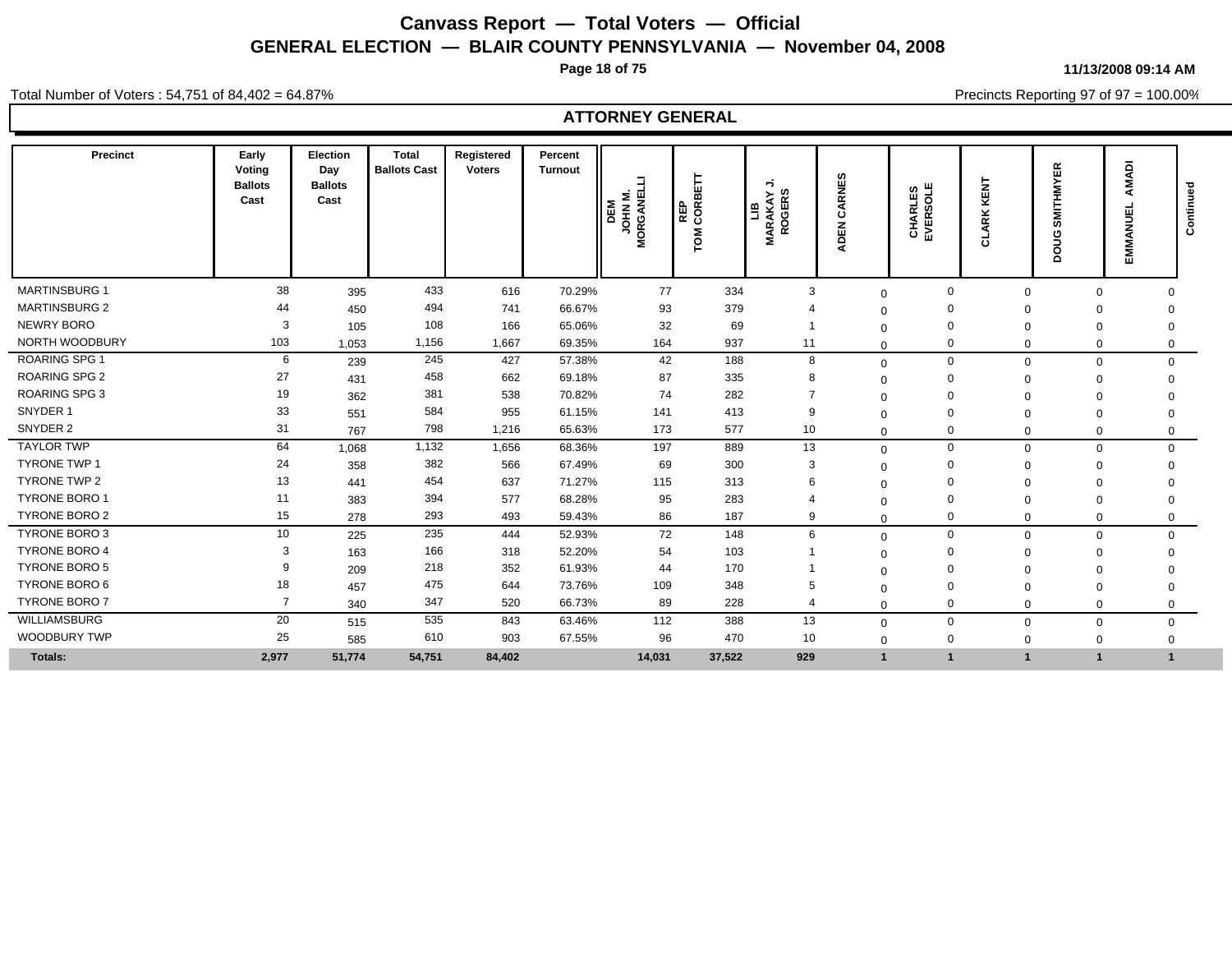# Canvass Report — Total Voters — Official

## GENERAL ELECTION — BLAIR COUNTY PENNSYLVANIA — November 04, 2008

11/13/2008 09:14 AM

Total Number of Voters : 54,751 of 84,402 = 64.87%

Precincts Reporting 97 of 97 = 100.00%

### ATTORNEY GENERAL

| Precinct | Early Voting Ballots Cast | Election Day Ballots Cast | Total Ballots Cast | Registered Voters | Percent Turnout | DEM JOHN M. MORGANELLI | REP TOM CORBETT | LIB MARAKAY J. ROGERS | ADEN CARNES | CHARLES EVERSOLE | CLARK KENT | DOUG SMITHMYER | EMMANUEL AMADI | Continued |
|---|---|---|---|---|---|---|---|---|---|---|---|---|---|---|
| MARTINSBURG 1 | 38 | 395 | 433 | 616 | 70.29% | 77 | 334 | 3 | 0 | 0 | 0 | 0 | 0 | |
| MARTINSBURG 2 | 44 | 450 | 494 | 741 | 66.67% | 93 | 379 | 4 | 0 | 0 | 0 | 0 | 0 | |
| NEWRY BORO | 3 | 105 | 108 | 166 | 65.06% | 32 | 69 | 1 | 0 | 0 | 0 | 0 | 0 | |
| NORTH WOODBURY | 103 | 1,053 | 1,156 | 1,667 | 69.35% | 164 | 937 | 11 | 0 | 0 | 0 | 0 | 0 | |
| ROARING SPG 1 | 6 | 239 | 245 | 427 | 57.38% | 42 | 188 | 8 | 0 | 0 | 0 | 0 | 0 | |
| ROARING SPG 2 | 27 | 431 | 458 | 662 | 69.18% | 87 | 335 | 8 | 0 | 0 | 0 | 0 | 0 | |
| ROARING SPG 3 | 19 | 362 | 381 | 538 | 70.82% | 74 | 282 | 7 | 0 | 0 | 0 | 0 | 0 | |
| SNYDER 1 | 33 | 551 | 584 | 955 | 61.15% | 141 | 413 | 9 | 0 | 0 | 0 | 0 | 0 | |
| SNYDER 2 | 31 | 767 | 798 | 1,216 | 65.63% | 173 | 577 | 10 | 0 | 0 | 0 | 0 | 0 | |
| TAYLOR TWP | 64 | 1,068 | 1,132 | 1,656 | 68.36% | 197 | 889 | 13 | 0 | 0 | 0 | 0 | 0 | |
| TYRONE TWP 1 | 24 | 358 | 382 | 566 | 67.49% | 69 | 300 | 3 | 0 | 0 | 0 | 0 | 0 | |
| TYRONE TWP 2 | 13 | 441 | 454 | 637 | 71.27% | 115 | 313 | 6 | 0 | 0 | 0 | 0 | 0 | |
| TYRONE BORO 1 | 11 | 383 | 394 | 577 | 68.28% | 95 | 283 | 4 | 0 | 0 | 0 | 0 | 0 | |
| TYRONE BORO 2 | 15 | 278 | 293 | 493 | 59.43% | 86 | 187 | 9 | 0 | 0 | 0 | 0 | 0 | |
| TYRONE BORO 3 | 10 | 225 | 235 | 444 | 52.93% | 72 | 148 | 6 | 0 | 0 | 0 | 0 | 0 | |
| TYRONE BORO 4 | 3 | 163 | 166 | 318 | 52.20% | 54 | 103 | 1 | 0 | 0 | 0 | 0 | 0 | |
| TYRONE BORO 5 | 9 | 209 | 218 | 352 | 61.93% | 44 | 170 | 1 | 0 | 0 | 0 | 0 | 0 | |
| TYRONE BORO 6 | 18 | 457 | 475 | 644 | 73.76% | 109 | 348 | 5 | 0 | 0 | 0 | 0 | 0 | |
| TYRONE BORO 7 | 7 | 340 | 347 | 520 | 66.73% | 89 | 228 | 4 | 0 | 0 | 0 | 0 | 0 | |
| WILLIAMSBURG | 20 | 515 | 535 | 843 | 63.46% | 112 | 388 | 13 | 0 | 0 | 0 | 0 | 0 | |
| WOODBURY TWP | 25 | 585 | 610 | 903 | 67.55% | 96 | 470 | 10 | 0 | 0 | 0 | 0 | 0 | |
| **Totals:** | **2,977** | **51,774** | **54,751** | **84,402** | | **14,031** | **37,522** | **929** | **1** | **1** | **1** | **1** | **1** | |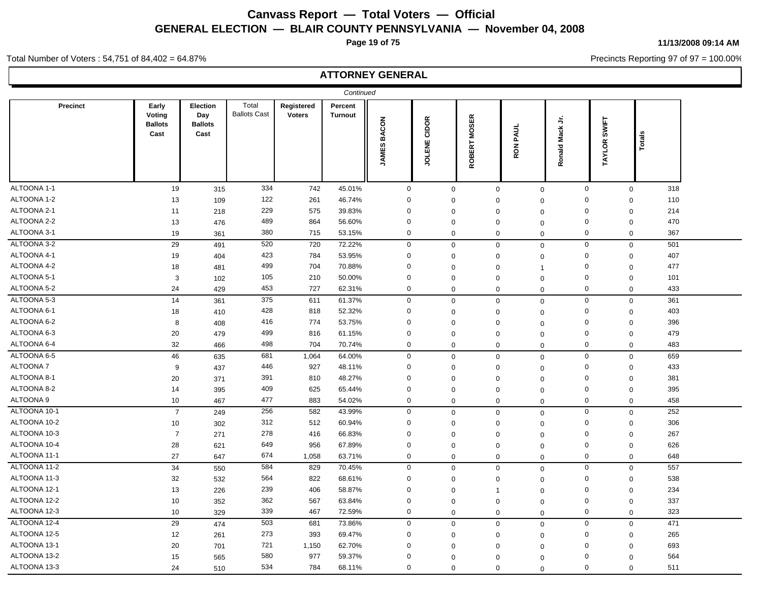# Canvass Report — Total Voters — Official

## GENERAL ELECTION — BLAIR COUNTY PENNSYLVANIA — November 04, 2008

11/13/2008 09:14 AM

Total Number of Voters : 54,751 of 84,402 = 64.87%

Precincts Reporting 97 of 97 = 100.00%

## ATTORNEY GENERAL

*Continued*

| Precinct | Early Voting Ballots Cast | Election Day Ballots Cast | Total Ballots Cast | Registered Voters | Percent Turnout | JAMES BACON | JOLENE CIDOR | ROBERT MOSER | RON PAUL | Ronald Mack Jr. | TAYLOR SWIFT | Totals |
|---|---|---|---|---|---|---|---|---|---|---|---|---|
| ALTOONA 1-1 | 19 | 315 | 334 | 742 | 45.01% | 0 | 0 | 0 | 0 | 0 | 0 | 318 |
| ALTOONA 1-2 | 13 | 109 | 122 | 261 | 46.74% | 0 | 0 | 0 | 0 | 0 | 0 | 110 |
| ALTOONA 2-1 | 11 | 218 | 229 | 575 | 39.83% | 0 | 0 | 0 | 0 | 0 | 0 | 214 |
| ALTOONA 2-2 | 13 | 476 | 489 | 864 | 56.60% | 0 | 0 | 0 | 0 | 0 | 0 | 470 |
| ALTOONA 3-1 | 19 | 361 | 380 | 715 | 53.15% | 0 | 0 | 0 | 0 | 0 | 0 | 367 |
| ALTOONA 3-2 | 29 | 491 | 520 | 720 | 72.22% | 0 | 0 | 0 | 0 | 0 | 0 | 501 |
| ALTOONA 4-1 | 19 | 404 | 423 | 784 | 53.95% | 0 | 0 | 0 | 0 | 0 | 0 | 407 |
| ALTOONA 4-2 | 18 | 481 | 499 | 704 | 70.88% | 0 | 0 | 0 | 1 | 0 | 0 | 477 |
| ALTOONA 5-1 | 3 | 102 | 105 | 210 | 50.00% | 0 | 0 | 0 | 0 | 0 | 0 | 101 |
| ALTOONA 5-2 | 24 | 429 | 453 | 727 | 62.31% | 0 | 0 | 0 | 0 | 0 | 0 | 433 |
| ALTOONA 5-3 | 14 | 361 | 375 | 611 | 61.37% | 0 | 0 | 0 | 0 | 0 | 0 | 361 |
| ALTOONA 6-1 | 18 | 410 | 428 | 818 | 52.32% | 0 | 0 | 0 | 0 | 0 | 0 | 403 |
| ALTOONA 6-2 | 8 | 408 | 416 | 774 | 53.75% | 0 | 0 | 0 | 0 | 0 | 0 | 396 |
| ALTOONA 6-3 | 20 | 479 | 499 | 816 | 61.15% | 0 | 0 | 0 | 0 | 0 | 0 | 479 |
| ALTOONA 6-4 | 32 | 466 | 498 | 704 | 70.74% | 0 | 0 | 0 | 0 | 0 | 0 | 483 |
| ALTOONA 6-5 | 46 | 635 | 681 | 1,064 | 64.00% | 0 | 0 | 0 | 0 | 0 | 0 | 659 |
| ALTOONA 7 | 9 | 437 | 446 | 927 | 48.11% | 0 | 0 | 0 | 0 | 0 | 0 | 433 |
| ALTOONA 8-1 | 20 | 371 | 391 | 810 | 48.27% | 0 | 0 | 0 | 0 | 0 | 0 | 381 |
| ALTOONA 8-2 | 14 | 395 | 409 | 625 | 65.44% | 0 | 0 | 0 | 0 | 0 | 0 | 395 |
| ALTOONA 9 | 10 | 467 | 477 | 883 | 54.02% | 0 | 0 | 0 | 0 | 0 | 0 | 458 |
| ALTOONA 10-1 | 7 | 249 | 256 | 582 | 43.99% | 0 | 0 | 0 | 0 | 0 | 0 | 252 |
| ALTOONA 10-2 | 10 | 302 | 312 | 512 | 60.94% | 0 | 0 | 0 | 0 | 0 | 0 | 306 |
| ALTOONA 10-3 | 7 | 271 | 278 | 416 | 66.83% | 0 | 0 | 0 | 0 | 0 | 0 | 267 |
| ALTOONA 10-4 | 28 | 621 | 649 | 956 | 67.89% | 0 | 0 | 0 | 0 | 0 | 0 | 626 |
| ALTOONA 11-1 | 27 | 647 | 674 | 1,058 | 63.71% | 0 | 0 | 0 | 0 | 0 | 0 | 648 |
| ALTOONA 11-2 | 34 | 550 | 584 | 829 | 70.45% | 0 | 0 | 0 | 0 | 0 | 0 | 557 |
| ALTOONA 11-3 | 32 | 532 | 564 | 822 | 68.61% | 0 | 0 | 0 | 0 | 0 | 0 | 538 |
| ALTOONA 12-1 | 13 | 226 | 239 | 406 | 58.87% | 0 | 0 | 1 | 0 | 0 | 0 | 234 |
| ALTOONA 12-2 | 10 | 352 | 362 | 567 | 63.84% | 0 | 0 | 0 | 0 | 0 | 0 | 337 |
| ALTOONA 12-3 | 10 | 329 | 339 | 467 | 72.59% | 0 | 0 | 0 | 0 | 0 | 0 | 323 |
| ALTOONA 12-4 | 29 | 474 | 503 | 681 | 73.86% | 0 | 0 | 0 | 0 | 0 | 0 | 471 |
| ALTOONA 12-5 | 12 | 261 | 273 | 393 | 69.47% | 0 | 0 | 0 | 0 | 0 | 0 | 265 |
| ALTOONA 13-1 | 20 | 701 | 721 | 1,150 | 62.70% | 0 | 0 | 0 | 0 | 0 | 0 | 693 |
| ALTOONA 13-2 | 15 | 565 | 580 | 977 | 59.37% | 0 | 0 | 0 | 0 | 0 | 0 | 564 |
| ALTOONA 13-3 | 24 | 510 | 534 | 784 | 68.11% | 0 | 0 | 0 | 0 | 0 | 0 | 511 |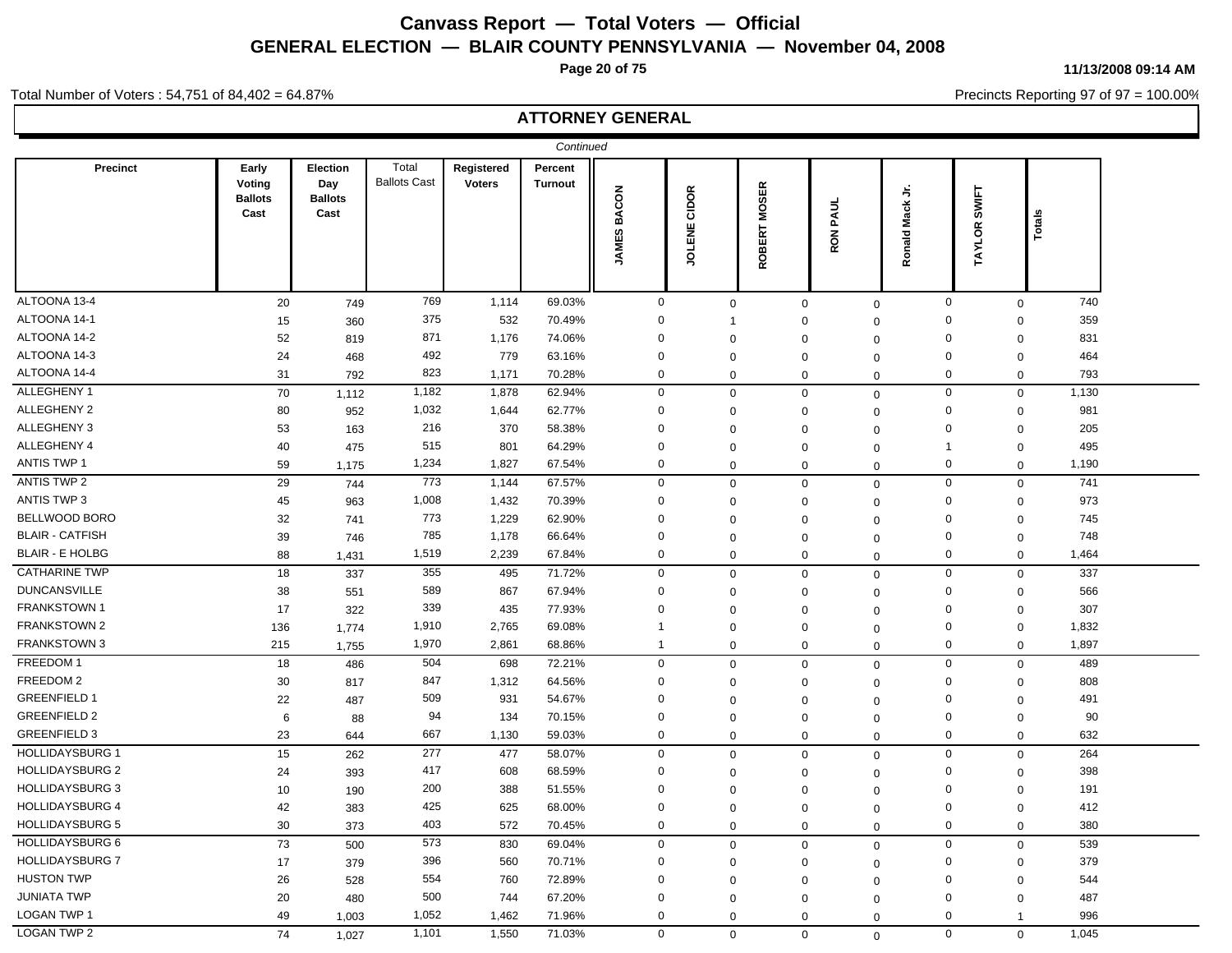# Canvass Report — Total Voters — Official

## GENERAL ELECTION — BLAIR COUNTY PENNSYLVANIA — November 04, 2008

11/13/2008 09:14 AM

Total Number of Voters : 54,751 of 84,402 = 64.87%

Precincts Reporting 97 of 97 = 100.00%

## ATTORNEY GENERAL

*Continued*

| Precinct | Early Voting Ballots Cast | Election Day Ballots Cast | Total Ballots Cast | Registered Voters | Percent Turnout | JAMES BACON | JOLENE CIDOR | ROBERT MOSER | RON PAUL | Ronald Mack Jr. | TAYLOR SWIFT | Totals |
|---|---|---|---|---|---|---|---|---|---|---|---|---|
| ALTOONA 13-4 | 20 | 749 | 769 | 1,114 | 69.03% | 0 | 0 | 0 | 0 | 0 | 0 | 740 |
| ALTOONA 14-1 | 15 | 360 | 375 | 532 | 70.49% | 0 | 1 | 0 | 0 | 0 | 0 | 359 |
| ALTOONA 14-2 | 52 | 819 | 871 | 1,176 | 74.06% | 0 | 0 | 0 | 0 | 0 | 0 | 831 |
| ALTOONA 14-3 | 24 | 468 | 492 | 779 | 63.16% | 0 | 0 | 0 | 0 | 0 | 0 | 464 |
| ALTOONA 14-4 | 31 | 792 | 823 | 1,171 | 70.28% | 0 | 0 | 0 | 0 | 0 | 0 | 793 |
| ALLEGHENY 1 | 70 | 1,112 | 1,182 | 1,878 | 62.94% | 0 | 0 | 0 | 0 | 0 | 0 | 1,130 |
| ALLEGHENY 2 | 80 | 952 | 1,032 | 1,644 | 62.77% | 0 | 0 | 0 | 0 | 0 | 0 | 981 |
| ALLEGHENY 3 | 53 | 163 | 216 | 370 | 58.38% | 0 | 0 | 0 | 0 | 0 | 0 | 205 |
| ALLEGHENY 4 | 40 | 475 | 515 | 801 | 64.29% | 0 | 0 | 0 | 0 | 1 | 0 | 495 |
| ANTIS TWP 1 | 59 | 1,175 | 1,234 | 1,827 | 67.54% | 0 | 0 | 0 | 0 | 0 | 0 | 1,190 |
| ANTIS TWP 2 | 29 | 744 | 773 | 1,144 | 67.57% | 0 | 0 | 0 | 0 | 0 | 0 | 741 |
| ANTIS TWP 3 | 45 | 963 | 1,008 | 1,432 | 70.39% | 0 | 0 | 0 | 0 | 0 | 0 | 973 |
| BELLWOOD BORO | 32 | 741 | 773 | 1,229 | 62.90% | 0 | 0 | 0 | 0 | 0 | 0 | 745 |
| BLAIR - CATFISH | 39 | 746 | 785 | 1,178 | 66.64% | 0 | 0 | 0 | 0 | 0 | 0 | 748 |
| BLAIR - E HOLBG | 88 | 1,431 | 1,519 | 2,239 | 67.84% | 0 | 0 | 0 | 0 | 0 | 0 | 1,464 |
| CATHARINE TWP | 18 | 337 | 355 | 495 | 71.72% | 0 | 0 | 0 | 0 | 0 | 0 | 337 |
| DUNCANSVILLE | 38 | 551 | 589 | 867 | 67.94% | 0 | 0 | 0 | 0 | 0 | 0 | 566 |
| FRANKSTOWN 1 | 17 | 322 | 339 | 435 | 77.93% | 0 | 0 | 0 | 0 | 0 | 0 | 307 |
| FRANKSTOWN 2 | 136 | 1,774 | 1,910 | 2,765 | 69.08% | 1 | 0 | 0 | 0 | 0 | 0 | 1,832 |
| FRANKSTOWN 3 | 215 | 1,755 | 1,970 | 2,861 | 68.86% | 1 | 0 | 0 | 0 | 0 | 0 | 1,897 |
| FREEDOM 1 | 18 | 486 | 504 | 698 | 72.21% | 0 | 0 | 0 | 0 | 0 | 0 | 489 |
| FREEDOM 2 | 30 | 817 | 847 | 1,312 | 64.56% | 0 | 0 | 0 | 0 | 0 | 0 | 808 |
| GREENFIELD 1 | 22 | 487 | 509 | 931 | 54.67% | 0 | 0 | 0 | 0 | 0 | 0 | 491 |
| GREENFIELD 2 | 6 | 88 | 94 | 134 | 70.15% | 0 | 0 | 0 | 0 | 0 | 0 | 90 |
| GREENFIELD 3 | 23 | 644 | 667 | 1,130 | 59.03% | 0 | 0 | 0 | 0 | 0 | 0 | 632 |
| HOLLIDAYSBURG 1 | 15 | 262 | 277 | 477 | 58.07% | 0 | 0 | 0 | 0 | 0 | 0 | 264 |
| HOLLIDAYSBURG 2 | 24 | 393 | 417 | 608 | 68.59% | 0 | 0 | 0 | 0 | 0 | 0 | 398 |
| HOLLIDAYSBURG 3 | 10 | 190 | 200 | 388 | 51.55% | 0 | 0 | 0 | 0 | 0 | 0 | 191 |
| HOLLIDAYSBURG 4 | 42 | 383 | 425 | 625 | 68.00% | 0 | 0 | 0 | 0 | 0 | 0 | 412 |
| HOLLIDAYSBURG 5 | 30 | 373 | 403 | 572 | 70.45% | 0 | 0 | 0 | 0 | 0 | 0 | 380 |
| HOLLIDAYSBURG 6 | 73 | 500 | 573 | 830 | 69.04% | 0 | 0 | 0 | 0 | 0 | 0 | 539 |
| HOLLIDAYSBURG 7 | 17 | 379 | 396 | 560 | 70.71% | 0 | 0 | 0 | 0 | 0 | 0 | 379 |
| HUSTON TWP | 26 | 528 | 554 | 760 | 72.89% | 0 | 0 | 0 | 0 | 0 | 0 | 544 |
| JUNIATA TWP | 20 | 480 | 500 | 744 | 67.20% | 0 | 0 | 0 | 0 | 0 | 0 | 487 |
| LOGAN TWP 1 | 49 | 1,003 | 1,052 | 1,462 | 71.96% | 0 | 0 | 0 | 0 | 0 | 1 | 996 |
| LOGAN TWP 2 | 74 | 1,027 | 1,101 | 1,550 | 71.03% | 0 | 0 | 0 | 0 | 0 | 0 | 1,045 |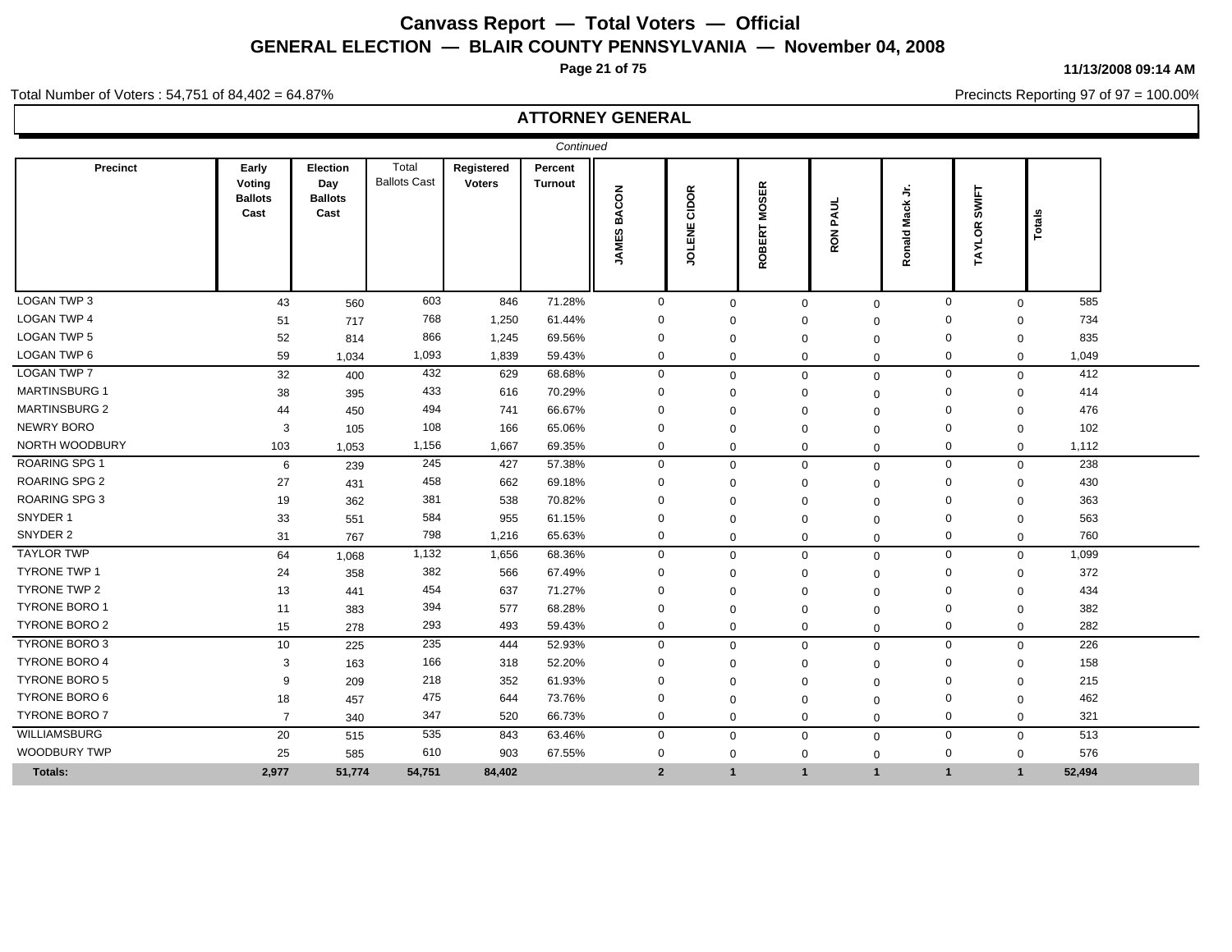# Canvass Report — Total Voters — Official

## GENERAL ELECTION — BLAIR COUNTY PENNSYLVANIA — November 04, 2008

11/13/2008 09:14 AM

Total Number of Voters : 54,751 of 84,402 = 64.87%

Precincts Reporting 97 of 97 = 100.00%

### ATTORNEY GENERAL

*Continued*

| Precinct | Early Voting Ballots Cast | Election Day Ballots Cast | Total Ballots Cast | Registered Voters | Percent Turnout | JAMES BACON | JOLENE CIDOR | ROBERT MOSER | RON PAUL | Ronald Mack Jr. | TAYLOR SWIFT | Totals |
|---|---|---|---|---|---|---|---|---|---|---|---|---|
| LOGAN TWP 3 | 43 | 560 | 603 | 846 | 71.28% | 0 | 0 | 0 | 0 | 0 | 0 | 585 |
| LOGAN TWP 4 | 51 | 717 | 768 | 1,250 | 61.44% | 0 | 0 | 0 | 0 | 0 | 0 | 734 |
| LOGAN TWP 5 | 52 | 814 | 866 | 1,245 | 69.56% | 0 | 0 | 0 | 0 | 0 | 0 | 835 |
| LOGAN TWP 6 | 59 | 1,034 | 1,093 | 1,839 | 59.43% | 0 | 0 | 0 | 0 | 0 | 0 | 1,049 |
| LOGAN TWP 7 | 32 | 400 | 432 | 629 | 68.68% | 0 | 0 | 0 | 0 | 0 | 0 | 412 |
| MARTINSBURG 1 | 38 | 395 | 433 | 616 | 70.29% | 0 | 0 | 0 | 0 | 0 | 0 | 414 |
| MARTINSBURG 2 | 44 | 450 | 494 | 741 | 66.67% | 0 | 0 | 0 | 0 | 0 | 0 | 476 |
| NEWRY BORO | 3 | 105 | 108 | 166 | 65.06% | 0 | 0 | 0 | 0 | 0 | 0 | 102 |
| NORTH WOODBURY | 103 | 1,053 | 1,156 | 1,667 | 69.35% | 0 | 0 | 0 | 0 | 0 | 0 | 1,112 |
| ROARING SPG 1 | 6 | 239 | 245 | 427 | 57.38% | 0 | 0 | 0 | 0 | 0 | 0 | 238 |
| ROARING SPG 2 | 27 | 431 | 458 | 662 | 69.18% | 0 | 0 | 0 | 0 | 0 | 0 | 430 |
| ROARING SPG 3 | 19 | 362 | 381 | 538 | 70.82% | 0 | 0 | 0 | 0 | 0 | 0 | 363 |
| SNYDER 1 | 33 | 551 | 584 | 955 | 61.15% | 0 | 0 | 0 | 0 | 0 | 0 | 563 |
| SNYDER 2 | 31 | 767 | 798 | 1,216 | 65.63% | 0 | 0 | 0 | 0 | 0 | 0 | 760 |
| TAYLOR TWP | 64 | 1,068 | 1,132 | 1,656 | 68.36% | 0 | 0 | 0 | 0 | 0 | 0 | 1,099 |
| TYRONE TWP 1 | 24 | 358 | 382 | 566 | 67.49% | 0 | 0 | 0 | 0 | 0 | 0 | 372 |
| TYRONE TWP 2 | 13 | 441 | 454 | 637 | 71.27% | 0 | 0 | 0 | 0 | 0 | 0 | 434 |
| TYRONE BORO 1 | 11 | 383 | 394 | 577 | 68.28% | 0 | 0 | 0 | 0 | 0 | 0 | 382 |
| TYRONE BORO 2 | 15 | 278 | 293 | 493 | 59.43% | 0 | 0 | 0 | 0 | 0 | 0 | 282 |
| TYRONE BORO 3 | 10 | 225 | 235 | 444 | 52.93% | 0 | 0 | 0 | 0 | 0 | 0 | 226 |
| TYRONE BORO 4 | 3 | 163 | 166 | 318 | 52.20% | 0 | 0 | 0 | 0 | 0 | 0 | 158 |
| TYRONE BORO 5 | 9 | 209 | 218 | 352 | 61.93% | 0 | 0 | 0 | 0 | 0 | 0 | 215 |
| TYRONE BORO 6 | 18 | 457 | 475 | 644 | 73.76% | 0 | 0 | 0 | 0 | 0 | 0 | 462 |
| TYRONE BORO 7 | 7 | 340 | 347 | 520 | 66.73% | 0 | 0 | 0 | 0 | 0 | 0 | 321 |
| WILLIAMSBURG | 20 | 515 | 535 | 843 | 63.46% | 0 | 0 | 0 | 0 | 0 | 0 | 513 |
| WOODBURY TWP | 25 | 585 | 610 | 903 | 67.55% | 0 | 0 | 0 | 0 | 0 | 0 | 576 |
| **Totals:** | **2,977** | **51,774** | **54,751** | **84,402** | | **2** | **1** | **1** | **1** | **1** | **1** | **52,494** |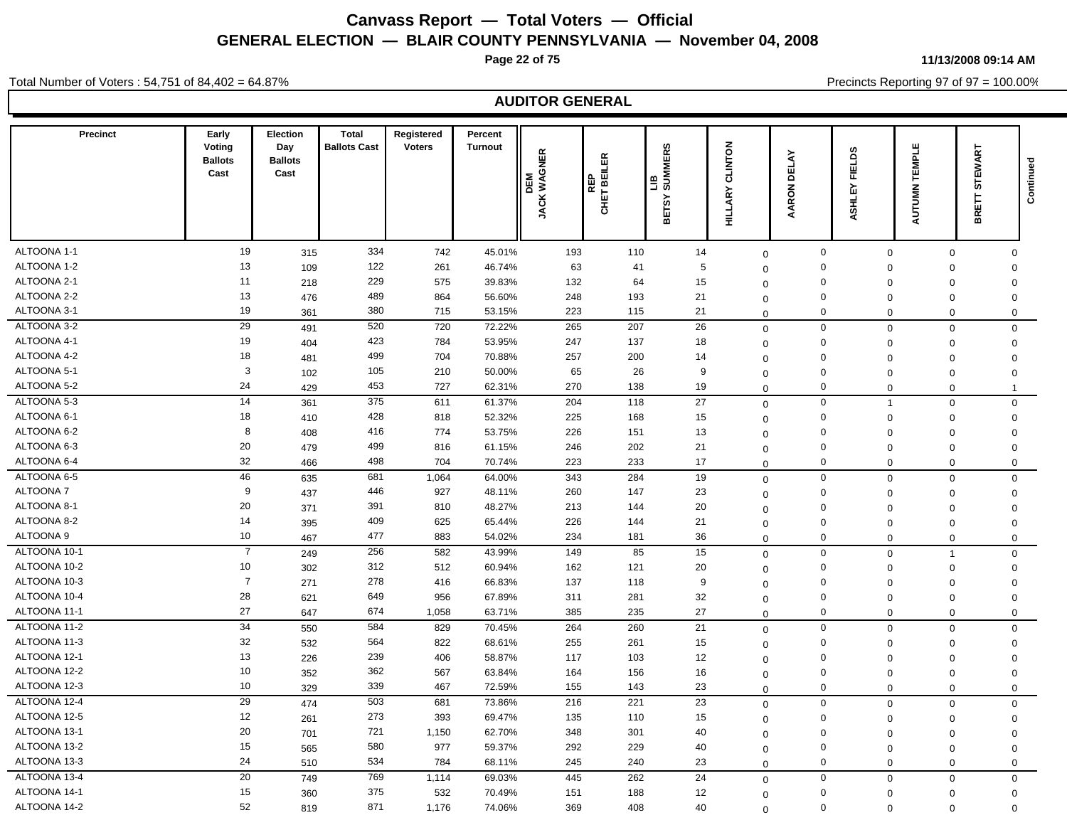# Canvass Report — Total Voters — Official

## GENERAL ELECTION — BLAIR COUNTY PENNSYLVANIA — November 04, 2008

11/13/2008 09:14 AM

Total Number of Voters : 54,751 of 84,402 = 64.87%

Precincts Reporting 97 of 97 = 100.00%

## AUDITOR GENERAL

| Precinct | Early Voting Ballots Cast | Election Day Ballots Cast | Total Ballots Cast | Registered Voters | Percent Turnout | DEM JACK WAGNER | REP CHET BEILER | LIB BETSY SUMMERS | HILLARY CLINTON | AARON DELAY | ASHLEY FIELDS | AUTUMN TEMPLE | BRETT STEWART | Continued |
|---|---|---|---|---|---|---|---|---|---|---|---|---|---|---|
| ALTOONA 1-1 | 19 | 315 | 334 | 742 | 45.01% | 193 | 110 | 14 | 0 | 0 | 0 | 0 | 0 | |
| ALTOONA 1-2 | 13 | 109 | 122 | 261 | 46.74% | 63 | 41 | 5 | 0 | 0 | 0 | 0 | 0 | |
| ALTOONA 2-1 | 11 | 218 | 229 | 575 | 39.83% | 132 | 64 | 15 | 0 | 0 | 0 | 0 | 0 | |
| ALTOONA 2-2 | 13 | 476 | 489 | 864 | 56.60% | 248 | 193 | 21 | 0 | 0 | 0 | 0 | 0 | |
| ALTOONA 3-1 | 19 | 361 | 380 | 715 | 53.15% | 223 | 115 | 21 | 0 | 0 | 0 | 0 | 0 | |
| ALTOONA 3-2 | 29 | 491 | 520 | 720 | 72.22% | 265 | 207 | 26 | 0 | 0 | 0 | 0 | 0 | |
| ALTOONA 4-1 | 19 | 404 | 423 | 784 | 53.95% | 247 | 137 | 18 | 0 | 0 | 0 | 0 | 0 | |
| ALTOONA 4-2 | 18 | 481 | 499 | 704 | 70.88% | 257 | 200 | 14 | 0 | 0 | 0 | 0 | 0 | |
| ALTOONA 5-1 | 3 | 102 | 105 | 210 | 50.00% | 65 | 26 | 9 | 0 | 0 | 0 | 0 | 0 | |
| ALTOONA 5-2 | 24 | 429 | 453 | 727 | 62.31% | 270 | 138 | 19 | 0 | 0 | 0 | 0 | 1 | |
| ALTOONA 5-3 | 14 | 361 | 375 | 611 | 61.37% | 204 | 118 | 27 | 0 | 0 | 1 | 0 | 0 | |
| ALTOONA 6-1 | 18 | 410 | 428 | 818 | 52.32% | 225 | 168 | 15 | 0 | 0 | 0 | 0 | 0 | |
| ALTOONA 6-2 | 8 | 408 | 416 | 774 | 53.75% | 226 | 151 | 13 | 0 | 0 | 0 | 0 | 0 | |
| ALTOONA 6-3 | 20 | 479 | 499 | 816 | 61.15% | 246 | 202 | 21 | 0 | 0 | 0 | 0 | 0 | |
| ALTOONA 6-4 | 32 | 466 | 498 | 704 | 70.74% | 223 | 233 | 17 | 0 | 0 | 0 | 0 | 0 | |
| ALTOONA 6-5 | 46 | 635 | 681 | 1,064 | 64.00% | 343 | 284 | 19 | 0 | 0 | 0 | 0 | 0 | |
| ALTOONA 7 | 9 | 437 | 446 | 927 | 48.11% | 260 | 147 | 23 | 0 | 0 | 0 | 0 | 0 | |
| ALTOONA 8-1 | 20 | 371 | 391 | 810 | 48.27% | 213 | 144 | 20 | 0 | 0 | 0 | 0 | 0 | |
| ALTOONA 8-2 | 14 | 395 | 409 | 625 | 65.44% | 226 | 144 | 21 | 0 | 0 | 0 | 0 | 0 | |
| ALTOONA 9 | 10 | 467 | 477 | 883 | 54.02% | 234 | 181 | 36 | 0 | 0 | 0 | 0 | 0 | |
| ALTOONA 10-1 | 7 | 249 | 256 | 582 | 43.99% | 149 | 85 | 15 | 0 | 0 | 0 | 1 | 0 | |
| ALTOONA 10-2 | 10 | 302 | 312 | 512 | 60.94% | 162 | 121 | 20 | 0 | 0 | 0 | 0 | 0 | |
| ALTOONA 10-3 | 7 | 271 | 278 | 416 | 66.83% | 137 | 118 | 9 | 0 | 0 | 0 | 0 | 0 | |
| ALTOONA 10-4 | 28 | 621 | 649 | 956 | 67.89% | 311 | 281 | 32 | 0 | 0 | 0 | 0 | 0 | |
| ALTOONA 11-1 | 27 | 647 | 674 | 1,058 | 63.71% | 385 | 235 | 27 | 0 | 0 | 0 | 0 | 0 | |
| ALTOONA 11-2 | 34 | 550 | 584 | 829 | 70.45% | 264 | 260 | 21 | 0 | 0 | 0 | 0 | 0 | |
| ALTOONA 11-3 | 32 | 532 | 564 | 822 | 68.61% | 255 | 261 | 15 | 0 | 0 | 0 | 0 | 0 | |
| ALTOONA 12-1 | 13 | 226 | 239 | 406 | 58.87% | 117 | 103 | 12 | 0 | 0 | 0 | 0 | 0 | |
| ALTOONA 12-2 | 10 | 352 | 362 | 567 | 63.84% | 164 | 156 | 16 | 0 | 0 | 0 | 0 | 0 | |
| ALTOONA 12-3 | 10 | 329 | 339 | 467 | 72.59% | 155 | 143 | 23 | 0 | 0 | 0 | 0 | 0 | |
| ALTOONA 12-4 | 29 | 474 | 503 | 681 | 73.86% | 216 | 221 | 23 | 0 | 0 | 0 | 0 | 0 | |
| ALTOONA 12-5 | 12 | 261 | 273 | 393 | 69.47% | 135 | 110 | 15 | 0 | 0 | 0 | 0 | 0 | |
| ALTOONA 13-1 | 20 | 701 | 721 | 1,150 | 62.70% | 348 | 301 | 40 | 0 | 0 | 0 | 0 | 0 | |
| ALTOONA 13-2 | 15 | 565 | 580 | 977 | 59.37% | 292 | 229 | 40 | 0 | 0 | 0 | 0 | 0 | |
| ALTOONA 13-3 | 24 | 510 | 534 | 784 | 68.11% | 245 | 240 | 23 | 0 | 0 | 0 | 0 | 0 | |
| ALTOONA 13-4 | 20 | 749 | 769 | 1,114 | 69.03% | 445 | 262 | 24 | 0 | 0 | 0 | 0 | 0 | |
| ALTOONA 14-1 | 15 | 360 | 375 | 532 | 70.49% | 151 | 188 | 12 | 0 | 0 | 0 | 0 | 0 | |
| ALTOONA 14-2 | 52 | 819 | 871 | 1,176 | 74.06% | 369 | 408 | 40 | 0 | 0 | 0 | 0 | 0 | |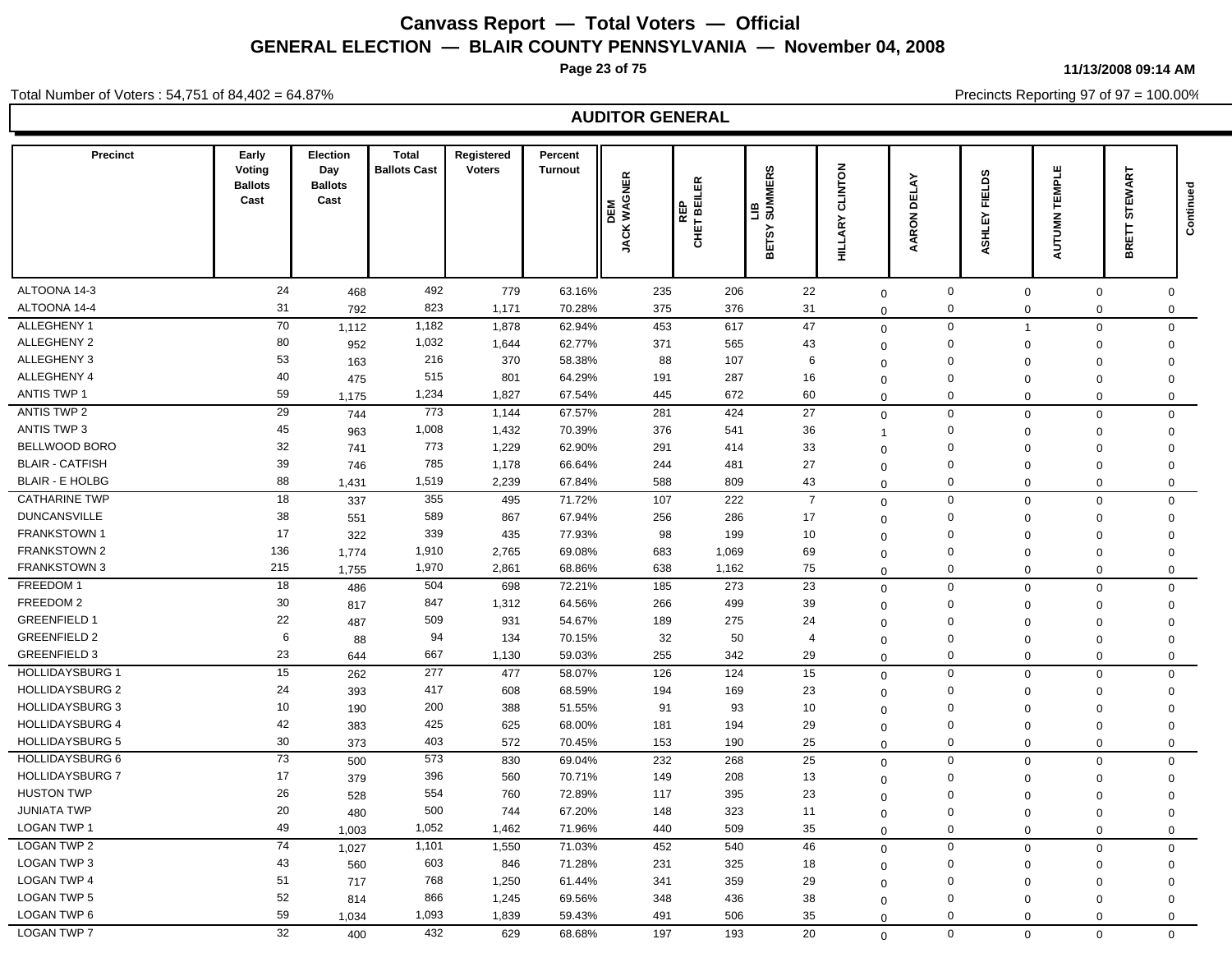# Canvass Report — Total Voters — Official

## GENERAL ELECTION — BLAIR COUNTY PENNSYLVANIA — November 04, 2008

11/13/2008 09:14 AM

Total Number of Voters : 54,751 of 84,402 = 64.87%

Precincts Reporting 97 of 97 = 100.00%

### AUDITOR GENERAL

| Precinct | Early Voting Ballots Cast | Election Day Ballots Cast | Total Ballots Cast | Registered Voters | Percent Turnout | DEM JACK WAGNER | REP CHET BEILER | LIB BETSY SUMMERS | HILLARY CLINTON | AARON DELAY | ASHLEY FIELDS | AUTUMN TEMPLE | BRETT STEWART | Continued |
|---|---|---|---|---|---|---|---|---|---|---|---|---|---|---|
| ALTOONA 14-3 | 24 | 468 | 492 | 779 | 63.16% | 235 | 206 | 22 | 0 | 0 | 0 | 0 | 0 | |
| ALTOONA 14-4 | 31 | 792 | 823 | 1,171 | 70.28% | 375 | 376 | 31 | 0 | 0 | 0 | 0 | 0 | |
| ALLEGHENY 1 | 70 | 1,112 | 1,182 | 1,878 | 62.94% | 453 | 617 | 47 | 0 | 0 | 1 | 0 | 0 | |
| ALLEGHENY 2 | 80 | 952 | 1,032 | 1,644 | 62.77% | 371 | 565 | 43 | 0 | 0 | 0 | 0 | 0 | |
| ALLEGHENY 3 | 53 | 163 | 216 | 370 | 58.38% | 88 | 107 | 6 | 0 | 0 | 0 | 0 | 0 | |
| ALLEGHENY 4 | 40 | 475 | 515 | 801 | 64.29% | 191 | 287 | 16 | 0 | 0 | 0 | 0 | 0 | |
| ANTIS TWP 1 | 59 | 1,175 | 1,234 | 1,827 | 67.54% | 445 | 672 | 60 | 0 | 0 | 0 | 0 | 0 | |
| ANTIS TWP 2 | 29 | 744 | 773 | 1,144 | 67.57% | 281 | 424 | 27 | 0 | 0 | 0 | 0 | 0 | |
| ANTIS TWP 3 | 45 | 963 | 1,008 | 1,432 | 70.39% | 376 | 541 | 36 | 1 | 0 | 0 | 0 | 0 | |
| BELLWOOD BORO | 32 | 741 | 773 | 1,229 | 62.90% | 291 | 414 | 33 | 0 | 0 | 0 | 0 | 0 | |
| BLAIR - CATFISH | 39 | 746 | 785 | 1,178 | 66.64% | 244 | 481 | 27 | 0 | 0 | 0 | 0 | 0 | |
| BLAIR - E HOLBG | 88 | 1,431 | 1,519 | 2,239 | 67.84% | 588 | 809 | 43 | 0 | 0 | 0 | 0 | 0 | |
| CATHARINE TWP | 18 | 337 | 355 | 495 | 71.72% | 107 | 222 | 7 | 0 | 0 | 0 | 0 | 0 | |
| DUNCANSVILLE | 38 | 551 | 589 | 867 | 67.94% | 256 | 286 | 17 | 0 | 0 | 0 | 0 | 0 | |
| FRANKSTOWN 1 | 17 | 322 | 339 | 435 | 77.93% | 98 | 199 | 10 | 0 | 0 | 0 | 0 | 0 | |
| FRANKSTOWN 2 | 136 | 1,774 | 1,910 | 2,765 | 69.08% | 683 | 1,069 | 69 | 0 | 0 | 0 | 0 | 0 | |
| FRANKSTOWN 3 | 215 | 1,755 | 1,970 | 2,861 | 68.86% | 638 | 1,162 | 75 | 0 | 0 | 0 | 0 | 0 | |
| FREEDOM 1 | 18 | 486 | 504 | 698 | 72.21% | 185 | 273 | 23 | 0 | 0 | 0 | 0 | 0 | |
| FREEDOM 2 | 30 | 817 | 847 | 1,312 | 64.56% | 266 | 499 | 39 | 0 | 0 | 0 | 0 | 0 | |
| GREENFIELD 1 | 22 | 487 | 509 | 931 | 54.67% | 189 | 275 | 24 | 0 | 0 | 0 | 0 | 0 | |
| GREENFIELD 2 | 6 | 88 | 94 | 134 | 70.15% | 32 | 50 | 4 | 0 | 0 | 0 | 0 | 0 | |
| GREENFIELD 3 | 23 | 644 | 667 | 1,130 | 59.03% | 255 | 342 | 29 | 0 | 0 | 0 | 0 | 0 | |
| HOLLIDAYSBURG 1 | 15 | 262 | 277 | 477 | 58.07% | 126 | 124 | 15 | 0 | 0 | 0 | 0 | 0 | |
| HOLLIDAYSBURG 2 | 24 | 393 | 417 | 608 | 68.59% | 194 | 169 | 23 | 0 | 0 | 0 | 0 | 0 | |
| HOLLIDAYSBURG 3 | 10 | 190 | 200 | 388 | 51.55% | 91 | 93 | 10 | 0 | 0 | 0 | 0 | 0 | |
| HOLLIDAYSBURG 4 | 42 | 383 | 425 | 625 | 68.00% | 181 | 194 | 29 | 0 | 0 | 0 | 0 | 0 | |
| HOLLIDAYSBURG 5 | 30 | 373 | 403 | 572 | 70.45% | 153 | 190 | 25 | 0 | 0 | 0 | 0 | 0 | |
| HOLLIDAYSBURG 6 | 73 | 500 | 573 | 830 | 69.04% | 232 | 268 | 25 | 0 | 0 | 0 | 0 | 0 | |
| HOLLIDAYSBURG 7 | 17 | 379 | 396 | 560 | 70.71% | 149 | 208 | 13 | 0 | 0 | 0 | 0 | 0 | |
| HUSTON TWP | 26 | 528 | 554 | 760 | 72.89% | 117 | 395 | 23 | 0 | 0 | 0 | 0 | 0 | |
| JUNIATA TWP | 20 | 480 | 500 | 744 | 67.20% | 148 | 323 | 11 | 0 | 0 | 0 | 0 | 0 | |
| LOGAN TWP 1 | 49 | 1,003 | 1,052 | 1,462 | 71.96% | 440 | 509 | 35 | 0 | 0 | 0 | 0 | 0 | |
| LOGAN TWP 2 | 74 | 1,027 | 1,101 | 1,550 | 71.03% | 452 | 540 | 46 | 0 | 0 | 0 | 0 | 0 | |
| LOGAN TWP 3 | 43 | 560 | 603 | 846 | 71.28% | 231 | 325 | 18 | 0 | 0 | 0 | 0 | 0 | |
| LOGAN TWP 4 | 51 | 717 | 768 | 1,250 | 61.44% | 341 | 359 | 29 | 0 | 0 | 0 | 0 | 0 | |
| LOGAN TWP 5 | 52 | 814 | 866 | 1,245 | 69.56% | 348 | 436 | 38 | 0 | 0 | 0 | 0 | 0 | |
| LOGAN TWP 6 | 59 | 1,034 | 1,093 | 1,839 | 59.43% | 491 | 506 | 35 | 0 | 0 | 0 | 0 | 0 | |
| LOGAN TWP 7 | 32 | 400 | 432 | 629 | 68.68% | 197 | 193 | 20 | 0 | 0 | 0 | 0 | 0 | |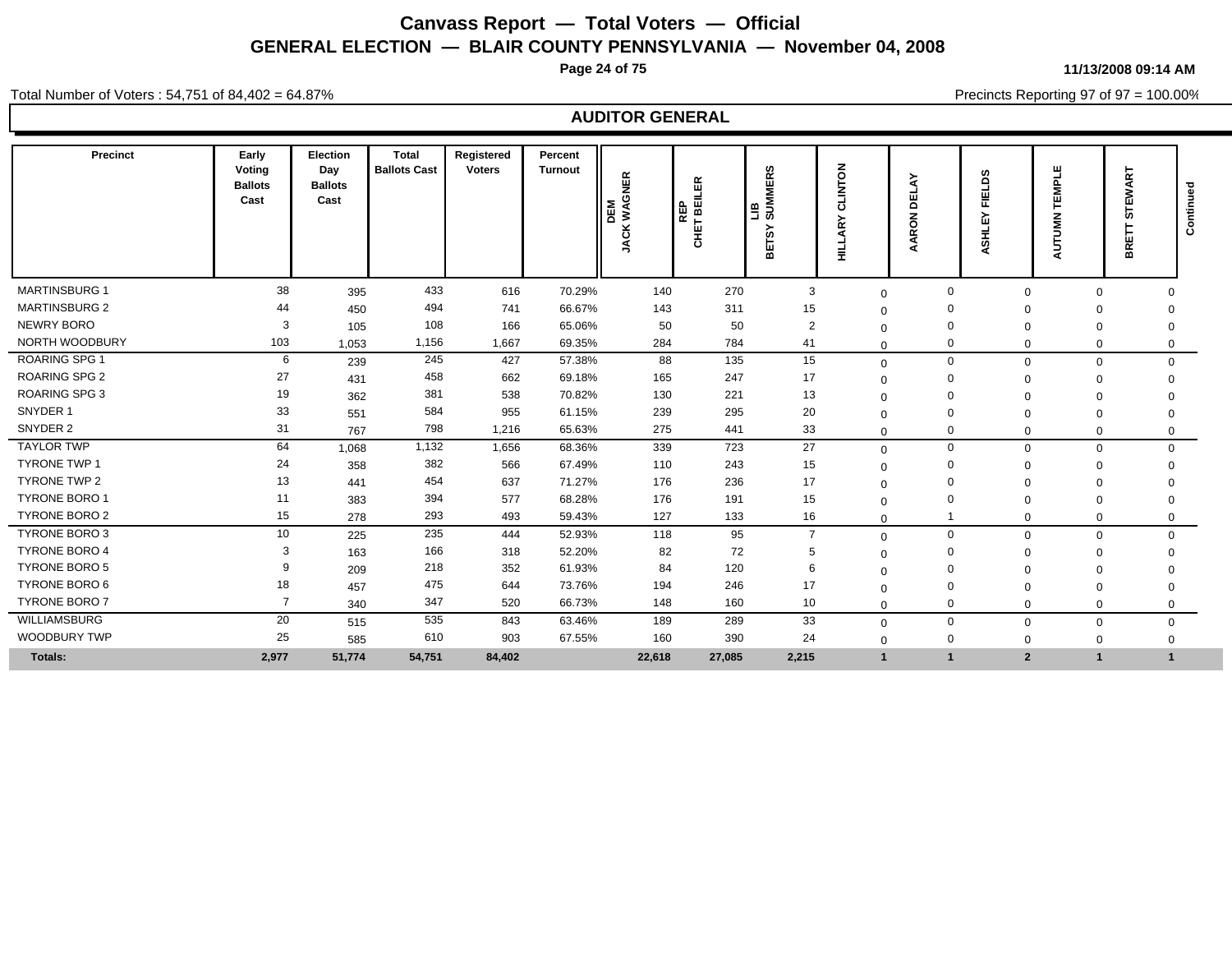# Canvass Report — Total Voters — Official

## GENERAL ELECTION — BLAIR COUNTY PENNSYLVANIA — November 04, 2008

11/13/2008 09:14 AM

Total Number of Voters : 54,751 of 84,402 = 64.87%

Precincts Reporting 97 of 97 = 100.00%

### AUDITOR GENERAL

| Precinct | Early Voting Ballots Cast | Election Day Ballots Cast | Total Ballots Cast | Registered Voters | Percent Turnout | DEM JACK WAGNER | REP CHET BEILER | LIB BETSY SUMMERS | HILLARY CLINTON | AARON DELAY | ASHLEY FIELDS | AUTUMN TEMPLE | BRETT STEWART |
|---|---|---|---|---|---|---|---|---|---|---|---|---|---|
| MARTINSBURG 1 | 38 | 395 | 433 | 616 | 70.29% | 140 | 270 | 3 | 0 | 0 | 0 | 0 | 0 |
| MARTINSBURG 2 | 44 | 450 | 494 | 741 | 66.67% | 143 | 311 | 15 | 0 | 0 | 0 | 0 | 0 |
| NEWRY BORO | 3 | 105 | 108 | 166 | 65.06% | 50 | 50 | 2 | 0 | 0 | 0 | 0 | 0 |
| NORTH WOODBURY | 103 | 1,053 | 1,156 | 1,667 | 69.35% | 284 | 784 | 41 | 0 | 0 | 0 | 0 | 0 |
| ROARING SPG 1 | 6 | 239 | 245 | 427 | 57.38% | 88 | 135 | 15 | 0 | 0 | 0 | 0 | 0 |
| ROARING SPG 2 | 27 | 431 | 458 | 662 | 69.18% | 165 | 247 | 17 | 0 | 0 | 0 | 0 | 0 |
| ROARING SPG 3 | 19 | 362 | 381 | 538 | 70.82% | 130 | 221 | 13 | 0 | 0 | 0 | 0 | 0 |
| SNYDER 1 | 33 | 551 | 584 | 955 | 61.15% | 239 | 295 | 20 | 0 | 0 | 0 | 0 | 0 |
| SNYDER 2 | 31 | 767 | 798 | 1,216 | 65.63% | 275 | 441 | 33 | 0 | 0 | 0 | 0 | 0 |
| TAYLOR TWP | 64 | 1,068 | 1,132 | 1,656 | 68.36% | 339 | 723 | 27 | 0 | 0 | 0 | 0 | 0 |
| TYRONE TWP 1 | 24 | 358 | 382 | 566 | 67.49% | 110 | 243 | 15 | 0 | 0 | 0 | 0 | 0 |
| TYRONE TWP 2 | 13 | 441 | 454 | 637 | 71.27% | 176 | 236 | 17 | 0 | 0 | 0 | 0 | 0 |
| TYRONE BORO 1 | 11 | 383 | 394 | 577 | 68.28% | 176 | 191 | 15 | 0 | 0 | 0 | 0 | 0 |
| TYRONE BORO 2 | 15 | 278 | 293 | 493 | 59.43% | 127 | 133 | 16 | 0 | 1 | 0 | 0 | 0 |
| TYRONE BORO 3 | 10 | 225 | 235 | 444 | 52.93% | 118 | 95 | 7 | 0 | 0 | 0 | 0 | 0 |
| TYRONE BORO 4 | 3 | 163 | 166 | 318 | 52.20% | 82 | 72 | 5 | 0 | 0 | 0 | 0 | 0 |
| TYRONE BORO 5 | 9 | 209 | 218 | 352 | 61.93% | 84 | 120 | 6 | 0 | 0 | 0 | 0 | 0 |
| TYRONE BORO 6 | 18 | 457 | 475 | 644 | 73.76% | 194 | 246 | 17 | 0 | 0 | 0 | 0 | 0 |
| TYRONE BORO 7 | 7 | 340 | 347 | 520 | 66.73% | 148 | 160 | 10 | 0 | 0 | 0 | 0 | 0 |
| WILLIAMSBURG | 20 | 515 | 535 | 843 | 63.46% | 189 | 289 | 33 | 0 | 0 | 0 | 0 | 0 |
| WOODBURY TWP | 25 | 585 | 610 | 903 | 67.55% | 160 | 390 | 24 | 0 | 0 | 0 | 0 | 0 |
| **Totals:** | **2,977** | **51,774** | **54,751** | **84,402** | | **22,618** | **27,085** | **2,215** | **1** | **1** | **2** | **1** | **1** |

Continued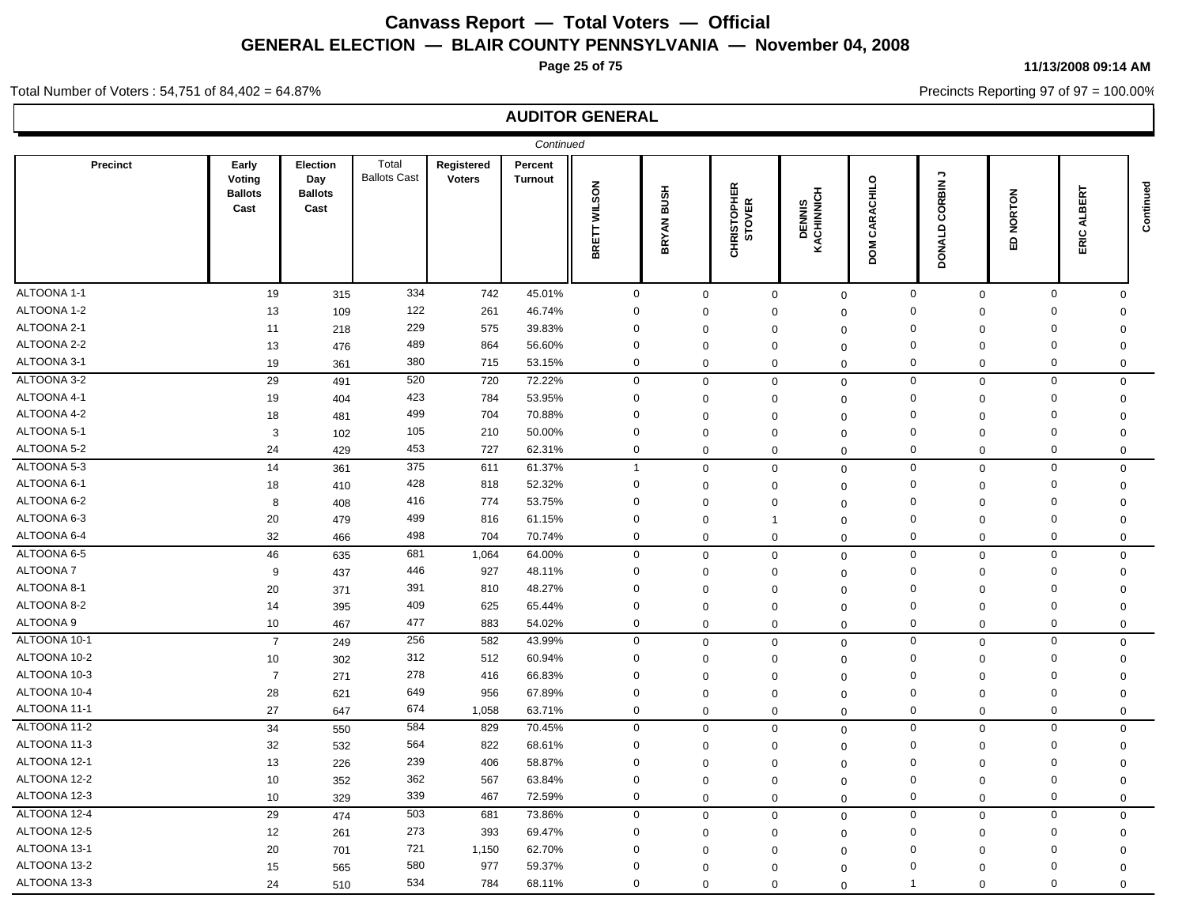# Canvass Report — Total Voters — Official

## GENERAL ELECTION — BLAIR COUNTY PENNSYLVANIA — November 04, 2008

11/13/2008 09:14 AM

Total Number of Voters : 54,751 of 84,402 = 64.87%

Precincts Reporting 97 of 97 = 100.00%

### AUDITOR GENERAL

*Continued*

| Precinct | Early Voting Ballots Cast | Election Day Ballots Cast | Total Ballots Cast | Registered Voters | Percent Turnout | BRETT WILSON | BRYAN BUSH | CHRISTOPHER STOVER | DENNIS KACHINNICH | DOM CARACHILO | DONALD CORBIN J | ED NORTON | ERIC ALBERT |
|---|---|---|---|---|---|---|---|---|---|---|---|---|---|
| ALTOONA 1-1 | 19 | 315 | 334 | 742 | 45.01% | 0 | 0 | 0 | 0 | 0 | 0 | 0 | 0 |
| ALTOONA 1-2 | 13 | 109 | 122 | 261 | 46.74% | 0 | 0 | 0 | 0 | 0 | 0 | 0 | 0 |
| ALTOONA 2-1 | 11 | 218 | 229 | 575 | 39.83% | 0 | 0 | 0 | 0 | 0 | 0 | 0 | 0 |
| ALTOONA 2-2 | 13 | 476 | 489 | 864 | 56.60% | 0 | 0 | 0 | 0 | 0 | 0 | 0 | 0 |
| ALTOONA 3-1 | 19 | 361 | 380 | 715 | 53.15% | 0 | 0 | 0 | 0 | 0 | 0 | 0 | 0 |
| ALTOONA 3-2 | 29 | 491 | 520 | 720 | 72.22% | 0 | 0 | 0 | 0 | 0 | 0 | 0 | 0 |
| ALTOONA 4-1 | 19 | 404 | 423 | 784 | 53.95% | 0 | 0 | 0 | 0 | 0 | 0 | 0 | 0 |
| ALTOONA 4-2 | 18 | 481 | 499 | 704 | 70.88% | 0 | 0 | 0 | 0 | 0 | 0 | 0 | 0 |
| ALTOONA 5-1 | 3 | 102 | 105 | 210 | 50.00% | 0 | 0 | 0 | 0 | 0 | 0 | 0 | 0 |
| ALTOONA 5-2 | 24 | 429 | 453 | 727 | 62.31% | 0 | 0 | 0 | 0 | 0 | 0 | 0 | 0 |
| ALTOONA 5-3 | 14 | 361 | 375 | 611 | 61.37% | 1 | 0 | 0 | 0 | 0 | 0 | 0 | 0 |
| ALTOONA 6-1 | 18 | 410 | 428 | 818 | 52.32% | 0 | 0 | 0 | 0 | 0 | 0 | 0 | 0 |
| ALTOONA 6-2 | 8 | 408 | 416 | 774 | 53.75% | 0 | 0 | 0 | 0 | 0 | 0 | 0 | 0 |
| ALTOONA 6-3 | 20 | 479 | 499 | 816 | 61.15% | 0 | 0 | 1 | 0 | 0 | 0 | 0 | 0 |
| ALTOONA 6-4 | 32 | 466 | 498 | 704 | 70.74% | 0 | 0 | 0 | 0 | 0 | 0 | 0 | 0 |
| ALTOONA 6-5 | 46 | 635 | 681 | 1,064 | 64.00% | 0 | 0 | 0 | 0 | 0 | 0 | 0 | 0 |
| ALTOONA 7 | 9 | 437 | 446 | 927 | 48.11% | 0 | 0 | 0 | 0 | 0 | 0 | 0 | 0 |
| ALTOONA 8-1 | 20 | 371 | 391 | 810 | 48.27% | 0 | 0 | 0 | 0 | 0 | 0 | 0 | 0 |
| ALTOONA 8-2 | 14 | 395 | 409 | 625 | 65.44% | 0 | 0 | 0 | 0 | 0 | 0 | 0 | 0 |
| ALTOONA 9 | 10 | 467 | 477 | 883 | 54.02% | 0 | 0 | 0 | 0 | 0 | 0 | 0 | 0 |
| ALTOONA 10-1 | 7 | 249 | 256 | 582 | 43.99% | 0 | 0 | 0 | 0 | 0 | 0 | 0 | 0 |
| ALTOONA 10-2 | 10 | 302 | 312 | 512 | 60.94% | 0 | 0 | 0 | 0 | 0 | 0 | 0 | 0 |
| ALTOONA 10-3 | 7 | 271 | 278 | 416 | 66.83% | 0 | 0 | 0 | 0 | 0 | 0 | 0 | 0 |
| ALTOONA 10-4 | 28 | 621 | 649 | 956 | 67.89% | 0 | 0 | 0 | 0 | 0 | 0 | 0 | 0 |
| ALTOONA 11-1 | 27 | 647 | 674 | 1,058 | 63.71% | 0 | 0 | 0 | 0 | 0 | 0 | 0 | 0 |
| ALTOONA 11-2 | 34 | 550 | 584 | 829 | 70.45% | 0 | 0 | 0 | 0 | 0 | 0 | 0 | 0 |
| ALTOONA 11-3 | 32 | 532 | 564 | 822 | 68.61% | 0 | 0 | 0 | 0 | 0 | 0 | 0 | 0 |
| ALTOONA 12-1 | 13 | 226 | 239 | 406 | 58.87% | 0 | 0 | 0 | 0 | 0 | 0 | 0 | 0 |
| ALTOONA 12-2 | 10 | 352 | 362 | 567 | 63.84% | 0 | 0 | 0 | 0 | 0 | 0 | 0 | 0 |
| ALTOONA 12-3 | 10 | 329 | 339 | 467 | 72.59% | 0 | 0 | 0 | 0 | 0 | 0 | 0 | 0 |
| ALTOONA 12-4 | 29 | 474 | 503 | 681 | 73.86% | 0 | 0 | 0 | 0 | 0 | 0 | 0 | 0 |
| ALTOONA 12-5 | 12 | 261 | 273 | 393 | 69.47% | 0 | 0 | 0 | 0 | 0 | 0 | 0 | 0 |
| ALTOONA 13-1 | 20 | 701 | 721 | 1,150 | 62.70% | 0 | 0 | 0 | 0 | 0 | 0 | 0 | 0 |
| ALTOONA 13-2 | 15 | 565 | 580 | 977 | 59.37% | 0 | 0 | 0 | 0 | 0 | 0 | 0 | 0 |
| ALTOONA 13-3 | 24 | 510 | 534 | 784 | 68.11% | 0 | 0 | 0 | 0 | 1 | 0 | 0 | 0 |

*Continued*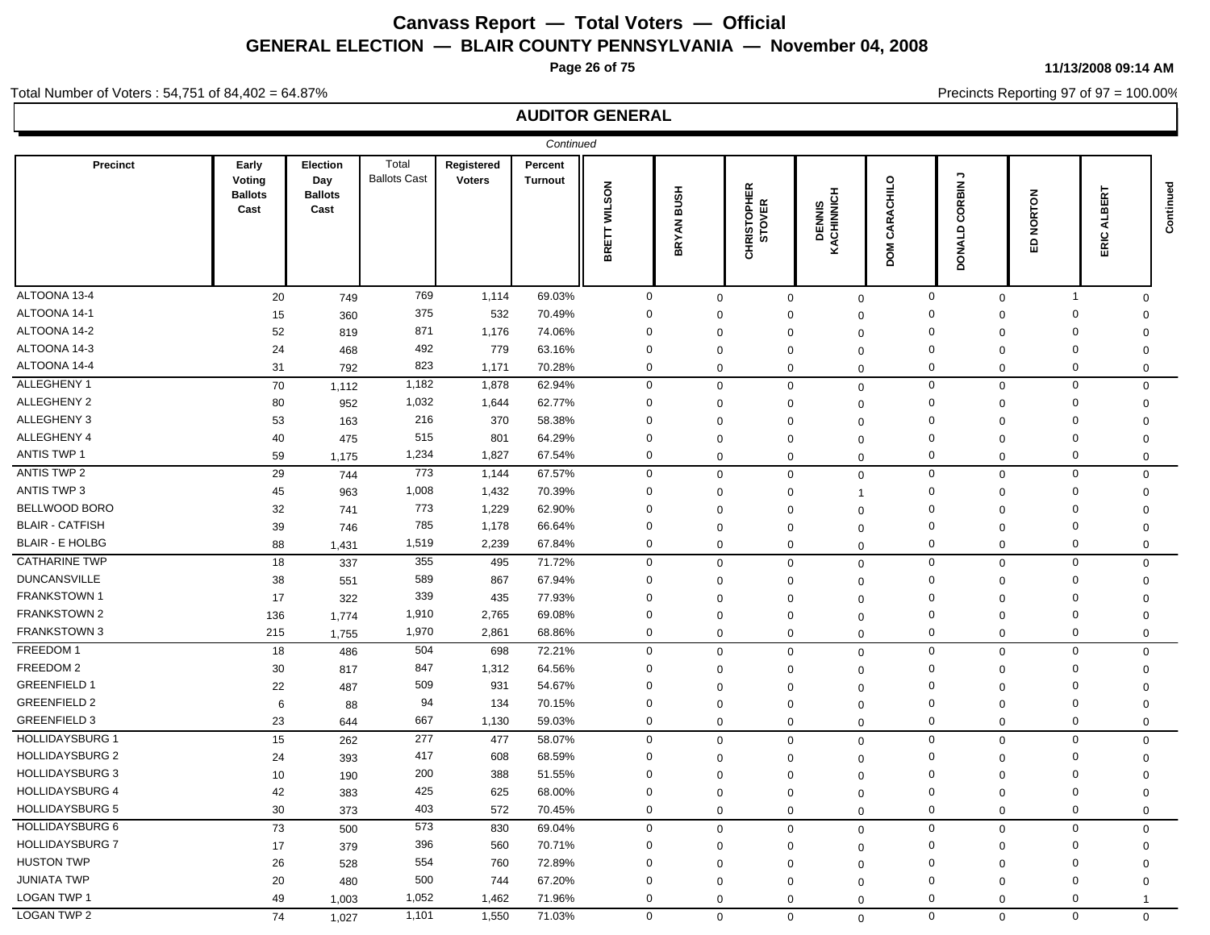# Canvass Report — Total Voters — Official

## GENERAL ELECTION — BLAIR COUNTY PENNSYLVANIA — November 04, 2008

11/13/2008 09:14 AM

Total Number of Voters : 54,751 of 84,402 = 64.87%

Precincts Reporting 97 of 97 = 100.00%

## AUDITOR GENERAL

*Continued*

| Precinct | Early Voting Ballots Cast | Election Day Ballots Cast | Total Ballots Cast | Registered Voters | Percent Turnout | BRETT WILSON | BRYAN BUSH | CHRISTOPHER STOVER | DENNIS KACHINNICH | DOM CARACHILO | DONALD CORBIN J | ED NORTON | ERIC ALBERT |
|---|---|---|---|---|---|---|---|---|---|---|---|---|---|
| ALTOONA 13-4 | 20 | 749 | 769 | 1,114 | 69.03% | 0 | 0 | 0 | 0 | 0 | 0 | 1 | 0 |
| ALTOONA 14-1 | 15 | 360 | 375 | 532 | 70.49% | 0 | 0 | 0 | 0 | 0 | 0 | 0 | 0 |
| ALTOONA 14-2 | 52 | 819 | 871 | 1,176 | 74.06% | 0 | 0 | 0 | 0 | 0 | 0 | 0 | 0 |
| ALTOONA 14-3 | 24 | 468 | 492 | 779 | 63.16% | 0 | 0 | 0 | 0 | 0 | 0 | 0 | 0 |
| ALTOONA 14-4 | 31 | 792 | 823 | 1,171 | 70.28% | 0 | 0 | 0 | 0 | 0 | 0 | 0 | 0 |
| ALLEGHENY 1 | 70 | 1,112 | 1,182 | 1,878 | 62.94% | 0 | 0 | 0 | 0 | 0 | 0 | 0 | 0 |
| ALLEGHENY 2 | 80 | 952 | 1,032 | 1,644 | 62.77% | 0 | 0 | 0 | 0 | 0 | 0 | 0 | 0 |
| ALLEGHENY 3 | 53 | 163 | 216 | 370 | 58.38% | 0 | 0 | 0 | 0 | 0 | 0 | 0 | 0 |
| ALLEGHENY 4 | 40 | 475 | 515 | 801 | 64.29% | 0 | 0 | 0 | 0 | 0 | 0 | 0 | 0 |
| ANTIS TWP 1 | 59 | 1,175 | 1,234 | 1,827 | 67.54% | 0 | 0 | 0 | 0 | 0 | 0 | 0 | 0 |
| ANTIS TWP 2 | 29 | 744 | 773 | 1,144 | 67.57% | 0 | 0 | 0 | 0 | 0 | 0 | 0 | 0 |
| ANTIS TWP 3 | 45 | 963 | 1,008 | 1,432 | 70.39% | 0 | 0 | 0 | 1 | 0 | 0 | 0 | 0 |
| BELLWOOD BORO | 32 | 741 | 773 | 1,229 | 62.90% | 0 | 0 | 0 | 0 | 0 | 0 | 0 | 0 |
| BLAIR - CATFISH | 39 | 746 | 785 | 1,178 | 66.64% | 0 | 0 | 0 | 0 | 0 | 0 | 0 | 0 |
| BLAIR - E HOLBG | 88 | 1,431 | 1,519 | 2,239 | 67.84% | 0 | 0 | 0 | 0 | 0 | 0 | 0 | 0 |
| CATHARINE TWP | 18 | 337 | 355 | 495 | 71.72% | 0 | 0 | 0 | 0 | 0 | 0 | 0 | 0 |
| DUNCANSVILLE | 38 | 551 | 589 | 867 | 67.94% | 0 | 0 | 0 | 0 | 0 | 0 | 0 | 0 |
| FRANKSTOWN 1 | 17 | 322 | 339 | 435 | 77.93% | 0 | 0 | 0 | 0 | 0 | 0 | 0 | 0 |
| FRANKSTOWN 2 | 136 | 1,774 | 1,910 | 2,765 | 69.08% | 0 | 0 | 0 | 0 | 0 | 0 | 0 | 0 |
| FRANKSTOWN 3 | 215 | 1,755 | 1,970 | 2,861 | 68.86% | 0 | 0 | 0 | 0 | 0 | 0 | 0 | 0 |
| FREEDOM 1 | 18 | 486 | 504 | 698 | 72.21% | 0 | 0 | 0 | 0 | 0 | 0 | 0 | 0 |
| FREEDOM 2 | 30 | 817 | 847 | 1,312 | 64.56% | 0 | 0 | 0 | 0 | 0 | 0 | 0 | 0 |
| GREENFIELD 1 | 22 | 487 | 509 | 931 | 54.67% | 0 | 0 | 0 | 0 | 0 | 0 | 0 | 0 |
| GREENFIELD 2 | 6 | 88 | 94 | 134 | 70.15% | 0 | 0 | 0 | 0 | 0 | 0 | 0 | 0 |
| GREENFIELD 3 | 23 | 644 | 667 | 1,130 | 59.03% | 0 | 0 | 0 | 0 | 0 | 0 | 0 | 0 |
| HOLLIDAYSBURG 1 | 15 | 262 | 277 | 477 | 58.07% | 0 | 0 | 0 | 0 | 0 | 0 | 0 | 0 |
| HOLLIDAYSBURG 2 | 24 | 393 | 417 | 608 | 68.59% | 0 | 0 | 0 | 0 | 0 | 0 | 0 | 0 |
| HOLLIDAYSBURG 3 | 10 | 190 | 200 | 388 | 51.55% | 0 | 0 | 0 | 0 | 0 | 0 | 0 | 0 |
| HOLLIDAYSBURG 4 | 42 | 383 | 425 | 625 | 68.00% | 0 | 0 | 0 | 0 | 0 | 0 | 0 | 0 |
| HOLLIDAYSBURG 5 | 30 | 373 | 403 | 572 | 70.45% | 0 | 0 | 0 | 0 | 0 | 0 | 0 | 0 |
| HOLLIDAYSBURG 6 | 73 | 500 | 573 | 830 | 69.04% | 0 | 0 | 0 | 0 | 0 | 0 | 0 | 0 |
| HOLLIDAYSBURG 7 | 17 | 379 | 396 | 560 | 70.71% | 0 | 0 | 0 | 0 | 0 | 0 | 0 | 0 |
| HUSTON TWP | 26 | 528 | 554 | 760 | 72.89% | 0 | 0 | 0 | 0 | 0 | 0 | 0 | 0 |
| JUNIATA TWP | 20 | 480 | 500 | 744 | 67.20% | 0 | 0 | 0 | 0 | 0 | 0 | 0 | 0 |
| LOGAN TWP 1 | 49 | 1,003 | 1,052 | 1,462 | 71.96% | 0 | 0 | 0 | 0 | 0 | 0 | 0 | 1 |
| LOGAN TWP 2 | 74 | 1,027 | 1,101 | 1,550 | 71.03% | 0 | 0 | 0 | 0 | 0 | 0 | 0 | 0 |

*Continued*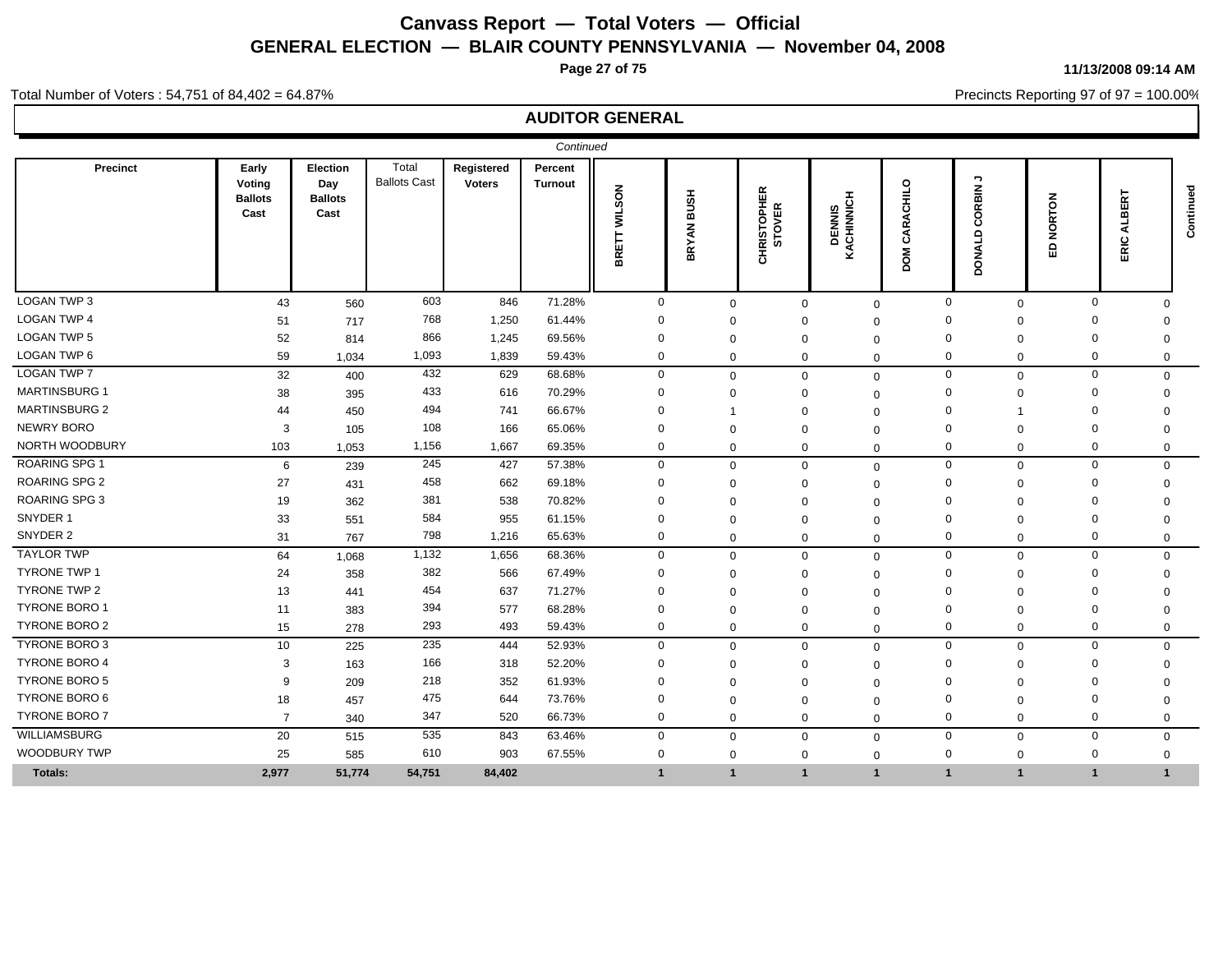# Canvass Report — Total Voters — Official

## GENERAL ELECTION — BLAIR COUNTY PENNSYLVANIA — November 04, 2008

11/13/2008 09:14 AM

Total Number of Voters : 54,751 of 84,402 = 64.87%

Precincts Reporting 97 of 97 = 100.00%

## AUDITOR GENERAL

*Continued*

| Precinct | Early Voting Ballots Cast | Election Day Ballots Cast | Total Ballots Cast | Registered Voters | Percent Turnout | BRETT WILSON | BRYAN BUSH | CHRISTOPHER STOVER | DENNIS KACHINNICH | DOM CARACHILO | DONALD CORBIN J | ED NORTON | ERIC ALBERT |
|---|---|---|---|---|---|---|---|---|---|---|---|---|---|
| LOGAN TWP 3 | 43 | 560 | 603 | 846 | 71.28% | 0 | 0 | 0 | 0 | 0 | 0 | 0 | 0 |
| LOGAN TWP 4 | 51 | 717 | 768 | 1,250 | 61.44% | 0 | 0 | 0 | 0 | 0 | 0 | 0 | 0 |
| LOGAN TWP 5 | 52 | 814 | 866 | 1,245 | 69.56% | 0 | 0 | 0 | 0 | 0 | 0 | 0 | 0 |
| LOGAN TWP 6 | 59 | 1,034 | 1,093 | 1,839 | 59.43% | 0 | 0 | 0 | 0 | 0 | 0 | 0 | 0 |
| LOGAN TWP 7 | 32 | 400 | 432 | 629 | 68.68% | 0 | 0 | 0 | 0 | 0 | 0 | 0 | 0 |
| MARTINSBURG 1 | 38 | 395 | 433 | 616 | 70.29% | 0 | 0 | 0 | 0 | 0 | 0 | 0 | 0 |
| MARTINSBURG 2 | 44 | 450 | 494 | 741 | 66.67% | 0 | 1 | 0 | 0 | 0 | 1 | 0 | 0 |
| NEWRY BORO | 3 | 105 | 108 | 166 | 65.06% | 0 | 0 | 0 | 0 | 0 | 0 | 0 | 0 |
| NORTH WOODBURY | 103 | 1,053 | 1,156 | 1,667 | 69.35% | 0 | 0 | 0 | 0 | 0 | 0 | 0 | 0 |
| ROARING SPG 1 | 6 | 239 | 245 | 427 | 57.38% | 0 | 0 | 0 | 0 | 0 | 0 | 0 | 0 |
| ROARING SPG 2 | 27 | 431 | 458 | 662 | 69.18% | 0 | 0 | 0 | 0 | 0 | 0 | 0 | 0 |
| ROARING SPG 3 | 19 | 362 | 381 | 538 | 70.82% | 0 | 0 | 0 | 0 | 0 | 0 | 0 | 0 |
| SNYDER 1 | 33 | 551 | 584 | 955 | 61.15% | 0 | 0 | 0 | 0 | 0 | 0 | 0 | 0 |
| SNYDER 2 | 31 | 767 | 798 | 1,216 | 65.63% | 0 | 0 | 0 | 0 | 0 | 0 | 0 | 0 |
| TAYLOR TWP | 64 | 1,068 | 1,132 | 1,656 | 68.36% | 0 | 0 | 0 | 0 | 0 | 0 | 0 | 0 |
| TYRONE TWP 1 | 24 | 358 | 382 | 566 | 67.49% | 0 | 0 | 0 | 0 | 0 | 0 | 0 | 0 |
| TYRONE TWP 2 | 13 | 441 | 454 | 637 | 71.27% | 0 | 0 | 0 | 0 | 0 | 0 | 0 | 0 |
| TYRONE BORO 1 | 11 | 383 | 394 | 577 | 68.28% | 0 | 0 | 0 | 0 | 0 | 0 | 0 | 0 |
| TYRONE BORO 2 | 15 | 278 | 293 | 493 | 59.43% | 0 | 0 | 0 | 0 | 0 | 0 | 0 | 0 |
| TYRONE BORO 3 | 10 | 225 | 235 | 444 | 52.93% | 0 | 0 | 0 | 0 | 0 | 0 | 0 | 0 |
| TYRONE BORO 4 | 3 | 163 | 166 | 318 | 52.20% | 0 | 0 | 0 | 0 | 0 | 0 | 0 | 0 |
| TYRONE BORO 5 | 9 | 209 | 218 | 352 | 61.93% | 0 | 0 | 0 | 0 | 0 | 0 | 0 | 0 |
| TYRONE BORO 6 | 18 | 457 | 475 | 644 | 73.76% | 0 | 0 | 0 | 0 | 0 | 0 | 0 | 0 |
| TYRONE BORO 7 | 7 | 340 | 347 | 520 | 66.73% | 0 | 0 | 0 | 0 | 0 | 0 | 0 | 0 |
| WILLIAMSBURG | 20 | 515 | 535 | 843 | 63.46% | 0 | 0 | 0 | 0 | 0 | 0 | 0 | 0 |
| WOODBURY TWP | 25 | 585 | 610 | 903 | 67.55% | 0 | 0 | 0 | 0 | 0 | 0 | 0 | 0 |
| **Totals:** | **2,977** | **51,774** | **54,751** | **84,402** | | **1** | **1** | **1** | **1** | **1** | **1** | **1** | **1** |

*Continued*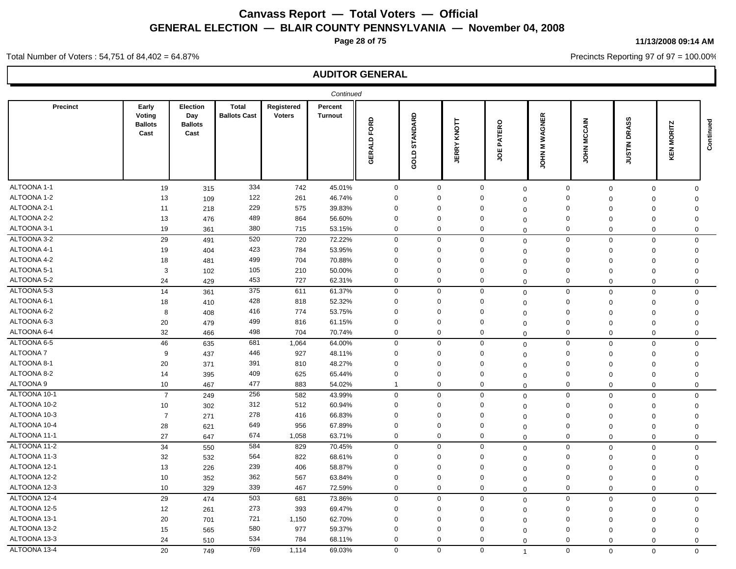# Canvass Report — Total Voters — Official

## GENERAL ELECTION — BLAIR COUNTY PENNSYLVANIA — November 04, 2008

11/13/2008 09:14 AM

Total Number of Voters : 54,751 of 84,402 = 64.87%

Precincts Reporting 97 of 97 = 100.00%

## AUDITOR GENERAL

*Continued*

| Precinct | Early Voting Ballots Cast | Election Day Ballots Cast | Total Ballots Cast | Registered Voters | Percent Turnout | GERALD FORD | GOLD STANDARD | JERRY KNOTT | JOE PATERO | JOHN M WAGNER | JOHN MCCAIN | JUSTIN DRASS | KEN MORITZ | Continued |
|---|---|---|---|---|---|---|---|---|---|---|---|---|---|---|
| ALTOONA 1-1 | 19 | 315 | 334 | 742 | 45.01% | 0 | 0 | 0 | 0 | 0 | 0 | 0 | 0 | |
| ALTOONA 1-2 | 13 | 109 | 122 | 261 | 46.74% | 0 | 0 | 0 | 0 | 0 | 0 | 0 | 0 | |
| ALTOONA 2-1 | 11 | 218 | 229 | 575 | 39.83% | 0 | 0 | 0 | 0 | 0 | 0 | 0 | 0 | |
| ALTOONA 2-2 | 13 | 476 | 489 | 864 | 56.60% | 0 | 0 | 0 | 0 | 0 | 0 | 0 | 0 | |
| ALTOONA 3-1 | 19 | 361 | 380 | 715 | 53.15% | 0 | 0 | 0 | 0 | 0 | 0 | 0 | 0 | |
| ALTOONA 3-2 | 29 | 491 | 520 | 720 | 72.22% | 0 | 0 | 0 | 0 | 0 | 0 | 0 | 0 | |
| ALTOONA 4-1 | 19 | 404 | 423 | 784 | 53.95% | 0 | 0 | 0 | 0 | 0 | 0 | 0 | 0 | |
| ALTOONA 4-2 | 18 | 481 | 499 | 704 | 70.88% | 0 | 0 | 0 | 0 | 0 | 0 | 0 | 0 | |
| ALTOONA 5-1 | 3 | 102 | 105 | 210 | 50.00% | 0 | 0 | 0 | 0 | 0 | 0 | 0 | 0 | |
| ALTOONA 5-2 | 24 | 429 | 453 | 727 | 62.31% | 0 | 0 | 0 | 0 | 0 | 0 | 0 | 0 | |
| ALTOONA 5-3 | 14 | 361 | 375 | 611 | 61.37% | 0 | 0 | 0 | 0 | 0 | 0 | 0 | 0 | |
| ALTOONA 6-1 | 18 | 410 | 428 | 818 | 52.32% | 0 | 0 | 0 | 0 | 0 | 0 | 0 | 0 | |
| ALTOONA 6-2 | 8 | 408 | 416 | 774 | 53.75% | 0 | 0 | 0 | 0 | 0 | 0 | 0 | 0 | |
| ALTOONA 6-3 | 20 | 479 | 499 | 816 | 61.15% | 0 | 0 | 0 | 0 | 0 | 0 | 0 | 0 | |
| ALTOONA 6-4 | 32 | 466 | 498 | 704 | 70.74% | 0 | 0 | 0 | 0 | 0 | 0 | 0 | 0 | |
| ALTOONA 6-5 | 46 | 635 | 681 | 1,064 | 64.00% | 0 | 0 | 0 | 0 | 0 | 0 | 0 | 0 | |
| ALTOONA 7 | 9 | 437 | 446 | 927 | 48.11% | 0 | 0 | 0 | 0 | 0 | 0 | 0 | 0 | |
| ALTOONA 8-1 | 20 | 371 | 391 | 810 | 48.27% | 0 | 0 | 0 | 0 | 0 | 0 | 0 | 0 | |
| ALTOONA 8-2 | 14 | 395 | 409 | 625 | 65.44% | 0 | 0 | 0 | 0 | 0 | 0 | 0 | 0 | |
| ALTOONA 9 | 10 | 467 | 477 | 883 | 54.02% | 1 | 0 | 0 | 0 | 0 | 0 | 0 | 0 | |
| ALTOONA 10-1 | 7 | 249 | 256 | 582 | 43.99% | 0 | 0 | 0 | 0 | 0 | 0 | 0 | 0 | |
| ALTOONA 10-2 | 10 | 302 | 312 | 512 | 60.94% | 0 | 0 | 0 | 0 | 0 | 0 | 0 | 0 | |
| ALTOONA 10-3 | 7 | 271 | 278 | 416 | 66.83% | 0 | 0 | 0 | 0 | 0 | 0 | 0 | 0 | |
| ALTOONA 10-4 | 28 | 621 | 649 | 956 | 67.89% | 0 | 0 | 0 | 0 | 0 | 0 | 0 | 0 | |
| ALTOONA 11-1 | 27 | 647 | 674 | 1,058 | 63.71% | 0 | 0 | 0 | 0 | 0 | 0 | 0 | 0 | |
| ALTOONA 11-2 | 34 | 550 | 584 | 829 | 70.45% | 0 | 0 | 0 | 0 | 0 | 0 | 0 | 0 | |
| ALTOONA 11-3 | 32 | 532 | 564 | 822 | 68.61% | 0 | 0 | 0 | 0 | 0 | 0 | 0 | 0 | |
| ALTOONA 12-1 | 13 | 226 | 239 | 406 | 58.87% | 0 | 0 | 0 | 0 | 0 | 0 | 0 | 0 | |
| ALTOONA 12-2 | 10 | 352 | 362 | 567 | 63.84% | 0 | 0 | 0 | 0 | 0 | 0 | 0 | 0 | |
| ALTOONA 12-3 | 10 | 329 | 339 | 467 | 72.59% | 0 | 0 | 0 | 0 | 0 | 0 | 0 | 0 | |
| ALTOONA 12-4 | 29 | 474 | 503 | 681 | 73.86% | 0 | 0 | 0 | 0 | 0 | 0 | 0 | 0 | |
| ALTOONA 12-5 | 12 | 261 | 273 | 393 | 69.47% | 0 | 0 | 0 | 0 | 0 | 0 | 0 | 0 | |
| ALTOONA 13-1 | 20 | 701 | 721 | 1,150 | 62.70% | 0 | 0 | 0 | 0 | 0 | 0 | 0 | 0 | |
| ALTOONA 13-2 | 15 | 565 | 580 | 977 | 59.37% | 0 | 0 | 0 | 0 | 0 | 0 | 0 | 0 | |
| ALTOONA 13-3 | 24 | 510 | 534 | 784 | 68.11% | 0 | 0 | 0 | 0 | 0 | 0 | 0 | 0 | |
| ALTOONA 13-4 | 20 | 749 | 769 | 1,114 | 69.03% | 0 | 0 | 0 | 1 | 0 | 0 | 0 | 0 | |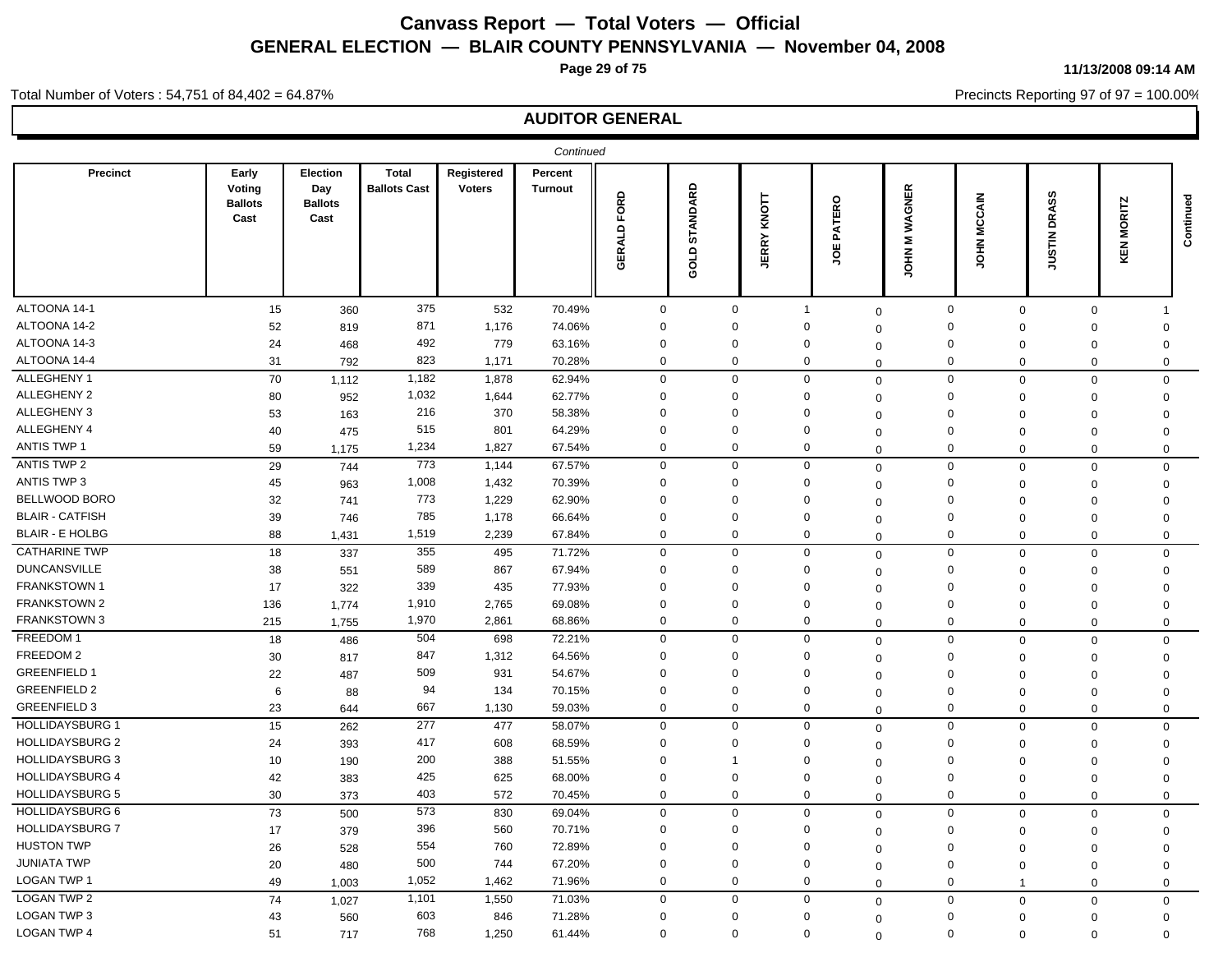# Canvass Report — Total Voters — Official

## GENERAL ELECTION — BLAIR COUNTY PENNSYLVANIA — November 04, 2008

Total Number of Voters : 54,751 of 84,402 = 64.87%

Precincts Reporting 97 of 97 = 100.00%

### AUDITOR GENERAL

*Continued*

| Precinct | Early Voting Ballots Cast | Election Day Ballots Cast | Total Ballots Cast | Registered Voters | Percent Turnout | GERALD FORD | GOLD STANDARD | JERRY KNOTT | JOE PATERO | JOHN M WAGNER | JOHN MCCAIN | JUSTIN DRASS | KEN MORITZ | Continued |
|---|---|---|---|---|---|---|---|---|---|---|---|---|---|---|
| ALTOONA 14-1 | 15 | 360 | 375 | 532 | 70.49% | 0 | 0 | 1 | 0 | 0 | 0 | 0 | 1 | |
| ALTOONA 14-2 | 52 | 819 | 871 | 1,176 | 74.06% | 0 | 0 | 0 | 0 | 0 | 0 | 0 | 0 | |
| ALTOONA 14-3 | 24 | 468 | 492 | 779 | 63.16% | 0 | 0 | 0 | 0 | 0 | 0 | 0 | 0 | |
| ALTOONA 14-4 | 31 | 792 | 823 | 1,171 | 70.28% | 0 | 0 | 0 | 0 | 0 | 0 | 0 | 0 | |
| ALLEGHENY 1 | 70 | 1,112 | 1,182 | 1,878 | 62.94% | 0 | 0 | 0 | 0 | 0 | 0 | 0 | 0 | |
| ALLEGHENY 2 | 80 | 952 | 1,032 | 1,644 | 62.77% | 0 | 0 | 0 | 0 | 0 | 0 | 0 | 0 | |
| ALLEGHENY 3 | 53 | 163 | 216 | 370 | 58.38% | 0 | 0 | 0 | 0 | 0 | 0 | 0 | 0 | |
| ALLEGHENY 4 | 40 | 475 | 515 | 801 | 64.29% | 0 | 0 | 0 | 0 | 0 | 0 | 0 | 0 | |
| ANTIS TWP 1 | 59 | 1,175 | 1,234 | 1,827 | 67.54% | 0 | 0 | 0 | 0 | 0 | 0 | 0 | 0 | |
| ANTIS TWP 2 | 29 | 744 | 773 | 1,144 | 67.57% | 0 | 0 | 0 | 0 | 0 | 0 | 0 | 0 | |
| ANTIS TWP 3 | 45 | 963 | 1,008 | 1,432 | 70.39% | 0 | 0 | 0 | 0 | 0 | 0 | 0 | 0 | |
| BELLWOOD BORO | 32 | 741 | 773 | 1,229 | 62.90% | 0 | 0 | 0 | 0 | 0 | 0 | 0 | 0 | |
| BLAIR - CATFISH | 39 | 746 | 785 | 1,178 | 66.64% | 0 | 0 | 0 | 0 | 0 | 0 | 0 | 0 | |
| BLAIR - E HOLBG | 88 | 1,431 | 1,519 | 2,239 | 67.84% | 0 | 0 | 0 | 0 | 0 | 0 | 0 | 0 | |
| CATHARINE TWP | 18 | 337 | 355 | 495 | 71.72% | 0 | 0 | 0 | 0 | 0 | 0 | 0 | 0 | |
| DUNCANSVILLE | 38 | 551 | 589 | 867 | 67.94% | 0 | 0 | 0 | 0 | 0 | 0 | 0 | 0 | |
| FRANKSTOWN 1 | 17 | 322 | 339 | 435 | 77.93% | 0 | 0 | 0 | 0 | 0 | 0 | 0 | 0 | |
| FRANKSTOWN 2 | 136 | 1,774 | 1,910 | 2,765 | 69.08% | 0 | 0 | 0 | 0 | 0 | 0 | 0 | 0 | |
| FRANKSTOWN 3 | 215 | 1,755 | 1,970 | 2,861 | 68.86% | 0 | 0 | 0 | 0 | 0 | 0 | 0 | 0 | |
| FREEDOM 1 | 18 | 486 | 504 | 698 | 72.21% | 0 | 0 | 0 | 0 | 0 | 0 | 0 | 0 | |
| FREEDOM 2 | 30 | 817 | 847 | 1,312 | 64.56% | 0 | 0 | 0 | 0 | 0 | 0 | 0 | 0 | |
| GREENFIELD 1 | 22 | 487 | 509 | 931 | 54.67% | 0 | 0 | 0 | 0 | 0 | 0 | 0 | 0 | |
| GREENFIELD 2 | 6 | 88 | 94 | 134 | 70.15% | 0 | 0 | 0 | 0 | 0 | 0 | 0 | 0 | |
| GREENFIELD 3 | 23 | 644 | 667 | 1,130 | 59.03% | 0 | 0 | 0 | 0 | 0 | 0 | 0 | 0 | |
| HOLLIDAYSBURG 1 | 15 | 262 | 277 | 477 | 58.07% | 0 | 0 | 0 | 0 | 0 | 0 | 0 | 0 | |
| HOLLIDAYSBURG 2 | 24 | 393 | 417 | 608 | 68.59% | 0 | 0 | 0 | 0 | 0 | 0 | 0 | 0 | |
| HOLLIDAYSBURG 3 | 10 | 190 | 200 | 388 | 51.55% | 0 | 1 | 0 | 0 | 0 | 0 | 0 | 0 | |
| HOLLIDAYSBURG 4 | 42 | 383 | 425 | 625 | 68.00% | 0 | 0 | 0 | 0 | 0 | 0 | 0 | 0 | |
| HOLLIDAYSBURG 5 | 30 | 373 | 403 | 572 | 70.45% | 0 | 0 | 0 | 0 | 0 | 0 | 0 | 0 | |
| HOLLIDAYSBURG 6 | 73 | 500 | 573 | 830 | 69.04% | 0 | 0 | 0 | 0 | 0 | 0 | 0 | 0 | |
| HOLLIDAYSBURG 7 | 17 | 379 | 396 | 560 | 70.71% | 0 | 0 | 0 | 0 | 0 | 0 | 0 | 0 | |
| HUSTON TWP | 26 | 528 | 554 | 760 | 72.89% | 0 | 0 | 0 | 0 | 0 | 0 | 0 | 0 | |
| JUNIATA TWP | 20 | 480 | 500 | 744 | 67.20% | 0 | 0 | 0 | 0 | 0 | 0 | 0 | 0 | |
| LOGAN TWP 1 | 49 | 1,003 | 1,052 | 1,462 | 71.96% | 0 | 0 | 0 | 0 | 0 | 1 | 0 | 0 | |
| LOGAN TWP 2 | 74 | 1,027 | 1,101 | 1,550 | 71.03% | 0 | 0 | 0 | 0 | 0 | 0 | 0 | 0 | |
| LOGAN TWP 3 | 43 | 560 | 603 | 846 | 71.28% | 0 | 0 | 0 | 0 | 0 | 0 | 0 | 0 | |
| LOGAN TWP 4 | 51 | 717 | 768 | 1,250 | 61.44% | 0 | 0 | 0 | 0 | 0 | 0 | 0 | 0 | |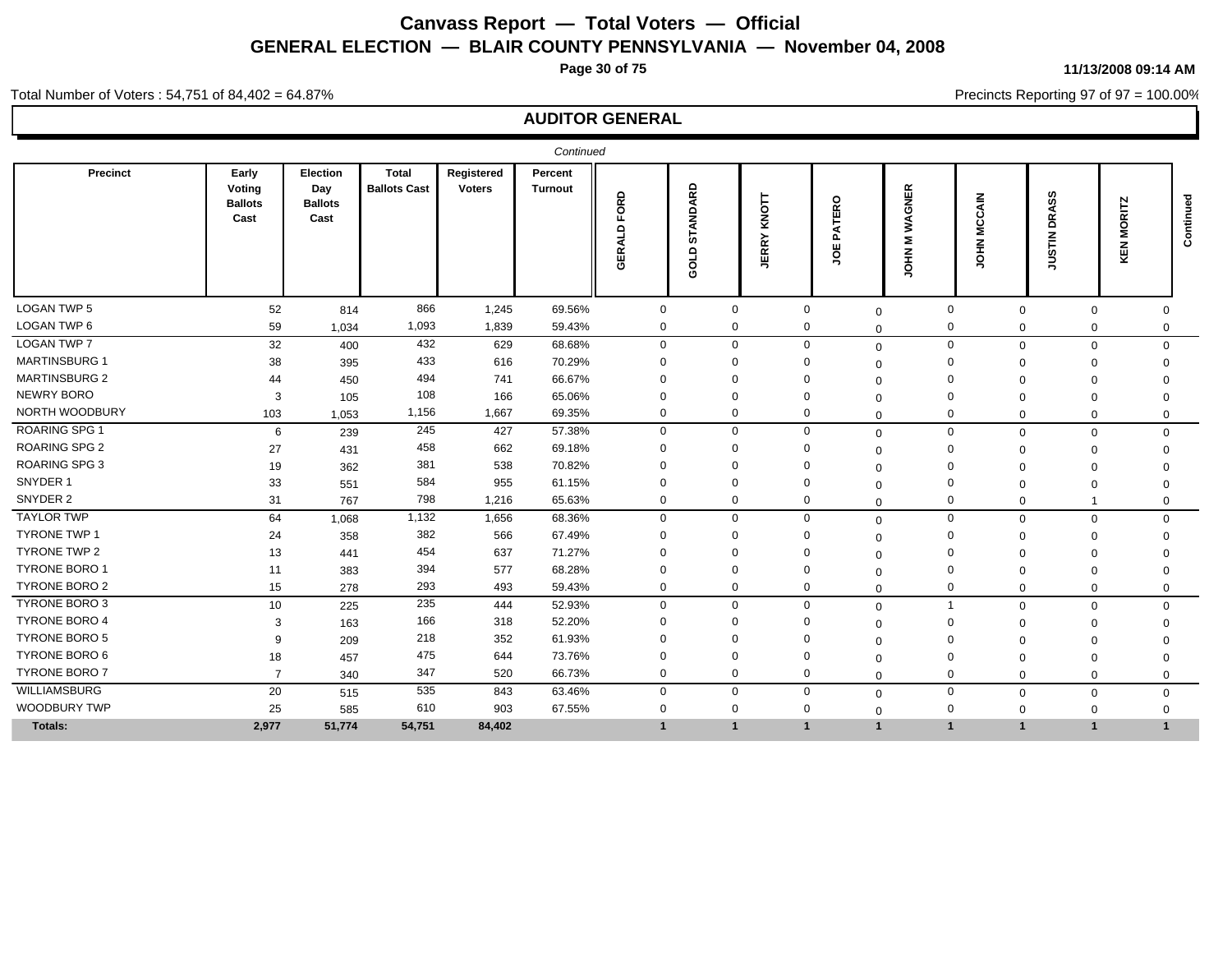# Canvass Report — Total Voters — Official

## GENERAL ELECTION — BLAIR COUNTY PENNSYLVANIA — November 04, 2008

11/13/2008 09:14 AM

Total Number of Voters : 54,751 of 84,402 = 64.87%

Precincts Reporting 97 of 97 = 100.00%

## AUDITOR GENERAL

*Continued*

| Precinct | Early Voting Ballots Cast | Election Day Ballots Cast | Total Ballots Cast | Registered Voters | Percent Turnout | GERALD FORD | GOLD STANDARD | JERRY KNOTT | JOE PATERO | JOHN M WAGNER | JOHN MCCAIN | JUSTIN DRASS | KEN MORITZ |
|---|---|---|---|---|---|---|---|---|---|---|---|---|---|
| LOGAN TWP 5 | 52 | 814 | 866 | 1,245 | 69.56% | 0 | 0 | 0 | 0 | 0 | 0 | 0 | 0 |
| LOGAN TWP 6 | 59 | 1,034 | 1,093 | 1,839 | 59.43% | 0 | 0 | 0 | 0 | 0 | 0 | 0 | 0 |
| LOGAN TWP 7 | 32 | 400 | 432 | 629 | 68.68% | 0 | 0 | 0 | 0 | 0 | 0 | 0 | 0 |
| MARTINSBURG 1 | 38 | 395 | 433 | 616 | 70.29% | 0 | 0 | 0 | 0 | 0 | 0 | 0 | 0 |
| MARTINSBURG 2 | 44 | 450 | 494 | 741 | 66.67% | 0 | 0 | 0 | 0 | 0 | 0 | 0 | 0 |
| NEWRY BORO | 3 | 105 | 108 | 166 | 65.06% | 0 | 0 | 0 | 0 | 0 | 0 | 0 | 0 |
| NORTH WOODBURY | 103 | 1,053 | 1,156 | 1,667 | 69.35% | 0 | 0 | 0 | 0 | 0 | 0 | 0 | 0 |
| ROARING SPG 1 | 6 | 239 | 245 | 427 | 57.38% | 0 | 0 | 0 | 0 | 0 | 0 | 0 | 0 |
| ROARING SPG 2 | 27 | 431 | 458 | 662 | 69.18% | 0 | 0 | 0 | 0 | 0 | 0 | 0 | 0 |
| ROARING SPG 3 | 19 | 362 | 381 | 538 | 70.82% | 0 | 0 | 0 | 0 | 0 | 0 | 0 | 0 |
| SNYDER 1 | 33 | 551 | 584 | 955 | 61.15% | 0 | 0 | 0 | 0 | 0 | 0 | 0 | 0 |
| SNYDER 2 | 31 | 767 | 798 | 1,216 | 65.63% | 0 | 0 | 0 | 0 | 0 | 0 | 1 | 0 |
| TAYLOR TWP | 64 | 1,068 | 1,132 | 1,656 | 68.36% | 0 | 0 | 0 | 0 | 0 | 0 | 0 | 0 |
| TYRONE TWP 1 | 24 | 358 | 382 | 566 | 67.49% | 0 | 0 | 0 | 0 | 0 | 0 | 0 | 0 |
| TYRONE TWP 2 | 13 | 441 | 454 | 637 | 71.27% | 0 | 0 | 0 | 0 | 0 | 0 | 0 | 0 |
| TYRONE BORO 1 | 11 | 383 | 394 | 577 | 68.28% | 0 | 0 | 0 | 0 | 0 | 0 | 0 | 0 |
| TYRONE BORO 2 | 15 | 278 | 293 | 493 | 59.43% | 0 | 0 | 0 | 0 | 0 | 0 | 0 | 0 |
| TYRONE BORO 3 | 10 | 225 | 235 | 444 | 52.93% | 0 | 0 | 0 | 0 | 1 | 0 | 0 | 0 |
| TYRONE BORO 4 | 3 | 163 | 166 | 318 | 52.20% | 0 | 0 | 0 | 0 | 0 | 0 | 0 | 0 |
| TYRONE BORO 5 | 9 | 209 | 218 | 352 | 61.93% | 0 | 0 | 0 | 0 | 0 | 0 | 0 | 0 |
| TYRONE BORO 6 | 18 | 457 | 475 | 644 | 73.76% | 0 | 0 | 0 | 0 | 0 | 0 | 0 | 0 |
| TYRONE BORO 7 | 7 | 340 | 347 | 520 | 66.73% | 0 | 0 | 0 | 0 | 0 | 0 | 0 | 0 |
| WILLIAMSBURG | 20 | 515 | 535 | 843 | 63.46% | 0 | 0 | 0 | 0 | 0 | 0 | 0 | 0 |
| WOODBURY TWP | 25 | 585 | 610 | 903 | 67.55% | 0 | 0 | 0 | 0 | 0 | 0 | 0 | 0 |
| **Totals:** | **2,977** | **51,774** | **54,751** | **84,402** | | **1** | **1** | **1** | **1** | **1** | **1** | **1** | **1** |

Continued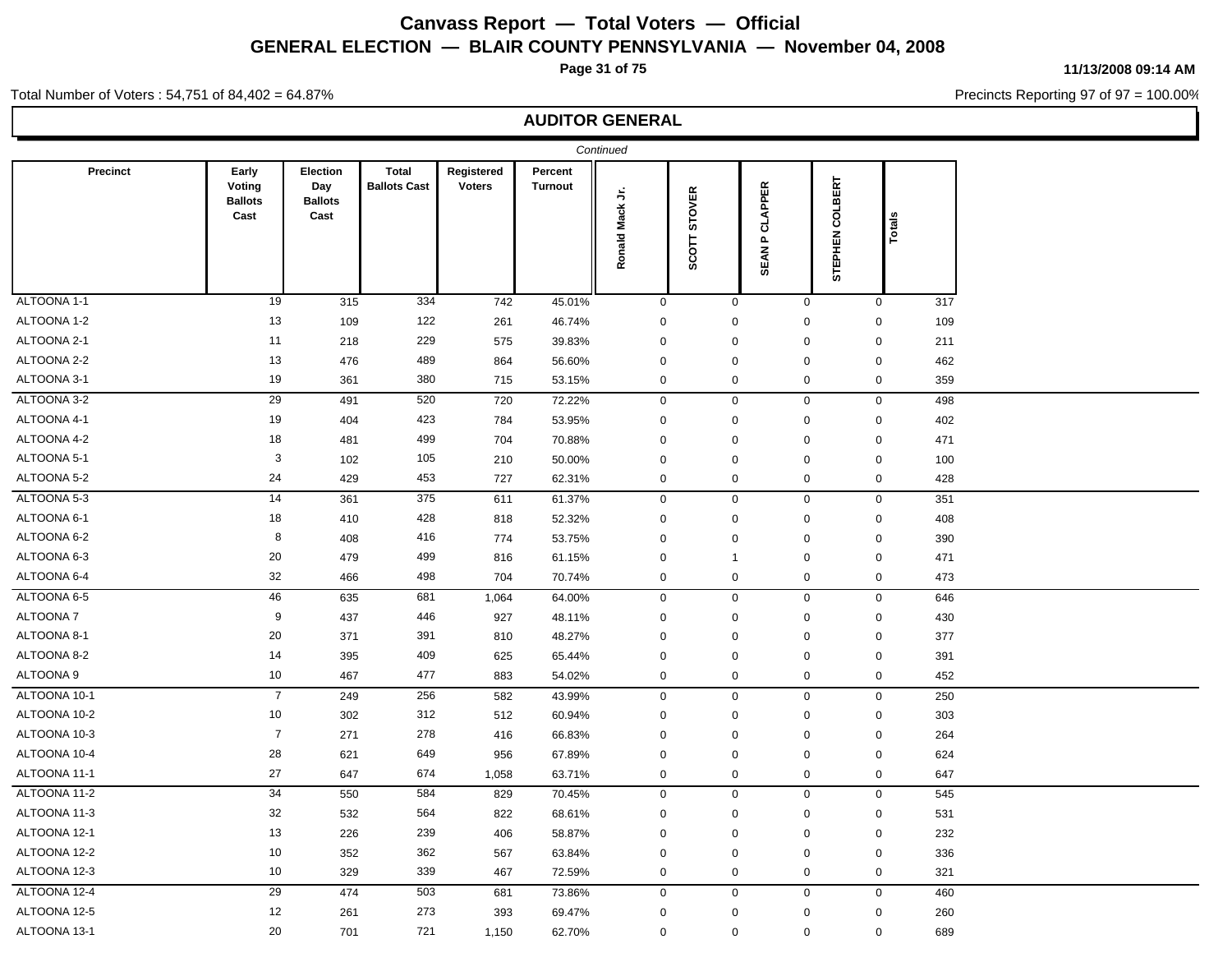# Canvass Report — Total Voters — Official

## GENERAL ELECTION — BLAIR COUNTY PENNSYLVANIA — November 04, 2008

11/13/2008 09:14 AM

Total Number of Voters : 54,751 of 84,402 = 64.87%

Precincts Reporting 97 of 97 = 100.00%

### AUDITOR GENERAL

*Continued*

| Precinct | Early Voting Ballots Cast | Election Day Ballots Cast | Total Ballots Cast | Registered Voters | Percent Turnout | Ronald Mack Jr. | SCOTT STOVER | SEAN P CLAPPER | STEPHEN COLBERT | Totals |
|---|---|---|---|---|---|---|---|---|---|---|
| ALTOONA 1-1 | 19 | 315 | 334 | 742 | 45.01% | 0 | 0 | 0 | 0 | 317 |
| ALTOONA 1-2 | 13 | 109 | 122 | 261 | 46.74% | 0 | 0 | 0 | 0 | 109 |
| ALTOONA 2-1 | 11 | 218 | 229 | 575 | 39.83% | 0 | 0 | 0 | 0 | 211 |
| ALTOONA 2-2 | 13 | 476 | 489 | 864 | 56.60% | 0 | 0 | 0 | 0 | 462 |
| ALTOONA 3-1 | 19 | 361 | 380 | 715 | 53.15% | 0 | 0 | 0 | 0 | 359 |
| ALTOONA 3-2 | 29 | 491 | 520 | 720 | 72.22% | 0 | 0 | 0 | 0 | 498 |
| ALTOONA 4-1 | 19 | 404 | 423 | 784 | 53.95% | 0 | 0 | 0 | 0 | 402 |
| ALTOONA 4-2 | 18 | 481 | 499 | 704 | 70.88% | 0 | 0 | 0 | 0 | 471 |
| ALTOONA 5-1 | 3 | 102 | 105 | 210 | 50.00% | 0 | 0 | 0 | 0 | 100 |
| ALTOONA 5-2 | 24 | 429 | 453 | 727 | 62.31% | 0 | 0 | 0 | 0 | 428 |
| ALTOONA 5-3 | 14 | 361 | 375 | 611 | 61.37% | 0 | 0 | 0 | 0 | 351 |
| ALTOONA 6-1 | 18 | 410 | 428 | 818 | 52.32% | 0 | 0 | 0 | 0 | 408 |
| ALTOONA 6-2 | 8 | 408 | 416 | 774 | 53.75% | 0 | 0 | 0 | 0 | 390 |
| ALTOONA 6-3 | 20 | 479 | 499 | 816 | 61.15% | 0 | 1 | 0 | 0 | 471 |
| ALTOONA 6-4 | 32 | 466 | 498 | 704 | 70.74% | 0 | 0 | 0 | 0 | 473 |
| ALTOONA 6-5 | 46 | 635 | 681 | 1,064 | 64.00% | 0 | 0 | 0 | 0 | 646 |
| ALTOONA 7 | 9 | 437 | 446 | 927 | 48.11% | 0 | 0 | 0 | 0 | 430 |
| ALTOONA 8-1 | 20 | 371 | 391 | 810 | 48.27% | 0 | 0 | 0 | 0 | 377 |
| ALTOONA 8-2 | 14 | 395 | 409 | 625 | 65.44% | 0 | 0 | 0 | 0 | 391 |
| ALTOONA 9 | 10 | 467 | 477 | 883 | 54.02% | 0 | 0 | 0 | 0 | 452 |
| ALTOONA 10-1 | 7 | 249 | 256 | 582 | 43.99% | 0 | 0 | 0 | 0 | 250 |
| ALTOONA 10-2 | 10 | 302 | 312 | 512 | 60.94% | 0 | 0 | 0 | 0 | 303 |
| ALTOONA 10-3 | 7 | 271 | 278 | 416 | 66.83% | 0 | 0 | 0 | 0 | 264 |
| ALTOONA 10-4 | 28 | 621 | 649 | 956 | 67.89% | 0 | 0 | 0 | 0 | 624 |
| ALTOONA 11-1 | 27 | 647 | 674 | 1,058 | 63.71% | 0 | 0 | 0 | 0 | 647 |
| ALTOONA 11-2 | 34 | 550 | 584 | 829 | 70.45% | 0 | 0 | 0 | 0 | 545 |
| ALTOONA 11-3 | 32 | 532 | 564 | 822 | 68.61% | 0 | 0 | 0 | 0 | 531 |
| ALTOONA 12-1 | 13 | 226 | 239 | 406 | 58.87% | 0 | 0 | 0 | 0 | 232 |
| ALTOONA 12-2 | 10 | 352 | 362 | 567 | 63.84% | 0 | 0 | 0 | 0 | 336 |
| ALTOONA 12-3 | 10 | 329 | 339 | 467 | 72.59% | 0 | 0 | 0 | 0 | 321 |
| ALTOONA 12-4 | 29 | 474 | 503 | 681 | 73.86% | 0 | 0 | 0 | 0 | 460 |
| ALTOONA 12-5 | 12 | 261 | 273 | 393 | 69.47% | 0 | 0 | 0 | 0 | 260 |
| ALTOONA 13-1 | 20 | 701 | 721 | 1,150 | 62.70% | 0 | 0 | 0 | 0 | 689 |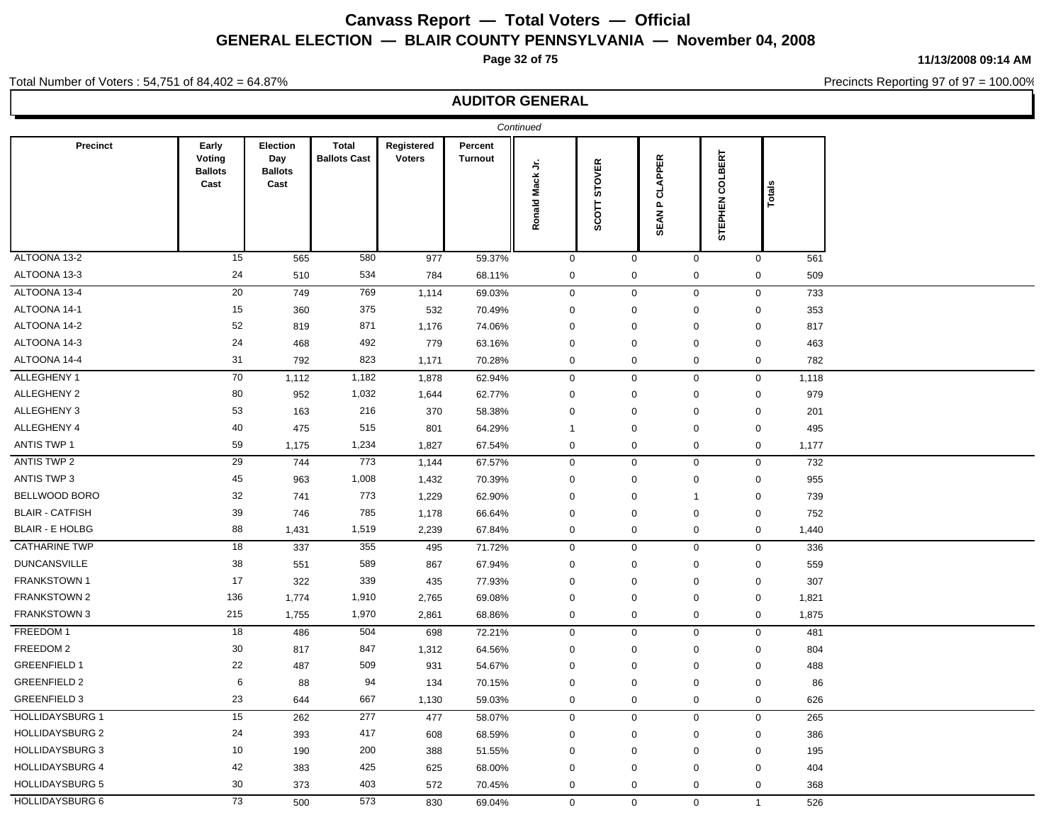# Canvass Report — Total Voters — Official

## GENERAL ELECTION — BLAIR COUNTY PENNSYLVANIA — November 04, 2008

11/13/2008 09:14 AM

Total Number of Voters : 54,751 of 84,402 = 64.87%

Precincts Reporting 97 of 97 = 100.00%

### AUDITOR GENERAL

*Continued*

| Precinct | Early Voting Ballots Cast | Election Day Ballots Cast | Total Ballots Cast | Registered Voters | Percent Turnout | Ronald Mack Jr. | SCOTT STOVER | SEAN P CLAPPER | STEPHEN COLBERT | Totals |
|---|---|---|---|---|---|---|---|---|---|---|
| ALTOONA 13-2 | 15 | 565 | 580 | 977 | 59.37% | 0 | 0 | 0 | 0 | 561 |
| ALTOONA 13-3 | 24 | 510 | 534 | 784 | 68.11% | 0 | 0 | 0 | 0 | 509 |
| ALTOONA 13-4 | 20 | 749 | 769 | 1,114 | 69.03% | 0 | 0 | 0 | 0 | 733 |
| ALTOONA 14-1 | 15 | 360 | 375 | 532 | 70.49% | 0 | 0 | 0 | 0 | 353 |
| ALTOONA 14-2 | 52 | 819 | 871 | 1,176 | 74.06% | 0 | 0 | 0 | 0 | 817 |
| ALTOONA 14-3 | 24 | 468 | 492 | 779 | 63.16% | 0 | 0 | 0 | 0 | 463 |
| ALTOONA 14-4 | 31 | 792 | 823 | 1,171 | 70.28% | 0 | 0 | 0 | 0 | 782 |
| ALLEGHENY 1 | 70 | 1,112 | 1,182 | 1,878 | 62.94% | 0 | 0 | 0 | 0 | 1,118 |
| ALLEGHENY 2 | 80 | 952 | 1,032 | 1,644 | 62.77% | 0 | 0 | 0 | 0 | 979 |
| ALLEGHENY 3 | 53 | 163 | 216 | 370 | 58.38% | 0 | 0 | 0 | 0 | 201 |
| ALLEGHENY 4 | 40 | 475 | 515 | 801 | 64.29% | 1 | 0 | 0 | 0 | 495 |
| ANTIS TWP 1 | 59 | 1,175 | 1,234 | 1,827 | 67.54% | 0 | 0 | 0 | 0 | 1,177 |
| ANTIS TWP 2 | 29 | 744 | 773 | 1,144 | 67.57% | 0 | 0 | 0 | 0 | 732 |
| ANTIS TWP 3 | 45 | 963 | 1,008 | 1,432 | 70.39% | 0 | 0 | 0 | 0 | 955 |
| BELLWOOD BORO | 32 | 741 | 773 | 1,229 | 62.90% | 0 | 0 | 1 | 0 | 739 |
| BLAIR - CATFISH | 39 | 746 | 785 | 1,178 | 66.64% | 0 | 0 | 0 | 0 | 752 |
| BLAIR - E HOLBG | 88 | 1,431 | 1,519 | 2,239 | 67.84% | 0 | 0 | 0 | 0 | 1,440 |
| CATHARINE TWP | 18 | 337 | 355 | 495 | 71.72% | 0 | 0 | 0 | 0 | 336 |
| DUNCANSVILLE | 38 | 551 | 589 | 867 | 67.94% | 0 | 0 | 0 | 0 | 559 |
| FRANKSTOWN 1 | 17 | 322 | 339 | 435 | 77.93% | 0 | 0 | 0 | 0 | 307 |
| FRANKSTOWN 2 | 136 | 1,774 | 1,910 | 2,765 | 69.08% | 0 | 0 | 0 | 0 | 1,821 |
| FRANKSTOWN 3 | 215 | 1,755 | 1,970 | 2,861 | 68.86% | 0 | 0 | 0 | 0 | 1,875 |
| FREEDOM 1 | 18 | 486 | 504 | 698 | 72.21% | 0 | 0 | 0 | 0 | 481 |
| FREEDOM 2 | 30 | 817 | 847 | 1,312 | 64.56% | 0 | 0 | 0 | 0 | 804 |
| GREENFIELD 1 | 22 | 487 | 509 | 931 | 54.67% | 0 | 0 | 0 | 0 | 488 |
| GREENFIELD 2 | 6 | 88 | 94 | 134 | 70.15% | 0 | 0 | 0 | 0 | 86 |
| GREENFIELD 3 | 23 | 644 | 667 | 1,130 | 59.03% | 0 | 0 | 0 | 0 | 626 |
| HOLLIDAYSBURG 1 | 15 | 262 | 277 | 477 | 58.07% | 0 | 0 | 0 | 0 | 265 |
| HOLLIDAYSBURG 2 | 24 | 393 | 417 | 608 | 68.59% | 0 | 0 | 0 | 0 | 386 |
| HOLLIDAYSBURG 3 | 10 | 190 | 200 | 388 | 51.55% | 0 | 0 | 0 | 0 | 195 |
| HOLLIDAYSBURG 4 | 42 | 383 | 425 | 625 | 68.00% | 0 | 0 | 0 | 0 | 404 |
| HOLLIDAYSBURG 5 | 30 | 373 | 403 | 572 | 70.45% | 0 | 0 | 0 | 0 | 368 |
| HOLLIDAYSBURG 6 | 73 | 500 | 573 | 830 | 69.04% | 0 | 0 | 0 | 1 | 526 |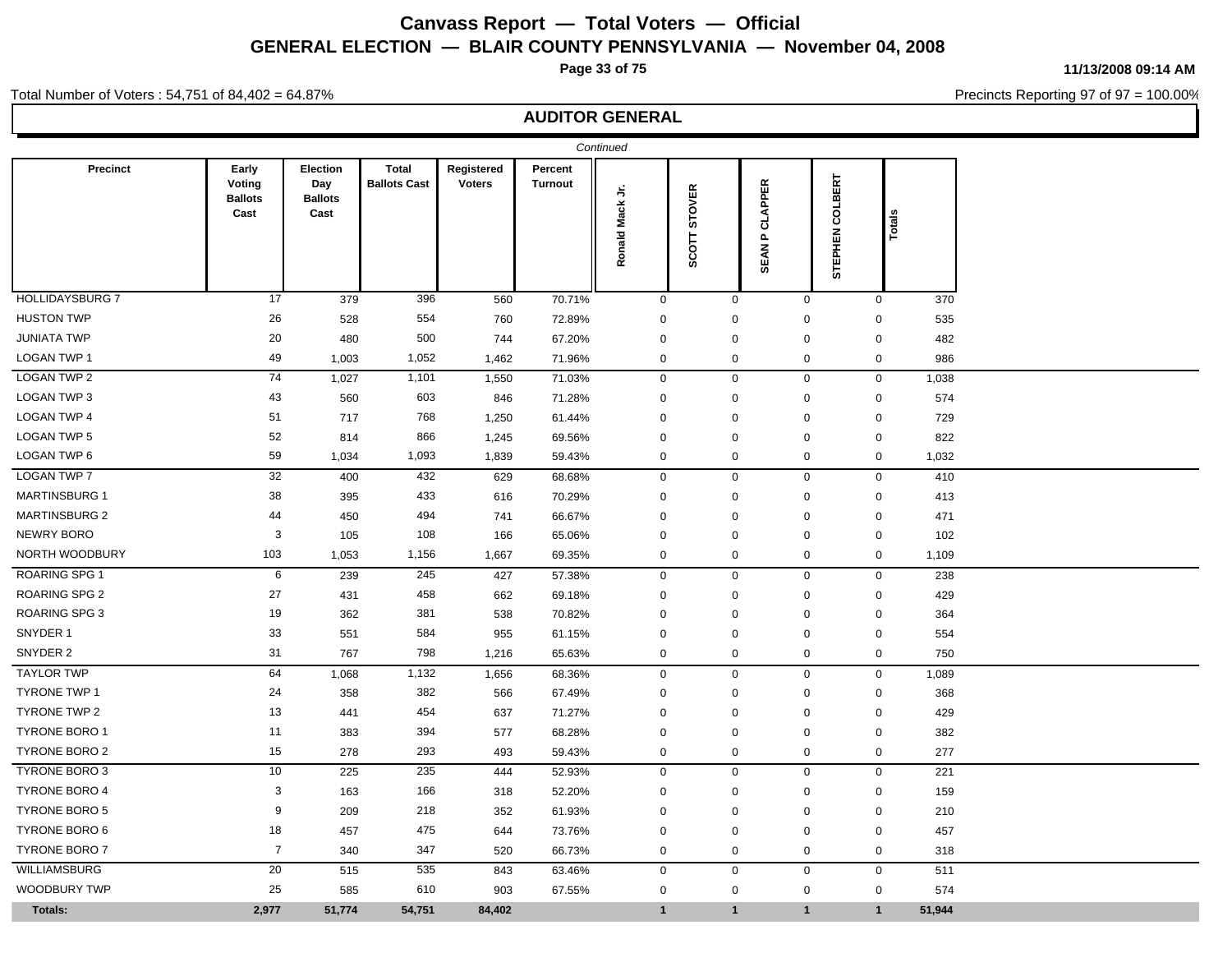# Canvass Report — Total Voters — Official

## GENERAL ELECTION — BLAIR COUNTY PENNSYLVANIA — November 04, 2008

11/13/2008 09:14 AM

Total Number of Voters : 54,751 of 84,402 = 64.87%

Precincts Reporting 97 of 97 = 100.00%

### AUDITOR GENERAL

*Continued*

| Precinct | Early Voting Ballots Cast | Election Day Ballots Cast | Total Ballots Cast | Registered Voters | Percent Turnout | Ronald Mack Jr. | SCOTT STOVER | SEAN P CLAPPER | STEPHEN COLBERT | Totals |
|---|---|---|---|---|---|---|---|---|---|---|
| HOLLIDAYSBURG 7 | 17 | 379 | 396 | 560 | 70.71% | 0 | 0 | 0 | 0 | 370 |
| HUSTON TWP | 26 | 528 | 554 | 760 | 72.89% | 0 | 0 | 0 | 0 | 535 |
| JUNIATA TWP | 20 | 480 | 500 | 744 | 67.20% | 0 | 0 | 0 | 0 | 482 |
| LOGAN TWP 1 | 49 | 1,003 | 1,052 | 1,462 | 71.96% | 0 | 0 | 0 | 0 | 986 |
| LOGAN TWP 2 | 74 | 1,027 | 1,101 | 1,550 | 71.03% | 0 | 0 | 0 | 0 | 1,038 |
| LOGAN TWP 3 | 43 | 560 | 603 | 846 | 71.28% | 0 | 0 | 0 | 0 | 574 |
| LOGAN TWP 4 | 51 | 717 | 768 | 1,250 | 61.44% | 0 | 0 | 0 | 0 | 729 |
| LOGAN TWP 5 | 52 | 814 | 866 | 1,245 | 69.56% | 0 | 0 | 0 | 0 | 822 |
| LOGAN TWP 6 | 59 | 1,034 | 1,093 | 1,839 | 59.43% | 0 | 0 | 0 | 0 | 1,032 |
| LOGAN TWP 7 | 32 | 400 | 432 | 629 | 68.68% | 0 | 0 | 0 | 0 | 410 |
| MARTINSBURG 1 | 38 | 395 | 433 | 616 | 70.29% | 0 | 0 | 0 | 0 | 413 |
| MARTINSBURG 2 | 44 | 450 | 494 | 741 | 66.67% | 0 | 0 | 0 | 0 | 471 |
| NEWRY BORO | 3 | 105 | 108 | 166 | 65.06% | 0 | 0 | 0 | 0 | 102 |
| NORTH WOODBURY | 103 | 1,053 | 1,156 | 1,667 | 69.35% | 0 | 0 | 0 | 0 | 1,109 |
| ROARING SPG 1 | 6 | 239 | 245 | 427 | 57.38% | 0 | 0 | 0 | 0 | 238 |
| ROARING SPG 2 | 27 | 431 | 458 | 662 | 69.18% | 0 | 0 | 0 | 0 | 429 |
| ROARING SPG 3 | 19 | 362 | 381 | 538 | 70.82% | 0 | 0 | 0 | 0 | 364 |
| SNYDER 1 | 33 | 551 | 584 | 955 | 61.15% | 0 | 0 | 0 | 0 | 554 |
| SNYDER 2 | 31 | 767 | 798 | 1,216 | 65.63% | 0 | 0 | 0 | 0 | 750 |
| TAYLOR TWP | 64 | 1,068 | 1,132 | 1,656 | 68.36% | 0 | 0 | 0 | 0 | 1,089 |
| TYRONE TWP 1 | 24 | 358 | 382 | 566 | 67.49% | 0 | 0 | 0 | 0 | 368 |
| TYRONE TWP 2 | 13 | 441 | 454 | 637 | 71.27% | 0 | 0 | 0 | 0 | 429 |
| TYRONE BORO 1 | 11 | 383 | 394 | 577 | 68.28% | 0 | 0 | 0 | 0 | 382 |
| TYRONE BORO 2 | 15 | 278 | 293 | 493 | 59.43% | 0 | 0 | 0 | 0 | 277 |
| TYRONE BORO 3 | 10 | 225 | 235 | 444 | 52.93% | 0 | 0 | 0 | 0 | 221 |
| TYRONE BORO 4 | 3 | 163 | 166 | 318 | 52.20% | 0 | 0 | 0 | 0 | 159 |
| TYRONE BORO 5 | 9 | 209 | 218 | 352 | 61.93% | 0 | 0 | 0 | 0 | 210 |
| TYRONE BORO 6 | 18 | 457 | 475 | 644 | 73.76% | 0 | 0 | 0 | 0 | 457 |
| TYRONE BORO 7 | 7 | 340 | 347 | 520 | 66.73% | 0 | 0 | 0 | 0 | 318 |
| WILLIAMSBURG | 20 | 515 | 535 | 843 | 63.46% | 0 | 0 | 0 | 0 | 511 |
| WOODBURY TWP | 25 | 585 | 610 | 903 | 67.55% | 0 | 0 | 0 | 0 | 574 |
| **Totals:** | **2,977** | **51,774** | **54,751** | **84,402** | | **1** | **1** | **1** | **1** | **51,944** |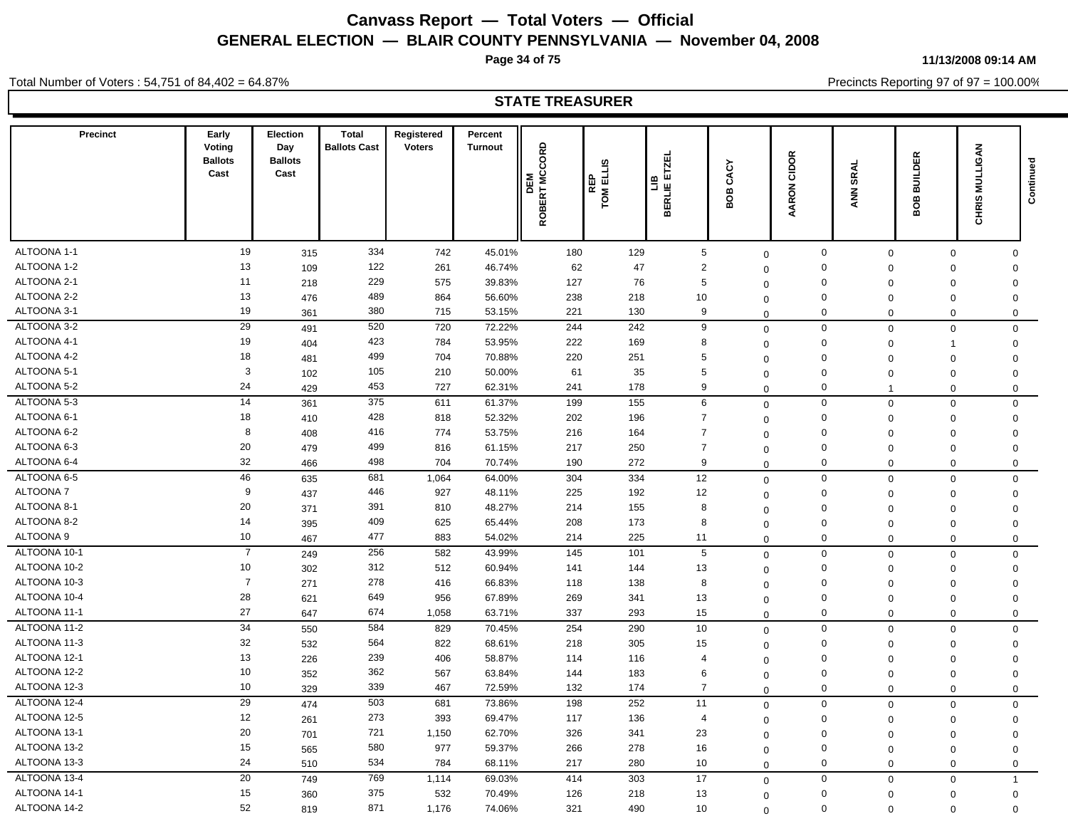# Canvass Report — Total Voters — Official

## GENERAL ELECTION — BLAIR COUNTY PENNSYLVANIA — November 04, 2008

11/13/2008 09:14 AM

Total Number of Voters : 54,751 of 84,402 = 64.87%

Precincts Reporting 97 of 97 = 100.00%

### STATE TREASURER

| Precinct | Early Voting Ballots Cast | Election Day Ballots Cast | Total Ballots Cast | Registered Voters | Percent Turnout | DEM ROBERT MCCORD | REP TOM ELLIS | LIB BERLIE ETZEL | BOB CACY | AARON CIDOR | ANN SRAL | BOB BUILDER | CHRIS MULLIGAN | Continued |
|---|---|---|---|---|---|---|---|---|---|---|---|---|---|---|
| ALTOONA 1-1 | 19 | 315 | 334 | 742 | 45.01% | 180 | 129 | 5 | 0 | 0 | 0 | 0 | 0 | |
| ALTOONA 1-2 | 13 | 109 | 122 | 261 | 46.74% | 62 | 47 | 2 | 0 | 0 | 0 | 0 | 0 | |
| ALTOONA 2-1 | 11 | 218 | 229 | 575 | 39.83% | 127 | 76 | 5 | 0 | 0 | 0 | 0 | 0 | |
| ALTOONA 2-2 | 13 | 476 | 489 | 864 | 56.60% | 238 | 218 | 10 | 0 | 0 | 0 | 0 | 0 | |
| ALTOONA 3-1 | 19 | 361 | 380 | 715 | 53.15% | 221 | 130 | 9 | 0 | 0 | 0 | 0 | 0 | |
| ALTOONA 3-2 | 29 | 491 | 520 | 720 | 72.22% | 244 | 242 | 9 | 0 | 0 | 0 | 0 | 0 | |
| ALTOONA 4-1 | 19 | 404 | 423 | 784 | 53.95% | 222 | 169 | 8 | 0 | 0 | 0 | 1 | 0 | |
| ALTOONA 4-2 | 18 | 481 | 499 | 704 | 70.88% | 220 | 251 | 5 | 0 | 0 | 0 | 0 | 0 | |
| ALTOONA 5-1 | 3 | 102 | 105 | 210 | 50.00% | 61 | 35 | 5 | 0 | 0 | 0 | 0 | 0 | |
| ALTOONA 5-2 | 24 | 429 | 453 | 727 | 62.31% | 241 | 178 | 9 | 0 | 0 | 1 | 0 | 0 | |
| ALTOONA 5-3 | 14 | 361 | 375 | 611 | 61.37% | 199 | 155 | 6 | 0 | 0 | 0 | 0 | 0 | |
| ALTOONA 6-1 | 18 | 410 | 428 | 818 | 52.32% | 202 | 196 | 7 | 0 | 0 | 0 | 0 | 0 | |
| ALTOONA 6-2 | 8 | 408 | 416 | 774 | 53.75% | 216 | 164 | 7 | 0 | 0 | 0 | 0 | 0 | |
| ALTOONA 6-3 | 20 | 479 | 499 | 816 | 61.15% | 217 | 250 | 7 | 0 | 0 | 0 | 0 | 0 | |
| ALTOONA 6-4 | 32 | 466 | 498 | 704 | 70.74% | 190 | 272 | 9 | 0 | 0 | 0 | 0 | 0 | |
| ALTOONA 6-5 | 46 | 635 | 681 | 1,064 | 64.00% | 304 | 334 | 12 | 0 | 0 | 0 | 0 | 0 | |
| ALTOONA 7 | 9 | 437 | 446 | 927 | 48.11% | 225 | 192 | 12 | 0 | 0 | 0 | 0 | 0 | |
| ALTOONA 8-1 | 20 | 371 | 391 | 810 | 48.27% | 214 | 155 | 8 | 0 | 0 | 0 | 0 | 0 | |
| ALTOONA 8-2 | 14 | 395 | 409 | 625 | 65.44% | 208 | 173 | 8 | 0 | 0 | 0 | 0 | 0 | |
| ALTOONA 9 | 10 | 467 | 477 | 883 | 54.02% | 214 | 225 | 11 | 0 | 0 | 0 | 0 | 0 | |
| ALTOONA 10-1 | 7 | 249 | 256 | 582 | 43.99% | 145 | 101 | 5 | 0 | 0 | 0 | 0 | 0 | |
| ALTOONA 10-2 | 10 | 302 | 312 | 512 | 60.94% | 141 | 144 | 13 | 0 | 0 | 0 | 0 | 0 | |
| ALTOONA 10-3 | 7 | 271 | 278 | 416 | 66.83% | 118 | 138 | 8 | 0 | 0 | 0 | 0 | 0 | |
| ALTOONA 10-4 | 28 | 621 | 649 | 956 | 67.89% | 269 | 341 | 13 | 0 | 0 | 0 | 0 | 0 | |
| ALTOONA 11-1 | 27 | 647 | 674 | 1,058 | 63.71% | 337 | 293 | 15 | 0 | 0 | 0 | 0 | 0 | |
| ALTOONA 11-2 | 34 | 550 | 584 | 829 | 70.45% | 254 | 290 | 10 | 0 | 0 | 0 | 0 | 0 | |
| ALTOONA 11-3 | 32 | 532 | 564 | 822 | 68.61% | 218 | 305 | 15 | 0 | 0 | 0 | 0 | 0 | |
| ALTOONA 12-1 | 13 | 226 | 239 | 406 | 58.87% | 114 | 116 | 4 | 0 | 0 | 0 | 0 | 0 | |
| ALTOONA 12-2 | 10 | 352 | 362 | 567 | 63.84% | 144 | 183 | 6 | 0 | 0 | 0 | 0 | 0 | |
| ALTOONA 12-3 | 10 | 329 | 339 | 467 | 72.59% | 132 | 174 | 7 | 0 | 0 | 0 | 0 | 0 | |
| ALTOONA 12-4 | 29 | 474 | 503 | 681 | 73.86% | 198 | 252 | 11 | 0 | 0 | 0 | 0 | 0 | |
| ALTOONA 12-5 | 12 | 261 | 273 | 393 | 69.47% | 117 | 136 | 4 | 0 | 0 | 0 | 0 | 0 | |
| ALTOONA 13-1 | 20 | 701 | 721 | 1,150 | 62.70% | 326 | 341 | 23 | 0 | 0 | 0 | 0 | 0 | |
| ALTOONA 13-2 | 15 | 565 | 580 | 977 | 59.37% | 266 | 278 | 16 | 0 | 0 | 0 | 0 | 0 | |
| ALTOONA 13-3 | 24 | 510 | 534 | 784 | 68.11% | 217 | 280 | 10 | 0 | 0 | 0 | 0 | 0 | |
| ALTOONA 13-4 | 20 | 749 | 769 | 1,114 | 69.03% | 414 | 303 | 17 | 0 | 0 | 0 | 0 | 1 | |
| ALTOONA 14-1 | 15 | 360 | 375 | 532 | 70.49% | 126 | 218 | 13 | 0 | 0 | 0 | 0 | 0 | |
| ALTOONA 14-2 | 52 | 819 | 871 | 1,176 | 74.06% | 321 | 490 | 10 | 0 | 0 | 0 | 0 | 0 | |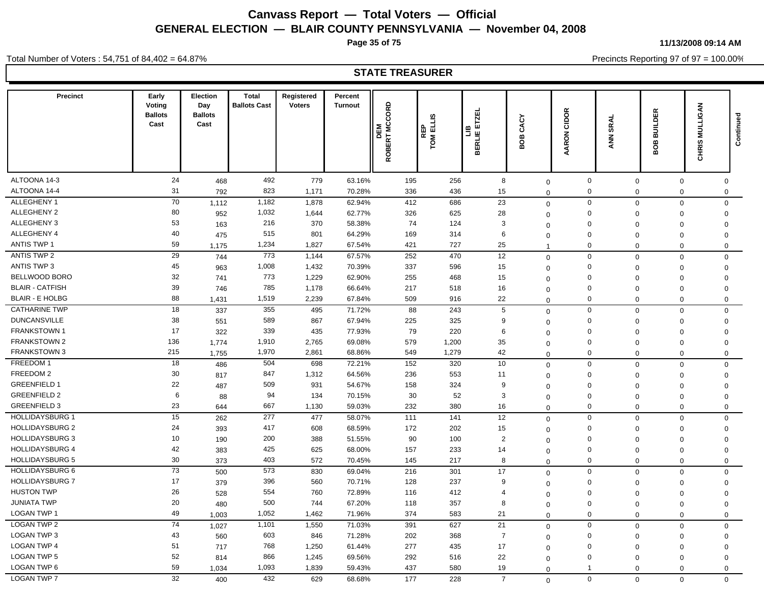# Canvass Report — Total Voters — Official

## GENERAL ELECTION — BLAIR COUNTY PENNSYLVANIA — November 04, 2008

11/13/2008 09:14 AM

Total Number of Voters : 54,751 of 84,402 = 64.87%

Precincts Reporting 97 of 97 = 100.00%

### STATE TREASURER

| Precinct | Early Voting Ballots Cast | Election Day Ballots Cast | Total Ballots Cast | Registered Voters | Percent Turnout | DEM ROBERT MCCORD | REP TOM ELLIS | LIB BERLIE ETZEL | BOB CACY | AARON CIDOR | ANN SRAL | BOB BUILDER | CHRIS MULLIGAN | Continued |
|---|---|---|---|---|---|---|---|---|---|---|---|---|---|---|
| ALTOONA 14-3 | 24 | 468 | 492 | 779 | 63.16% | 195 | 256 | 8 | 0 | 0 | 0 | 0 | 0 | |
| ALTOONA 14-4 | 31 | 792 | 823 | 1,171 | 70.28% | 336 | 436 | 15 | 0 | 0 | 0 | 0 | 0 | |
| ALLEGHENY 1 | 70 | 1,112 | 1,182 | 1,878 | 62.94% | 412 | 686 | 23 | 0 | 0 | 0 | 0 | 0 | |
| ALLEGHENY 2 | 80 | 952 | 1,032 | 1,644 | 62.77% | 326 | 625 | 28 | 0 | 0 | 0 | 0 | 0 | |
| ALLEGHENY 3 | 53 | 163 | 216 | 370 | 58.38% | 74 | 124 | 3 | 0 | 0 | 0 | 0 | 0 | |
| ALLEGHENY 4 | 40 | 475 | 515 | 801 | 64.29% | 169 | 314 | 6 | 0 | 0 | 0 | 0 | 0 | |
| ANTIS TWP 1 | 59 | 1,175 | 1,234 | 1,827 | 67.54% | 421 | 727 | 25 | 1 | 0 | 0 | 0 | 0 | |
| ANTIS TWP 2 | 29 | 744 | 773 | 1,144 | 67.57% | 252 | 470 | 12 | 0 | 0 | 0 | 0 | 0 | |
| ANTIS TWP 3 | 45 | 963 | 1,008 | 1,432 | 70.39% | 337 | 596 | 15 | 0 | 0 | 0 | 0 | 0 | |
| BELLWOOD BORO | 32 | 741 | 773 | 1,229 | 62.90% | 255 | 468 | 15 | 0 | 0 | 0 | 0 | 0 | |
| BLAIR - CATFISH | 39 | 746 | 785 | 1,178 | 66.64% | 217 | 518 | 16 | 0 | 0 | 0 | 0 | 0 | |
| BLAIR - E HOLBG | 88 | 1,431 | 1,519 | 2,239 | 67.84% | 509 | 916 | 22 | 0 | 0 | 0 | 0 | 0 | |
| CATHARINE TWP | 18 | 337 | 355 | 495 | 71.72% | 88 | 243 | 5 | 0 | 0 | 0 | 0 | 0 | |
| DUNCANSVILLE | 38 | 551 | 589 | 867 | 67.94% | 225 | 325 | 9 | 0 | 0 | 0 | 0 | 0 | |
| FRANKSTOWN 1 | 17 | 322 | 339 | 435 | 77.93% | 79 | 220 | 6 | 0 | 0 | 0 | 0 | 0 | |
| FRANKSTOWN 2 | 136 | 1,774 | 1,910 | 2,765 | 69.08% | 579 | 1,200 | 35 | 0 | 0 | 0 | 0 | 0 | |
| FRANKSTOWN 3 | 215 | 1,755 | 1,970 | 2,861 | 68.86% | 549 | 1,279 | 42 | 0 | 0 | 0 | 0 | 0 | |
| FREEDOM 1 | 18 | 486 | 504 | 698 | 72.21% | 152 | 320 | 10 | 0 | 0 | 0 | 0 | 0 | |
| FREEDOM 2 | 30 | 817 | 847 | 1,312 | 64.56% | 236 | 553 | 11 | 0 | 0 | 0 | 0 | 0 | |
| GREENFIELD 1 | 22 | 487 | 509 | 931 | 54.67% | 158 | 324 | 9 | 0 | 0 | 0 | 0 | 0 | |
| GREENFIELD 2 | 6 | 88 | 94 | 134 | 70.15% | 30 | 52 | 3 | 0 | 0 | 0 | 0 | 0 | |
| GREENFIELD 3 | 23 | 644 | 667 | 1,130 | 59.03% | 232 | 380 | 16 | 0 | 0 | 0 | 0 | 0 | |
| HOLLIDAYSBURG 1 | 15 | 262 | 277 | 477 | 58.07% | 111 | 141 | 12 | 0 | 0 | 0 | 0 | 0 | |
| HOLLIDAYSBURG 2 | 24 | 393 | 417 | 608 | 68.59% | 172 | 202 | 15 | 0 | 0 | 0 | 0 | 0 | |
| HOLLIDAYSBURG 3 | 10 | 190 | 200 | 388 | 51.55% | 90 | 100 | 2 | 0 | 0 | 0 | 0 | 0 | |
| HOLLIDAYSBURG 4 | 42 | 383 | 425 | 625 | 68.00% | 157 | 233 | 14 | 0 | 0 | 0 | 0 | 0 | |
| HOLLIDAYSBURG 5 | 30 | 373 | 403 | 572 | 70.45% | 145 | 217 | 8 | 0 | 0 | 0 | 0 | 0 | |
| HOLLIDAYSBURG 6 | 73 | 500 | 573 | 830 | 69.04% | 216 | 301 | 17 | 0 | 0 | 0 | 0 | 0 | |
| HOLLIDAYSBURG 7 | 17 | 379 | 396 | 560 | 70.71% | 128 | 237 | 9 | 0 | 0 | 0 | 0 | 0 | |
| HUSTON TWP | 26 | 528 | 554 | 760 | 72.89% | 116 | 412 | 4 | 0 | 0 | 0 | 0 | 0 | |
| JUNIATA TWP | 20 | 480 | 500 | 744 | 67.20% | 118 | 357 | 8 | 0 | 0 | 0 | 0 | 0 | |
| LOGAN TWP 1 | 49 | 1,003 | 1,052 | 1,462 | 71.96% | 374 | 583 | 21 | 0 | 0 | 0 | 0 | 0 | |
| LOGAN TWP 2 | 74 | 1,027 | 1,101 | 1,550 | 71.03% | 391 | 627 | 21 | 0 | 0 | 0 | 0 | 0 | |
| LOGAN TWP 3 | 43 | 560 | 603 | 846 | 71.28% | 202 | 368 | 7 | 0 | 0 | 0 | 0 | 0 | |
| LOGAN TWP 4 | 51 | 717 | 768 | 1,250 | 61.44% | 277 | 435 | 17 | 0 | 0 | 0 | 0 | 0 | |
| LOGAN TWP 5 | 52 | 814 | 866 | 1,245 | 69.56% | 292 | 516 | 22 | 0 | 0 | 0 | 0 | 0 | |
| LOGAN TWP 6 | 59 | 1,034 | 1,093 | 1,839 | 59.43% | 437 | 580 | 19 | 0 | 1 | 0 | 0 | 0 | |
| LOGAN TWP 7 | 32 | 400 | 432 | 629 | 68.68% | 177 | 228 | 7 | 0 | 0 | 0 | 0 | 0 | |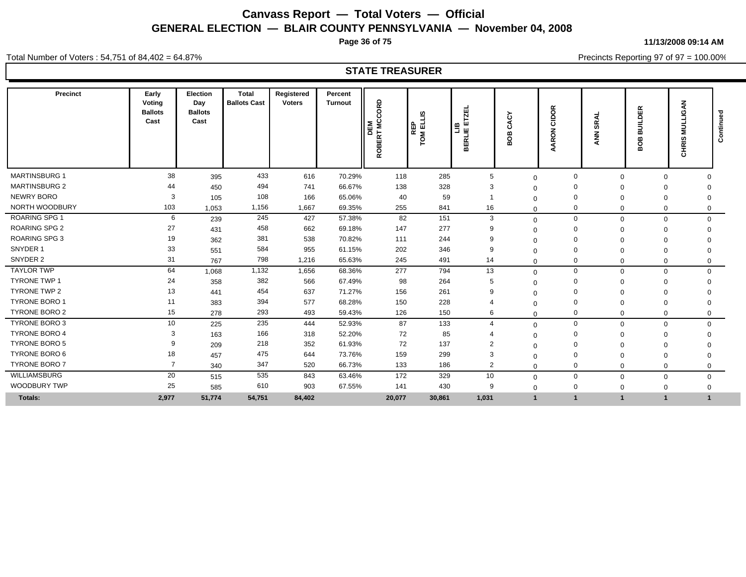# Canvass Report — Total Voters — Official

## GENERAL ELECTION — BLAIR COUNTY PENNSYLVANIA — November 04, 2008

11/13/2008 09:14 AM

Total Number of Voters : 54,751 of 84,402 = 64.87%

Precincts Reporting 97 of 97 = 100.00%

### STATE TREASURER

| Precinct | Early Voting Ballots Cast | Election Day Ballots Cast | Total Ballots Cast | Registered Voters | Percent Turnout | DEM ROBERT MCCORD | REP TOM ELLIS | LIB BERLIE ETZEL | BOB CACY | AARON CIDOR | ANN SRAL | BOB BUILDER | CHRIS MULLIGAN | Continued |
|---|---|---|---|---|---|---|---|---|---|---|---|---|---|---|
| MARTINSBURG 1 | 38 | 395 | 433 | 616 | 70.29% | 118 | 285 | 5 | 0 | 0 | 0 | 0 | 0 | |
| MARTINSBURG 2 | 44 | 450 | 494 | 741 | 66.67% | 138 | 328 | 3 | 0 | 0 | 0 | 0 | 0 | |
| NEWRY BORO | 3 | 105 | 108 | 166 | 65.06% | 40 | 59 | 1 | 0 | 0 | 0 | 0 | 0 | |
| NORTH WOODBURY | 103 | 1,053 | 1,156 | 1,667 | 69.35% | 255 | 841 | 16 | 0 | 0 | 0 | 0 | 0 | |
| ROARING SPG 1 | 6 | 239 | 245 | 427 | 57.38% | 82 | 151 | 3 | 0 | 0 | 0 | 0 | 0 | |
| ROARING SPG 2 | 27 | 431 | 458 | 662 | 69.18% | 147 | 277 | 9 | 0 | 0 | 0 | 0 | 0 | |
| ROARING SPG 3 | 19 | 362 | 381 | 538 | 70.82% | 111 | 244 | 9 | 0 | 0 | 0 | 0 | 0 | |
| SNYDER 1 | 33 | 551 | 584 | 955 | 61.15% | 202 | 346 | 9 | 0 | 0 | 0 | 0 | 0 | |
| SNYDER 2 | 31 | 767 | 798 | 1,216 | 65.63% | 245 | 491 | 14 | 0 | 0 | 0 | 0 | 0 | |
| TAYLOR TWP | 64 | 1,068 | 1,132 | 1,656 | 68.36% | 277 | 794 | 13 | 0 | 0 | 0 | 0 | 0 | |
| TYRONE TWP 1 | 24 | 358 | 382 | 566 | 67.49% | 98 | 264 | 5 | 0 | 0 | 0 | 0 | 0 | |
| TYRONE TWP 2 | 13 | 441 | 454 | 637 | 71.27% | 156 | 261 | 9 | 0 | 0 | 0 | 0 | 0 | |
| TYRONE BORO 1 | 11 | 383 | 394 | 577 | 68.28% | 150 | 228 | 4 | 0 | 0 | 0 | 0 | 0 | |
| TYRONE BORO 2 | 15 | 278 | 293 | 493 | 59.43% | 126 | 150 | 6 | 0 | 0 | 0 | 0 | 0 | |
| TYRONE BORO 3 | 10 | 225 | 235 | 444 | 52.93% | 87 | 133 | 4 | 0 | 0 | 0 | 0 | 0 | |
| TYRONE BORO 4 | 3 | 163 | 166 | 318 | 52.20% | 72 | 85 | 4 | 0 | 0 | 0 | 0 | 0 | |
| TYRONE BORO 5 | 9 | 209 | 218 | 352 | 61.93% | 72 | 137 | 2 | 0 | 0 | 0 | 0 | 0 | |
| TYRONE BORO 6 | 18 | 457 | 475 | 644 | 73.76% | 159 | 299 | 3 | 0 | 0 | 0 | 0 | 0 | |
| TYRONE BORO 7 | 7 | 340 | 347 | 520 | 66.73% | 133 | 186 | 2 | 0 | 0 | 0 | 0 | 0 | |
| WILLIAMSBURG | 20 | 515 | 535 | 843 | 63.46% | 172 | 329 | 10 | 0 | 0 | 0 | 0 | 0 | |
| WOODBURY TWP | 25 | 585 | 610 | 903 | 67.55% | 141 | 430 | 9 | 0 | 0 | 0 | 0 | 0 | |
| **Totals:** | **2,977** | **51,774** | **54,751** | **84,402** | | **20,077** | **30,861** | **1,031** | **1** | **1** | **1** | **1** | **1** | |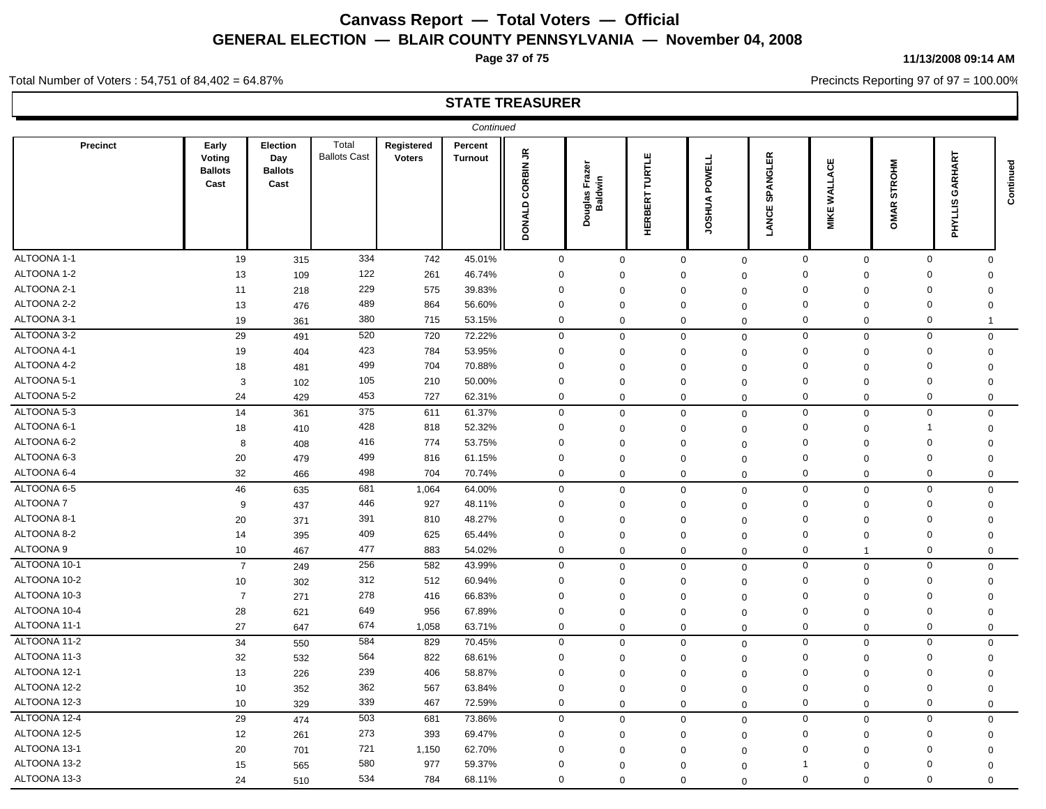# Canvass Report — Total Voters — Official

## GENERAL ELECTION — BLAIR COUNTY PENNSYLVANIA — November 04, 2008

11/13/2008 09:14 AM

Total Number of Voters : 54,751 of 84,402 = 64.87%

Precincts Reporting 97 of 97 = 100.00%

### STATE TREASURER

*Continued*

| Precinct | Early Voting Ballots Cast | Election Day Ballots Cast | Total Ballots Cast | Registered Voters | Percent Turnout | DONALD CORBIN JR | Douglas Frazer Baldwin | HERBERT TURTLE | JOSHUA POWELL | LANCE SPANGLER | MIKE WALLACE | OMAR STROHM | PHYLLIS GARHART | Continued |
|---|---|---|---|---|---|---|---|---|---|---|---|---|---|---|
| ALTOONA 1-1 | 19 | 315 | 334 | 742 | 45.01% | 0 | 0 | 0 | 0 | 0 | 0 | 0 | 0 | |
| ALTOONA 1-2 | 13 | 109 | 122 | 261 | 46.74% | 0 | 0 | 0 | 0 | 0 | 0 | 0 | 0 | |
| ALTOONA 2-1 | 11 | 218 | 229 | 575 | 39.83% | 0 | 0 | 0 | 0 | 0 | 0 | 0 | 0 | |
| ALTOONA 2-2 | 13 | 476 | 489 | 864 | 56.60% | 0 | 0 | 0 | 0 | 0 | 0 | 0 | 0 | |
| ALTOONA 3-1 | 19 | 361 | 380 | 715 | 53.15% | 0 | 0 | 0 | 0 | 0 | 0 | 0 | 1 | |
| ALTOONA 3-2 | 29 | 491 | 520 | 720 | 72.22% | 0 | 0 | 0 | 0 | 0 | 0 | 0 | 0 | |
| ALTOONA 4-1 | 19 | 404 | 423 | 784 | 53.95% | 0 | 0 | 0 | 0 | 0 | 0 | 0 | 0 | |
| ALTOONA 4-2 | 18 | 481 | 499 | 704 | 70.88% | 0 | 0 | 0 | 0 | 0 | 0 | 0 | 0 | |
| ALTOONA 5-1 | 3 | 102 | 105 | 210 | 50.00% | 0 | 0 | 0 | 0 | 0 | 0 | 0 | 0 | |
| ALTOONA 5-2 | 24 | 429 | 453 | 727 | 62.31% | 0 | 0 | 0 | 0 | 0 | 0 | 0 | 0 | |
| ALTOONA 5-3 | 14 | 361 | 375 | 611 | 61.37% | 0 | 0 | 0 | 0 | 0 | 0 | 0 | 0 | |
| ALTOONA 6-1 | 18 | 410 | 428 | 818 | 52.32% | 0 | 0 | 0 | 0 | 0 | 0 | 1 | 0 | |
| ALTOONA 6-2 | 8 | 408 | 416 | 774 | 53.75% | 0 | 0 | 0 | 0 | 0 | 0 | 0 | 0 | |
| ALTOONA 6-3 | 20 | 479 | 499 | 816 | 61.15% | 0 | 0 | 0 | 0 | 0 | 0 | 0 | 0 | |
| ALTOONA 6-4 | 32 | 466 | 498 | 704 | 70.74% | 0 | 0 | 0 | 0 | 0 | 0 | 0 | 0 | |
| ALTOONA 6-5 | 46 | 635 | 681 | 1,064 | 64.00% | 0 | 0 | 0 | 0 | 0 | 0 | 0 | 0 | |
| ALTOONA 7 | 9 | 437 | 446 | 927 | 48.11% | 0 | 0 | 0 | 0 | 0 | 0 | 0 | 0 | |
| ALTOONA 8-1 | 20 | 371 | 391 | 810 | 48.27% | 0 | 0 | 0 | 0 | 0 | 0 | 0 | 0 | |
| ALTOONA 8-2 | 14 | 395 | 409 | 625 | 65.44% | 0 | 0 | 0 | 0 | 0 | 0 | 0 | 0 | |
| ALTOONA 9 | 10 | 467 | 477 | 883 | 54.02% | 0 | 0 | 0 | 0 | 0 | 1 | 0 | 0 | |
| ALTOONA 10-1 | 7 | 249 | 256 | 582 | 43.99% | 0 | 0 | 0 | 0 | 0 | 0 | 0 | 0 | |
| ALTOONA 10-2 | 10 | 302 | 312 | 512 | 60.94% | 0 | 0 | 0 | 0 | 0 | 0 | 0 | 0 | |
| ALTOONA 10-3 | 7 | 271 | 278 | 416 | 66.83% | 0 | 0 | 0 | 0 | 0 | 0 | 0 | 0 | |
| ALTOONA 10-4 | 28 | 621 | 649 | 956 | 67.89% | 0 | 0 | 0 | 0 | 0 | 0 | 0 | 0 | |
| ALTOONA 11-1 | 27 | 647 | 674 | 1,058 | 63.71% | 0 | 0 | 0 | 0 | 0 | 0 | 0 | 0 | |
| ALTOONA 11-2 | 34 | 550 | 584 | 829 | 70.45% | 0 | 0 | 0 | 0 | 0 | 0 | 0 | 0 | |
| ALTOONA 11-3 | 32 | 532 | 564 | 822 | 68.61% | 0 | 0 | 0 | 0 | 0 | 0 | 0 | 0 | |
| ALTOONA 12-1 | 13 | 226 | 239 | 406 | 58.87% | 0 | 0 | 0 | 0 | 0 | 0 | 0 | 0 | |
| ALTOONA 12-2 | 10 | 352 | 362 | 567 | 63.84% | 0 | 0 | 0 | 0 | 0 | 0 | 0 | 0 | |
| ALTOONA 12-3 | 10 | 329 | 339 | 467 | 72.59% | 0 | 0 | 0 | 0 | 0 | 0 | 0 | 0 | |
| ALTOONA 12-4 | 29 | 474 | 503 | 681 | 73.86% | 0 | 0 | 0 | 0 | 0 | 0 | 0 | 0 | |
| ALTOONA 12-5 | 12 | 261 | 273 | 393 | 69.47% | 0 | 0 | 0 | 0 | 0 | 0 | 0 | 0 | |
| ALTOONA 13-1 | 20 | 701 | 721 | 1,150 | 62.70% | 0 | 0 | 0 | 0 | 0 | 0 | 0 | 0 | |
| ALTOONA 13-2 | 15 | 565 | 580 | 977 | 59.37% | 0 | 0 | 0 | 0 | 1 | 0 | 0 | 0 | |
| ALTOONA 13-3 | 24 | 510 | 534 | 784 | 68.11% | 0 | 0 | 0 | 0 | 0 | 0 | 0 | 0 | |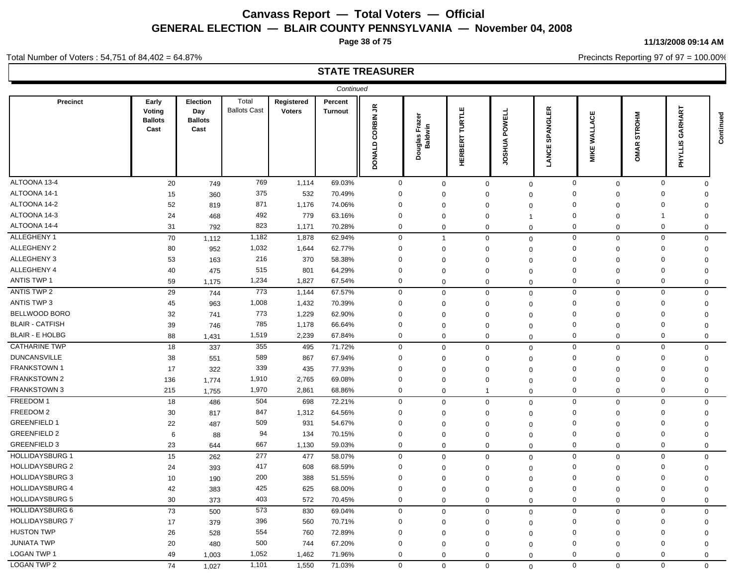# Canvass Report — Total Voters — Official

## GENERAL ELECTION — BLAIR COUNTY PENNSYLVANIA — November 04, 2008

11/13/2008 09:14 AM

Total Number of Voters : 54,751 of 84,402 = 64.87%

Precincts Reporting 97 of 97 = 100.00%

### STATE TREASURER

*Continued*

| Precinct | Early Voting Ballots Cast | Election Day Ballots Cast | Total Ballots Cast | Registered Voters | Percent Turnout | DONALD CORBIN JR | Douglas Frazer Baldwin | HERBERT TURTLE | JOSHUA POWELL | LANCE SPANGLER | MIKE WALLACE | OMAR STROHM | PHYLLIS GARHART |
|---|---|---|---|---|---|---|---|---|---|---|---|---|---|
| ALTOONA 13-4 | 20 | 749 | 769 | 1,114 | 69.03% | 0 | 0 | 0 | 0 | 0 | 0 | 0 | 0 |
| ALTOONA 14-1 | 15 | 360 | 375 | 532 | 70.49% | 0 | 0 | 0 | 0 | 0 | 0 | 0 | 0 |
| ALTOONA 14-2 | 52 | 819 | 871 | 1,176 | 74.06% | 0 | 0 | 0 | 0 | 0 | 0 | 0 | 0 |
| ALTOONA 14-3 | 24 | 468 | 492 | 779 | 63.16% | 0 | 0 | 0 | 1 | 0 | 0 | 1 | 0 |
| ALTOONA 14-4 | 31 | 792 | 823 | 1,171 | 70.28% | 0 | 0 | 0 | 0 | 0 | 0 | 0 | 0 |
| ALLEGHENY 1 | 70 | 1,112 | 1,182 | 1,878 | 62.94% | 0 | 1 | 0 | 0 | 0 | 0 | 0 | 0 |
| ALLEGHENY 2 | 80 | 952 | 1,032 | 1,644 | 62.77% | 0 | 0 | 0 | 0 | 0 | 0 | 0 | 0 |
| ALLEGHENY 3 | 53 | 163 | 216 | 370 | 58.38% | 0 | 0 | 0 | 0 | 0 | 0 | 0 | 0 |
| ALLEGHENY 4 | 40 | 475 | 515 | 801 | 64.29% | 0 | 0 | 0 | 0 | 0 | 0 | 0 | 0 |
| ANTIS TWP 1 | 59 | 1,175 | 1,234 | 1,827 | 67.54% | 0 | 0 | 0 | 0 | 0 | 0 | 0 | 0 |
| ANTIS TWP 2 | 29 | 744 | 773 | 1,144 | 67.57% | 0 | 0 | 0 | 0 | 0 | 0 | 0 | 0 |
| ANTIS TWP 3 | 45 | 963 | 1,008 | 1,432 | 70.39% | 0 | 0 | 0 | 0 | 0 | 0 | 0 | 0 |
| BELLWOOD BORO | 32 | 741 | 773 | 1,229 | 62.90% | 0 | 0 | 0 | 0 | 0 | 0 | 0 | 0 |
| BLAIR - CATFISH | 39 | 746 | 785 | 1,178 | 66.64% | 0 | 0 | 0 | 0 | 0 | 0 | 0 | 0 |
| BLAIR - E HOLBG | 88 | 1,431 | 1,519 | 2,239 | 67.84% | 0 | 0 | 0 | 0 | 0 | 0 | 0 | 0 |
| CATHARINE TWP | 18 | 337 | 355 | 495 | 71.72% | 0 | 0 | 0 | 0 | 0 | 0 | 0 | 0 |
| DUNCANSVILLE | 38 | 551 | 589 | 867 | 67.94% | 0 | 0 | 0 | 0 | 0 | 0 | 0 | 0 |
| FRANKSTOWN 1 | 17 | 322 | 339 | 435 | 77.93% | 0 | 0 | 0 | 0 | 0 | 0 | 0 | 0 |
| FRANKSTOWN 2 | 136 | 1,774 | 1,910 | 2,765 | 69.08% | 0 | 0 | 0 | 0 | 0 | 0 | 0 | 0 |
| FRANKSTOWN 3 | 215 | 1,755 | 1,970 | 2,861 | 68.86% | 0 | 0 | 1 | 0 | 0 | 0 | 0 | 0 |
| FREEDOM 1 | 18 | 486 | 504 | 698 | 72.21% | 0 | 0 | 0 | 0 | 0 | 0 | 0 | 0 |
| FREEDOM 2 | 30 | 817 | 847 | 1,312 | 64.56% | 0 | 0 | 0 | 0 | 0 | 0 | 0 | 0 |
| GREENFIELD 1 | 22 | 487 | 509 | 931 | 54.67% | 0 | 0 | 0 | 0 | 0 | 0 | 0 | 0 |
| GREENFIELD 2 | 6 | 88 | 94 | 134 | 70.15% | 0 | 0 | 0 | 0 | 0 | 0 | 0 | 0 |
| GREENFIELD 3 | 23 | 644 | 667 | 1,130 | 59.03% | 0 | 0 | 0 | 0 | 0 | 0 | 0 | 0 |
| HOLLIDAYSBURG 1 | 15 | 262 | 277 | 477 | 58.07% | 0 | 0 | 0 | 0 | 0 | 0 | 0 | 0 |
| HOLLIDAYSBURG 2 | 24 | 393 | 417 | 608 | 68.59% | 0 | 0 | 0 | 0 | 0 | 0 | 0 | 0 |
| HOLLIDAYSBURG 3 | 10 | 190 | 200 | 388 | 51.55% | 0 | 0 | 0 | 0 | 0 | 0 | 0 | 0 |
| HOLLIDAYSBURG 4 | 42 | 383 | 425 | 625 | 68.00% | 0 | 0 | 0 | 0 | 0 | 0 | 0 | 0 |
| HOLLIDAYSBURG 5 | 30 | 373 | 403 | 572 | 70.45% | 0 | 0 | 0 | 0 | 0 | 0 | 0 | 0 |
| HOLLIDAYSBURG 6 | 73 | 500 | 573 | 830 | 69.04% | 0 | 0 | 0 | 0 | 0 | 0 | 0 | 0 |
| HOLLIDAYSBURG 7 | 17 | 379 | 396 | 560 | 70.71% | 0 | 0 | 0 | 0 | 0 | 0 | 0 | 0 |
| HUSTON TWP | 26 | 528 | 554 | 760 | 72.89% | 0 | 0 | 0 | 0 | 0 | 0 | 0 | 0 |
| JUNIATA TWP | 20 | 480 | 500 | 744 | 67.20% | 0 | 0 | 0 | 0 | 0 | 0 | 0 | 0 |
| LOGAN TWP 1 | 49 | 1,003 | 1,052 | 1,462 | 71.96% | 0 | 0 | 0 | 0 | 0 | 0 | 0 | 0 |
| LOGAN TWP 2 | 74 | 1,027 | 1,101 | 1,550 | 71.03% | 0 | 0 | 0 | 0 | 0 | 0 | 0 | 0 |

*Continued*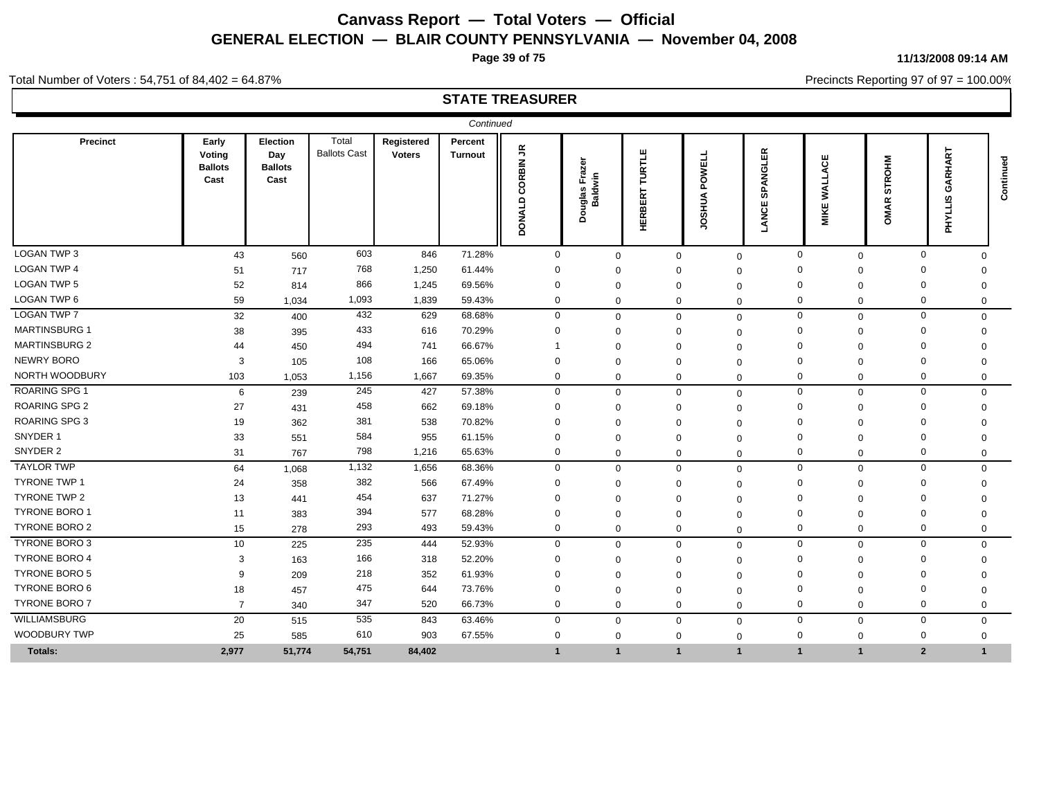# Canvass Report — Total Voters — Official

## GENERAL ELECTION — BLAIR COUNTY PENNSYLVANIA — November 04, 2008

11/13/2008 09:14 AM

Total Number of Voters : 54,751 of 84,402 = 64.87%

Precincts Reporting 97 of 97 = 100.00%

### STATE TREASURER

*Continued*

| Precinct | Early Voting Ballots Cast | Election Day Ballots Cast | Total Ballots Cast | Registered Voters | Percent Turnout | DONALD CORBIN JR | Douglas Frazer Baldwin | HERBERT TURTLE | JOSHUA POWELL | LANCE SPANGLER | MIKE WALLACE | OMAR STROHM | PHYLLIS GARHART | Continued |
|---|---|---|---|---|---|---|---|---|---|---|---|---|---|---|
| LOGAN TWP 3 | 43 | 560 | 603 | 846 | 71.28% | 0 | 0 | 0 | 0 | 0 | 0 | 0 | 0 | |
| LOGAN TWP 4 | 51 | 717 | 768 | 1,250 | 61.44% | 0 | 0 | 0 | 0 | 0 | 0 | 0 | 0 | |
| LOGAN TWP 5 | 52 | 814 | 866 | 1,245 | 69.56% | 0 | 0 | 0 | 0 | 0 | 0 | 0 | 0 | |
| LOGAN TWP 6 | 59 | 1,034 | 1,093 | 1,839 | 59.43% | 0 | 0 | 0 | 0 | 0 | 0 | 0 | 0 | |
| LOGAN TWP 7 | 32 | 400 | 432 | 629 | 68.68% | 0 | 0 | 0 | 0 | 0 | 0 | 0 | 0 | |
| MARTINSBURG 1 | 38 | 395 | 433 | 616 | 70.29% | 0 | 0 | 0 | 0 | 0 | 0 | 0 | 0 | |
| MARTINSBURG 2 | 44 | 450 | 494 | 741 | 66.67% | 1 | 0 | 0 | 0 | 0 | 0 | 0 | 0 | |
| NEWRY BORO | 3 | 105 | 108 | 166 | 65.06% | 0 | 0 | 0 | 0 | 0 | 0 | 0 | 0 | |
| NORTH WOODBURY | 103 | 1,053 | 1,156 | 1,667 | 69.35% | 0 | 0 | 0 | 0 | 0 | 0 | 0 | 0 | |
| ROARING SPG 1 | 6 | 239 | 245 | 427 | 57.38% | 0 | 0 | 0 | 0 | 0 | 0 | 0 | 0 | |
| ROARING SPG 2 | 27 | 431 | 458 | 662 | 69.18% | 0 | 0 | 0 | 0 | 0 | 0 | 0 | 0 | |
| ROARING SPG 3 | 19 | 362 | 381 | 538 | 70.82% | 0 | 0 | 0 | 0 | 0 | 0 | 0 | 0 | |
| SNYDER 1 | 33 | 551 | 584 | 955 | 61.15% | 0 | 0 | 0 | 0 | 0 | 0 | 0 | 0 | |
| SNYDER 2 | 31 | 767 | 798 | 1,216 | 65.63% | 0 | 0 | 0 | 0 | 0 | 0 | 0 | 0 | |
| TAYLOR TWP | 64 | 1,068 | 1,132 | 1,656 | 68.36% | 0 | 0 | 0 | 0 | 0 | 0 | 0 | 0 | |
| TYRONE TWP 1 | 24 | 358 | 382 | 566 | 67.49% | 0 | 0 | 0 | 0 | 0 | 0 | 0 | 0 | |
| TYRONE TWP 2 | 13 | 441 | 454 | 637 | 71.27% | 0 | 0 | 0 | 0 | 0 | 0 | 0 | 0 | |
| TYRONE BORO 1 | 11 | 383 | 394 | 577 | 68.28% | 0 | 0 | 0 | 0 | 0 | 0 | 0 | 0 | |
| TYRONE BORO 2 | 15 | 278 | 293 | 493 | 59.43% | 0 | 0 | 0 | 0 | 0 | 0 | 0 | 0 | |
| TYRONE BORO 3 | 10 | 225 | 235 | 444 | 52.93% | 0 | 0 | 0 | 0 | 0 | 0 | 0 | 0 | |
| TYRONE BORO 4 | 3 | 163 | 166 | 318 | 52.20% | 0 | 0 | 0 | 0 | 0 | 0 | 0 | 0 | |
| TYRONE BORO 5 | 9 | 209 | 218 | 352 | 61.93% | 0 | 0 | 0 | 0 | 0 | 0 | 0 | 0 | |
| TYRONE BORO 6 | 18 | 457 | 475 | 644 | 73.76% | 0 | 0 | 0 | 0 | 0 | 0 | 0 | 0 | |
| TYRONE BORO 7 | 7 | 340 | 347 | 520 | 66.73% | 0 | 0 | 0 | 0 | 0 | 0 | 0 | 0 | |
| WILLIAMSBURG | 20 | 515 | 535 | 843 | 63.46% | 0 | 0 | 0 | 0 | 0 | 0 | 0 | 0 | |
| WOODBURY TWP | 25 | 585 | 610 | 903 | 67.55% | 0 | 0 | 0 | 0 | 0 | 0 | 0 | 0 | |
| **Totals:** | **2,977** | **51,774** | **54,751** | **84,402** | | **1** | **1** | **1** | **1** | **1** | **1** | **2** | **1** | |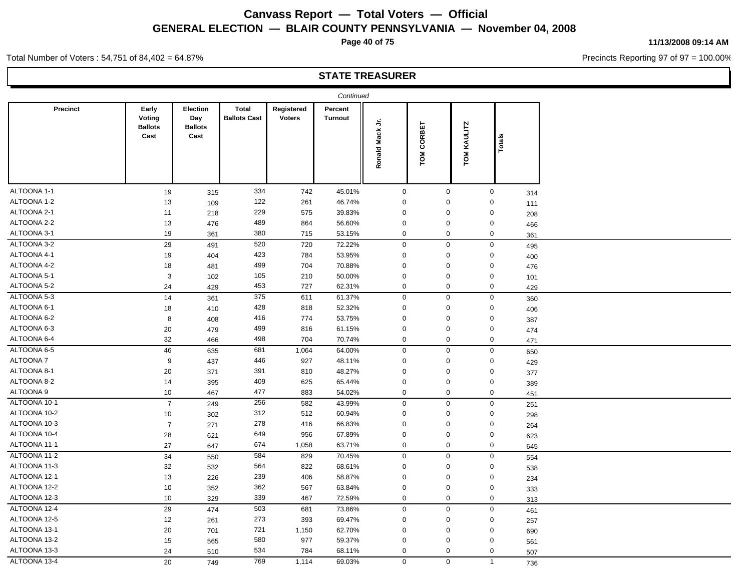# Canvass Report — Total Voters — Official

## GENERAL ELECTION — BLAIR COUNTY PENNSYLVANIA — November 04, 2008

11/13/2008 09:14 AM

Total Number of Voters : 54,751 of 84,402 = 64.87%

Precincts Reporting 97 of 97 = 100.00%

### STATE TREASURER

*Continued*

| Precinct | Early Voting Ballots Cast | Election Day Ballots Cast | Total Ballots Cast | Registered Voters | Percent Turnout | Ronald Mack Jr. | TOM CORBET | TOM KAULITZ | Totals |
|---|---|---|---|---|---|---|---|---|---|
| ALTOONA 1-1 | 19 | 315 | 334 | 742 | 45.01% | 0 | 0 | 0 | 314 |
| ALTOONA 1-2 | 13 | 109 | 122 | 261 | 46.74% | 0 | 0 | 0 | 111 |
| ALTOONA 2-1 | 11 | 218 | 229 | 575 | 39.83% | 0 | 0 | 0 | 208 |
| ALTOONA 2-2 | 13 | 476 | 489 | 864 | 56.60% | 0 | 0 | 0 | 466 |
| ALTOONA 3-1 | 19 | 361 | 380 | 715 | 53.15% | 0 | 0 | 0 | 361 |
| ALTOONA 3-2 | 29 | 491 | 520 | 720 | 72.22% | 0 | 0 | 0 | 495 |
| ALTOONA 4-1 | 19 | 404 | 423 | 784 | 53.95% | 0 | 0 | 0 | 400 |
| ALTOONA 4-2 | 18 | 481 | 499 | 704 | 70.88% | 0 | 0 | 0 | 476 |
| ALTOONA 5-1 | 3 | 102 | 105 | 210 | 50.00% | 0 | 0 | 0 | 101 |
| ALTOONA 5-2 | 24 | 429 | 453 | 727 | 62.31% | 0 | 0 | 0 | 429 |
| ALTOONA 5-3 | 14 | 361 | 375 | 611 | 61.37% | 0 | 0 | 0 | 360 |
| ALTOONA 6-1 | 18 | 410 | 428 | 818 | 52.32% | 0 | 0 | 0 | 406 |
| ALTOONA 6-2 | 8 | 408 | 416 | 774 | 53.75% | 0 | 0 | 0 | 387 |
| ALTOONA 6-3 | 20 | 479 | 499 | 816 | 61.15% | 0 | 0 | 0 | 474 |
| ALTOONA 6-4 | 32 | 466 | 498 | 704 | 70.74% | 0 | 0 | 0 | 471 |
| ALTOONA 6-5 | 46 | 635 | 681 | 1,064 | 64.00% | 0 | 0 | 0 | 650 |
| ALTOONA 7 | 9 | 437 | 446 | 927 | 48.11% | 0 | 0 | 0 | 429 |
| ALTOONA 8-1 | 20 | 371 | 391 | 810 | 48.27% | 0 | 0 | 0 | 377 |
| ALTOONA 8-2 | 14 | 395 | 409 | 625 | 65.44% | 0 | 0 | 0 | 389 |
| ALTOONA 9 | 10 | 467 | 477 | 883 | 54.02% | 0 | 0 | 0 | 451 |
| ALTOONA 10-1 | 7 | 249 | 256 | 582 | 43.99% | 0 | 0 | 0 | 251 |
| ALTOONA 10-2 | 10 | 302 | 312 | 512 | 60.94% | 0 | 0 | 0 | 298 |
| ALTOONA 10-3 | 7 | 271 | 278 | 416 | 66.83% | 0 | 0 | 0 | 264 |
| ALTOONA 10-4 | 28 | 621 | 649 | 956 | 67.89% | 0 | 0 | 0 | 623 |
| ALTOONA 11-1 | 27 | 647 | 674 | 1,058 | 63.71% | 0 | 0 | 0 | 645 |
| ALTOONA 11-2 | 34 | 550 | 584 | 829 | 70.45% | 0 | 0 | 0 | 554 |
| ALTOONA 11-3 | 32 | 532 | 564 | 822 | 68.61% | 0 | 0 | 0 | 538 |
| ALTOONA 12-1 | 13 | 226 | 239 | 406 | 58.87% | 0 | 0 | 0 | 234 |
| ALTOONA 12-2 | 10 | 352 | 362 | 567 | 63.84% | 0 | 0 | 0 | 333 |
| ALTOONA 12-3 | 10 | 329 | 339 | 467 | 72.59% | 0 | 0 | 0 | 313 |
| ALTOONA 12-4 | 29 | 474 | 503 | 681 | 73.86% | 0 | 0 | 0 | 461 |
| ALTOONA 12-5 | 12 | 261 | 273 | 393 | 69.47% | 0 | 0 | 0 | 257 |
| ALTOONA 13-1 | 20 | 701 | 721 | 1,150 | 62.70% | 0 | 0 | 0 | 690 |
| ALTOONA 13-2 | 15 | 565 | 580 | 977 | 59.37% | 0 | 0 | 0 | 561 |
| ALTOONA 13-3 | 24 | 510 | 534 | 784 | 68.11% | 0 | 0 | 0 | 507 |
| ALTOONA 13-4 | 20 | 749 | 769 | 1,114 | 69.03% | 0 | 0 | 1 | 736 |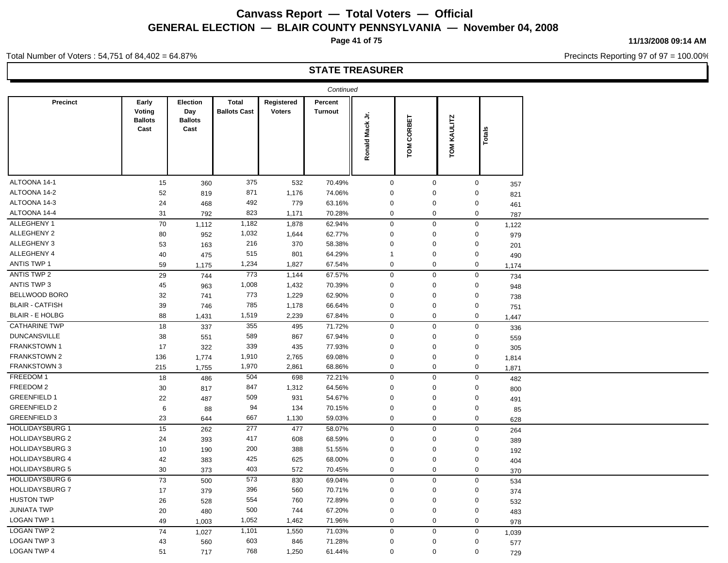# Canvass Report — Total Voters — Official

## GENERAL ELECTION — BLAIR COUNTY PENNSYLVANIA — November 04, 2008

11/13/2008 09:14 AM

Total Number of Voters : 54,751 of 84,402 = 64.87%

Precincts Reporting 97 of 97 = 100.00%

### STATE TREASURER

*Continued*

| Precinct | Early Voting Ballots Cast | Election Day Ballots Cast | Total Ballots Cast | Registered Voters | Percent Turnout | Ronald Mack Jr. | TOM CORBET | TOM KAULITZ | Totals |
|---|---|---|---|---|---|---|---|---|---|
| ALTOONA 14-1 | 15 | 360 | 375 | 532 | 70.49% | 0 | 0 | 0 | 357 |
| ALTOONA 14-2 | 52 | 819 | 871 | 1,176 | 74.06% | 0 | 0 | 0 | 821 |
| ALTOONA 14-3 | 24 | 468 | 492 | 779 | 63.16% | 0 | 0 | 0 | 461 |
| ALTOONA 14-4 | 31 | 792 | 823 | 1,171 | 70.28% | 0 | 0 | 0 | 787 |
| ALLEGHENY 1 | 70 | 1,112 | 1,182 | 1,878 | 62.94% | 0 | 0 | 0 | 1,122 |
| ALLEGHENY 2 | 80 | 952 | 1,032 | 1,644 | 62.77% | 0 | 0 | 0 | 979 |
| ALLEGHENY 3 | 53 | 163 | 216 | 370 | 58.38% | 0 | 0 | 0 | 201 |
| ALLEGHENY 4 | 40 | 475 | 515 | 801 | 64.29% | 1 | 0 | 0 | 490 |
| ANTIS TWP 1 | 59 | 1,175 | 1,234 | 1,827 | 67.54% | 0 | 0 | 0 | 1,174 |
| ANTIS TWP 2 | 29 | 744 | 773 | 1,144 | 67.57% | 0 | 0 | 0 | 734 |
| ANTIS TWP 3 | 45 | 963 | 1,008 | 1,432 | 70.39% | 0 | 0 | 0 | 948 |
| BELLWOOD BORO | 32 | 741 | 773 | 1,229 | 62.90% | 0 | 0 | 0 | 738 |
| BLAIR - CATFISH | 39 | 746 | 785 | 1,178 | 66.64% | 0 | 0 | 0 | 751 |
| BLAIR - E HOLBG | 88 | 1,431 | 1,519 | 2,239 | 67.84% | 0 | 0 | 0 | 1,447 |
| CATHARINE TWP | 18 | 337 | 355 | 495 | 71.72% | 0 | 0 | 0 | 336 |
| DUNCANSVILLE | 38 | 551 | 589 | 867 | 67.94% | 0 | 0 | 0 | 559 |
| FRANKSTOWN 1 | 17 | 322 | 339 | 435 | 77.93% | 0 | 0 | 0 | 305 |
| FRANKSTOWN 2 | 136 | 1,774 | 1,910 | 2,765 | 69.08% | 0 | 0 | 0 | 1,814 |
| FRANKSTOWN 3 | 215 | 1,755 | 1,970 | 2,861 | 68.86% | 0 | 0 | 0 | 1,871 |
| FREEDOM 1 | 18 | 486 | 504 | 698 | 72.21% | 0 | 0 | 0 | 482 |
| FREEDOM 2 | 30 | 817 | 847 | 1,312 | 64.56% | 0 | 0 | 0 | 800 |
| GREENFIELD 1 | 22 | 487 | 509 | 931 | 54.67% | 0 | 0 | 0 | 491 |
| GREENFIELD 2 | 6 | 88 | 94 | 134 | 70.15% | 0 | 0 | 0 | 85 |
| GREENFIELD 3 | 23 | 644 | 667 | 1,130 | 59.03% | 0 | 0 | 0 | 628 |
| HOLLIDAYSBURG 1 | 15 | 262 | 277 | 477 | 58.07% | 0 | 0 | 0 | 264 |
| HOLLIDAYSBURG 2 | 24 | 393 | 417 | 608 | 68.59% | 0 | 0 | 0 | 389 |
| HOLLIDAYSBURG 3 | 10 | 190 | 200 | 388 | 51.55% | 0 | 0 | 0 | 192 |
| HOLLIDAYSBURG 4 | 42 | 383 | 425 | 625 | 68.00% | 0 | 0 | 0 | 404 |
| HOLLIDAYSBURG 5 | 30 | 373 | 403 | 572 | 70.45% | 0 | 0 | 0 | 370 |
| HOLLIDAYSBURG 6 | 73 | 500 | 573 | 830 | 69.04% | 0 | 0 | 0 | 534 |
| HOLLIDAYSBURG 7 | 17 | 379 | 396 | 560 | 70.71% | 0 | 0 | 0 | 374 |
| HUSTON TWP | 26 | 528 | 554 | 760 | 72.89% | 0 | 0 | 0 | 532 |
| JUNIATA TWP | 20 | 480 | 500 | 744 | 67.20% | 0 | 0 | 0 | 483 |
| LOGAN TWP 1 | 49 | 1,003 | 1,052 | 1,462 | 71.96% | 0 | 0 | 0 | 978 |
| LOGAN TWP 2 | 74 | 1,027 | 1,101 | 1,550 | 71.03% | 0 | 0 | 0 | 1,039 |
| LOGAN TWP 3 | 43 | 560 | 603 | 846 | 71.28% | 0 | 0 | 0 | 577 |
| LOGAN TWP 4 | 51 | 717 | 768 | 1,250 | 61.44% | 0 | 0 | 0 | 729 |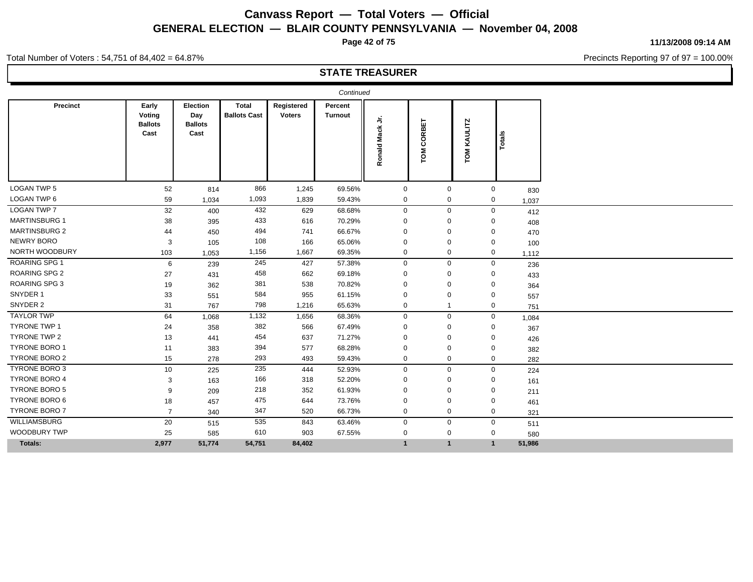# Canvass Report — Total Voters — Official

## GENERAL ELECTION — BLAIR COUNTY PENNSYLVANIA — November 04, 2008

11/13/2008 09:14 AM

Total Number of Voters : 54,751 of 84,402 = 64.87%

Precincts Reporting 97 of 97 = 100.00%

### STATE TREASURER

*Continued*

| Precinct | Early Voting Ballots Cast | Election Day Ballots Cast | Total Ballots Cast | Registered Voters | Percent Turnout | Ronald Mack Jr. | TOM CORBET | TOM KAULITZ | Totals |
|---|---|---|---|---|---|---|---|---|---|
| LOGAN TWP 5 | 52 | 814 | 866 | 1,245 | 69.56% | 0 | 0 | 0 | 830 |
| LOGAN TWP 6 | 59 | 1,034 | 1,093 | 1,839 | 59.43% | 0 | 0 | 0 | 1,037 |
| LOGAN TWP 7 | 32 | 400 | 432 | 629 | 68.68% | 0 | 0 | 0 | 412 |
| MARTINSBURG 1 | 38 | 395 | 433 | 616 | 70.29% | 0 | 0 | 0 | 408 |
| MARTINSBURG 2 | 44 | 450 | 494 | 741 | 66.67% | 0 | 0 | 0 | 470 |
| NEWRY BORO | 3 | 105 | 108 | 166 | 65.06% | 0 | 0 | 0 | 100 |
| NORTH WOODBURY | 103 | 1,053 | 1,156 | 1,667 | 69.35% | 0 | 0 | 0 | 1,112 |
| ROARING SPG 1 | 6 | 239 | 245 | 427 | 57.38% | 0 | 0 | 0 | 236 |
| ROARING SPG 2 | 27 | 431 | 458 | 662 | 69.18% | 0 | 0 | 0 | 433 |
| ROARING SPG 3 | 19 | 362 | 381 | 538 | 70.82% | 0 | 0 | 0 | 364 |
| SNYDER 1 | 33 | 551 | 584 | 955 | 61.15% | 0 | 0 | 0 | 557 |
| SNYDER 2 | 31 | 767 | 798 | 1,216 | 65.63% | 0 | 1 | 0 | 751 |
| TAYLOR TWP | 64 | 1,068 | 1,132 | 1,656 | 68.36% | 0 | 0 | 0 | 1,084 |
| TYRONE TWP 1 | 24 | 358 | 382 | 566 | 67.49% | 0 | 0 | 0 | 367 |
| TYRONE TWP 2 | 13 | 441 | 454 | 637 | 71.27% | 0 | 0 | 0 | 426 |
| TYRONE BORO 1 | 11 | 383 | 394 | 577 | 68.28% | 0 | 0 | 0 | 382 |
| TYRONE BORO 2 | 15 | 278 | 293 | 493 | 59.43% | 0 | 0 | 0 | 282 |
| TYRONE BORO 3 | 10 | 225 | 235 | 444 | 52.93% | 0 | 0 | 0 | 224 |
| TYRONE BORO 4 | 3 | 163 | 166 | 318 | 52.20% | 0 | 0 | 0 | 161 |
| TYRONE BORO 5 | 9 | 209 | 218 | 352 | 61.93% | 0 | 0 | 0 | 211 |
| TYRONE BORO 6 | 18 | 457 | 475 | 644 | 73.76% | 0 | 0 | 0 | 461 |
| TYRONE BORO 7 | 7 | 340 | 347 | 520 | 66.73% | 0 | 0 | 0 | 321 |
| WILLIAMSBURG | 20 | 515 | 535 | 843 | 63.46% | 0 | 0 | 0 | 511 |
| WOODBURY TWP | 25 | 585 | 610 | 903 | 67.55% | 0 | 0 | 0 | 580 |
| **Totals:** | **2,977** | **51,774** | **54,751** | **84,402** | | **1** | **1** | **1** | **51,986** |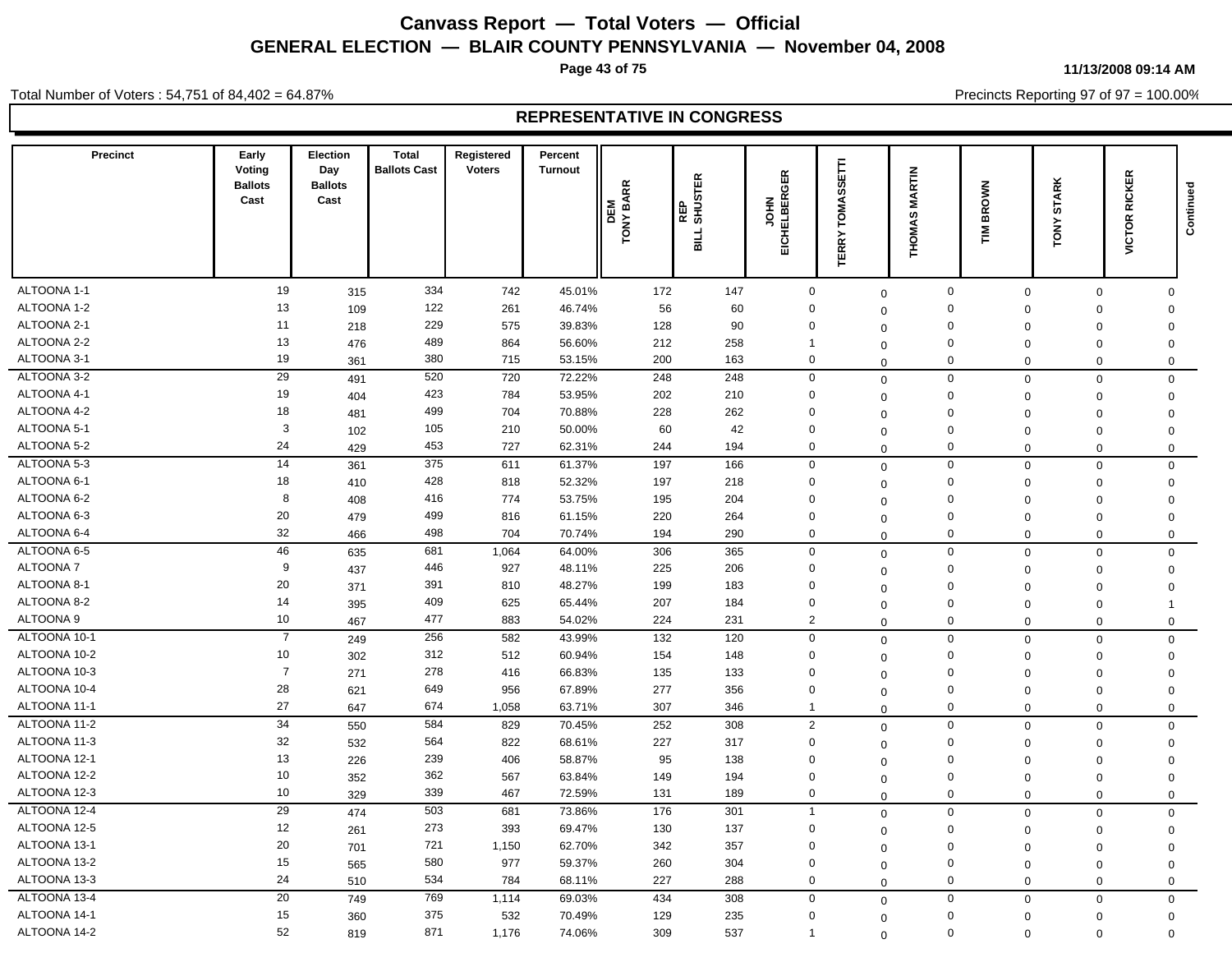# Canvass Report — Total Voters — Official

## GENERAL ELECTION — BLAIR COUNTY PENNSYLVANIA — November 04, 2008

11/13/2008 09:14 AM

Total Number of Voters : 54,751 of 84,402 = 64.87%

Precincts Reporting 97 of 97 = 100.00%

### REPRESENTATIVE IN CONGRESS

| Precinct | Early Voting Ballots Cast | Election Day Ballots Cast | Total Ballots Cast | Registered Voters | Percent Turnout | DEM TONY BARR | REP BILL SHUSTER | JOHN EICHELBERGER | TERRY TOMASSETTI | THOMAS MARTIN | TIM BROWN | TONY STARK | VICTOR RICKER | Continued |
|---|---|---|---|---|---|---|---|---|---|---|---|---|---|---|
| ALTOONA 1-1 | 19 | 315 | 334 | 742 | 45.01% | 172 | 147 | 0 | 0 | 0 | 0 | 0 | 0 | |
| ALTOONA 1-2 | 13 | 109 | 122 | 261 | 46.74% | 56 | 60 | 0 | 0 | 0 | 0 | 0 | 0 | |
| ALTOONA 2-1 | 11 | 218 | 229 | 575 | 39.83% | 128 | 90 | 0 | 0 | 0 | 0 | 0 | 0 | |
| ALTOONA 2-2 | 13 | 476 | 489 | 864 | 56.60% | 212 | 258 | 1 | 0 | 0 | 0 | 0 | 0 | |
| ALTOONA 3-1 | 19 | 361 | 380 | 715 | 53.15% | 200 | 163 | 0 | 0 | 0 | 0 | 0 | 0 | |
| ALTOONA 3-2 | 29 | 491 | 520 | 720 | 72.22% | 248 | 248 | 0 | 0 | 0 | 0 | 0 | 0 | |
| ALTOONA 4-1 | 19 | 404 | 423 | 784 | 53.95% | 202 | 210 | 0 | 0 | 0 | 0 | 0 | 0 | |
| ALTOONA 4-2 | 18 | 481 | 499 | 704 | 70.88% | 228 | 262 | 0 | 0 | 0 | 0 | 0 | 0 | |
| ALTOONA 5-1 | 3 | 102 | 105 | 210 | 50.00% | 60 | 42 | 0 | 0 | 0 | 0 | 0 | 0 | |
| ALTOONA 5-2 | 24 | 429 | 453 | 727 | 62.31% | 244 | 194 | 0 | 0 | 0 | 0 | 0 | 0 | |
| ALTOONA 5-3 | 14 | 361 | 375 | 611 | 61.37% | 197 | 166 | 0 | 0 | 0 | 0 | 0 | 0 | |
| ALTOONA 6-1 | 18 | 410 | 428 | 818 | 52.32% | 197 | 218 | 0 | 0 | 0 | 0 | 0 | 0 | |
| ALTOONA 6-2 | 8 | 408 | 416 | 774 | 53.75% | 195 | 204 | 0 | 0 | 0 | 0 | 0 | 0 | |
| ALTOONA 6-3 | 20 | 479 | 499 | 816 | 61.15% | 220 | 264 | 0 | 0 | 0 | 0 | 0 | 0 | |
| ALTOONA 6-4 | 32 | 466 | 498 | 704 | 70.74% | 194 | 290 | 0 | 0 | 0 | 0 | 0 | 0 | |
| ALTOONA 6-5 | 46 | 635 | 681 | 1,064 | 64.00% | 306 | 365 | 0 | 0 | 0 | 0 | 0 | 0 | |
| ALTOONA 7 | 9 | 437 | 446 | 927 | 48.11% | 225 | 206 | 0 | 0 | 0 | 0 | 0 | 0 | |
| ALTOONA 8-1 | 20 | 371 | 391 | 810 | 48.27% | 199 | 183 | 0 | 0 | 0 | 0 | 0 | 0 | |
| ALTOONA 8-2 | 14 | 395 | 409 | 625 | 65.44% | 207 | 184 | 0 | 0 | 0 | 0 | 0 | 1 | |
| ALTOONA 9 | 10 | 467 | 477 | 883 | 54.02% | 224 | 231 | 2 | 0 | 0 | 0 | 0 | 0 | |
| ALTOONA 10-1 | 7 | 249 | 256 | 582 | 43.99% | 132 | 120 | 0 | 0 | 0 | 0 | 0 | 0 | |
| ALTOONA 10-2 | 10 | 302 | 312 | 512 | 60.94% | 154 | 148 | 0 | 0 | 0 | 0 | 0 | 0 | |
| ALTOONA 10-3 | 7 | 271 | 278 | 416 | 66.83% | 135 | 133 | 0 | 0 | 0 | 0 | 0 | 0 | |
| ALTOONA 10-4 | 28 | 621 | 649 | 956 | 67.89% | 277 | 356 | 0 | 0 | 0 | 0 | 0 | 0 | |
| ALTOONA 11-1 | 27 | 647 | 674 | 1,058 | 63.71% | 307 | 346 | 1 | 0 | 0 | 0 | 0 | 0 | |
| ALTOONA 11-2 | 34 | 550 | 584 | 829 | 70.45% | 252 | 308 | 2 | 0 | 0 | 0 | 0 | 0 | |
| ALTOONA 11-3 | 32 | 532 | 564 | 822 | 68.61% | 227 | 317 | 0 | 0 | 0 | 0 | 0 | 0 | |
| ALTOONA 12-1 | 13 | 226 | 239 | 406 | 58.87% | 95 | 138 | 0 | 0 | 0 | 0 | 0 | 0 | |
| ALTOONA 12-2 | 10 | 352 | 362 | 567 | 63.84% | 149 | 194 | 0 | 0 | 0 | 0 | 0 | 0 | |
| ALTOONA 12-3 | 10 | 329 | 339 | 467 | 72.59% | 131 | 189 | 0 | 0 | 0 | 0 | 0 | 0 | |
| ALTOONA 12-4 | 29 | 474 | 503 | 681 | 73.86% | 176 | 301 | 1 | 0 | 0 | 0 | 0 | 0 | |
| ALTOONA 12-5 | 12 | 261 | 273 | 393 | 69.47% | 130 | 137 | 0 | 0 | 0 | 0 | 0 | 0 | |
| ALTOONA 13-1 | 20 | 701 | 721 | 1,150 | 62.70% | 342 | 357 | 0 | 0 | 0 | 0 | 0 | 0 | |
| ALTOONA 13-2 | 15 | 565 | 580 | 977 | 59.37% | 260 | 304 | 0 | 0 | 0 | 0 | 0 | 0 | |
| ALTOONA 13-3 | 24 | 510 | 534 | 784 | 68.11% | 227 | 288 | 0 | 0 | 0 | 0 | 0 | 0 | |
| ALTOONA 13-4 | 20 | 749 | 769 | 1,114 | 69.03% | 434 | 308 | 0 | 0 | 0 | 0 | 0 | 0 | |
| ALTOONA 14-1 | 15 | 360 | 375 | 532 | 70.49% | 129 | 235 | 0 | 0 | 0 | 0 | 0 | 0 | |
| ALTOONA 14-2 | 52 | 819 | 871 | 1,176 | 74.06% | 309 | 537 | 1 | 0 | 0 | 0 | 0 | 0 | |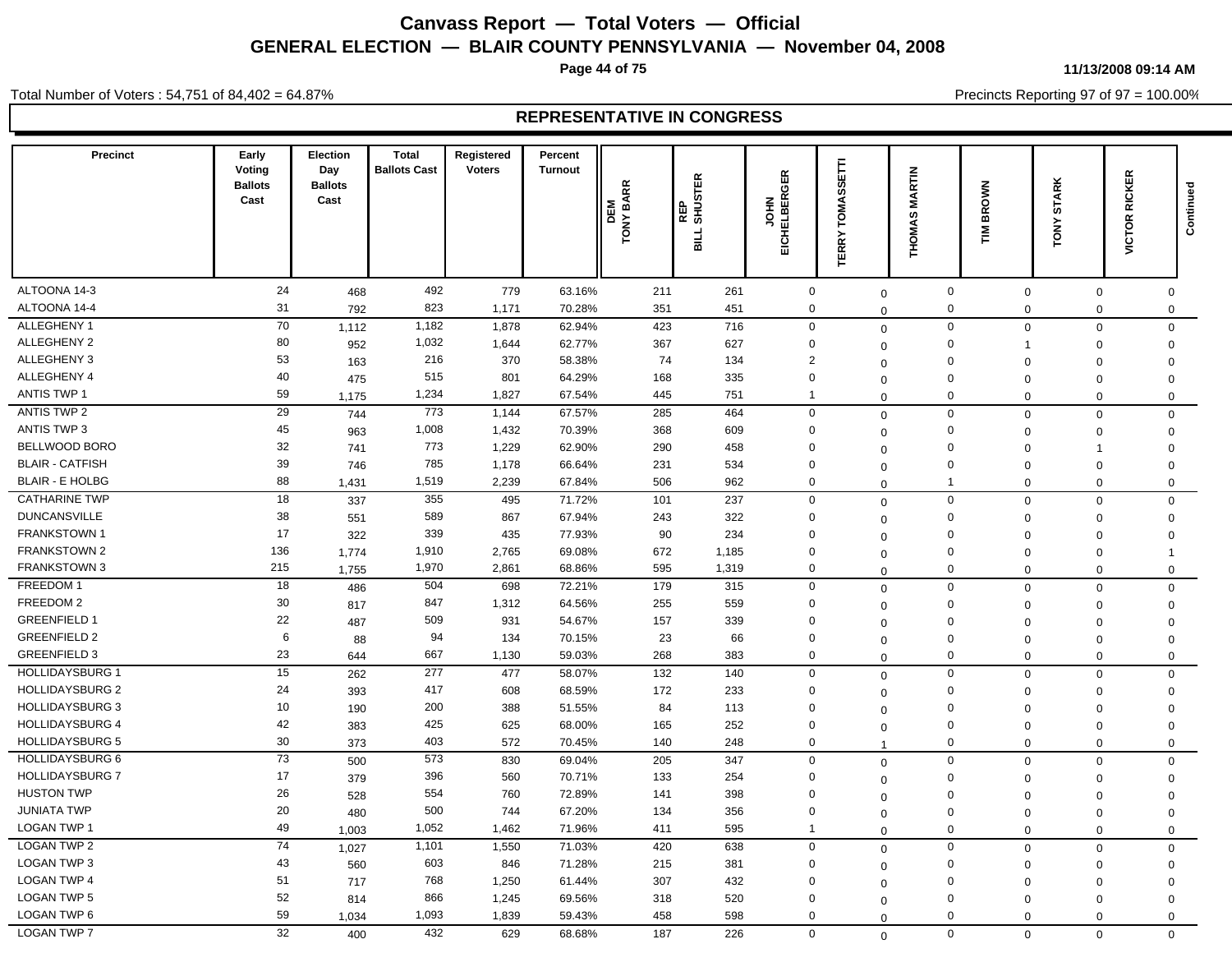# Canvass Report — Total Voters — Official

## GENERAL ELECTION — BLAIR COUNTY PENNSYLVANIA — November 04, 2008

11/13/2008 09:14 AM

Total Number of Voters : 54,751 of 84,402 = 64.87%

Precincts Reporting 97 of 97 = 100.00%

## REPRESENTATIVE IN CONGRESS

| Precinct | Early Voting Ballots Cast | Election Day Ballots Cast | Total Ballots Cast | Registered Voters | Percent Turnout | DEM TONY BARR | REP BILL SHUSTER | JOHN EICHELBERGER | TERRY TOMASSETTI | THOMAS MARTIN | TIM BROWN | TONY STARK | VICTOR RICKER | Continued |
|---|---|---|---|---|---|---|---|---|---|---|---|---|---|---|
| ALTOONA 14-3 | 24 | 468 | 492 | 779 | 63.16% | 211 | 261 | 0 | 0 | 0 | 0 | 0 | 0 | |
| ALTOONA 14-4 | 31 | 792 | 823 | 1,171 | 70.28% | 351 | 451 | 0 | 0 | 0 | 0 | 0 | 0 | |
| ALLEGHENY 1 | 70 | 1,112 | 1,182 | 1,878 | 62.94% | 423 | 716 | 0 | 0 | 0 | 0 | 0 | 0 | |
| ALLEGHENY 2 | 80 | 952 | 1,032 | 1,644 | 62.77% | 367 | 627 | 0 | 0 | 0 | 1 | 0 | 0 | |
| ALLEGHENY 3 | 53 | 163 | 216 | 370 | 58.38% | 74 | 134 | 2 | 0 | 0 | 0 | 0 | 0 | |
| ALLEGHENY 4 | 40 | 475 | 515 | 801 | 64.29% | 168 | 335 | 0 | 0 | 0 | 0 | 0 | 0 | |
| ANTIS TWP 1 | 59 | 1,175 | 1,234 | 1,827 | 67.54% | 445 | 751 | 1 | 0 | 0 | 0 | 0 | 0 | |
| ANTIS TWP 2 | 29 | 744 | 773 | 1,144 | 67.57% | 285 | 464 | 0 | 0 | 0 | 0 | 0 | 0 | |
| ANTIS TWP 3 | 45 | 963 | 1,008 | 1,432 | 70.39% | 368 | 609 | 0 | 0 | 0 | 0 | 0 | 0 | |
| BELLWOOD BORO | 32 | 741 | 773 | 1,229 | 62.90% | 290 | 458 | 0 | 0 | 0 | 0 | 1 | 0 | |
| BLAIR - CATFISH | 39 | 746 | 785 | 1,178 | 66.64% | 231 | 534 | 0 | 0 | 0 | 0 | 0 | 0 | |
| BLAIR - E HOLBG | 88 | 1,431 | 1,519 | 2,239 | 67.84% | 506 | 962 | 0 | 0 | 1 | 0 | 0 | 0 | |
| CATHARINE TWP | 18 | 337 | 355 | 495 | 71.72% | 101 | 237 | 0 | 0 | 0 | 0 | 0 | 0 | |
| DUNCANSVILLE | 38 | 551 | 589 | 867 | 67.94% | 243 | 322 | 0 | 0 | 0 | 0 | 0 | 0 | |
| FRANKSTOWN 1 | 17 | 322 | 339 | 435 | 77.93% | 90 | 234 | 0 | 0 | 0 | 0 | 0 | 0 | |
| FRANKSTOWN 2 | 136 | 1,774 | 1,910 | 2,765 | 69.08% | 672 | 1,185 | 0 | 0 | 0 | 0 | 0 | 1 | |
| FRANKSTOWN 3 | 215 | 1,755 | 1,970 | 2,861 | 68.86% | 595 | 1,319 | 0 | 0 | 0 | 0 | 0 | 0 | |
| FREEDOM 1 | 18 | 486 | 504 | 698 | 72.21% | 179 | 315 | 0 | 0 | 0 | 0 | 0 | 0 | |
| FREEDOM 2 | 30 | 817 | 847 | 1,312 | 64.56% | 255 | 559 | 0 | 0 | 0 | 0 | 0 | 0 | |
| GREENFIELD 1 | 22 | 487 | 509 | 931 | 54.67% | 157 | 339 | 0 | 0 | 0 | 0 | 0 | 0 | |
| GREENFIELD 2 | 6 | 88 | 94 | 134 | 70.15% | 23 | 66 | 0 | 0 | 0 | 0 | 0 | 0 | |
| GREENFIELD 3 | 23 | 644 | 667 | 1,130 | 59.03% | 268 | 383 | 0 | 0 | 0 | 0 | 0 | 0 | |
| HOLLIDAYSBURG 1 | 15 | 262 | 277 | 477 | 58.07% | 132 | 140 | 0 | 0 | 0 | 0 | 0 | 0 | |
| HOLLIDAYSBURG 2 | 24 | 393 | 417 | 608 | 68.59% | 172 | 233 | 0 | 0 | 0 | 0 | 0 | 0 | |
| HOLLIDAYSBURG 3 | 10 | 190 | 200 | 388 | 51.55% | 84 | 113 | 0 | 0 | 0 | 0 | 0 | 0 | |
| HOLLIDAYSBURG 4 | 42 | 383 | 425 | 625 | 68.00% | 165 | 252 | 0 | 0 | 0 | 0 | 0 | 0 | |
| HOLLIDAYSBURG 5 | 30 | 373 | 403 | 572 | 70.45% | 140 | 248 | 0 | 1 | 0 | 0 | 0 | 0 | |
| HOLLIDAYSBURG 6 | 73 | 500 | 573 | 830 | 69.04% | 205 | 347 | 0 | 0 | 0 | 0 | 0 | 0 | |
| HOLLIDAYSBURG 7 | 17 | 379 | 396 | 560 | 70.71% | 133 | 254 | 0 | 0 | 0 | 0 | 0 | 0 | |
| HUSTON TWP | 26 | 528 | 554 | 760 | 72.89% | 141 | 398 | 0 | 0 | 0 | 0 | 0 | 0 | |
| JUNIATA TWP | 20 | 480 | 500 | 744 | 67.20% | 134 | 356 | 0 | 0 | 0 | 0 | 0 | 0 | |
| LOGAN TWP 1 | 49 | 1,003 | 1,052 | 1,462 | 71.96% | 411 | 595 | 1 | 0 | 0 | 0 | 0 | 0 | |
| LOGAN TWP 2 | 74 | 1,027 | 1,101 | 1,550 | 71.03% | 420 | 638 | 0 | 0 | 0 | 0 | 0 | 0 | |
| LOGAN TWP 3 | 43 | 560 | 603 | 846 | 71.28% | 215 | 381 | 0 | 0 | 0 | 0 | 0 | 0 | |
| LOGAN TWP 4 | 51 | 717 | 768 | 1,250 | 61.44% | 307 | 432 | 0 | 0 | 0 | 0 | 0 | 0 | |
| LOGAN TWP 5 | 52 | 814 | 866 | 1,245 | 69.56% | 318 | 520 | 0 | 0 | 0 | 0 | 0 | 0 | |
| LOGAN TWP 6 | 59 | 1,034 | 1,093 | 1,839 | 59.43% | 458 | 598 | 0 | 0 | 0 | 0 | 0 | 0 | |
| LOGAN TWP 7 | 32 | 400 | 432 | 629 | 68.68% | 187 | 226 | 0 | 0 | 0 | 0 | 0 | 0 | |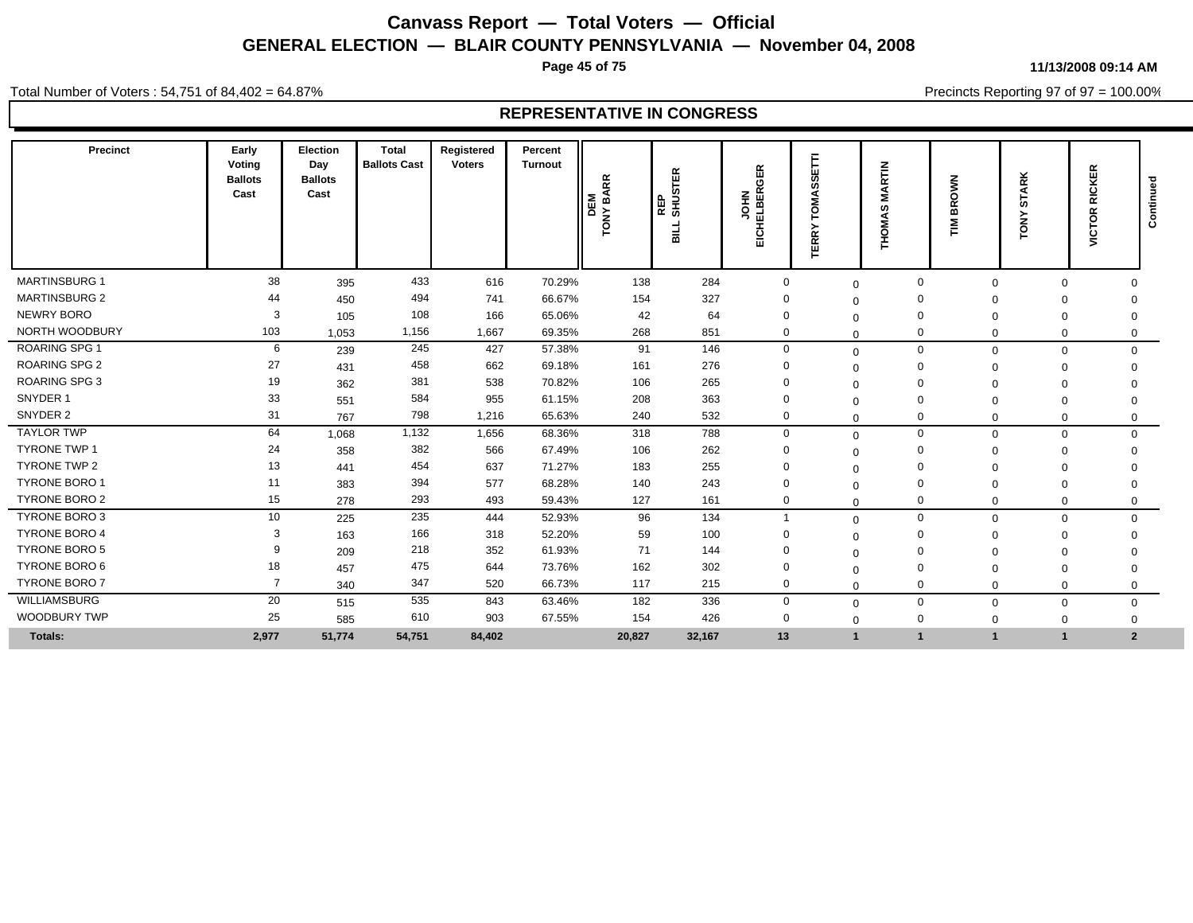# Canvass Report — Total Voters — Official

## GENERAL ELECTION — BLAIR COUNTY PENNSYLVANIA — November 04, 2008

11/13/2008 09:14 AM

Total Number of Voters : 54,751 of 84,402 = 64.87%

Precincts Reporting 97 of 97 = 100.00%

### REPRESENTATIVE IN CONGRESS

| Precinct | Early Voting Ballots Cast | Election Day Ballots Cast | Total Ballots Cast | Registered Voters | Percent Turnout | DEM TONY BARR | REP BILL SHUSTER | JOHN EICHELBERGER | TERRY TOMASSETTI | THOMAS MARTIN | TIM BROWN | TONY STARK | VICTOR RICKER | Continued |
|---|---|---|---|---|---|---|---|---|---|---|---|---|---|---|
| MARTINSBURG 1 | 38 | 395 | 433 | 616 | 70.29% | 138 | 284 | 0 | 0 | 0 | 0 | 0 | 0 | |
| MARTINSBURG 2 | 44 | 450 | 494 | 741 | 66.67% | 154 | 327 | 0 | 0 | 0 | 0 | 0 | 0 | |
| NEWRY BORO | 3 | 105 | 108 | 166 | 65.06% | 42 | 64 | 0 | 0 | 0 | 0 | 0 | 0 | |
| NORTH WOODBURY | 103 | 1,053 | 1,156 | 1,667 | 69.35% | 268 | 851 | 0 | 0 | 0 | 0 | 0 | 0 | |
| ROARING SPG 1 | 6 | 239 | 245 | 427 | 57.38% | 91 | 146 | 0 | 0 | 0 | 0 | 0 | 0 | |
| ROARING SPG 2 | 27 | 431 | 458 | 662 | 69.18% | 161 | 276 | 0 | 0 | 0 | 0 | 0 | 0 | |
| ROARING SPG 3 | 19 | 362 | 381 | 538 | 70.82% | 106 | 265 | 0 | 0 | 0 | 0 | 0 | 0 | |
| SNYDER 1 | 33 | 551 | 584 | 955 | 61.15% | 208 | 363 | 0 | 0 | 0 | 0 | 0 | 0 | |
| SNYDER 2 | 31 | 767 | 798 | 1,216 | 65.63% | 240 | 532 | 0 | 0 | 0 | 0 | 0 | 0 | |
| TAYLOR TWP | 64 | 1,068 | 1,132 | 1,656 | 68.36% | 318 | 788 | 0 | 0 | 0 | 0 | 0 | 0 | |
| TYRONE TWP 1 | 24 | 358 | 382 | 566 | 67.49% | 106 | 262 | 0 | 0 | 0 | 0 | 0 | 0 | |
| TYRONE TWP 2 | 13 | 441 | 454 | 637 | 71.27% | 183 | 255 | 0 | 0 | 0 | 0 | 0 | 0 | |
| TYRONE BORO 1 | 11 | 383 | 394 | 577 | 68.28% | 140 | 243 | 0 | 0 | 0 | 0 | 0 | 0 | |
| TYRONE BORO 2 | 15 | 278 | 293 | 493 | 59.43% | 127 | 161 | 0 | 0 | 0 | 0 | 0 | 0 | |
| TYRONE BORO 3 | 10 | 225 | 235 | 444 | 52.93% | 96 | 134 | 1 | 0 | 0 | 0 | 0 | 0 | |
| TYRONE BORO 4 | 3 | 163 | 166 | 318 | 52.20% | 59 | 100 | 0 | 0 | 0 | 0 | 0 | 0 | |
| TYRONE BORO 5 | 9 | 209 | 218 | 352 | 61.93% | 71 | 144 | 0 | 0 | 0 | 0 | 0 | 0 | |
| TYRONE BORO 6 | 18 | 457 | 475 | 644 | 73.76% | 162 | 302 | 0 | 0 | 0 | 0 | 0 | 0 | |
| TYRONE BORO 7 | 7 | 340 | 347 | 520 | 66.73% | 117 | 215 | 0 | 0 | 0 | 0 | 0 | 0 | |
| WILLIAMSBURG | 20 | 515 | 535 | 843 | 63.46% | 182 | 336 | 0 | 0 | 0 | 0 | 0 | 0 | |
| WOODBURY TWP | 25 | 585 | 610 | 903 | 67.55% | 154 | 426 | 0 | 0 | 0 | 0 | 0 | 0 | |
| **Totals:** | **2,977** | **51,774** | **54,751** | **84,402** | | **20,827** | **32,167** | **13** | **1** | **1** | **1** | **1** | **2** | |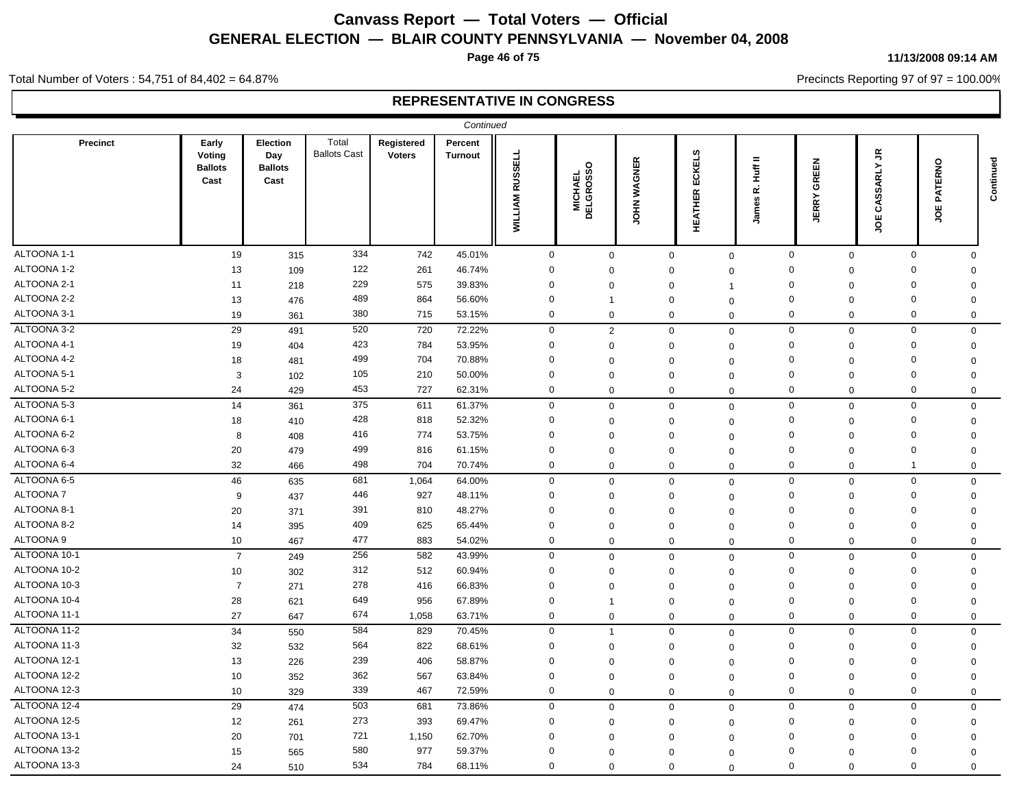# Canvass Report — Total Voters — Official

## GENERAL ELECTION — BLAIR COUNTY PENNSYLVANIA — November 04, 2008

11/13/2008 09:14 AM

Total Number of Voters : 54,751 of 84,402 = 64.87%

Precincts Reporting 97 of 97 = 100.00%

### REPRESENTATIVE IN CONGRESS

*Continued*

| Precinct | Early Voting Ballots Cast | Election Day Ballots Cast | Total Ballots Cast | Registered Voters | Percent Turnout | WILLIAM RUSSELL | MICHAEL DELGROSSO | JOHN WAGNER | HEATHER ECKELS | James R. Huff II | JERRY GREEN | JOE CASSARLY JR | JOE PATERNO |
|---|---|---|---|---|---|---|---|---|---|---|---|---|---|
| ALTOONA 1-1 | 19 | 315 | 334 | 742 | 45.01% | 0 | 0 | 0 | 0 | 0 | 0 | 0 | 0 |
| ALTOONA 1-2 | 13 | 109 | 122 | 261 | 46.74% | 0 | 0 | 0 | 0 | 0 | 0 | 0 | 0 |
| ALTOONA 2-1 | 11 | 218 | 229 | 575 | 39.83% | 0 | 0 | 0 | 1 | 0 | 0 | 0 | 0 |
| ALTOONA 2-2 | 13 | 476 | 489 | 864 | 56.60% | 0 | 1 | 0 | 0 | 0 | 0 | 0 | 0 |
| ALTOONA 3-1 | 19 | 361 | 380 | 715 | 53.15% | 0 | 0 | 0 | 0 | 0 | 0 | 0 | 0 |
| ALTOONA 3-2 | 29 | 491 | 520 | 720 | 72.22% | 0 | 2 | 0 | 0 | 0 | 0 | 0 | 0 |
| ALTOONA 4-1 | 19 | 404 | 423 | 784 | 53.95% | 0 | 0 | 0 | 0 | 0 | 0 | 0 | 0 |
| ALTOONA 4-2 | 18 | 481 | 499 | 704 | 70.88% | 0 | 0 | 0 | 0 | 0 | 0 | 0 | 0 |
| ALTOONA 5-1 | 3 | 102 | 105 | 210 | 50.00% | 0 | 0 | 0 | 0 | 0 | 0 | 0 | 0 |
| ALTOONA 5-2 | 24 | 429 | 453 | 727 | 62.31% | 0 | 0 | 0 | 0 | 0 | 0 | 0 | 0 |
| ALTOONA 5-3 | 14 | 361 | 375 | 611 | 61.37% | 0 | 0 | 0 | 0 | 0 | 0 | 0 | 0 |
| ALTOONA 6-1 | 18 | 410 | 428 | 818 | 52.32% | 0 | 0 | 0 | 0 | 0 | 0 | 0 | 0 |
| ALTOONA 6-2 | 8 | 408 | 416 | 774 | 53.75% | 0 | 0 | 0 | 0 | 0 | 0 | 0 | 0 |
| ALTOONA 6-3 | 20 | 479 | 499 | 816 | 61.15% | 0 | 0 | 0 | 0 | 0 | 0 | 0 | 0 |
| ALTOONA 6-4 | 32 | 466 | 498 | 704 | 70.74% | 0 | 0 | 0 | 0 | 0 | 0 | 1 | 0 |
| ALTOONA 6-5 | 46 | 635 | 681 | 1,064 | 64.00% | 0 | 0 | 0 | 0 | 0 | 0 | 0 | 0 |
| ALTOONA 7 | 9 | 437 | 446 | 927 | 48.11% | 0 | 0 | 0 | 0 | 0 | 0 | 0 | 0 |
| ALTOONA 8-1 | 20 | 371 | 391 | 810 | 48.27% | 0 | 0 | 0 | 0 | 0 | 0 | 0 | 0 |
| ALTOONA 8-2 | 14 | 395 | 409 | 625 | 65.44% | 0 | 0 | 0 | 0 | 0 | 0 | 0 | 0 |
| ALTOONA 9 | 10 | 467 | 477 | 883 | 54.02% | 0 | 0 | 0 | 0 | 0 | 0 | 0 | 0 |
| ALTOONA 10-1 | 7 | 249 | 256 | 582 | 43.99% | 0 | 0 | 0 | 0 | 0 | 0 | 0 | 0 |
| ALTOONA 10-2 | 10 | 302 | 312 | 512 | 60.94% | 0 | 0 | 0 | 0 | 0 | 0 | 0 | 0 |
| ALTOONA 10-3 | 7 | 271 | 278 | 416 | 66.83% | 0 | 0 | 0 | 0 | 0 | 0 | 0 | 0 |
| ALTOONA 10-4 | 28 | 621 | 649 | 956 | 67.89% | 0 | 1 | 0 | 0 | 0 | 0 | 0 | 0 |
| ALTOONA 11-1 | 27 | 647 | 674 | 1,058 | 63.71% | 0 | 0 | 0 | 0 | 0 | 0 | 0 | 0 |
| ALTOONA 11-2 | 34 | 550 | 584 | 829 | 70.45% | 0 | 1 | 0 | 0 | 0 | 0 | 0 | 0 |
| ALTOONA 11-3 | 32 | 532 | 564 | 822 | 68.61% | 0 | 0 | 0 | 0 | 0 | 0 | 0 | 0 |
| ALTOONA 12-1 | 13 | 226 | 239 | 406 | 58.87% | 0 | 0 | 0 | 0 | 0 | 0 | 0 | 0 |
| ALTOONA 12-2 | 10 | 352 | 362 | 567 | 63.84% | 0 | 0 | 0 | 0 | 0 | 0 | 0 | 0 |
| ALTOONA 12-3 | 10 | 329 | 339 | 467 | 72.59% | 0 | 0 | 0 | 0 | 0 | 0 | 0 | 0 |
| ALTOONA 12-4 | 29 | 474 | 503 | 681 | 73.86% | 0 | 0 | 0 | 0 | 0 | 0 | 0 | 0 |
| ALTOONA 12-5 | 12 | 261 | 273 | 393 | 69.47% | 0 | 0 | 0 | 0 | 0 | 0 | 0 | 0 |
| ALTOONA 13-1 | 20 | 701 | 721 | 1,150 | 62.70% | 0 | 0 | 0 | 0 | 0 | 0 | 0 | 0 |
| ALTOONA 13-2 | 15 | 565 | 580 | 977 | 59.37% | 0 | 0 | 0 | 0 | 0 | 0 | 0 | 0 |
| ALTOONA 13-3 | 24 | 510 | 534 | 784 | 68.11% | 0 | 0 | 0 | 0 | 0 | 0 | 0 | 0 |

*Continued*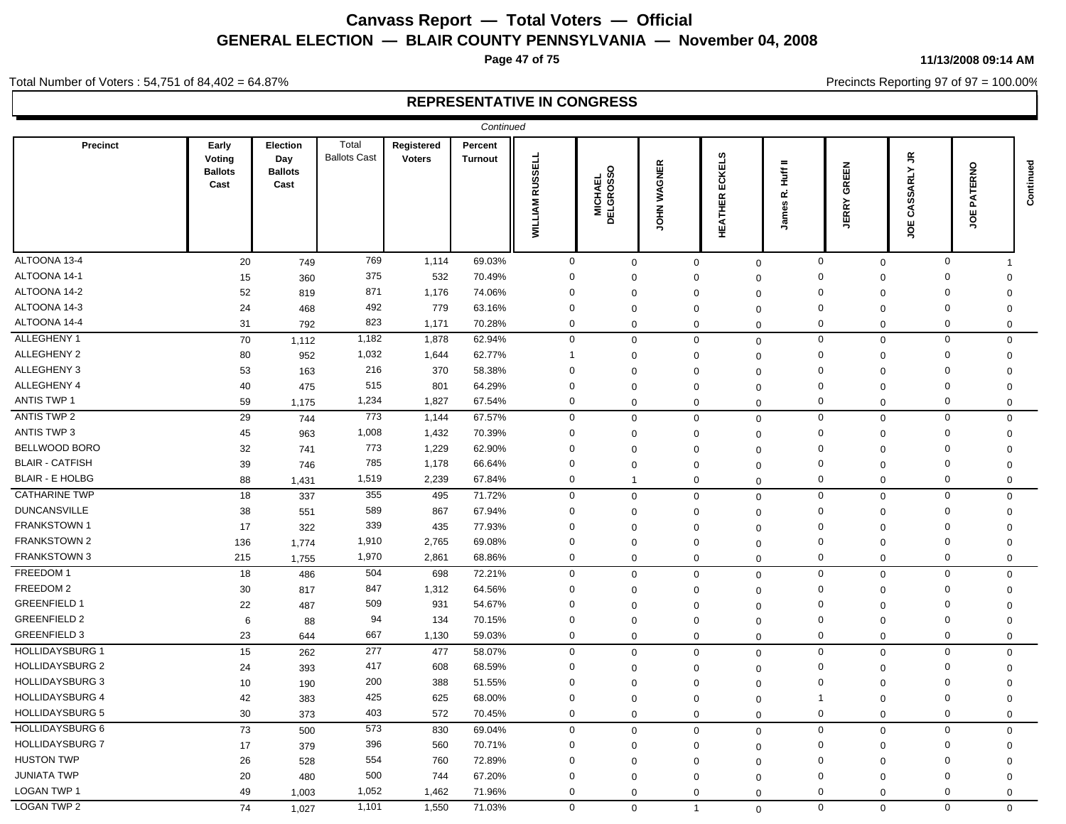# Canvass Report — Total Voters — Official

## GENERAL ELECTION — BLAIR COUNTY PENNSYLVANIA — November 04, 2008

11/13/2008 09:14 AM

Total Number of Voters : 54,751 of 84,402 = 64.87%

Precincts Reporting 97 of 97 = 100.00%

## REPRESENTATIVE IN CONGRESS

*Continued*

| Precinct | Early Voting Ballots Cast | Election Day Ballots Cast | Total Ballots Cast | Registered Voters | Percent Turnout | WILLIAM RUSSELL | MICHAEL DELGROSSO | JOHN WAGNER | HEATHER ECKELS | James R. Huff II | JERRY GREEN | JOE CASSARLY JR | JOE PATERNO | Continued |
|---|---|---|---|---|---|---|---|---|---|---|---|---|---|---|
| ALTOONA 13-4 | 20 | 749 | 769 | 1,114 | 69.03% | 0 | 0 | 0 | 0 | 0 | 0 | 0 | 1 | |
| ALTOONA 14-1 | 15 | 360 | 375 | 532 | 70.49% | 0 | 0 | 0 | 0 | 0 | 0 | 0 | 0 | |
| ALTOONA 14-2 | 52 | 819 | 871 | 1,176 | 74.06% | 0 | 0 | 0 | 0 | 0 | 0 | 0 | 0 | |
| ALTOONA 14-3 | 24 | 468 | 492 | 779 | 63.16% | 0 | 0 | 0 | 0 | 0 | 0 | 0 | 0 | |
| ALTOONA 14-4 | 31 | 792 | 823 | 1,171 | 70.28% | 0 | 0 | 0 | 0 | 0 | 0 | 0 | 0 | |
| ALLEGHENY 1 | 70 | 1,112 | 1,182 | 1,878 | 62.94% | 0 | 0 | 0 | 0 | 0 | 0 | 0 | 0 | |
| ALLEGHENY 2 | 80 | 952 | 1,032 | 1,644 | 62.77% | 1 | 0 | 0 | 0 | 0 | 0 | 0 | 0 | |
| ALLEGHENY 3 | 53 | 163 | 216 | 370 | 58.38% | 0 | 0 | 0 | 0 | 0 | 0 | 0 | 0 | |
| ALLEGHENY 4 | 40 | 475 | 515 | 801 | 64.29% | 0 | 0 | 0 | 0 | 0 | 0 | 0 | 0 | |
| ANTIS TWP 1 | 59 | 1,175 | 1,234 | 1,827 | 67.54% | 0 | 0 | 0 | 0 | 0 | 0 | 0 | 0 | |
| ANTIS TWP 2 | 29 | 744 | 773 | 1,144 | 67.57% | 0 | 0 | 0 | 0 | 0 | 0 | 0 | 0 | |
| ANTIS TWP 3 | 45 | 963 | 1,008 | 1,432 | 70.39% | 0 | 0 | 0 | 0 | 0 | 0 | 0 | 0 | |
| BELLWOOD BORO | 32 | 741 | 773 | 1,229 | 62.90% | 0 | 0 | 0 | 0 | 0 | 0 | 0 | 0 | |
| BLAIR - CATFISH | 39 | 746 | 785 | 1,178 | 66.64% | 0 | 0 | 0 | 0 | 0 | 0 | 0 | 0 | |
| BLAIR - E HOLBG | 88 | 1,431 | 1,519 | 2,239 | 67.84% | 0 | 1 | 0 | 0 | 0 | 0 | 0 | 0 | |
| CATHARINE TWP | 18 | 337 | 355 | 495 | 71.72% | 0 | 0 | 0 | 0 | 0 | 0 | 0 | 0 | |
| DUNCANSVILLE | 38 | 551 | 589 | 867 | 67.94% | 0 | 0 | 0 | 0 | 0 | 0 | 0 | 0 | |
| FRANKSTOWN 1 | 17 | 322 | 339 | 435 | 77.93% | 0 | 0 | 0 | 0 | 0 | 0 | 0 | 0 | |
| FRANKSTOWN 2 | 136 | 1,774 | 1,910 | 2,765 | 69.08% | 0 | 0 | 0 | 0 | 0 | 0 | 0 | 0 | |
| FRANKSTOWN 3 | 215 | 1,755 | 1,970 | 2,861 | 68.86% | 0 | 0 | 0 | 0 | 0 | 0 | 0 | 0 | |
| FREEDOM 1 | 18 | 486 | 504 | 698 | 72.21% | 0 | 0 | 0 | 0 | 0 | 0 | 0 | 0 | |
| FREEDOM 2 | 30 | 817 | 847 | 1,312 | 64.56% | 0 | 0 | 0 | 0 | 0 | 0 | 0 | 0 | |
| GREENFIELD 1 | 22 | 487 | 509 | 931 | 54.67% | 0 | 0 | 0 | 0 | 0 | 0 | 0 | 0 | |
| GREENFIELD 2 | 6 | 88 | 94 | 134 | 70.15% | 0 | 0 | 0 | 0 | 0 | 0 | 0 | 0 | |
| GREENFIELD 3 | 23 | 644 | 667 | 1,130 | 59.03% | 0 | 0 | 0 | 0 | 0 | 0 | 0 | 0 | |
| HOLLIDAYSBURG 1 | 15 | 262 | 277 | 477 | 58.07% | 0 | 0 | 0 | 0 | 0 | 0 | 0 | 0 | |
| HOLLIDAYSBURG 2 | 24 | 393 | 417 | 608 | 68.59% | 0 | 0 | 0 | 0 | 0 | 0 | 0 | 0 | |
| HOLLIDAYSBURG 3 | 10 | 190 | 200 | 388 | 51.55% | 0 | 0 | 0 | 0 | 0 | 0 | 0 | 0 | |
| HOLLIDAYSBURG 4 | 42 | 383 | 425 | 625 | 68.00% | 0 | 0 | 0 | 0 | 1 | 0 | 0 | 0 | |
| HOLLIDAYSBURG 5 | 30 | 373 | 403 | 572 | 70.45% | 0 | 0 | 0 | 0 | 0 | 0 | 0 | 0 | |
| HOLLIDAYSBURG 6 | 73 | 500 | 573 | 830 | 69.04% | 0 | 0 | 0 | 0 | 0 | 0 | 0 | 0 | |
| HOLLIDAYSBURG 7 | 17 | 379 | 396 | 560 | 70.71% | 0 | 0 | 0 | 0 | 0 | 0 | 0 | 0 | |
| HUSTON TWP | 26 | 528 | 554 | 760 | 72.89% | 0 | 0 | 0 | 0 | 0 | 0 | 0 | 0 | |
| JUNIATA TWP | 20 | 480 | 500 | 744 | 67.20% | 0 | 0 | 0 | 0 | 0 | 0 | 0 | 0 | |
| LOGAN TWP 1 | 49 | 1,003 | 1,052 | 1,462 | 71.96% | 0 | 0 | 0 | 0 | 0 | 0 | 0 | 0 | |
| LOGAN TWP 2 | 74 | 1,027 | 1,101 | 1,550 | 71.03% | 0 | 0 | 1 | 0 | 0 | 0 | 0 | 0 | |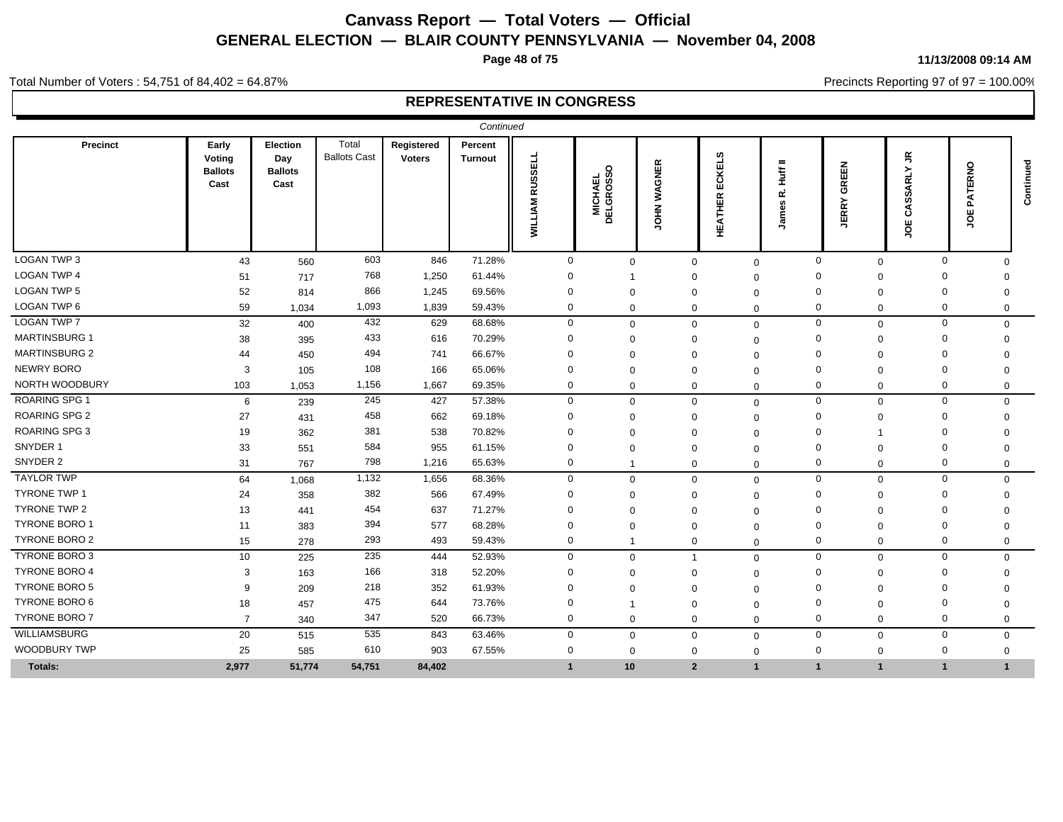# Canvass Report — Total Voters — Official

## GENERAL ELECTION — BLAIR COUNTY PENNSYLVANIA — November 04, 2008

11/13/2008 09:14 AM

Total Number of Voters : 54,751 of 84,402 = 64.87%

Precincts Reporting 97 of 97 = 100.00%

## REPRESENTATIVE IN CONGRESS

*Continued*

| Precinct | Early Voting Ballots Cast | Election Day Ballots Cast | Total Ballots Cast | Registered Voters | Percent Turnout | WILLIAM RUSSELL | MICHAEL DELGROSSO | JOHN WAGNER | HEATHER ECKELS | James R. Huff II | JERRY GREEN | JOE CASSARLY JR | JOE PATERNO | Continued |
|---|---|---|---|---|---|---|---|---|---|---|---|---|---|---|
| LOGAN TWP 3 | 43 | 560 | 603 | 846 | 71.28% | 0 | 0 | 0 | 0 | 0 | 0 | 0 | 0 | |
| LOGAN TWP 4 | 51 | 717 | 768 | 1,250 | 61.44% | 0 | 1 | 0 | 0 | 0 | 0 | 0 | 0 | |
| LOGAN TWP 5 | 52 | 814 | 866 | 1,245 | 69.56% | 0 | 0 | 0 | 0 | 0 | 0 | 0 | 0 | |
| LOGAN TWP 6 | 59 | 1,034 | 1,093 | 1,839 | 59.43% | 0 | 0 | 0 | 0 | 0 | 0 | 0 | 0 | |
| LOGAN TWP 7 | 32 | 400 | 432 | 629 | 68.68% | 0 | 0 | 0 | 0 | 0 | 0 | 0 | 0 | |
| MARTINSBURG 1 | 38 | 395 | 433 | 616 | 70.29% | 0 | 0 | 0 | 0 | 0 | 0 | 0 | 0 | |
| MARTINSBURG 2 | 44 | 450 | 494 | 741 | 66.67% | 0 | 0 | 0 | 0 | 0 | 0 | 0 | 0 | |
| NEWRY BORO | 3 | 105 | 108 | 166 | 65.06% | 0 | 0 | 0 | 0 | 0 | 0 | 0 | 0 | |
| NORTH WOODBURY | 103 | 1,053 | 1,156 | 1,667 | 69.35% | 0 | 0 | 0 | 0 | 0 | 0 | 0 | 0 | |
| ROARING SPG 1 | 6 | 239 | 245 | 427 | 57.38% | 0 | 0 | 0 | 0 | 0 | 0 | 0 | 0 | |
| ROARING SPG 2 | 27 | 431 | 458 | 662 | 69.18% | 0 | 0 | 0 | 0 | 0 | 0 | 0 | 0 | |
| ROARING SPG 3 | 19 | 362 | 381 | 538 | 70.82% | 0 | 0 | 0 | 0 | 0 | 1 | 0 | 0 | |
| SNYDER 1 | 33 | 551 | 584 | 955 | 61.15% | 0 | 0 | 0 | 0 | 0 | 0 | 0 | 0 | |
| SNYDER 2 | 31 | 767 | 798 | 1,216 | 65.63% | 0 | 1 | 0 | 0 | 0 | 0 | 0 | 0 | |
| TAYLOR TWP | 64 | 1,068 | 1,132 | 1,656 | 68.36% | 0 | 0 | 0 | 0 | 0 | 0 | 0 | 0 | |
| TYRONE TWP 1 | 24 | 358 | 382 | 566 | 67.49% | 0 | 0 | 0 | 0 | 0 | 0 | 0 | 0 | |
| TYRONE TWP 2 | 13 | 441 | 454 | 637 | 71.27% | 0 | 0 | 0 | 0 | 0 | 0 | 0 | 0 | |
| TYRONE BORO 1 | 11 | 383 | 394 | 577 | 68.28% | 0 | 0 | 0 | 0 | 0 | 0 | 0 | 0 | |
| TYRONE BORO 2 | 15 | 278 | 293 | 493 | 59.43% | 0 | 1 | 0 | 0 | 0 | 0 | 0 | 0 | |
| TYRONE BORO 3 | 10 | 225 | 235 | 444 | 52.93% | 0 | 0 | 1 | 0 | 0 | 0 | 0 | 0 | |
| TYRONE BORO 4 | 3 | 163 | 166 | 318 | 52.20% | 0 | 0 | 0 | 0 | 0 | 0 | 0 | 0 | |
| TYRONE BORO 5 | 9 | 209 | 218 | 352 | 61.93% | 0 | 0 | 0 | 0 | 0 | 0 | 0 | 0 | |
| TYRONE BORO 6 | 18 | 457 | 475 | 644 | 73.76% | 0 | 1 | 0 | 0 | 0 | 0 | 0 | 0 | |
| TYRONE BORO 7 | 7 | 340 | 347 | 520 | 66.73% | 0 | 0 | 0 | 0 | 0 | 0 | 0 | 0 | |
| WILLIAMSBURG | 20 | 515 | 535 | 843 | 63.46% | 0 | 0 | 0 | 0 | 0 | 0 | 0 | 0 | |
| WOODBURY TWP | 25 | 585 | 610 | 903 | 67.55% | 0 | 0 | 0 | 0 | 0 | 0 | 0 | 0 | |
| **Totals:** | **2,977** | **51,774** | **54,751** | **84,402** | | **1** | **10** | **2** | **1** | **1** | **1** | **1** | **1** | |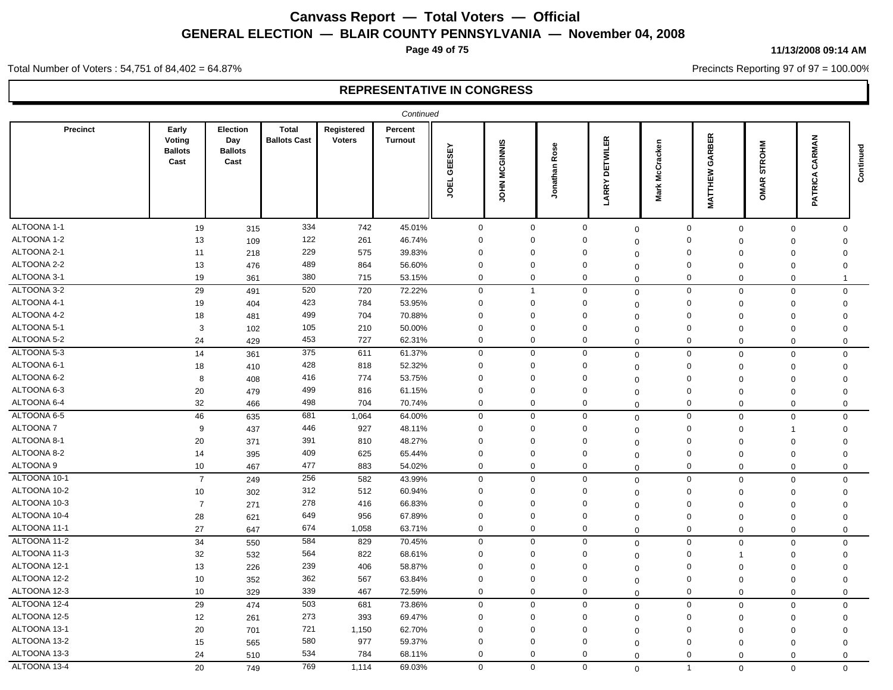# Canvass Report — Total Voters — Official

## GENERAL ELECTION — BLAIR COUNTY PENNSYLVANIA — November 04, 2008

11/13/2008 09:14 AM

Total Number of Voters : 54,751 of 84,402 = 64.87%

Precincts Reporting 97 of 97 = 100.00%

## REPRESENTATIVE IN CONGRESS

*Continued*

| Precinct | Early Voting Ballots Cast | Election Day Ballots Cast | Total Ballots Cast | Registered Voters | Percent Turnout | JOEL GEESEY | JOHN MCGINNIS | Jonathan Rose | LARRY DETWILER | Mark McCracken | MATTHEW GARBER | OMAR STROHM | PATRICA CARMAN | Continued |
|---|---|---|---|---|---|---|---|---|---|---|---|---|---|---|
| ALTOONA 1-1 | 19 | 315 | 334 | 742 | 45.01% | 0 | 0 | 0 | 0 | 0 | 0 | 0 | 0 | |
| ALTOONA 1-2 | 13 | 109 | 122 | 261 | 46.74% | 0 | 0 | 0 | 0 | 0 | 0 | 0 | 0 | |
| ALTOONA 2-1 | 11 | 218 | 229 | 575 | 39.83% | 0 | 0 | 0 | 0 | 0 | 0 | 0 | 0 | |
| ALTOONA 2-2 | 13 | 476 | 489 | 864 | 56.60% | 0 | 0 | 0 | 0 | 0 | 0 | 0 | 0 | |
| ALTOONA 3-1 | 19 | 361 | 380 | 715 | 53.15% | 0 | 0 | 0 | 0 | 0 | 0 | 0 | 1 | |
| ALTOONA 3-2 | 29 | 491 | 520 | 720 | 72.22% | 0 | 1 | 0 | 0 | 0 | 0 | 0 | 0 | |
| ALTOONA 4-1 | 19 | 404 | 423 | 784 | 53.95% | 0 | 0 | 0 | 0 | 0 | 0 | 0 | 0 | |
| ALTOONA 4-2 | 18 | 481 | 499 | 704 | 70.88% | 0 | 0 | 0 | 0 | 0 | 0 | 0 | 0 | |
| ALTOONA 5-1 | 3 | 102 | 105 | 210 | 50.00% | 0 | 0 | 0 | 0 | 0 | 0 | 0 | 0 | |
| ALTOONA 5-2 | 24 | 429 | 453 | 727 | 62.31% | 0 | 0 | 0 | 0 | 0 | 0 | 0 | 0 | |
| ALTOONA 5-3 | 14 | 361 | 375 | 611 | 61.37% | 0 | 0 | 0 | 0 | 0 | 0 | 0 | 0 | |
| ALTOONA 6-1 | 18 | 410 | 428 | 818 | 52.32% | 0 | 0 | 0 | 0 | 0 | 0 | 0 | 0 | |
| ALTOONA 6-2 | 8 | 408 | 416 | 774 | 53.75% | 0 | 0 | 0 | 0 | 0 | 0 | 0 | 0 | |
| ALTOONA 6-3 | 20 | 479 | 499 | 816 | 61.15% | 0 | 0 | 0 | 0 | 0 | 0 | 0 | 0 | |
| ALTOONA 6-4 | 32 | 466 | 498 | 704 | 70.74% | 0 | 0 | 0 | 0 | 0 | 0 | 0 | 0 | |
| ALTOONA 6-5 | 46 | 635 | 681 | 1,064 | 64.00% | 0 | 0 | 0 | 0 | 0 | 0 | 0 | 0 | |
| ALTOONA 7 | 9 | 437 | 446 | 927 | 48.11% | 0 | 0 | 0 | 0 | 0 | 0 | 1 | 0 | |
| ALTOONA 8-1 | 20 | 371 | 391 | 810 | 48.27% | 0 | 0 | 0 | 0 | 0 | 0 | 0 | 0 | |
| ALTOONA 8-2 | 14 | 395 | 409 | 625 | 65.44% | 0 | 0 | 0 | 0 | 0 | 0 | 0 | 0 | |
| ALTOONA 9 | 10 | 467 | 477 | 883 | 54.02% | 0 | 0 | 0 | 0 | 0 | 0 | 0 | 0 | |
| ALTOONA 10-1 | 7 | 249 | 256 | 582 | 43.99% | 0 | 0 | 0 | 0 | 0 | 0 | 0 | 0 | |
| ALTOONA 10-2 | 10 | 302 | 312 | 512 | 60.94% | 0 | 0 | 0 | 0 | 0 | 0 | 0 | 0 | |
| ALTOONA 10-3 | 7 | 271 | 278 | 416 | 66.83% | 0 | 0 | 0 | 0 | 0 | 0 | 0 | 0 | |
| ALTOONA 10-4 | 28 | 621 | 649 | 956 | 67.89% | 0 | 0 | 0 | 0 | 0 | 0 | 0 | 0 | |
| ALTOONA 11-1 | 27 | 647 | 674 | 1,058 | 63.71% | 0 | 0 | 0 | 0 | 0 | 0 | 0 | 0 | |
| ALTOONA 11-2 | 34 | 550 | 584 | 829 | 70.45% | 0 | 0 | 0 | 0 | 0 | 0 | 0 | 0 | |
| ALTOONA 11-3 | 32 | 532 | 564 | 822 | 68.61% | 0 | 0 | 0 | 0 | 0 | 1 | 0 | 0 | |
| ALTOONA 12-1 | 13 | 226 | 239 | 406 | 58.87% | 0 | 0 | 0 | 0 | 0 | 0 | 0 | 0 | |
| ALTOONA 12-2 | 10 | 352 | 362 | 567 | 63.84% | 0 | 0 | 0 | 0 | 0 | 0 | 0 | 0 | |
| ALTOONA 12-3 | 10 | 329 | 339 | 467 | 72.59% | 0 | 0 | 0 | 0 | 0 | 0 | 0 | 0 | |
| ALTOONA 12-4 | 29 | 474 | 503 | 681 | 73.86% | 0 | 0 | 0 | 0 | 0 | 0 | 0 | 0 | |
| ALTOONA 12-5 | 12 | 261 | 273 | 393 | 69.47% | 0 | 0 | 0 | 0 | 0 | 0 | 0 | 0 | |
| ALTOONA 13-1 | 20 | 701 | 721 | 1,150 | 62.70% | 0 | 0 | 0 | 0 | 0 | 0 | 0 | 0 | |
| ALTOONA 13-2 | 15 | 565 | 580 | 977 | 59.37% | 0 | 0 | 0 | 0 | 0 | 0 | 0 | 0 | |
| ALTOONA 13-3 | 24 | 510 | 534 | 784 | 68.11% | 0 | 0 | 0 | 0 | 0 | 0 | 0 | 0 | |
| ALTOONA 13-4 | 20 | 749 | 769 | 1,114 | 69.03% | 0 | 0 | 0 | 0 | 1 | 0 | 0 | 0 | |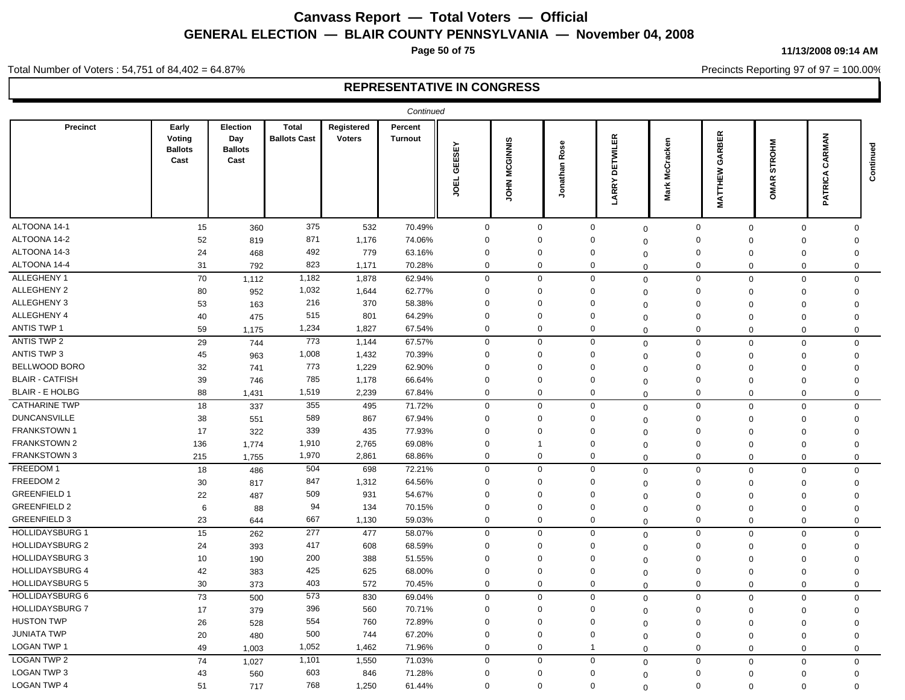# Canvass Report — Total Voters — Official

## GENERAL ELECTION — BLAIR COUNTY PENNSYLVANIA — November 04, 2008

11/13/2008 09:14 AM

Total Number of Voters : 54,751 of 84,402 = 64.87%

Precincts Reporting 97 of 97 = 100.00%

## REPRESENTATIVE IN CONGRESS

*Continued*

| Precinct | Early Voting Ballots Cast | Election Day Ballots Cast | Total Ballots Cast | Registered Voters | Percent Turnout | JOEL GEESEY | JOHN MCGINNIS | Jonathan Rose | LARRY DETWILER | Mark McCracken | MATTHEW GARBER | OMAR STROHM | PATRICA CARMAN | Continued |
|---|---|---|---|---|---|---|---|---|---|---|---|---|---|---|
| ALTOONA 14-1 | 15 | 360 | 375 | 532 | 70.49% | 0 | 0 | 0 | 0 | 0 | 0 | 0 | 0 | |
| ALTOONA 14-2 | 52 | 819 | 871 | 1,176 | 74.06% | 0 | 0 | 0 | 0 | 0 | 0 | 0 | 0 | |
| ALTOONA 14-3 | 24 | 468 | 492 | 779 | 63.16% | 0 | 0 | 0 | 0 | 0 | 0 | 0 | 0 | |
| ALTOONA 14-4 | 31 | 792 | 823 | 1,171 | 70.28% | 0 | 0 | 0 | 0 | 0 | 0 | 0 | 0 | |
| ALLEGHENY 1 | 70 | 1,112 | 1,182 | 1,878 | 62.94% | 0 | 0 | 0 | 0 | 0 | 0 | 0 | 0 | |
| ALLEGHENY 2 | 80 | 952 | 1,032 | 1,644 | 62.77% | 0 | 0 | 0 | 0 | 0 | 0 | 0 | 0 | |
| ALLEGHENY 3 | 53 | 163 | 216 | 370 | 58.38% | 0 | 0 | 0 | 0 | 0 | 0 | 0 | 0 | |
| ALLEGHENY 4 | 40 | 475 | 515 | 801 | 64.29% | 0 | 0 | 0 | 0 | 0 | 0 | 0 | 0 | |
| ANTIS TWP 1 | 59 | 1,175 | 1,234 | 1,827 | 67.54% | 0 | 0 | 0 | 0 | 0 | 0 | 0 | 0 | |
| ANTIS TWP 2 | 29 | 744 | 773 | 1,144 | 67.57% | 0 | 0 | 0 | 0 | 0 | 0 | 0 | 0 | |
| ANTIS TWP 3 | 45 | 963 | 1,008 | 1,432 | 70.39% | 0 | 0 | 0 | 0 | 0 | 0 | 0 | 0 | |
| BELLWOOD BORO | 32 | 741 | 773 | 1,229 | 62.90% | 0 | 0 | 0 | 0 | 0 | 0 | 0 | 0 | |
| BLAIR - CATFISH | 39 | 746 | 785 | 1,178 | 66.64% | 0 | 0 | 0 | 0 | 0 | 0 | 0 | 0 | |
| BLAIR - E HOLBG | 88 | 1,431 | 1,519 | 2,239 | 67.84% | 0 | 0 | 0 | 0 | 0 | 0 | 0 | 0 | |
| CATHARINE TWP | 18 | 337 | 355 | 495 | 71.72% | 0 | 0 | 0 | 0 | 0 | 0 | 0 | 0 | |
| DUNCANSVILLE | 38 | 551 | 589 | 867 | 67.94% | 0 | 0 | 0 | 0 | 0 | 0 | 0 | 0 | |
| FRANKSTOWN 1 | 17 | 322 | 339 | 435 | 77.93% | 0 | 0 | 0 | 0 | 0 | 0 | 0 | 0 | |
| FRANKSTOWN 2 | 136 | 1,774 | 1,910 | 2,765 | 69.08% | 0 | 1 | 0 | 0 | 0 | 0 | 0 | 0 | |
| FRANKSTOWN 3 | 215 | 1,755 | 1,970 | 2,861 | 68.86% | 0 | 0 | 0 | 0 | 0 | 0 | 0 | 0 | |
| FREEDOM 1 | 18 | 486 | 504 | 698 | 72.21% | 0 | 0 | 0 | 0 | 0 | 0 | 0 | 0 | |
| FREEDOM 2 | 30 | 817 | 847 | 1,312 | 64.56% | 0 | 0 | 0 | 0 | 0 | 0 | 0 | 0 | |
| GREENFIELD 1 | 22 | 487 | 509 | 931 | 54.67% | 0 | 0 | 0 | 0 | 0 | 0 | 0 | 0 | |
| GREENFIELD 2 | 6 | 88 | 94 | 134 | 70.15% | 0 | 0 | 0 | 0 | 0 | 0 | 0 | 0 | |
| GREENFIELD 3 | 23 | 644 | 667 | 1,130 | 59.03% | 0 | 0 | 0 | 0 | 0 | 0 | 0 | 0 | |
| HOLLIDAYSBURG 1 | 15 | 262 | 277 | 477 | 58.07% | 0 | 0 | 0 | 0 | 0 | 0 | 0 | 0 | |
| HOLLIDAYSBURG 2 | 24 | 393 | 417 | 608 | 68.59% | 0 | 0 | 0 | 0 | 0 | 0 | 0 | 0 | |
| HOLLIDAYSBURG 3 | 10 | 190 | 200 | 388 | 51.55% | 0 | 0 | 0 | 0 | 0 | 0 | 0 | 0 | |
| HOLLIDAYSBURG 4 | 42 | 383 | 425 | 625 | 68.00% | 0 | 0 | 0 | 0 | 0 | 0 | 0 | 0 | |
| HOLLIDAYSBURG 5 | 30 | 373 | 403 | 572 | 70.45% | 0 | 0 | 0 | 0 | 0 | 0 | 0 | 0 | |
| HOLLIDAYSBURG 6 | 73 | 500 | 573 | 830 | 69.04% | 0 | 0 | 0 | 0 | 0 | 0 | 0 | 0 | |
| HOLLIDAYSBURG 7 | 17 | 379 | 396 | 560 | 70.71% | 0 | 0 | 0 | 0 | 0 | 0 | 0 | 0 | |
| HUSTON TWP | 26 | 528 | 554 | 760 | 72.89% | 0 | 0 | 0 | 0 | 0 | 0 | 0 | 0 | |
| JUNIATA TWP | 20 | 480 | 500 | 744 | 67.20% | 0 | 0 | 0 | 0 | 0 | 0 | 0 | 0 | |
| LOGAN TWP 1 | 49 | 1,003 | 1,052 | 1,462 | 71.96% | 0 | 0 | 1 | 0 | 0 | 0 | 0 | 0 | |
| LOGAN TWP 2 | 74 | 1,027 | 1,101 | 1,550 | 71.03% | 0 | 0 | 0 | 0 | 0 | 0 | 0 | 0 | |
| LOGAN TWP 3 | 43 | 560 | 603 | 846 | 71.28% | 0 | 0 | 0 | 0 | 0 | 0 | 0 | 0 | |
| LOGAN TWP 4 | 51 | 717 | 768 | 1,250 | 61.44% | 0 | 0 | 0 | 0 | 0 | 0 | 0 | 0 | |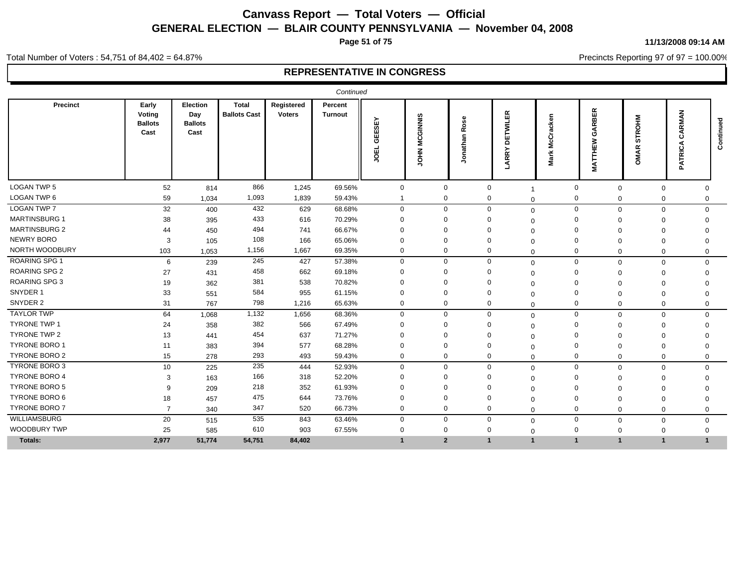# Canvass Report — Total Voters — Official

## GENERAL ELECTION — BLAIR COUNTY PENNSYLVANIA — November 04, 2008

11/13/2008 09:14 AM

Total Number of Voters : 54,751 of 84,402 = 64.87%

Precincts Reporting 97 of 97 = 100.00%

## REPRESENTATIVE IN CONGRESS

*Continued*

| Precinct | Early Voting Ballots Cast | Election Day Ballots Cast | Total Ballots Cast | Registered Voters | Percent Turnout | JOEL GEESEY | JOHN MCGINNIS | Jonathan Rose | LARRY DETWILER | Mark McCracken | MATTHEW GARBER | OMAR STROHM | PATRICA CARMAN | Continued |
|---|---|---|---|---|---|---|---|---|---|---|---|---|---|---|
| LOGAN TWP 5 | 52 | 814 | 866 | 1,245 | 69.56% | 0 | 0 | 0 | 1 | 0 | 0 | 0 | 0 | |
| LOGAN TWP 6 | 59 | 1,034 | 1,093 | 1,839 | 59.43% | 1 | 0 | 0 | 0 | 0 | 0 | 0 | 0 | |
| LOGAN TWP 7 | 32 | 400 | 432 | 629 | 68.68% | 0 | 0 | 0 | 0 | 0 | 0 | 0 | 0 | |
| MARTINSBURG 1 | 38 | 395 | 433 | 616 | 70.29% | 0 | 0 | 0 | 0 | 0 | 0 | 0 | 0 | |
| MARTINSBURG 2 | 44 | 450 | 494 | 741 | 66.67% | 0 | 0 | 0 | 0 | 0 | 0 | 0 | 0 | |
| NEWRY BORO | 3 | 105 | 108 | 166 | 65.06% | 0 | 0 | 0 | 0 | 0 | 0 | 0 | 0 | |
| NORTH WOODBURY | 103 | 1,053 | 1,156 | 1,667 | 69.35% | 0 | 0 | 0 | 0 | 0 | 0 | 0 | 0 | |
| ROARING SPG 1 | 6 | 239 | 245 | 427 | 57.38% | 0 | 0 | 0 | 0 | 0 | 0 | 0 | 0 | |
| ROARING SPG 2 | 27 | 431 | 458 | 662 | 69.18% | 0 | 0 | 0 | 0 | 0 | 0 | 0 | 0 | |
| ROARING SPG 3 | 19 | 362 | 381 | 538 | 70.82% | 0 | 0 | 0 | 0 | 0 | 0 | 0 | 0 | |
| SNYDER 1 | 33 | 551 | 584 | 955 | 61.15% | 0 | 0 | 0 | 0 | 0 | 0 | 0 | 0 | |
| SNYDER 2 | 31 | 767 | 798 | 1,216 | 65.63% | 0 | 0 | 0 | 0 | 0 | 0 | 0 | 0 | |
| TAYLOR TWP | 64 | 1,068 | 1,132 | 1,656 | 68.36% | 0 | 0 | 0 | 0 | 0 | 0 | 0 | 0 | |
| TYRONE TWP 1 | 24 | 358 | 382 | 566 | 67.49% | 0 | 0 | 0 | 0 | 0 | 0 | 0 | 0 | |
| TYRONE TWP 2 | 13 | 441 | 454 | 637 | 71.27% | 0 | 0 | 0 | 0 | 0 | 0 | 0 | 0 | |
| TYRONE BORO 1 | 11 | 383 | 394 | 577 | 68.28% | 0 | 0 | 0 | 0 | 0 | 0 | 0 | 0 | |
| TYRONE BORO 2 | 15 | 278 | 293 | 493 | 59.43% | 0 | 0 | 0 | 0 | 0 | 0 | 0 | 0 | |
| TYRONE BORO 3 | 10 | 225 | 235 | 444 | 52.93% | 0 | 0 | 0 | 0 | 0 | 0 | 0 | 0 | |
| TYRONE BORO 4 | 3 | 163 | 166 | 318 | 52.20% | 0 | 0 | 0 | 0 | 0 | 0 | 0 | 0 | |
| TYRONE BORO 5 | 9 | 209 | 218 | 352 | 61.93% | 0 | 0 | 0 | 0 | 0 | 0 | 0 | 0 | |
| TYRONE BORO 6 | 18 | 457 | 475 | 644 | 73.76% | 0 | 0 | 0 | 0 | 0 | 0 | 0 | 0 | |
| TYRONE BORO 7 | 7 | 340 | 347 | 520 | 66.73% | 0 | 0 | 0 | 0 | 0 | 0 | 0 | 0 | |
| WILLIAMSBURG | 20 | 515 | 535 | 843 | 63.46% | 0 | 0 | 0 | 0 | 0 | 0 | 0 | 0 | |
| WOODBURY TWP | 25 | 585 | 610 | 903 | 67.55% | 0 | 0 | 0 | 0 | 0 | 0 | 0 | 0 | |
| **Totals:** | **2,977** | **51,774** | **54,751** | **84,402** | | **1** | **2** | **1** | **1** | **1** | **1** | **1** | **1** | |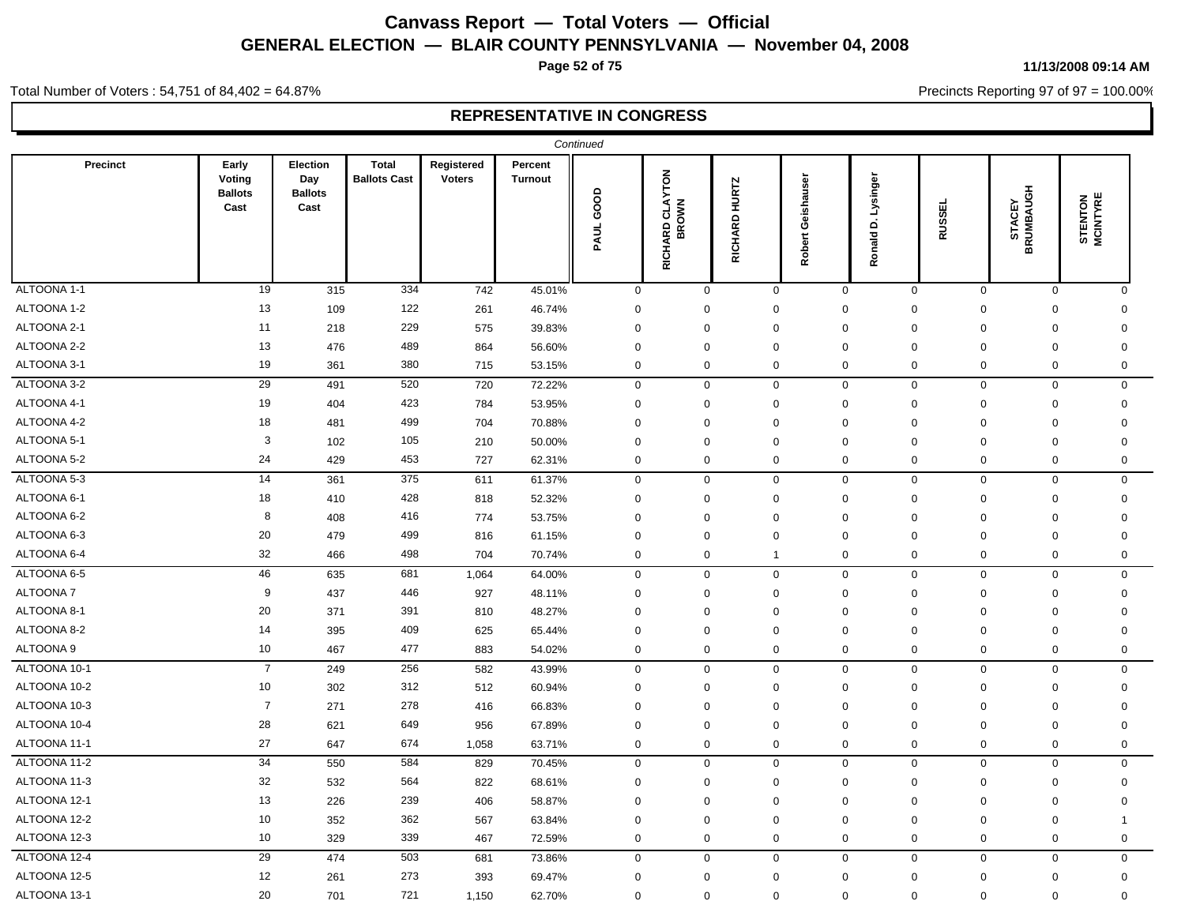# Canvass Report — Total Voters — Official

## GENERAL ELECTION — BLAIR COUNTY PENNSYLVANIA — November 04, 2008

11/13/2008 09:14 AM

Total Number of Voters : 54,751 of 84,402 = 64.87%

Precincts Reporting 97 of 97 = 100.00%

## REPRESENTATIVE IN CONGRESS

*Continued*

| Precinct | Early Voting Ballots Cast | Election Day Ballots Cast | Total Ballots Cast | Registered Voters | Percent Turnout | PAUL GOOD | RICHARD CLAYTON BROWN | RICHARD HURTZ | Robert Geishauser | Ronald D. Lysinger | RUSSEL | STACEY BRUMBAUGH | STENTON MCINTYRE |
|---|---|---|---|---|---|---|---|---|---|---|---|---|---|
| ALTOONA 1-1 | 19 | 315 | 334 | 742 | 45.01% | 0 | 0 | 0 | 0 | 0 | 0 | 0 | 0 |
| ALTOONA 1-2 | 13 | 109 | 122 | 261 | 46.74% | 0 | 0 | 0 | 0 | 0 | 0 | 0 | 0 |
| ALTOONA 2-1 | 11 | 218 | 229 | 575 | 39.83% | 0 | 0 | 0 | 0 | 0 | 0 | 0 | 0 |
| ALTOONA 2-2 | 13 | 476 | 489 | 864 | 56.60% | 0 | 0 | 0 | 0 | 0 | 0 | 0 | 0 |
| ALTOONA 3-1 | 19 | 361 | 380 | 715 | 53.15% | 0 | 0 | 0 | 0 | 0 | 0 | 0 | 0 |
| ALTOONA 3-2 | 29 | 491 | 520 | 720 | 72.22% | 0 | 0 | 0 | 0 | 0 | 0 | 0 | 0 |
| ALTOONA 4-1 | 19 | 404 | 423 | 784 | 53.95% | 0 | 0 | 0 | 0 | 0 | 0 | 0 | 0 |
| ALTOONA 4-2 | 18 | 481 | 499 | 704 | 70.88% | 0 | 0 | 0 | 0 | 0 | 0 | 0 | 0 |
| ALTOONA 5-1 | 3 | 102 | 105 | 210 | 50.00% | 0 | 0 | 0 | 0 | 0 | 0 | 0 | 0 |
| ALTOONA 5-2 | 24 | 429 | 453 | 727 | 62.31% | 0 | 0 | 0 | 0 | 0 | 0 | 0 | 0 |
| ALTOONA 5-3 | 14 | 361 | 375 | 611 | 61.37% | 0 | 0 | 0 | 0 | 0 | 0 | 0 | 0 |
| ALTOONA 6-1 | 18 | 410 | 428 | 818 | 52.32% | 0 | 0 | 0 | 0 | 0 | 0 | 0 | 0 |
| ALTOONA 6-2 | 8 | 408 | 416 | 774 | 53.75% | 0 | 0 | 0 | 0 | 0 | 0 | 0 | 0 |
| ALTOONA 6-3 | 20 | 479 | 499 | 816 | 61.15% | 0 | 0 | 0 | 0 | 0 | 0 | 0 | 0 |
| ALTOONA 6-4 | 32 | 466 | 498 | 704 | 70.74% | 0 | 0 | 1 | 0 | 0 | 0 | 0 | 0 |
| ALTOONA 6-5 | 46 | 635 | 681 | 1,064 | 64.00% | 0 | 0 | 0 | 0 | 0 | 0 | 0 | 0 |
| ALTOONA 7 | 9 | 437 | 446 | 927 | 48.11% | 0 | 0 | 0 | 0 | 0 | 0 | 0 | 0 |
| ALTOONA 8-1 | 20 | 371 | 391 | 810 | 48.27% | 0 | 0 | 0 | 0 | 0 | 0 | 0 | 0 |
| ALTOONA 8-2 | 14 | 395 | 409 | 625 | 65.44% | 0 | 0 | 0 | 0 | 0 | 0 | 0 | 0 |
| ALTOONA 9 | 10 | 467 | 477 | 883 | 54.02% | 0 | 0 | 0 | 0 | 0 | 0 | 0 | 0 |
| ALTOONA 10-1 | 7 | 249 | 256 | 582 | 43.99% | 0 | 0 | 0 | 0 | 0 | 0 | 0 | 0 |
| ALTOONA 10-2 | 10 | 302 | 312 | 512 | 60.94% | 0 | 0 | 0 | 0 | 0 | 0 | 0 | 0 |
| ALTOONA 10-3 | 7 | 271 | 278 | 416 | 66.83% | 0 | 0 | 0 | 0 | 0 | 0 | 0 | 0 |
| ALTOONA 10-4 | 28 | 621 | 649 | 956 | 67.89% | 0 | 0 | 0 | 0 | 0 | 0 | 0 | 0 |
| ALTOONA 11-1 | 27 | 647 | 674 | 1,058 | 63.71% | 0 | 0 | 0 | 0 | 0 | 0 | 0 | 0 |
| ALTOONA 11-2 | 34 | 550 | 584 | 829 | 70.45% | 0 | 0 | 0 | 0 | 0 | 0 | 0 | 0 |
| ALTOONA 11-3 | 32 | 532 | 564 | 822 | 68.61% | 0 | 0 | 0 | 0 | 0 | 0 | 0 | 0 |
| ALTOONA 12-1 | 13 | 226 | 239 | 406 | 58.87% | 0 | 0 | 0 | 0 | 0 | 0 | 0 | 0 |
| ALTOONA 12-2 | 10 | 352 | 362 | 567 | 63.84% | 0 | 0 | 0 | 0 | 0 | 0 | 0 | 1 |
| ALTOONA 12-3 | 10 | 329 | 339 | 467 | 72.59% | 0 | 0 | 0 | 0 | 0 | 0 | 0 | 0 |
| ALTOONA 12-4 | 29 | 474 | 503 | 681 | 73.86% | 0 | 0 | 0 | 0 | 0 | 0 | 0 | 0 |
| ALTOONA 12-5 | 12 | 261 | 273 | 393 | 69.47% | 0 | 0 | 0 | 0 | 0 | 0 | 0 | 0 |
| ALTOONA 13-1 | 20 | 701 | 721 | 1,150 | 62.70% | 0 | 0 | 0 | 0 | 0 | 0 | 0 | 0 |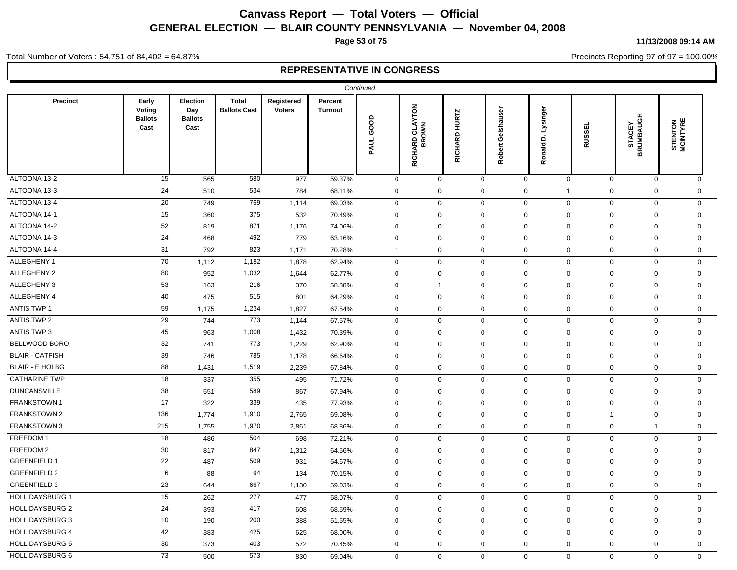# Canvass Report — Total Voters — Official

## GENERAL ELECTION — BLAIR COUNTY PENNSYLVANIA — November 04, 2008

11/13/2008 09:14 AM

Total Number of Voters : 54,751 of 84,402 = 64.87%

Precincts Reporting 97 of 97 = 100.00%

### REPRESENTATIVE IN CONGRESS

*Continued*

| Precinct | Early Voting Ballots Cast | Election Day Ballots Cast | Total Ballots Cast | Registered Voters | Percent Turnout | PAUL GOOD | RICHARD CLAYTON BROWN | RICHARD HURTZ | Robert Geishauser | Ronald D. Lysinger | RUSSEL | STACEY BRUMBAUGH | STENTON MCINTYRE |
|---|---|---|---|---|---|---|---|---|---|---|---|---|---|
| ALTOONA 13-2 | 15 | 565 | 580 | 977 | 59.37% | 0 | 0 | 0 | 0 | 0 | 0 | 0 | 0 |
| ALTOONA 13-3 | 24 | 510 | 534 | 784 | 68.11% | 0 | 0 | 0 | 0 | 1 | 0 | 0 | 0 |
| ALTOONA 13-4 | 20 | 749 | 769 | 1,114 | 69.03% | 0 | 0 | 0 | 0 | 0 | 0 | 0 | 0 |
| ALTOONA 14-1 | 15 | 360 | 375 | 532 | 70.49% | 0 | 0 | 0 | 0 | 0 | 0 | 0 | 0 |
| ALTOONA 14-2 | 52 | 819 | 871 | 1,176 | 74.06% | 0 | 0 | 0 | 0 | 0 | 0 | 0 | 0 |
| ALTOONA 14-3 | 24 | 468 | 492 | 779 | 63.16% | 0 | 0 | 0 | 0 | 0 | 0 | 0 | 0 |
| ALTOONA 14-4 | 31 | 792 | 823 | 1,171 | 70.28% | 1 | 0 | 0 | 0 | 0 | 0 | 0 | 0 |
| ALLEGHENY 1 | 70 | 1,112 | 1,182 | 1,878 | 62.94% | 0 | 0 | 0 | 0 | 0 | 0 | 0 | 0 |
| ALLEGHENY 2 | 80 | 952 | 1,032 | 1,644 | 62.77% | 0 | 0 | 0 | 0 | 0 | 0 | 0 | 0 |
| ALLEGHENY 3 | 53 | 163 | 216 | 370 | 58.38% | 0 | 1 | 0 | 0 | 0 | 0 | 0 | 0 |
| ALLEGHENY 4 | 40 | 475 | 515 | 801 | 64.29% | 0 | 0 | 0 | 0 | 0 | 0 | 0 | 0 |
| ANTIS TWP 1 | 59 | 1,175 | 1,234 | 1,827 | 67.54% | 0 | 0 | 0 | 0 | 0 | 0 | 0 | 0 |
| ANTIS TWP 2 | 29 | 744 | 773 | 1,144 | 67.57% | 0 | 0 | 0 | 0 | 0 | 0 | 0 | 0 |
| ANTIS TWP 3 | 45 | 963 | 1,008 | 1,432 | 70.39% | 0 | 0 | 0 | 0 | 0 | 0 | 0 | 0 |
| BELLWOOD BORO | 32 | 741 | 773 | 1,229 | 62.90% | 0 | 0 | 0 | 0 | 0 | 0 | 0 | 0 |
| BLAIR - CATFISH | 39 | 746 | 785 | 1,178 | 66.64% | 0 | 0 | 0 | 0 | 0 | 0 | 0 | 0 |
| BLAIR - E HOLBG | 88 | 1,431 | 1,519 | 2,239 | 67.84% | 0 | 0 | 0 | 0 | 0 | 0 | 0 | 0 |
| CATHARINE TWP | 18 | 337 | 355 | 495 | 71.72% | 0 | 0 | 0 | 0 | 0 | 0 | 0 | 0 |
| DUNCANSVILLE | 38 | 551 | 589 | 867 | 67.94% | 0 | 0 | 0 | 0 | 0 | 0 | 0 | 0 |
| FRANKSTOWN 1 | 17 | 322 | 339 | 435 | 77.93% | 0 | 0 | 0 | 0 | 0 | 0 | 0 | 0 |
| FRANKSTOWN 2 | 136 | 1,774 | 1,910 | 2,765 | 69.08% | 0 | 0 | 0 | 0 | 0 | 1 | 0 | 0 |
| FRANKSTOWN 3 | 215 | 1,755 | 1,970 | 2,861 | 68.86% | 0 | 0 | 0 | 0 | 0 | 0 | 1 | 0 |
| FREEDOM 1 | 18 | 486 | 504 | 698 | 72.21% | 0 | 0 | 0 | 0 | 0 | 0 | 0 | 0 |
| FREEDOM 2 | 30 | 817 | 847 | 1,312 | 64.56% | 0 | 0 | 0 | 0 | 0 | 0 | 0 | 0 |
| GREENFIELD 1 | 22 | 487 | 509 | 931 | 54.67% | 0 | 0 | 0 | 0 | 0 | 0 | 0 | 0 |
| GREENFIELD 2 | 6 | 88 | 94 | 134 | 70.15% | 0 | 0 | 0 | 0 | 0 | 0 | 0 | 0 |
| GREENFIELD 3 | 23 | 644 | 667 | 1,130 | 59.03% | 0 | 0 | 0 | 0 | 0 | 0 | 0 | 0 |
| HOLLIDAYSBURG 1 | 15 | 262 | 277 | 477 | 58.07% | 0 | 0 | 0 | 0 | 0 | 0 | 0 | 0 |
| HOLLIDAYSBURG 2 | 24 | 393 | 417 | 608 | 68.59% | 0 | 0 | 0 | 0 | 0 | 0 | 0 | 0 |
| HOLLIDAYSBURG 3 | 10 | 190 | 200 | 388 | 51.55% | 0 | 0 | 0 | 0 | 0 | 0 | 0 | 0 |
| HOLLIDAYSBURG 4 | 42 | 383 | 425 | 625 | 68.00% | 0 | 0 | 0 | 0 | 0 | 0 | 0 | 0 |
| HOLLIDAYSBURG 5 | 30 | 373 | 403 | 572 | 70.45% | 0 | 0 | 0 | 0 | 0 | 0 | 0 | 0 |
| HOLLIDAYSBURG 6 | 73 | 500 | 573 | 830 | 69.04% | 0 | 0 | 0 | 0 | 0 | 0 | 0 | 0 |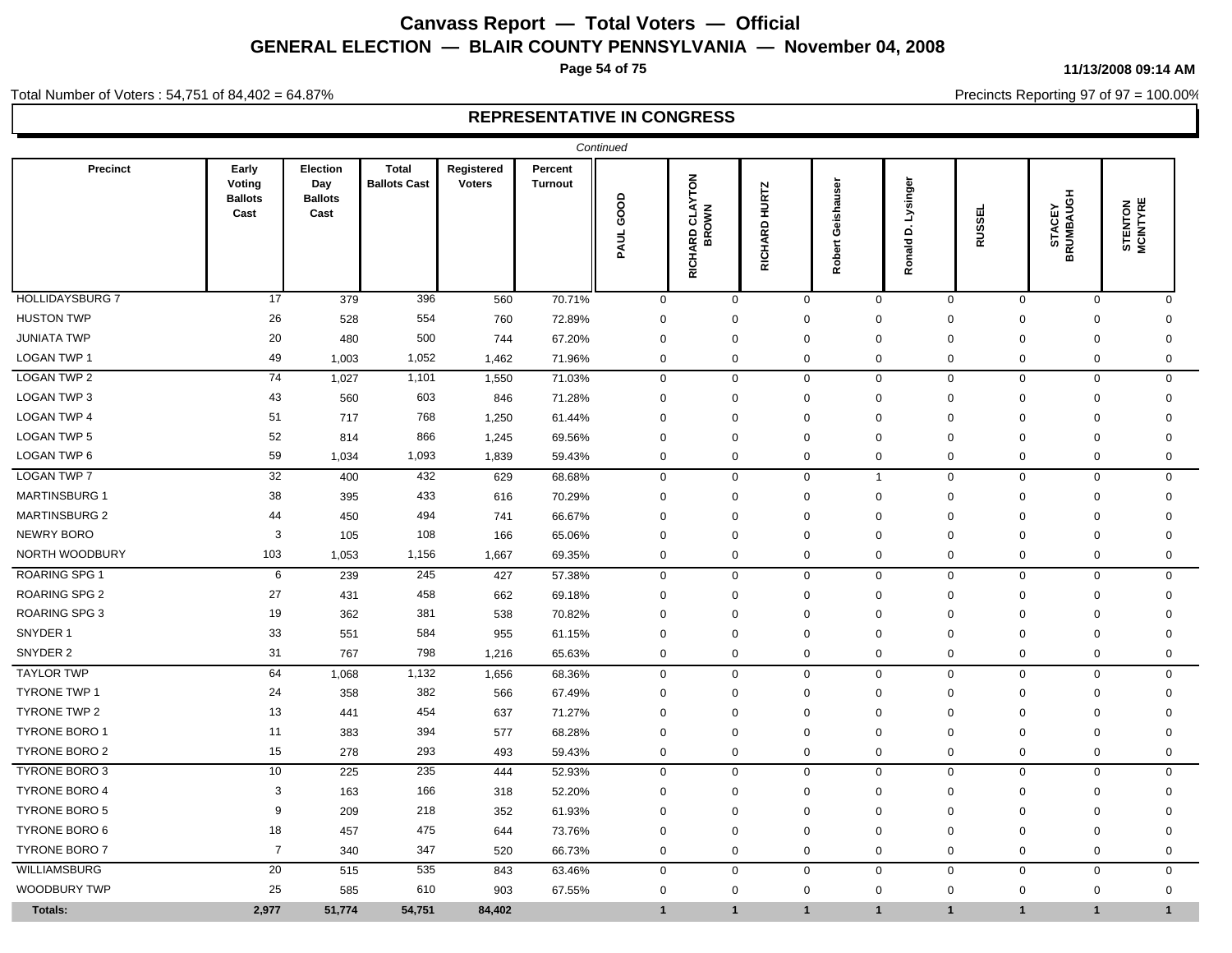# Canvass Report — Total Voters — Official

## GENERAL ELECTION — BLAIR COUNTY PENNSYLVANIA — November 04, 2008

11/13/2008 09:14 AM

Total Number of Voters : 54,751 of 84,402 = 64.87%

Precincts Reporting 97 of 97 = 100.00%

## REPRESENTATIVE IN CONGRESS

*Continued*

| Precinct | Early Voting Ballots Cast | Election Day Ballots Cast | Total Ballots Cast | Registered Voters | Percent Turnout | PAUL GOOD | RICHARD CLAYTON BROWN | RICHARD HURTZ | Robert Geishauser | Ronald D. Lysinger | RUSSEL | STACEY BRUMBAUGH | STENTON MCINTYRE |
|---|---|---|---|---|---|---|---|---|---|---|---|---|---|
| HOLLIDAYSBURG 7 | 17 | 379 | 396 | 560 | 70.71% | 0 | 0 | 0 | 0 | 0 | 0 | 0 | 0 |
| HUSTON TWP | 26 | 528 | 554 | 760 | 72.89% | 0 | 0 | 0 | 0 | 0 | 0 | 0 | 0 |
| JUNIATA TWP | 20 | 480 | 500 | 744 | 67.20% | 0 | 0 | 0 | 0 | 0 | 0 | 0 | 0 |
| LOGAN TWP 1 | 49 | 1,003 | 1,052 | 1,462 | 71.96% | 0 | 0 | 0 | 0 | 0 | 0 | 0 | 0 |
| LOGAN TWP 2 | 74 | 1,027 | 1,101 | 1,550 | 71.03% | 0 | 0 | 0 | 0 | 0 | 0 | 0 | 0 |
| LOGAN TWP 3 | 43 | 560 | 603 | 846 | 71.28% | 0 | 0 | 0 | 0 | 0 | 0 | 0 | 0 |
| LOGAN TWP 4 | 51 | 717 | 768 | 1,250 | 61.44% | 0 | 0 | 0 | 0 | 0 | 0 | 0 | 0 |
| LOGAN TWP 5 | 52 | 814 | 866 | 1,245 | 69.56% | 0 | 0 | 0 | 0 | 0 | 0 | 0 | 0 |
| LOGAN TWP 6 | 59 | 1,034 | 1,093 | 1,839 | 59.43% | 0 | 0 | 0 | 0 | 0 | 0 | 0 | 0 |
| LOGAN TWP 7 | 32 | 400 | 432 | 629 | 68.68% | 0 | 0 | 0 | 1 | 0 | 0 | 0 | 0 |
| MARTINSBURG 1 | 38 | 395 | 433 | 616 | 70.29% | 0 | 0 | 0 | 0 | 0 | 0 | 0 | 0 |
| MARTINSBURG 2 | 44 | 450 | 494 | 741 | 66.67% | 0 | 0 | 0 | 0 | 0 | 0 | 0 | 0 |
| NEWRY BORO | 3 | 105 | 108 | 166 | 65.06% | 0 | 0 | 0 | 0 | 0 | 0 | 0 | 0 |
| NORTH WOODBURY | 103 | 1,053 | 1,156 | 1,667 | 69.35% | 0 | 0 | 0 | 0 | 0 | 0 | 0 | 0 |
| ROARING SPG 1 | 6 | 239 | 245 | 427 | 57.38% | 0 | 0 | 0 | 0 | 0 | 0 | 0 | 0 |
| ROARING SPG 2 | 27 | 431 | 458 | 662 | 69.18% | 0 | 0 | 0 | 0 | 0 | 0 | 0 | 0 |
| ROARING SPG 3 | 19 | 362 | 381 | 538 | 70.82% | 0 | 0 | 0 | 0 | 0 | 0 | 0 | 0 |
| SNYDER 1 | 33 | 551 | 584 | 955 | 61.15% | 0 | 0 | 0 | 0 | 0 | 0 | 0 | 0 |
| SNYDER 2 | 31 | 767 | 798 | 1,216 | 65.63% | 0 | 0 | 0 | 0 | 0 | 0 | 0 | 0 |
| TAYLOR TWP | 64 | 1,068 | 1,132 | 1,656 | 68.36% | 0 | 0 | 0 | 0 | 0 | 0 | 0 | 0 |
| TYRONE TWP 1 | 24 | 358 | 382 | 566 | 67.49% | 0 | 0 | 0 | 0 | 0 | 0 | 0 | 0 |
| TYRONE TWP 2 | 13 | 441 | 454 | 637 | 71.27% | 0 | 0 | 0 | 0 | 0 | 0 | 0 | 0 |
| TYRONE BORO 1 | 11 | 383 | 394 | 577 | 68.28% | 0 | 0 | 0 | 0 | 0 | 0 | 0 | 0 |
| TYRONE BORO 2 | 15 | 278 | 293 | 493 | 59.43% | 0 | 0 | 0 | 0 | 0 | 0 | 0 | 0 |
| TYRONE BORO 3 | 10 | 225 | 235 | 444 | 52.93% | 0 | 0 | 0 | 0 | 0 | 0 | 0 | 0 |
| TYRONE BORO 4 | 3 | 163 | 166 | 318 | 52.20% | 0 | 0 | 0 | 0 | 0 | 0 | 0 | 0 |
| TYRONE BORO 5 | 9 | 209 | 218 | 352 | 61.93% | 0 | 0 | 0 | 0 | 0 | 0 | 0 | 0 |
| TYRONE BORO 6 | 18 | 457 | 475 | 644 | 73.76% | 0 | 0 | 0 | 0 | 0 | 0 | 0 | 0 |
| TYRONE BORO 7 | 7 | 340 | 347 | 520 | 66.73% | 0 | 0 | 0 | 0 | 0 | 0 | 0 | 0 |
| WILLIAMSBURG | 20 | 515 | 535 | 843 | 63.46% | 0 | 0 | 0 | 0 | 0 | 0 | 0 | 0 |
| WOODBURY TWP | 25 | 585 | 610 | 903 | 67.55% | 0 | 0 | 0 | 0 | 0 | 0 | 0 | 0 |
| **Totals:** | **2,977** | **51,774** | **54,751** | **84,402** | | **1** | **1** | **1** | **1** | **1** | **1** | **1** | **1** |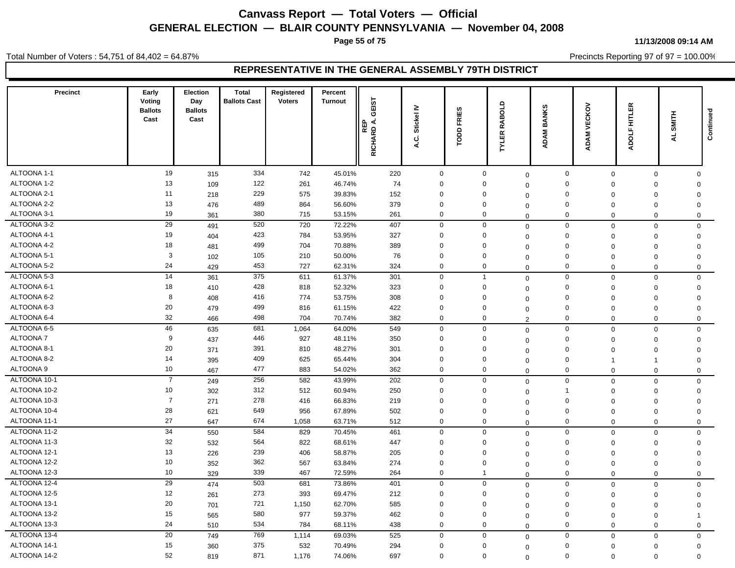# Canvass Report — Total Voters — Official

## GENERAL ELECTION — BLAIR COUNTY PENNSYLVANIA — November 04, 2008

11/13/2008 09:14 AM

Total Number of Voters : 54,751 of 84,402 = 64.87%

Precincts Reporting 97 of 97 = 100.00%

### REPRESENTATIVE IN THE GENERAL ASSEMBLY 79TH DISTRICT

| Precinct | Early Voting Ballots Cast | Election Day Ballots Cast | Total Ballots Cast | Registered Voters | Percent Turnout | REP RICHARD A. GEIST | A.C. Stickel IV | TODD FRIES | TYLER RABOLD | ADAM BANKS | ADAM VECKOV | ADOLF HITLER | AL SMITH | Continued |
|---|---|---|---|---|---|---|---|---|---|---|---|---|---|---|
| ALTOONA 1-1 | 19 | 315 | 334 | 742 | 45.01% | 220 | 0 | 0 | 0 | 0 | 0 | 0 | 0 | |
| ALTOONA 1-2 | 13 | 109 | 122 | 261 | 46.74% | 74 | 0 | 0 | 0 | 0 | 0 | 0 | 0 | |
| ALTOONA 2-1 | 11 | 218 | 229 | 575 | 39.83% | 152 | 0 | 0 | 0 | 0 | 0 | 0 | 0 | |
| ALTOONA 2-2 | 13 | 476 | 489 | 864 | 56.60% | 379 | 0 | 0 | 0 | 0 | 0 | 0 | 0 | |
| ALTOONA 3-1 | 19 | 361 | 380 | 715 | 53.15% | 261 | 0 | 0 | 0 | 0 | 0 | 0 | 0 | |
| ALTOONA 3-2 | 29 | 491 | 520 | 720 | 72.22% | 407 | 0 | 0 | 0 | 0 | 0 | 0 | 0 | |
| ALTOONA 4-1 | 19 | 404 | 423 | 784 | 53.95% | 327 | 0 | 0 | 0 | 0 | 0 | 0 | 0 | |
| ALTOONA 4-2 | 18 | 481 | 499 | 704 | 70.88% | 389 | 0 | 0 | 0 | 0 | 0 | 0 | 0 | |
| ALTOONA 5-1 | 3 | 102 | 105 | 210 | 50.00% | 76 | 0 | 0 | 0 | 0 | 0 | 0 | 0 | |
| ALTOONA 5-2 | 24 | 429 | 453 | 727 | 62.31% | 324 | 0 | 0 | 0 | 0 | 0 | 0 | 0 | |
| ALTOONA 5-3 | 14 | 361 | 375 | 611 | 61.37% | 301 | 0 | 1 | 0 | 0 | 0 | 0 | 0 | |
| ALTOONA 6-1 | 18 | 410 | 428 | 818 | 52.32% | 323 | 0 | 0 | 0 | 0 | 0 | 0 | 0 | |
| ALTOONA 6-2 | 8 | 408 | 416 | 774 | 53.75% | 308 | 0 | 0 | 0 | 0 | 0 | 0 | 0 | |
| ALTOONA 6-3 | 20 | 479 | 499 | 816 | 61.15% | 422 | 0 | 0 | 0 | 0 | 0 | 0 | 0 | |
| ALTOONA 6-4 | 32 | 466 | 498 | 704 | 70.74% | 382 | 0 | 0 | 2 | 0 | 0 | 0 | 0 | |
| ALTOONA 6-5 | 46 | 635 | 681 | 1,064 | 64.00% | 549 | 0 | 0 | 0 | 0 | 0 | 0 | 0 | |
| ALTOONA 7 | 9 | 437 | 446 | 927 | 48.11% | 350 | 0 | 0 | 0 | 0 | 0 | 0 | 0 | |
| ALTOONA 8-1 | 20 | 371 | 391 | 810 | 48.27% | 301 | 0 | 0 | 0 | 0 | 0 | 0 | 0 | |
| ALTOONA 8-2 | 14 | 395 | 409 | 625 | 65.44% | 304 | 0 | 0 | 0 | 0 | 1 | 1 | 0 | |
| ALTOONA 9 | 10 | 467 | 477 | 883 | 54.02% | 362 | 0 | 0 | 0 | 0 | 0 | 0 | 0 | |
| ALTOONA 10-1 | 7 | 249 | 256 | 582 | 43.99% | 202 | 0 | 0 | 0 | 0 | 0 | 0 | 0 | |
| ALTOONA 10-2 | 10 | 302 | 312 | 512 | 60.94% | 250 | 0 | 0 | 0 | 1 | 0 | 0 | 0 | |
| ALTOONA 10-3 | 7 | 271 | 278 | 416 | 66.83% | 219 | 0 | 0 | 0 | 0 | 0 | 0 | 0 | |
| ALTOONA 10-4 | 28 | 621 | 649 | 956 | 67.89% | 502 | 0 | 0 | 0 | 0 | 0 | 0 | 0 | |
| ALTOONA 11-1 | 27 | 647 | 674 | 1,058 | 63.71% | 512 | 0 | 0 | 0 | 0 | 0 | 0 | 0 | |
| ALTOONA 11-2 | 34 | 550 | 584 | 829 | 70.45% | 461 | 0 | 0 | 0 | 0 | 0 | 0 | 0 | |
| ALTOONA 11-3 | 32 | 532 | 564 | 822 | 68.61% | 447 | 0 | 0 | 0 | 0 | 0 | 0 | 0 | |
| ALTOONA 12-1 | 13 | 226 | 239 | 406 | 58.87% | 205 | 0 | 0 | 0 | 0 | 0 | 0 | 0 | |
| ALTOONA 12-2 | 10 | 352 | 362 | 567 | 63.84% | 274 | 0 | 0 | 0 | 0 | 0 | 0 | 0 | |
| ALTOONA 12-3 | 10 | 329 | 339 | 467 | 72.59% | 264 | 0 | 1 | 0 | 0 | 0 | 0 | 0 | |
| ALTOONA 12-4 | 29 | 474 | 503 | 681 | 73.86% | 401 | 0 | 0 | 0 | 0 | 0 | 0 | 0 | |
| ALTOONA 12-5 | 12 | 261 | 273 | 393 | 69.47% | 212 | 0 | 0 | 0 | 0 | 0 | 0 | 0 | |
| ALTOONA 13-1 | 20 | 701 | 721 | 1,150 | 62.70% | 585 | 0 | 0 | 0 | 0 | 0 | 0 | 0 | |
| ALTOONA 13-2 | 15 | 565 | 580 | 977 | 59.37% | 462 | 0 | 0 | 0 | 0 | 0 | 0 | 1 | |
| ALTOONA 13-3 | 24 | 510 | 534 | 784 | 68.11% | 438 | 0 | 0 | 0 | 0 | 0 | 0 | 0 | |
| ALTOONA 13-4 | 20 | 749 | 769 | 1,114 | 69.03% | 525 | 0 | 0 | 0 | 0 | 0 | 0 | 0 | |
| ALTOONA 14-1 | 15 | 360 | 375 | 532 | 70.49% | 294 | 0 | 0 | 0 | 0 | 0 | 0 | 0 | |
| ALTOONA 14-2 | 52 | 819 | 871 | 1,176 | 74.06% | 697 | 0 | 0 | 0 | 0 | 0 | 0 | 0 | |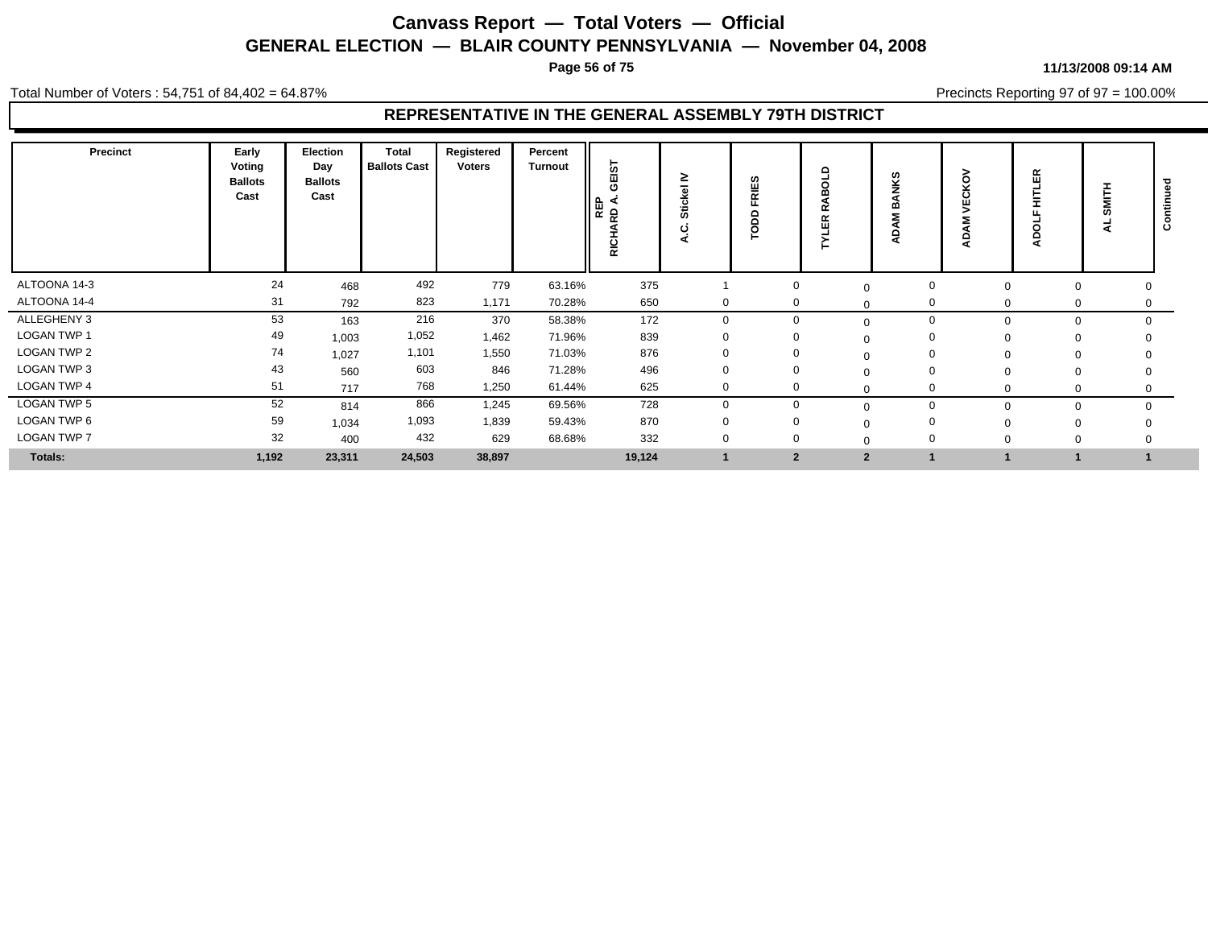# Canvass Report — Total Voters — Official

## GENERAL ELECTION — BLAIR COUNTY PENNSYLVANIA — November 04, 2008

11/13/2008 09:14 AM

Total Number of Voters : 54,751 of 84,402 = 64.87%

Precincts Reporting 97 of 97 = 100.00%

### REPRESENTATIVE IN THE GENERAL ASSEMBLY 79TH DISTRICT

| Precinct | Early Voting Ballots Cast | Election Day Ballots Cast | Total Ballots Cast | Registered Voters | Percent Turnout | REP RICHARD A. GEIST | A.C. Stickel IV | TODD FRIES | TYLER RABOLD | ADAM BANKS | ADAM VECKOV | ADOLF HITLER | AL SMITH | Continued |
|---|---|---|---|---|---|---|---|---|---|---|---|---|---|---|
| ALTOONA 14-3 | 24 | 468 | 492 | 779 | 63.16% | 375 | 1 | 0 | 0 | 0 | 0 | 0 | 0 | |
| ALTOONA 14-4 | 31 | 792 | 823 | 1,171 | 70.28% | 650 | 0 | 0 | 0 | 0 | 0 | 0 | 0 | |
| ALLEGHENY 3 | 53 | 163 | 216 | 370 | 58.38% | 172 | 0 | 0 | 0 | 0 | 0 | 0 | 0 | |
| LOGAN TWP 1 | 49 | 1,003 | 1,052 | 1,462 | 71.96% | 839 | 0 | 0 | 0 | 0 | 0 | 0 | 0 | |
| LOGAN TWP 2 | 74 | 1,027 | 1,101 | 1,550 | 71.03% | 876 | 0 | 0 | 0 | 0 | 0 | 0 | 0 | |
| LOGAN TWP 3 | 43 | 560 | 603 | 846 | 71.28% | 496 | 0 | 0 | 0 | 0 | 0 | 0 | 0 | |
| LOGAN TWP 4 | 51 | 717 | 768 | 1,250 | 61.44% | 625 | 0 | 0 | 0 | 0 | 0 | 0 | 0 | |
| LOGAN TWP 5 | 52 | 814 | 866 | 1,245 | 69.56% | 728 | 0 | 0 | 0 | 0 | 0 | 0 | 0 | |
| LOGAN TWP 6 | 59 | 1,034 | 1,093 | 1,839 | 59.43% | 870 | 0 | 0 | 0 | 0 | 0 | 0 | 0 | |
| LOGAN TWP 7 | 32 | 400 | 432 | 629 | 68.68% | 332 | 0 | 0 | 0 | 0 | 0 | 0 | 0 | |
| **Totals:** | **1,192** | **23,311** | **24,503** | **38,897** | | **19,124** | **1** | **2** | **2** | **1** | **1** | **1** | **1** | |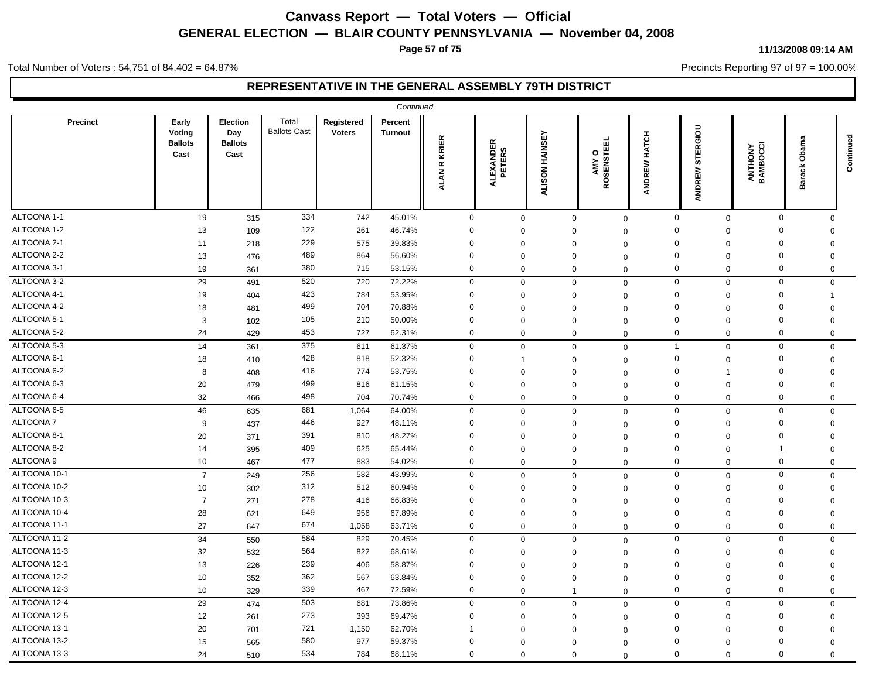# Canvass Report — Total Voters — Official

## GENERAL ELECTION — BLAIR COUNTY PENNSYLVANIA — November 04, 2008

Total Number of Voters : 54,751 of 84,402 = 64.87%

Precincts Reporting 97 of 97 = 100.00%

### REPRESENTATIVE IN THE GENERAL ASSEMBLY 79TH DISTRICT

*Continued*

| Precinct | Early Voting Ballots Cast | Election Day Ballots Cast | Total Ballots Cast | Registered Voters | Percent Turnout | ALAN R KRIER | ALEXANDER PETERS | ALISON HAINSEY | AMY O ROSENSTEEL | ANDREW HATCH | ANDREW STERGIOU | ANTHONY BAMBOCCI | Barack Obama | Continued |
|---|---|---|---|---|---|---|---|---|---|---|---|---|---|---|
| ALTOONA 1-1 | 19 | 315 | 334 | 742 | 45.01% | 0 | 0 | 0 | 0 | 0 | 0 | 0 | 0 | |
| ALTOONA 1-2 | 13 | 109 | 122 | 261 | 46.74% | 0 | 0 | 0 | 0 | 0 | 0 | 0 | 0 | |
| ALTOONA 2-1 | 11 | 218 | 229 | 575 | 39.83% | 0 | 0 | 0 | 0 | 0 | 0 | 0 | 0 | |
| ALTOONA 2-2 | 13 | 476 | 489 | 864 | 56.60% | 0 | 0 | 0 | 0 | 0 | 0 | 0 | 0 | |
| ALTOONA 3-1 | 19 | 361 | 380 | 715 | 53.15% | 0 | 0 | 0 | 0 | 0 | 0 | 0 | 0 | |
| ALTOONA 3-2 | 29 | 491 | 520 | 720 | 72.22% | 0 | 0 | 0 | 0 | 0 | 0 | 0 | 0 | |
| ALTOONA 4-1 | 19 | 404 | 423 | 784 | 53.95% | 0 | 0 | 0 | 0 | 0 | 0 | 0 | 1 | |
| ALTOONA 4-2 | 18 | 481 | 499 | 704 | 70.88% | 0 | 0 | 0 | 0 | 0 | 0 | 0 | 0 | |
| ALTOONA 5-1 | 3 | 102 | 105 | 210 | 50.00% | 0 | 0 | 0 | 0 | 0 | 0 | 0 | 0 | |
| ALTOONA 5-2 | 24 | 429 | 453 | 727 | 62.31% | 0 | 0 | 0 | 0 | 0 | 0 | 0 | 0 | |
| ALTOONA 5-3 | 14 | 361 | 375 | 611 | 61.37% | 0 | 0 | 0 | 0 | 1 | 0 | 0 | 0 | |
| ALTOONA 6-1 | 18 | 410 | 428 | 818 | 52.32% | 0 | 1 | 0 | 0 | 0 | 0 | 0 | 0 | |
| ALTOONA 6-2 | 8 | 408 | 416 | 774 | 53.75% | 0 | 0 | 0 | 0 | 0 | 1 | 0 | 0 | |
| ALTOONA 6-3 | 20 | 479 | 499 | 816 | 61.15% | 0 | 0 | 0 | 0 | 0 | 0 | 0 | 0 | |
| ALTOONA 6-4 | 32 | 466 | 498 | 704 | 70.74% | 0 | 0 | 0 | 0 | 0 | 0 | 0 | 0 | |
| ALTOONA 6-5 | 46 | 635 | 681 | 1,064 | 64.00% | 0 | 0 | 0 | 0 | 0 | 0 | 0 | 0 | |
| ALTOONA 7 | 9 | 437 | 446 | 927 | 48.11% | 0 | 0 | 0 | 0 | 0 | 0 | 0 | 0 | |
| ALTOONA 8-1 | 20 | 371 | 391 | 810 | 48.27% | 0 | 0 | 0 | 0 | 0 | 0 | 0 | 0 | |
| ALTOONA 8-2 | 14 | 395 | 409 | 625 | 65.44% | 0 | 0 | 0 | 0 | 0 | 0 | 1 | 0 | |
| ALTOONA 9 | 10 | 467 | 477 | 883 | 54.02% | 0 | 0 | 0 | 0 | 0 | 0 | 0 | 0 | |
| ALTOONA 10-1 | 7 | 249 | 256 | 582 | 43.99% | 0 | 0 | 0 | 0 | 0 | 0 | 0 | 0 | |
| ALTOONA 10-2 | 10 | 302 | 312 | 512 | 60.94% | 0 | 0 | 0 | 0 | 0 | 0 | 0 | 0 | |
| ALTOONA 10-3 | 7 | 271 | 278 | 416 | 66.83% | 0 | 0 | 0 | 0 | 0 | 0 | 0 | 0 | |
| ALTOONA 10-4 | 28 | 621 | 649 | 956 | 67.89% | 0 | 0 | 0 | 0 | 0 | 0 | 0 | 0 | |
| ALTOONA 11-1 | 27 | 647 | 674 | 1,058 | 63.71% | 0 | 0 | 0 | 0 | 0 | 0 | 0 | 0 | |
| ALTOONA 11-2 | 34 | 550 | 584 | 829 | 70.45% | 0 | 0 | 0 | 0 | 0 | 0 | 0 | 0 | |
| ALTOONA 11-3 | 32 | 532 | 564 | 822 | 68.61% | 0 | 0 | 0 | 0 | 0 | 0 | 0 | 0 | |
| ALTOONA 12-1 | 13 | 226 | 239 | 406 | 58.87% | 0 | 0 | 0 | 0 | 0 | 0 | 0 | 0 | |
| ALTOONA 12-2 | 10 | 352 | 362 | 567 | 63.84% | 0 | 0 | 0 | 0 | 0 | 0 | 0 | 0 | |
| ALTOONA 12-3 | 10 | 329 | 339 | 467 | 72.59% | 0 | 0 | 1 | 0 | 0 | 0 | 0 | 0 | |
| ALTOONA 12-4 | 29 | 474 | 503 | 681 | 73.86% | 0 | 0 | 0 | 0 | 0 | 0 | 0 | 0 | |
| ALTOONA 12-5 | 12 | 261 | 273 | 393 | 69.47% | 0 | 0 | 0 | 0 | 0 | 0 | 0 | 0 | |
| ALTOONA 13-1 | 20 | 701 | 721 | 1,150 | 62.70% | 1 | 0 | 0 | 0 | 0 | 0 | 0 | 0 | |
| ALTOONA 13-2 | 15 | 565 | 580 | 977 | 59.37% | 0 | 0 | 0 | 0 | 0 | 0 | 0 | 0 | |
| ALTOONA 13-3 | 24 | 510 | 534 | 784 | 68.11% | 0 | 0 | 0 | 0 | 0 | 0 | 0 | 0 | |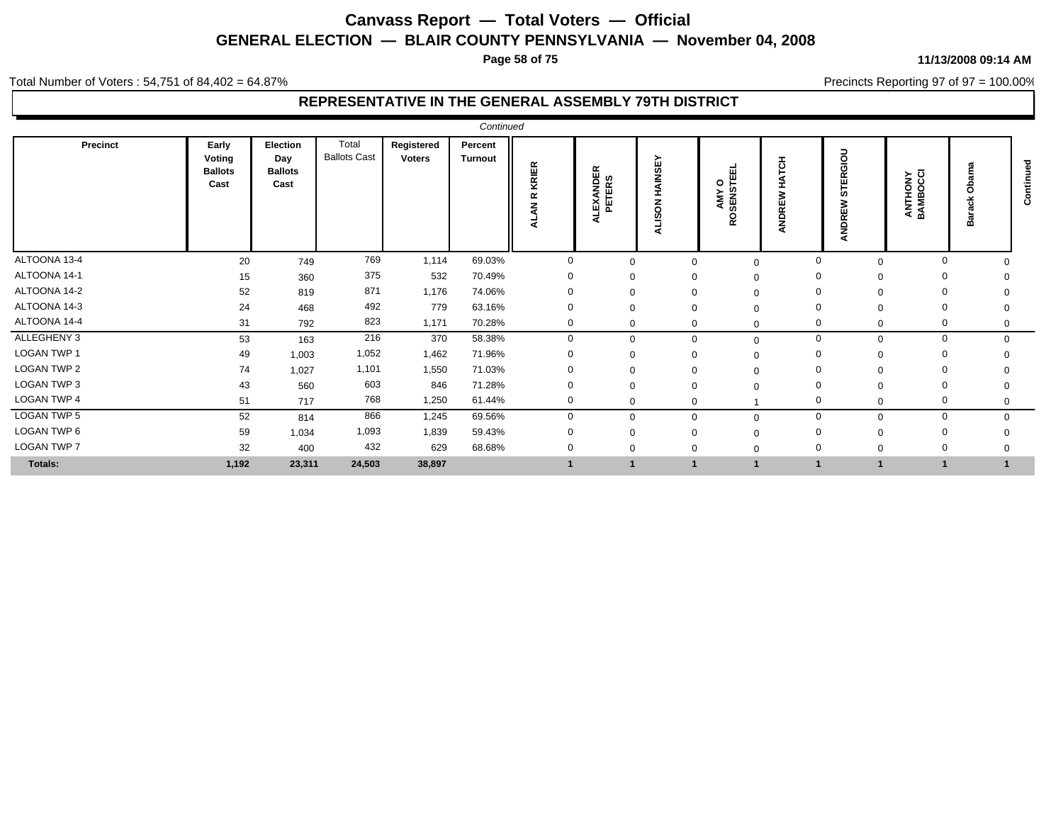# Canvass Report — Total Voters — Official

## GENERAL ELECTION — BLAIR COUNTY PENNSYLVANIA — November 04, 2008

11/13/2008 09:14 AM

Total Number of Voters : 54,751 of 84,402 = 64.87%

Precincts Reporting 97 of 97 = 100.00%

### REPRESENTATIVE IN THE GENERAL ASSEMBLY 79TH DISTRICT

*Continued*

| Precinct | Early Voting Ballots Cast | Election Day Ballots Cast | Total Ballots Cast | Registered Voters | Percent Turnout | ALAN R KRIER | ALEXANDER PETERS | ALISON HAINSEY | AMY O ROSENSTEEL | ANDREW HATCH | ANDREW STERGIOU | ANTHONY BAMBOCCI | Barack Obama |
|---|---|---|---|---|---|---|---|---|---|---|---|---|---|
| ALTOONA 13-4 | 20 | 749 | 769 | 1,114 | 69.03% | 0 | 0 | 0 | 0 | 0 | 0 | 0 | 0 |
| ALTOONA 14-1 | 15 | 360 | 375 | 532 | 70.49% | 0 | 0 | 0 | 0 | 0 | 0 | 0 | 0 |
| ALTOONA 14-2 | 52 | 819 | 871 | 1,176 | 74.06% | 0 | 0 | 0 | 0 | 0 | 0 | 0 | 0 |
| ALTOONA 14-3 | 24 | 468 | 492 | 779 | 63.16% | 0 | 0 | 0 | 0 | 0 | 0 | 0 | 0 |
| ALTOONA 14-4 | 31 | 792 | 823 | 1,171 | 70.28% | 0 | 0 | 0 | 0 | 0 | 0 | 0 | 0 |
| ALLEGHENY 3 | 53 | 163 | 216 | 370 | 58.38% | 0 | 0 | 0 | 0 | 0 | 0 | 0 | 0 |
| LOGAN TWP 1 | 49 | 1,003 | 1,052 | 1,462 | 71.96% | 0 | 0 | 0 | 0 | 0 | 0 | 0 | 0 |
| LOGAN TWP 2 | 74 | 1,027 | 1,101 | 1,550 | 71.03% | 0 | 0 | 0 | 0 | 0 | 0 | 0 | 0 |
| LOGAN TWP 3 | 43 | 560 | 603 | 846 | 71.28% | 0 | 0 | 0 | 0 | 0 | 0 | 0 | 0 |
| LOGAN TWP 4 | 51 | 717 | 768 | 1,250 | 61.44% | 0 | 0 | 0 | 1 | 0 | 0 | 0 | 0 |
| LOGAN TWP 5 | 52 | 814 | 866 | 1,245 | 69.56% | 0 | 0 | 0 | 0 | 0 | 0 | 0 | 0 |
| LOGAN TWP 6 | 59 | 1,034 | 1,093 | 1,839 | 59.43% | 0 | 0 | 0 | 0 | 0 | 0 | 0 | 0 |
| LOGAN TWP 7 | 32 | 400 | 432 | 629 | 68.68% | 0 | 0 | 0 | 0 | 0 | 0 | 0 | 0 |
| **Totals:** | **1,192** | **23,311** | **24,503** | **38,897** | | **1** | **1** | **1** | **1** | **1** | **1** | **1** | **1** |

*Continued*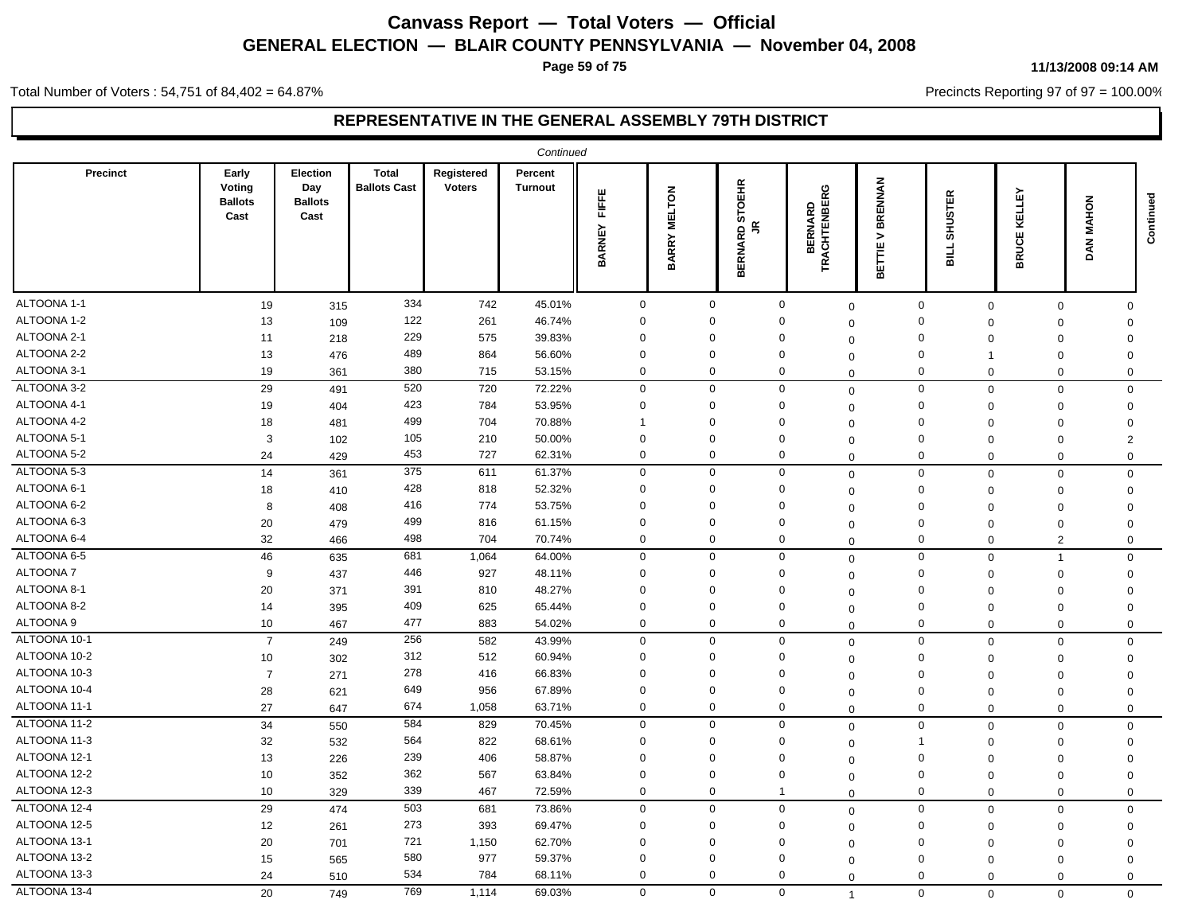# Canvass Report — Total Voters — Official

## GENERAL ELECTION — BLAIR COUNTY PENNSYLVANIA — November 04, 2008

11/13/2008 09:14 AM

Total Number of Voters : 54,751 of 84,402 = 64.87%

Precincts Reporting 97 of 97 = 100.00%

### REPRESENTATIVE IN THE GENERAL ASSEMBLY 79TH DISTRICT

*Continued*

| Precinct | Early Voting Ballots Cast | Election Day Ballots Cast | Total Ballots Cast | Registered Voters | Percent Turnout | BARNEY FIFFE | BARRY MELTON | BERNARD STOEHR JR | BERNARD TRACHTENBERG | BETTIE V BRENNAN | BILL SHUSTER | BRUCE KELLEY | DAN MAHON | Continued |
|---|---|---|---|---|---|---|---|---|---|---|---|---|---|---|
| ALTOONA 1-1 | 19 | 315 | 334 | 742 | 45.01% | 0 | 0 | 0 | 0 | 0 | 0 | 0 | 0 | |
| ALTOONA 1-2 | 13 | 109 | 122 | 261 | 46.74% | 0 | 0 | 0 | 0 | 0 | 0 | 0 | 0 | |
| ALTOONA 2-1 | 11 | 218 | 229 | 575 | 39.83% | 0 | 0 | 0 | 0 | 0 | 0 | 0 | 0 | |
| ALTOONA 2-2 | 13 | 476 | 489 | 864 | 56.60% | 0 | 0 | 0 | 0 | 0 | 1 | 0 | 0 | |
| ALTOONA 3-1 | 19 | 361 | 380 | 715 | 53.15% | 0 | 0 | 0 | 0 | 0 | 0 | 0 | 0 | |
| ALTOONA 3-2 | 29 | 491 | 520 | 720 | 72.22% | 0 | 0 | 0 | 0 | 0 | 0 | 0 | 0 | |
| ALTOONA 4-1 | 19 | 404 | 423 | 784 | 53.95% | 0 | 0 | 0 | 0 | 0 | 0 | 0 | 0 | |
| ALTOONA 4-2 | 18 | 481 | 499 | 704 | 70.88% | 1 | 0 | 0 | 0 | 0 | 0 | 0 | 0 | |
| ALTOONA 5-1 | 3 | 102 | 105 | 210 | 50.00% | 0 | 0 | 0 | 0 | 0 | 0 | 0 | 2 | |
| ALTOONA 5-2 | 24 | 429 | 453 | 727 | 62.31% | 0 | 0 | 0 | 0 | 0 | 0 | 0 | 0 | |
| ALTOONA 5-3 | 14 | 361 | 375 | 611 | 61.37% | 0 | 0 | 0 | 0 | 0 | 0 | 0 | 0 | |
| ALTOONA 6-1 | 18 | 410 | 428 | 818 | 52.32% | 0 | 0 | 0 | 0 | 0 | 0 | 0 | 0 | |
| ALTOONA 6-2 | 8 | 408 | 416 | 774 | 53.75% | 0 | 0 | 0 | 0 | 0 | 0 | 0 | 0 | |
| ALTOONA 6-3 | 20 | 479 | 499 | 816 | 61.15% | 0 | 0 | 0 | 0 | 0 | 0 | 0 | 0 | |
| ALTOONA 6-4 | 32 | 466 | 498 | 704 | 70.74% | 0 | 0 | 0 | 0 | 0 | 0 | 2 | 0 | |
| ALTOONA 6-5 | 46 | 635 | 681 | 1,064 | 64.00% | 0 | 0 | 0 | 0 | 0 | 0 | 1 | 0 | |
| ALTOONA 7 | 9 | 437 | 446 | 927 | 48.11% | 0 | 0 | 0 | 0 | 0 | 0 | 0 | 0 | |
| ALTOONA 8-1 | 20 | 371 | 391 | 810 | 48.27% | 0 | 0 | 0 | 0 | 0 | 0 | 0 | 0 | |
| ALTOONA 8-2 | 14 | 395 | 409 | 625 | 65.44% | 0 | 0 | 0 | 0 | 0 | 0 | 0 | 0 | |
| ALTOONA 9 | 10 | 467 | 477 | 883 | 54.02% | 0 | 0 | 0 | 0 | 0 | 0 | 0 | 0 | |
| ALTOONA 10-1 | 7 | 249 | 256 | 582 | 43.99% | 0 | 0 | 0 | 0 | 0 | 0 | 0 | 0 | |
| ALTOONA 10-2 | 10 | 302 | 312 | 512 | 60.94% | 0 | 0 | 0 | 0 | 0 | 0 | 0 | 0 | |
| ALTOONA 10-3 | 7 | 271 | 278 | 416 | 66.83% | 0 | 0 | 0 | 0 | 0 | 0 | 0 | 0 | |
| ALTOONA 10-4 | 28 | 621 | 649 | 956 | 67.89% | 0 | 0 | 0 | 0 | 0 | 0 | 0 | 0 | |
| ALTOONA 11-1 | 27 | 647 | 674 | 1,058 | 63.71% | 0 | 0 | 0 | 0 | 0 | 0 | 0 | 0 | |
| ALTOONA 11-2 | 34 | 550 | 584 | 829 | 70.45% | 0 | 0 | 0 | 0 | 0 | 0 | 0 | 0 | |
| ALTOONA 11-3 | 32 | 532 | 564 | 822 | 68.61% | 0 | 0 | 0 | 0 | 1 | 0 | 0 | 0 | |
| ALTOONA 12-1 | 13 | 226 | 239 | 406 | 58.87% | 0 | 0 | 0 | 0 | 0 | 0 | 0 | 0 | |
| ALTOONA 12-2 | 10 | 352 | 362 | 567 | 63.84% | 0 | 0 | 0 | 0 | 0 | 0 | 0 | 0 | |
| ALTOONA 12-3 | 10 | 329 | 339 | 467 | 72.59% | 0 | 0 | 1 | 0 | 0 | 0 | 0 | 0 | |
| ALTOONA 12-4 | 29 | 474 | 503 | 681 | 73.86% | 0 | 0 | 0 | 0 | 0 | 0 | 0 | 0 | |
| ALTOONA 12-5 | 12 | 261 | 273 | 393 | 69.47% | 0 | 0 | 0 | 0 | 0 | 0 | 0 | 0 | |
| ALTOONA 13-1 | 20 | 701 | 721 | 1,150 | 62.70% | 0 | 0 | 0 | 0 | 0 | 0 | 0 | 0 | |
| ALTOONA 13-2 | 15 | 565 | 580 | 977 | 59.37% | 0 | 0 | 0 | 0 | 0 | 0 | 0 | 0 | |
| ALTOONA 13-3 | 24 | 510 | 534 | 784 | 68.11% | 0 | 0 | 0 | 0 | 0 | 0 | 0 | 0 | |
| ALTOONA 13-4 | 20 | 749 | 769 | 1,114 | 69.03% | 0 | 0 | 0 | 1 | 0 | 0 | 0 | 0 | |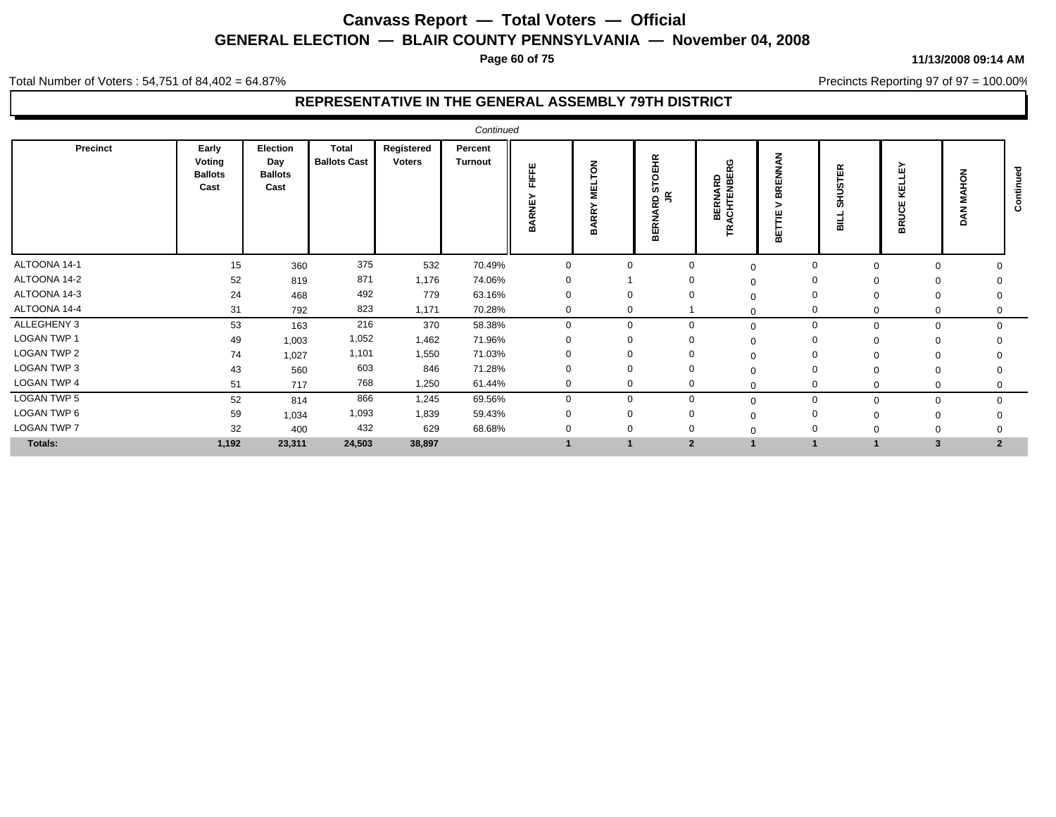# Canvass Report — Total Voters — Official

## GENERAL ELECTION — BLAIR COUNTY PENNSYLVANIA — November 04, 2008

11/13/2008 09:14 AM

Total Number of Voters : 54,751 of 84,402 = 64.87%

Precincts Reporting 97 of 97 = 100.00%

### REPRESENTATIVE IN THE GENERAL ASSEMBLY 79TH DISTRICT

*Continued*

| Precinct | Early Voting Ballots Cast | Election Day Ballots Cast | Total Ballots Cast | Registered Voters | Percent Turnout | BARNEY FIFFE | BARRY MELTON | BERNARD STOEHR JR | BERNARD TRACHTENBERG | BETTIE V BRENNAN | BILL SHUSTER | BRUCE KELLEY | DAN MAHON | Continued |
|---|---|---|---|---|---|---|---|---|---|---|---|---|---|---|
| ALTOONA 14-1 | 15 | 360 | 375 | 532 | 70.49% | 0 | 0 | 0 | 0 | 0 | 0 | 0 | 0 | |
| ALTOONA 14-2 | 52 | 819 | 871 | 1,176 | 74.06% | 0 | 1 | 0 | 0 | 0 | 0 | 0 | 0 | |
| ALTOONA 14-3 | 24 | 468 | 492 | 779 | 63.16% | 0 | 0 | 0 | 0 | 0 | 0 | 0 | 0 | |
| ALTOONA 14-4 | 31 | 792 | 823 | 1,171 | 70.28% | 0 | 0 | 1 | 0 | 0 | 0 | 0 | 0 | |
| ALLEGHENY 3 | 53 | 163 | 216 | 370 | 58.38% | 0 | 0 | 0 | 0 | 0 | 0 | 0 | 0 | |
| LOGAN TWP 1 | 49 | 1,003 | 1,052 | 1,462 | 71.96% | 0 | 0 | 0 | 0 | 0 | 0 | 0 | 0 | |
| LOGAN TWP 2 | 74 | 1,027 | 1,101 | 1,550 | 71.03% | 0 | 0 | 0 | 0 | 0 | 0 | 0 | 0 | |
| LOGAN TWP 3 | 43 | 560 | 603 | 846 | 71.28% | 0 | 0 | 0 | 0 | 0 | 0 | 0 | 0 | |
| LOGAN TWP 4 | 51 | 717 | 768 | 1,250 | 61.44% | 0 | 0 | 0 | 0 | 0 | 0 | 0 | 0 | |
| LOGAN TWP 5 | 52 | 814 | 866 | 1,245 | 69.56% | 0 | 0 | 0 | 0 | 0 | 0 | 0 | 0 | |
| LOGAN TWP 6 | 59 | 1,034 | 1,093 | 1,839 | 59.43% | 0 | 0 | 0 | 0 | 0 | 0 | 0 | 0 | |
| LOGAN TWP 7 | 32 | 400 | 432 | 629 | 68.68% | 0 | 0 | 0 | 0 | 0 | 0 | 0 | 0 | |
| **Totals:** | **1,192** | **23,311** | **24,503** | **38,897** | | **1** | **1** | **2** | **1** | **1** | **1** | **3** | **2** | |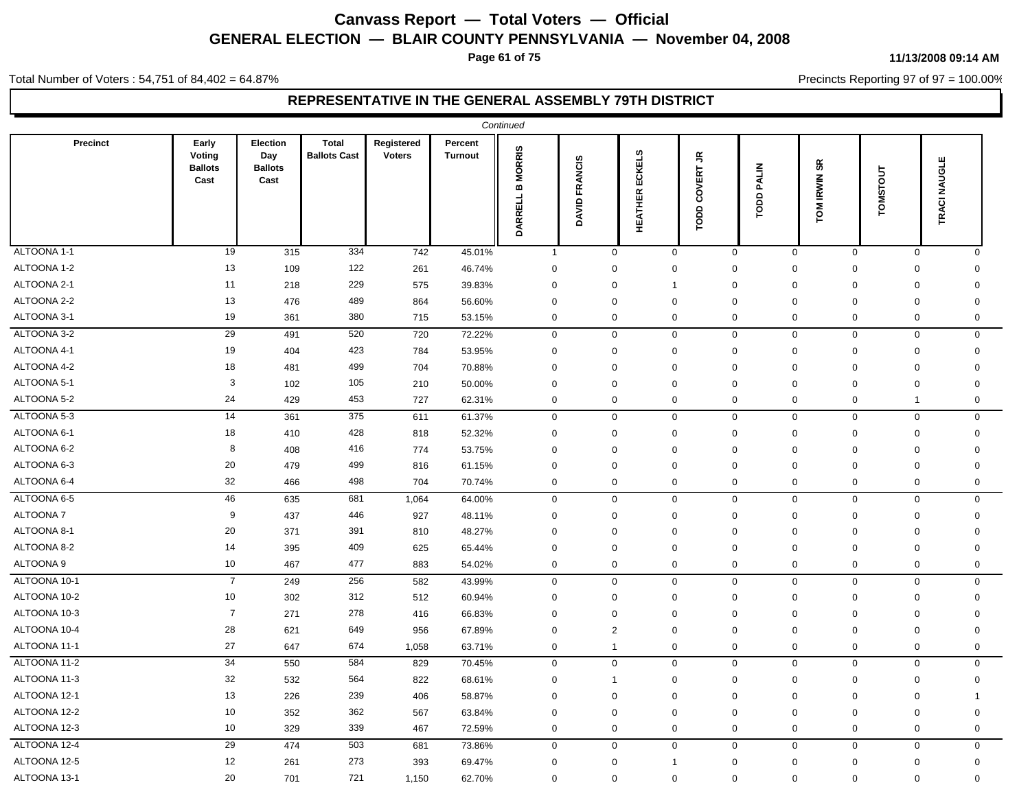# Canvass Report — Total Voters — Official

## GENERAL ELECTION — BLAIR COUNTY PENNSYLVANIA — November 04, 2008

11/13/2008 09:14 AM

Total Number of Voters : 54,751 of 84,402 = 64.87%

Precincts Reporting 97 of 97 = 100.00%

### REPRESENTATIVE IN THE GENERAL ASSEMBLY 79TH DISTRICT

*Continued*

| Precinct | Early Voting Ballots Cast | Election Day Ballots Cast | Total Ballots Cast | Registered Voters | Percent Turnout | DARRELL B MORRIS | DAVID FRANCIS | HEATHER ECKELS | TODD COVERT JR | TODD PALIN | TOM IRWIN SR | TOMSTOUT | TRACI NAUGLE |
|---|---|---|---|---|---|---|---|---|---|---|---|---|---|
| ALTOONA 1-1 | 19 | 315 | 334 | 742 | 45.01% | 1 | 0 | 0 | 0 | 0 | 0 | 0 | 0 |
| ALTOONA 1-2 | 13 | 109 | 122 | 261 | 46.74% | 0 | 0 | 0 | 0 | 0 | 0 | 0 | 0 |
| ALTOONA 2-1 | 11 | 218 | 229 | 575 | 39.83% | 0 | 0 | 1 | 0 | 0 | 0 | 0 | 0 |
| ALTOONA 2-2 | 13 | 476 | 489 | 864 | 56.60% | 0 | 0 | 0 | 0 | 0 | 0 | 0 | 0 |
| ALTOONA 3-1 | 19 | 361 | 380 | 715 | 53.15% | 0 | 0 | 0 | 0 | 0 | 0 | 0 | 0 |
| ALTOONA 3-2 | 29 | 491 | 520 | 720 | 72.22% | 0 | 0 | 0 | 0 | 0 | 0 | 0 | 0 |
| ALTOONA 4-1 | 19 | 404 | 423 | 784 | 53.95% | 0 | 0 | 0 | 0 | 0 | 0 | 0 | 0 |
| ALTOONA 4-2 | 18 | 481 | 499 | 704 | 70.88% | 0 | 0 | 0 | 0 | 0 | 0 | 0 | 0 |
| ALTOONA 5-1 | 3 | 102 | 105 | 210 | 50.00% | 0 | 0 | 0 | 0 | 0 | 0 | 0 | 0 |
| ALTOONA 5-2 | 24 | 429 | 453 | 727 | 62.31% | 0 | 0 | 0 | 0 | 0 | 0 | 1 | 0 |
| ALTOONA 5-3 | 14 | 361 | 375 | 611 | 61.37% | 0 | 0 | 0 | 0 | 0 | 0 | 0 | 0 |
| ALTOONA 6-1 | 18 | 410 | 428 | 818 | 52.32% | 0 | 0 | 0 | 0 | 0 | 0 | 0 | 0 |
| ALTOONA 6-2 | 8 | 408 | 416 | 774 | 53.75% | 0 | 0 | 0 | 0 | 0 | 0 | 0 | 0 |
| ALTOONA 6-3 | 20 | 479 | 499 | 816 | 61.15% | 0 | 0 | 0 | 0 | 0 | 0 | 0 | 0 |
| ALTOONA 6-4 | 32 | 466 | 498 | 704 | 70.74% | 0 | 0 | 0 | 0 | 0 | 0 | 0 | 0 |
| ALTOONA 6-5 | 46 | 635 | 681 | 1,064 | 64.00% | 0 | 0 | 0 | 0 | 0 | 0 | 0 | 0 |
| ALTOONA 7 | 9 | 437 | 446 | 927 | 48.11% | 0 | 0 | 0 | 0 | 0 | 0 | 0 | 0 |
| ALTOONA 8-1 | 20 | 371 | 391 | 810 | 48.27% | 0 | 0 | 0 | 0 | 0 | 0 | 0 | 0 |
| ALTOONA 8-2 | 14 | 395 | 409 | 625 | 65.44% | 0 | 0 | 0 | 0 | 0 | 0 | 0 | 0 |
| ALTOONA 9 | 10 | 467 | 477 | 883 | 54.02% | 0 | 0 | 0 | 0 | 0 | 0 | 0 | 0 |
| ALTOONA 10-1 | 7 | 249 | 256 | 582 | 43.99% | 0 | 0 | 0 | 0 | 0 | 0 | 0 | 0 |
| ALTOONA 10-2 | 10 | 302 | 312 | 512 | 60.94% | 0 | 0 | 0 | 0 | 0 | 0 | 0 | 0 |
| ALTOONA 10-3 | 7 | 271 | 278 | 416 | 66.83% | 0 | 0 | 0 | 0 | 0 | 0 | 0 | 0 |
| ALTOONA 10-4 | 28 | 621 | 649 | 956 | 67.89% | 0 | 2 | 0 | 0 | 0 | 0 | 0 | 0 |
| ALTOONA 11-1 | 27 | 647 | 674 | 1,058 | 63.71% | 0 | 1 | 0 | 0 | 0 | 0 | 0 | 0 |
| ALTOONA 11-2 | 34 | 550 | 584 | 829 | 70.45% | 0 | 0 | 0 | 0 | 0 | 0 | 0 | 0 |
| ALTOONA 11-3 | 32 | 532 | 564 | 822 | 68.61% | 0 | 1 | 0 | 0 | 0 | 0 | 0 | 0 |
| ALTOONA 12-1 | 13 | 226 | 239 | 406 | 58.87% | 0 | 0 | 0 | 0 | 0 | 0 | 0 | 1 |
| ALTOONA 12-2 | 10 | 352 | 362 | 567 | 63.84% | 0 | 0 | 0 | 0 | 0 | 0 | 0 | 0 |
| ALTOONA 12-3 | 10 | 329 | 339 | 467 | 72.59% | 0 | 0 | 0 | 0 | 0 | 0 | 0 | 0 |
| ALTOONA 12-4 | 29 | 474 | 503 | 681 | 73.86% | 0 | 0 | 0 | 0 | 0 | 0 | 0 | 0 |
| ALTOONA 12-5 | 12 | 261 | 273 | 393 | 69.47% | 0 | 0 | 1 | 0 | 0 | 0 | 0 | 0 |
| ALTOONA 13-1 | 20 | 701 | 721 | 1,150 | 62.70% | 0 | 0 | 0 | 0 | 0 | 0 | 0 | 0 |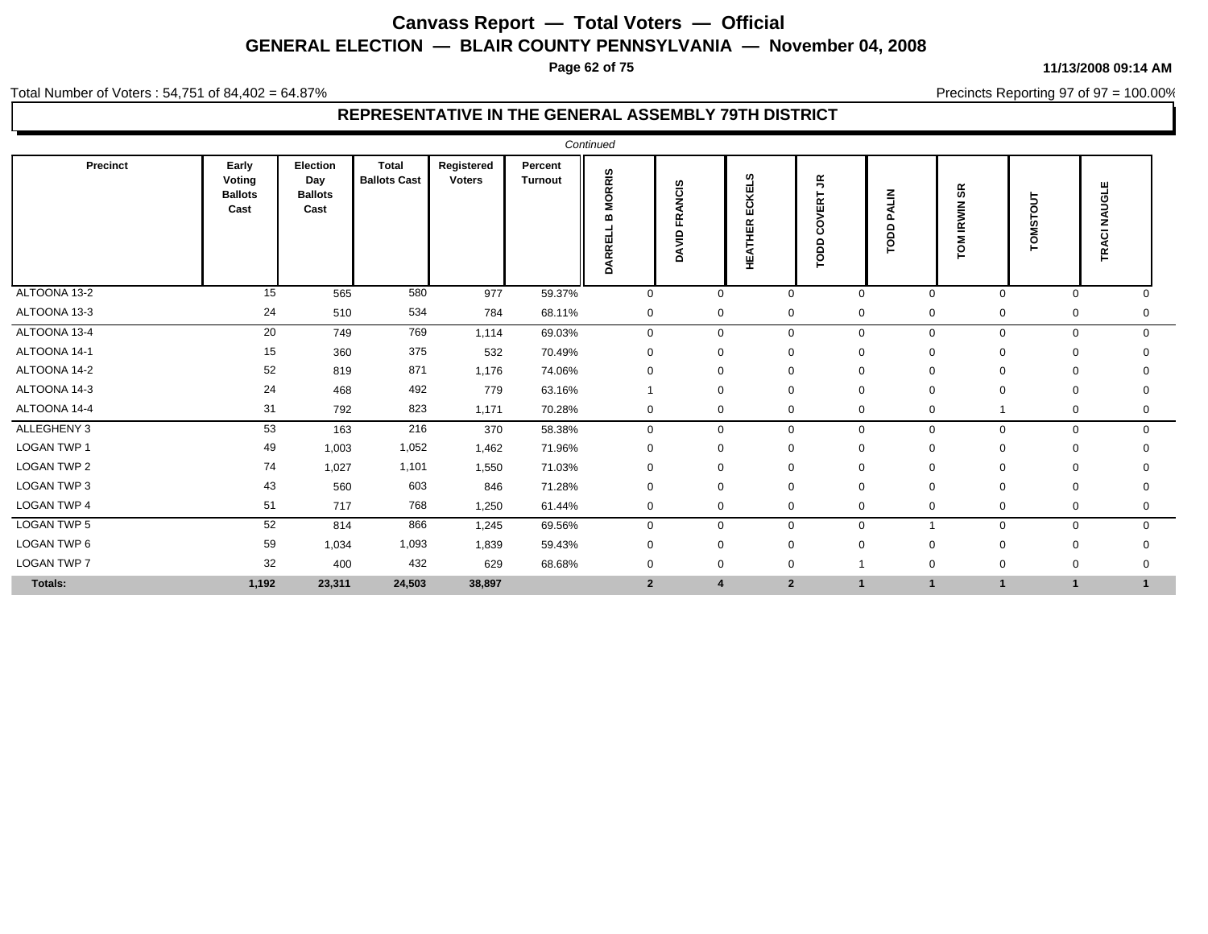# Canvass Report — Total Voters — Official

## GENERAL ELECTION — BLAIR COUNTY PENNSYLVANIA — November 04, 2008

11/13/2008 09:14 AM

Total Number of Voters : 54,751 of 84,402 = 64.87%

Precincts Reporting 97 of 97 = 100.00%

### REPRESENTATIVE IN THE GENERAL ASSEMBLY 79TH DISTRICT

*Continued*

| Precinct | Early Voting Ballots Cast | Election Day Ballots Cast | Total Ballots Cast | Registered Voters | Percent Turnout | DARRELL B MORRIS | DAVID FRANCIS | HEATHER ECKELS | TODD COVERT JR | TODD PALIN | TOM IRWIN SR | TOMSTOUT | TRACI NAUGLE |
|---|---|---|---|---|---|---|---|---|---|---|---|---|---|
| ALTOONA 13-2 | 15 | 565 | 580 | 977 | 59.37% | 0 | 0 | 0 | 0 | 0 | 0 | 0 | 0 |
| ALTOONA 13-3 | 24 | 510 | 534 | 784 | 68.11% | 0 | 0 | 0 | 0 | 0 | 0 | 0 | 0 |
| ALTOONA 13-4 | 20 | 749 | 769 | 1,114 | 69.03% | 0 | 0 | 0 | 0 | 0 | 0 | 0 | 0 |
| ALTOONA 14-1 | 15 | 360 | 375 | 532 | 70.49% | 0 | 0 | 0 | 0 | 0 | 0 | 0 | 0 |
| ALTOONA 14-2 | 52 | 819 | 871 | 1,176 | 74.06% | 0 | 0 | 0 | 0 | 0 | 0 | 0 | 0 |
| ALTOONA 14-3 | 24 | 468 | 492 | 779 | 63.16% | 1 | 0 | 0 | 0 | 0 | 0 | 0 | 0 |
| ALTOONA 14-4 | 31 | 792 | 823 | 1,171 | 70.28% | 0 | 0 | 0 | 0 | 0 | 1 | 0 | 0 |
| ALLEGHENY 3 | 53 | 163 | 216 | 370 | 58.38% | 0 | 0 | 0 | 0 | 0 | 0 | 0 | 0 |
| LOGAN TWP 1 | 49 | 1,003 | 1,052 | 1,462 | 71.96% | 0 | 0 | 0 | 0 | 0 | 0 | 0 | 0 |
| LOGAN TWP 2 | 74 | 1,027 | 1,101 | 1,550 | 71.03% | 0 | 0 | 0 | 0 | 0 | 0 | 0 | 0 |
| LOGAN TWP 3 | 43 | 560 | 603 | 846 | 71.28% | 0 | 0 | 0 | 0 | 0 | 0 | 0 | 0 |
| LOGAN TWP 4 | 51 | 717 | 768 | 1,250 | 61.44% | 0 | 0 | 0 | 0 | 0 | 0 | 0 | 0 |
| LOGAN TWP 5 | 52 | 814 | 866 | 1,245 | 69.56% | 0 | 0 | 0 | 0 | 1 | 0 | 0 | 0 |
| LOGAN TWP 6 | 59 | 1,034 | 1,093 | 1,839 | 59.43% | 0 | 0 | 0 | 0 | 0 | 0 | 0 | 0 |
| LOGAN TWP 7 | 32 | 400 | 432 | 629 | 68.68% | 0 | 0 | 0 | 1 | 0 | 0 | 0 | 0 |
| **Totals:** | **1,192** | **23,311** | **24,503** | **38,897** | | **2** | **4** | **2** | **1** | **1** | **1** | **1** | **1** |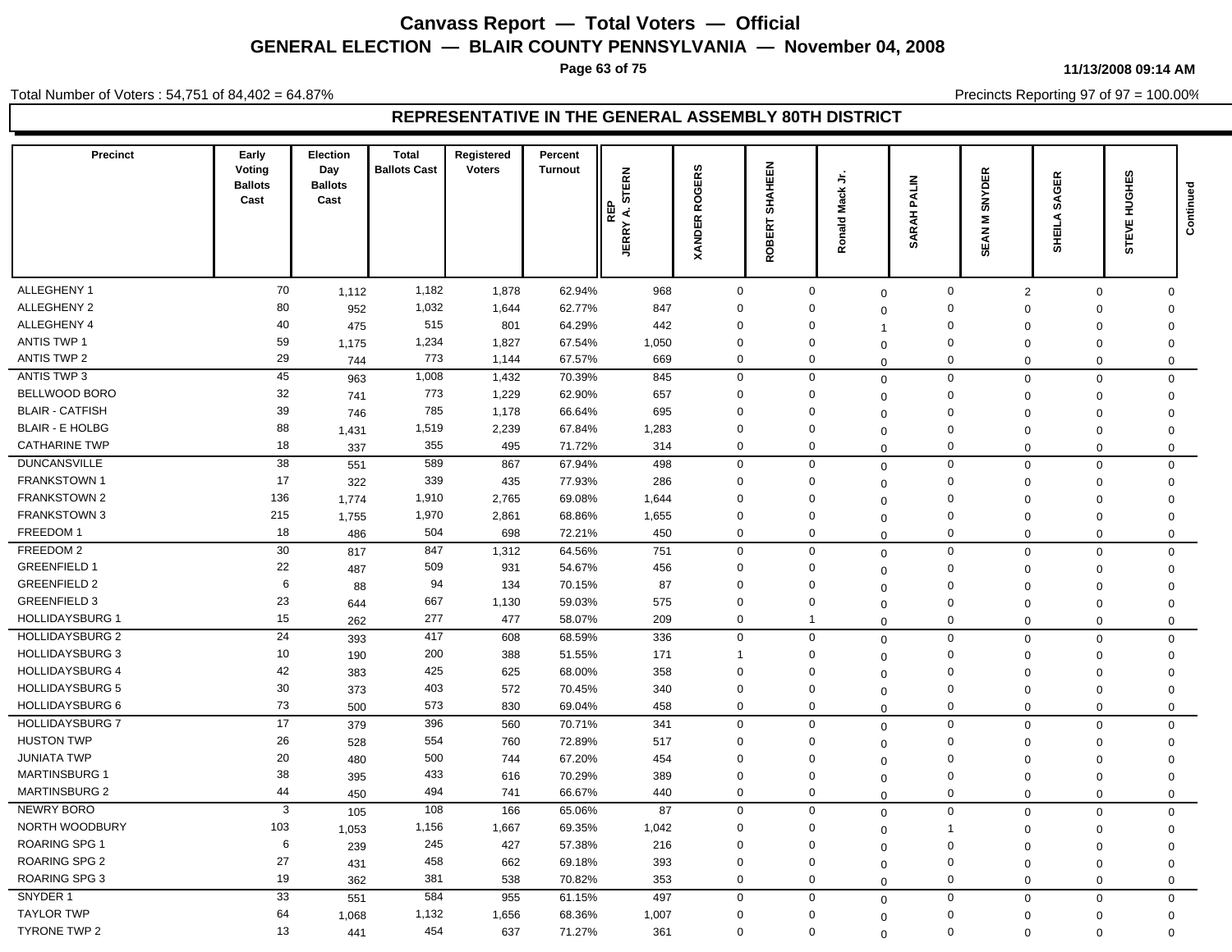# Canvass Report — Total Voters — Official

## GENERAL ELECTION — BLAIR COUNTY PENNSYLVANIA — November 04, 2008

11/13/2008 09:14 AM

Total Number of Voters : 54,751 of 84,402 = 64.87%

Precincts Reporting 97 of 97 = 100.00%

### REPRESENTATIVE IN THE GENERAL ASSEMBLY 80TH DISTRICT

| Precinct | Early Voting Ballots Cast | Election Day Ballots Cast | Total Ballots Cast | Registered Voters | Percent Turnout | REP JERRY A. STERN | XANDER ROGERS | ROBERT SHAHEEN | Ronald Mack Jr. | SARAH PALIN | SEAN M SNYDER | SHEILA SAGER | STEVE HUGHES | Continued |
|---|---|---|---|---|---|---|---|---|---|---|---|---|---|---|
| ALLEGHENY 1 | 70 | 1,112 | 1,182 | 1,878 | 62.94% | 968 | 0 | 0 | 0 | 0 | 2 | 0 | 0 | |
| ALLEGHENY 2 | 80 | 952 | 1,032 | 1,644 | 62.77% | 847 | 0 | 0 | 0 | 0 | 0 | 0 | 0 | |
| ALLEGHENY 4 | 40 | 475 | 515 | 801 | 64.29% | 442 | 0 | 0 | 1 | 0 | 0 | 0 | 0 | |
| ANTIS TWP 1 | 59 | 1,175 | 1,234 | 1,827 | 67.54% | 1,050 | 0 | 0 | 0 | 0 | 0 | 0 | 0 | |
| ANTIS TWP 2 | 29 | 744 | 773 | 1,144 | 67.57% | 669 | 0 | 0 | 0 | 0 | 0 | 0 | 0 | |
| ANTIS TWP 3 | 45 | 963 | 1,008 | 1,432 | 70.39% | 845 | 0 | 0 | 0 | 0 | 0 | 0 | 0 | |
| BELLWOOD BORO | 32 | 741 | 773 | 1,229 | 62.90% | 657 | 0 | 0 | 0 | 0 | 0 | 0 | 0 | |
| BLAIR - CATFISH | 39 | 746 | 785 | 1,178 | 66.64% | 695 | 0 | 0 | 0 | 0 | 0 | 0 | 0 | |
| BLAIR - E HOLBG | 88 | 1,431 | 1,519 | 2,239 | 67.84% | 1,283 | 0 | 0 | 0 | 0 | 0 | 0 | 0 | |
| CATHARINE TWP | 18 | 337 | 355 | 495 | 71.72% | 314 | 0 | 0 | 0 | 0 | 0 | 0 | 0 | |
| DUNCANSVILLE | 38 | 551 | 589 | 867 | 67.94% | 498 | 0 | 0 | 0 | 0 | 0 | 0 | 0 | |
| FRANKSTOWN 1 | 17 | 322 | 339 | 435 | 77.93% | 286 | 0 | 0 | 0 | 0 | 0 | 0 | 0 | |
| FRANKSTOWN 2 | 136 | 1,774 | 1,910 | 2,765 | 69.08% | 1,644 | 0 | 0 | 0 | 0 | 0 | 0 | 0 | |
| FRANKSTOWN 3 | 215 | 1,755 | 1,970 | 2,861 | 68.86% | 1,655 | 0 | 0 | 0 | 0 | 0 | 0 | 0 | |
| FREEDOM 1 | 18 | 486 | 504 | 698 | 72.21% | 450 | 0 | 0 | 0 | 0 | 0 | 0 | 0 | |
| FREEDOM 2 | 30 | 817 | 847 | 1,312 | 64.56% | 751 | 0 | 0 | 0 | 0 | 0 | 0 | 0 | |
| GREENFIELD 1 | 22 | 487 | 509 | 931 | 54.67% | 456 | 0 | 0 | 0 | 0 | 0 | 0 | 0 | |
| GREENFIELD 2 | 6 | 88 | 94 | 134 | 70.15% | 87 | 0 | 0 | 0 | 0 | 0 | 0 | 0 | |
| GREENFIELD 3 | 23 | 644 | 667 | 1,130 | 59.03% | 575 | 0 | 0 | 0 | 0 | 0 | 0 | 0 | |
| HOLLIDAYSBURG 1 | 15 | 262 | 277 | 477 | 58.07% | 209 | 0 | 1 | 0 | 0 | 0 | 0 | 0 | |
| HOLLIDAYSBURG 2 | 24 | 393 | 417 | 608 | 68.59% | 336 | 0 | 0 | 0 | 0 | 0 | 0 | 0 | |
| HOLLIDAYSBURG 3 | 10 | 190 | 200 | 388 | 51.55% | 171 | 1 | 0 | 0 | 0 | 0 | 0 | 0 | |
| HOLLIDAYSBURG 4 | 42 | 383 | 425 | 625 | 68.00% | 358 | 0 | 0 | 0 | 0 | 0 | 0 | 0 | |
| HOLLIDAYSBURG 5 | 30 | 373 | 403 | 572 | 70.45% | 340 | 0 | 0 | 0 | 0 | 0 | 0 | 0 | |
| HOLLIDAYSBURG 6 | 73 | 500 | 573 | 830 | 69.04% | 458 | 0 | 0 | 0 | 0 | 0 | 0 | 0 | |
| HOLLIDAYSBURG 7 | 17 | 379 | 396 | 560 | 70.71% | 341 | 0 | 0 | 0 | 0 | 0 | 0 | 0 | |
| HUSTON TWP | 26 | 528 | 554 | 760 | 72.89% | 517 | 0 | 0 | 0 | 0 | 0 | 0 | 0 | |
| JUNIATA TWP | 20 | 480 | 500 | 744 | 67.20% | 454 | 0 | 0 | 0 | 0 | 0 | 0 | 0 | |
| MARTINSBURG 1 | 38 | 395 | 433 | 616 | 70.29% | 389 | 0 | 0 | 0 | 0 | 0 | 0 | 0 | |
| MARTINSBURG 2 | 44 | 450 | 494 | 741 | 66.67% | 440 | 0 | 0 | 0 | 0 | 0 | 0 | 0 | |
| NEWRY BORO | 3 | 105 | 108 | 166 | 65.06% | 87 | 0 | 0 | 0 | 0 | 0 | 0 | 0 | |
| NORTH WOODBURY | 103 | 1,053 | 1,156 | 1,667 | 69.35% | 1,042 | 0 | 0 | 0 | 1 | 0 | 0 | 0 | |
| ROARING SPG 1 | 6 | 239 | 245 | 427 | 57.38% | 216 | 0 | 0 | 0 | 0 | 0 | 0 | 0 | |
| ROARING SPG 2 | 27 | 431 | 458 | 662 | 69.18% | 393 | 0 | 0 | 0 | 0 | 0 | 0 | 0 | |
| ROARING SPG 3 | 19 | 362 | 381 | 538 | 70.82% | 353 | 0 | 0 | 0 | 0 | 0 | 0 | 0 | |
| SNYDER 1 | 33 | 551 | 584 | 955 | 61.15% | 497 | 0 | 0 | 0 | 0 | 0 | 0 | 0 | |
| TAYLOR TWP | 64 | 1,068 | 1,132 | 1,656 | 68.36% | 1,007 | 0 | 0 | 0 | 0 | 0 | 0 | 0 | |
| TYRONE TWP 2 | 13 | 441 | 454 | 637 | 71.27% | 361 | 0 | 0 | 0 | 0 | 0 | 0 | 0 | |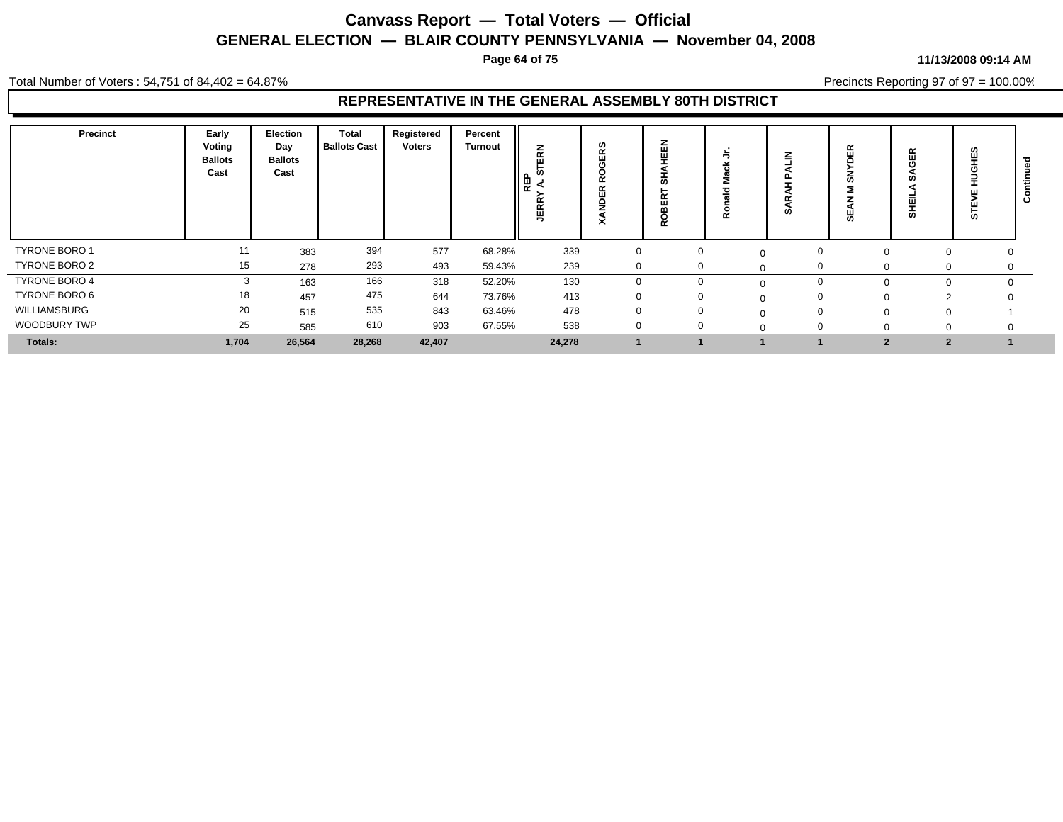# Canvass Report — Total Voters — Official

## GENERAL ELECTION — BLAIR COUNTY PENNSYLVANIA — November 04, 2008

11/13/2008 09:14 AM

Total Number of Voters : 54,751 of 84,402 = 64.87%

Precincts Reporting 97 of 97 = 100.00%

### REPRESENTATIVE IN THE GENERAL ASSEMBLY 80TH DISTRICT

| Precinct | Early Voting Ballots Cast | Election Day Ballots Cast | Total Ballots Cast | Registered Voters | Percent Turnout | REP JERRY A. STERN | XANDER ROGERS | ROBERT SHAHEEN | Ronald Mack Jr. | SARAH PALIN | SEAN M SNYDER | SHEILA SAGER | STEVE HUGHES | Continued |
|---|---|---|---|---|---|---|---|---|---|---|---|---|---|---|
| TYRONE BORO 1 | 11 | 383 | 394 | 577 | 68.28% | 339 | 0 | 0 | 0 | 0 | 0 | 0 | 0 | |
| TYRONE BORO 2 | 15 | 278 | 293 | 493 | 59.43% | 239 | 0 | 0 | 0 | 0 | 0 | 0 | 0 | |
| TYRONE BORO 4 | 3 | 163 | 166 | 318 | 52.20% | 130 | 0 | 0 | 0 | 0 | 0 | 0 | 0 | |
| TYRONE BORO 6 | 18 | 457 | 475 | 644 | 73.76% | 413 | 0 | 0 | 0 | 0 | 0 | 2 | 0 | |
| WILLIAMSBURG | 20 | 515 | 535 | 843 | 63.46% | 478 | 0 | 0 | 0 | 0 | 0 | 0 | 1 | |
| WOODBURY TWP | 25 | 585 | 610 | 903 | 67.55% | 538 | 0 | 0 | 0 | 0 | 0 | 0 | 0 | |
| **Totals:** | **1,704** | **26,564** | **28,268** | **42,407** | | **24,278** | **1** | **1** | **1** | **1** | **2** | **2** | **1** | |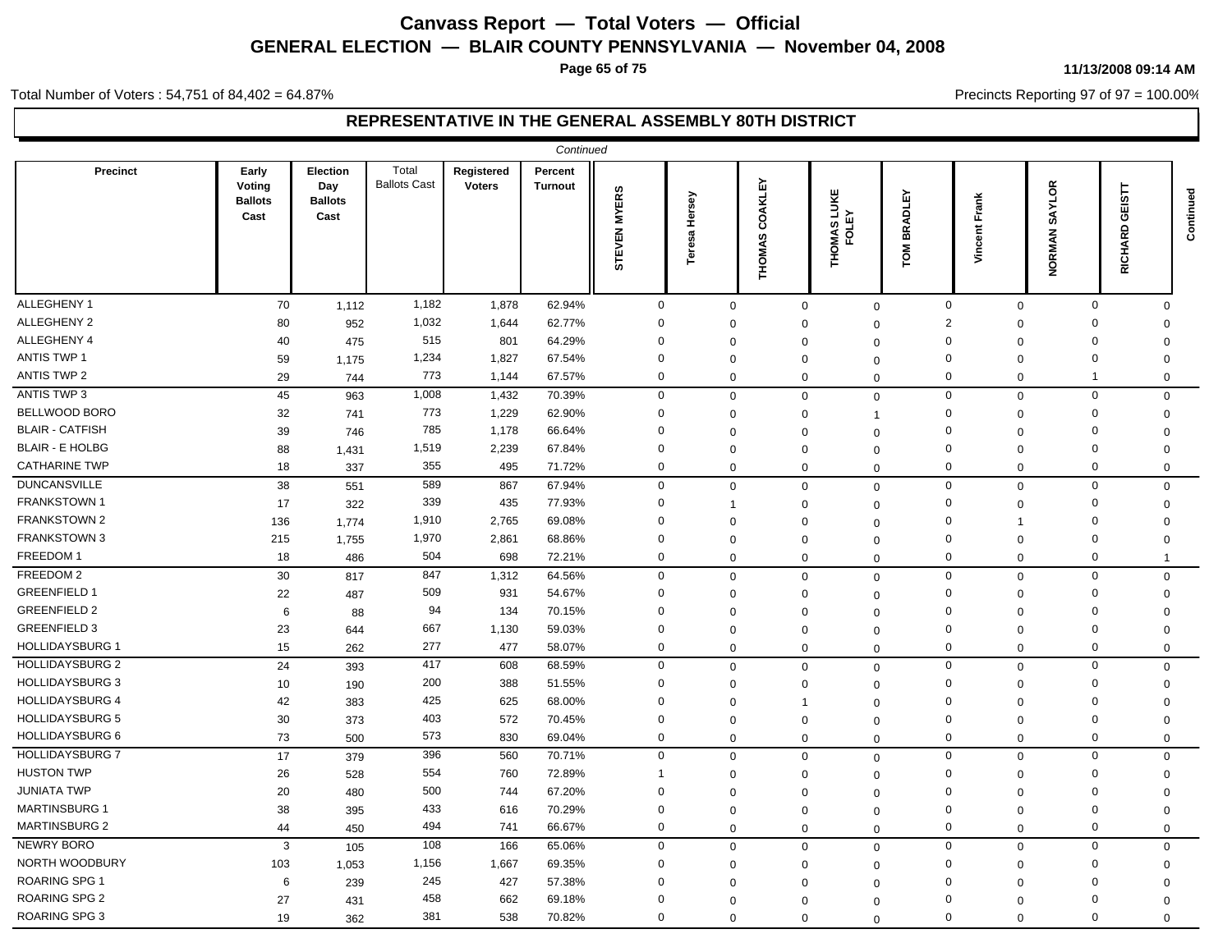# Canvass Report — Total Voters — Official

## GENERAL ELECTION — BLAIR COUNTY PENNSYLVANIA — November 04, 2008

11/13/2008 09:14 AM

Total Number of Voters : 54,751 of 84,402 = 64.87%

Precincts Reporting 97 of 97 = 100.00%

## REPRESENTATIVE IN THE GENERAL ASSEMBLY 80TH DISTRICT

*Continued*

| Precinct | Early Voting Ballots Cast | Election Day Ballots Cast | Total Ballots Cast | Registered Voters | Percent Turnout | STEVEN MYERS | Teresa Hersey | THOMAS COAKLEY | THOMAS LUKE FOLEY | TOM BRADLEY | Vincent Frank | NORMAN SAYLOR | RICHARD GEISTT |
|---|---|---|---|---|---|---|---|---|---|---|---|---|---|
| ALLEGHENY 1 | 70 | 1,112 | 1,182 | 1,878 | 62.94% | 0 | 0 | 0 | 0 | 0 | 0 | 0 | 0 |
| ALLEGHENY 2 | 80 | 952 | 1,032 | 1,644 | 62.77% | 0 | 0 | 0 | 0 | 2 | 0 | 0 | 0 |
| ALLEGHENY 4 | 40 | 475 | 515 | 801 | 64.29% | 0 | 0 | 0 | 0 | 0 | 0 | 0 | 0 |
| ANTIS TWP 1 | 59 | 1,175 | 1,234 | 1,827 | 67.54% | 0 | 0 | 0 | 0 | 0 | 0 | 0 | 0 |
| ANTIS TWP 2 | 29 | 744 | 773 | 1,144 | 67.57% | 0 | 0 | 0 | 0 | 0 | 0 | 1 | 0 |
| ANTIS TWP 3 | 45 | 963 | 1,008 | 1,432 | 70.39% | 0 | 0 | 0 | 0 | 0 | 0 | 0 | 0 |
| BELLWOOD BORO | 32 | 741 | 773 | 1,229 | 62.90% | 0 | 0 | 0 | 1 | 0 | 0 | 0 | 0 |
| BLAIR - CATFISH | 39 | 746 | 785 | 1,178 | 66.64% | 0 | 0 | 0 | 0 | 0 | 0 | 0 | 0 |
| BLAIR - E HOLBG | 88 | 1,431 | 1,519 | 2,239 | 67.84% | 0 | 0 | 0 | 0 | 0 | 0 | 0 | 0 |
| CATHARINE TWP | 18 | 337 | 355 | 495 | 71.72% | 0 | 0 | 0 | 0 | 0 | 0 | 0 | 0 |
| DUNCANSVILLE | 38 | 551 | 589 | 867 | 67.94% | 0 | 0 | 0 | 0 | 0 | 0 | 0 | 0 |
| FRANKSTOWN 1 | 17 | 322 | 339 | 435 | 77.93% | 0 | 1 | 0 | 0 | 0 | 0 | 0 | 0 |
| FRANKSTOWN 2 | 136 | 1,774 | 1,910 | 2,765 | 69.08% | 0 | 0 | 0 | 0 | 0 | 1 | 0 | 0 |
| FRANKSTOWN 3 | 215 | 1,755 | 1,970 | 2,861 | 68.86% | 0 | 0 | 0 | 0 | 0 | 0 | 0 | 0 |
| FREEDOM 1 | 18 | 486 | 504 | 698 | 72.21% | 0 | 0 | 0 | 0 | 0 | 0 | 0 | 1 |
| FREEDOM 2 | 30 | 817 | 847 | 1,312 | 64.56% | 0 | 0 | 0 | 0 | 0 | 0 | 0 | 0 |
| GREENFIELD 1 | 22 | 487 | 509 | 931 | 54.67% | 0 | 0 | 0 | 0 | 0 | 0 | 0 | 0 |
| GREENFIELD 2 | 6 | 88 | 94 | 134 | 70.15% | 0 | 0 | 0 | 0 | 0 | 0 | 0 | 0 |
| GREENFIELD 3 | 23 | 644 | 667 | 1,130 | 59.03% | 0 | 0 | 0 | 0 | 0 | 0 | 0 | 0 |
| HOLLIDAYSBURG 1 | 15 | 262 | 277 | 477 | 58.07% | 0 | 0 | 0 | 0 | 0 | 0 | 0 | 0 |
| HOLLIDAYSBURG 2 | 24 | 393 | 417 | 608 | 68.59% | 0 | 0 | 0 | 0 | 0 | 0 | 0 | 0 |
| HOLLIDAYSBURG 3 | 10 | 190 | 200 | 388 | 51.55% | 0 | 0 | 0 | 0 | 0 | 0 | 0 | 0 |
| HOLLIDAYSBURG 4 | 42 | 383 | 425 | 625 | 68.00% | 0 | 0 | 1 | 0 | 0 | 0 | 0 | 0 |
| HOLLIDAYSBURG 5 | 30 | 373 | 403 | 572 | 70.45% | 0 | 0 | 0 | 0 | 0 | 0 | 0 | 0 |
| HOLLIDAYSBURG 6 | 73 | 500 | 573 | 830 | 69.04% | 0 | 0 | 0 | 0 | 0 | 0 | 0 | 0 |
| HOLLIDAYSBURG 7 | 17 | 379 | 396 | 560 | 70.71% | 0 | 0 | 0 | 0 | 0 | 0 | 0 | 0 |
| HUSTON TWP | 26 | 528 | 554 | 760 | 72.89% | 1 | 0 | 0 | 0 | 0 | 0 | 0 | 0 |
| JUNIATA TWP | 20 | 480 | 500 | 744 | 67.20% | 0 | 0 | 0 | 0 | 0 | 0 | 0 | 0 |
| MARTINSBURG 1 | 38 | 395 | 433 | 616 | 70.29% | 0 | 0 | 0 | 0 | 0 | 0 | 0 | 0 |
| MARTINSBURG 2 | 44 | 450 | 494 | 741 | 66.67% | 0 | 0 | 0 | 0 | 0 | 0 | 0 | 0 |
| NEWRY BORO | 3 | 105 | 108 | 166 | 65.06% | 0 | 0 | 0 | 0 | 0 | 0 | 0 | 0 |
| NORTH WOODBURY | 103 | 1,053 | 1,156 | 1,667 | 69.35% | 0 | 0 | 0 | 0 | 0 | 0 | 0 | 0 |
| ROARING SPG 1 | 6 | 239 | 245 | 427 | 57.38% | 0 | 0 | 0 | 0 | 0 | 0 | 0 | 0 |
| ROARING SPG 2 | 27 | 431 | 458 | 662 | 69.18% | 0 | 0 | 0 | 0 | 0 | 0 | 0 | 0 |
| ROARING SPG 3 | 19 | 362 | 381 | 538 | 70.82% | 0 | 0 | 0 | 0 | 0 | 0 | 0 | 0 |

*Continued*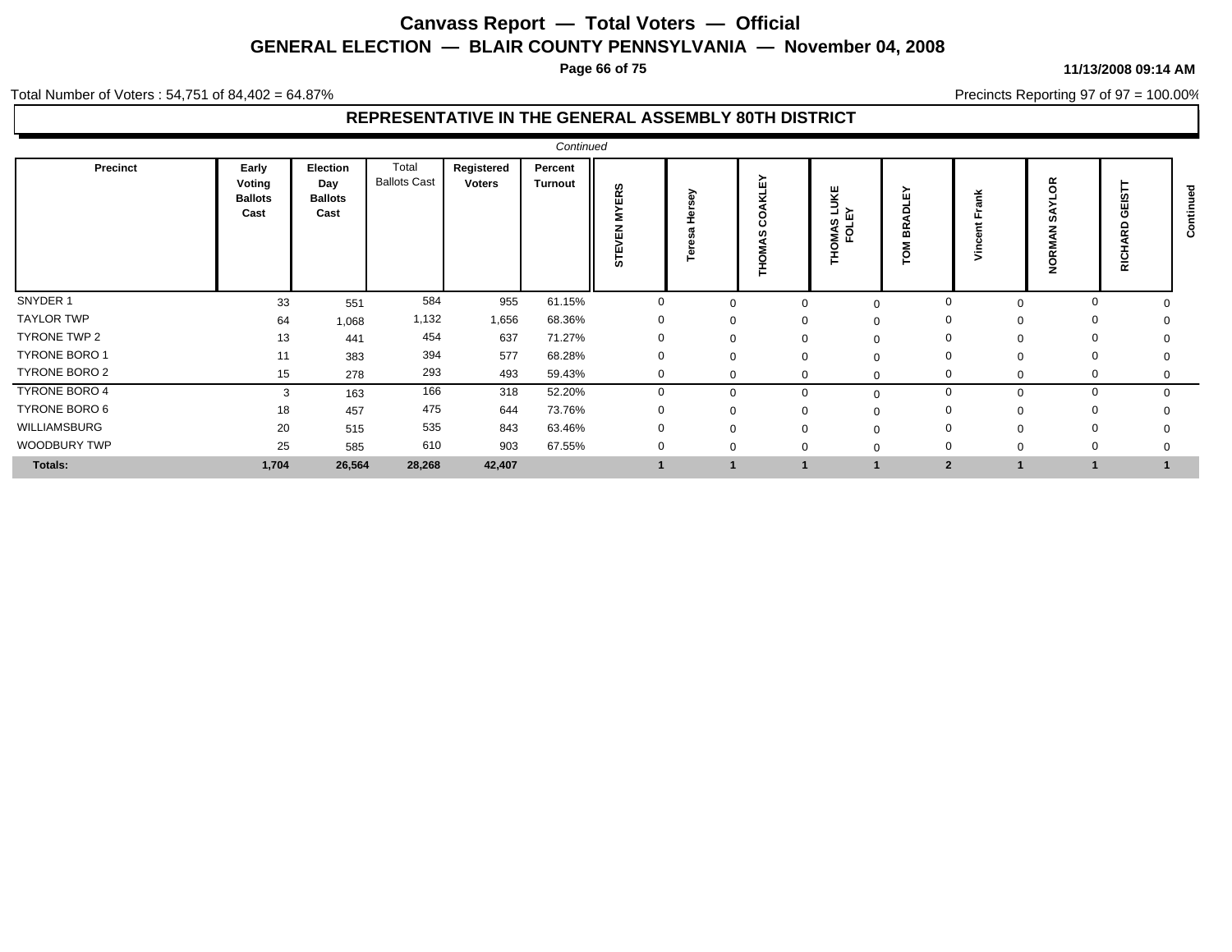# Canvass Report — Total Voters — Official

## GENERAL ELECTION — BLAIR COUNTY PENNSYLVANIA — November 04, 2008

11/13/2008 09:14 AM

Total Number of Voters : 54,751 of 84,402 = 64.87%

Precincts Reporting 97 of 97 = 100.00%

### REPRESENTATIVE IN THE GENERAL ASSEMBLY 80TH DISTRICT

*Continued*

| Precinct | Early Voting Ballots Cast | Election Day Ballots Cast | Total Ballots Cast | Registered Voters | Percent Turnout | STEVEN MYERS | Teresa Hersey | THOMAS COAKLEY | THOMAS LUKE FOLEY | TOM BRADLEY | Vincent Frank | NORMAN SAYLOR | RICHARD GEISTT | Continued |
|---|---|---|---|---|---|---|---|---|---|---|---|---|---|---|
| SNYDER 1 | 33 | 551 | 584 | 955 | 61.15% | 0 | 0 | 0 | 0 | 0 | 0 | 0 | 0 | |
| TAYLOR TWP | 64 | 1,068 | 1,132 | 1,656 | 68.36% | 0 | 0 | 0 | 0 | 0 | 0 | 0 | 0 | |
| TYRONE TWP 2 | 13 | 441 | 454 | 637 | 71.27% | 0 | 0 | 0 | 0 | 0 | 0 | 0 | 0 | |
| TYRONE BORO 1 | 11 | 383 | 394 | 577 | 68.28% | 0 | 0 | 0 | 0 | 0 | 0 | 0 | 0 | |
| TYRONE BORO 2 | 15 | 278 | 293 | 493 | 59.43% | 0 | 0 | 0 | 0 | 0 | 0 | 0 | 0 | |
| TYRONE BORO 4 | 3 | 163 | 166 | 318 | 52.20% | 0 | 0 | 0 | 0 | 0 | 0 | 0 | 0 | |
| TYRONE BORO 6 | 18 | 457 | 475 | 644 | 73.76% | 0 | 0 | 0 | 0 | 0 | 0 | 0 | 0 | |
| WILLIAMSBURG | 20 | 515 | 535 | 843 | 63.46% | 0 | 0 | 0 | 0 | 0 | 0 | 0 | 0 | |
| WOODBURY TWP | 25 | 585 | 610 | 903 | 67.55% | 0 | 0 | 0 | 0 | 0 | 0 | 0 | 0 | |
| **Totals:** | **1,704** | **26,564** | **28,268** | **42,407** | | **1** | **1** | **1** | **1** | **2** | **1** | **1** | **1** | |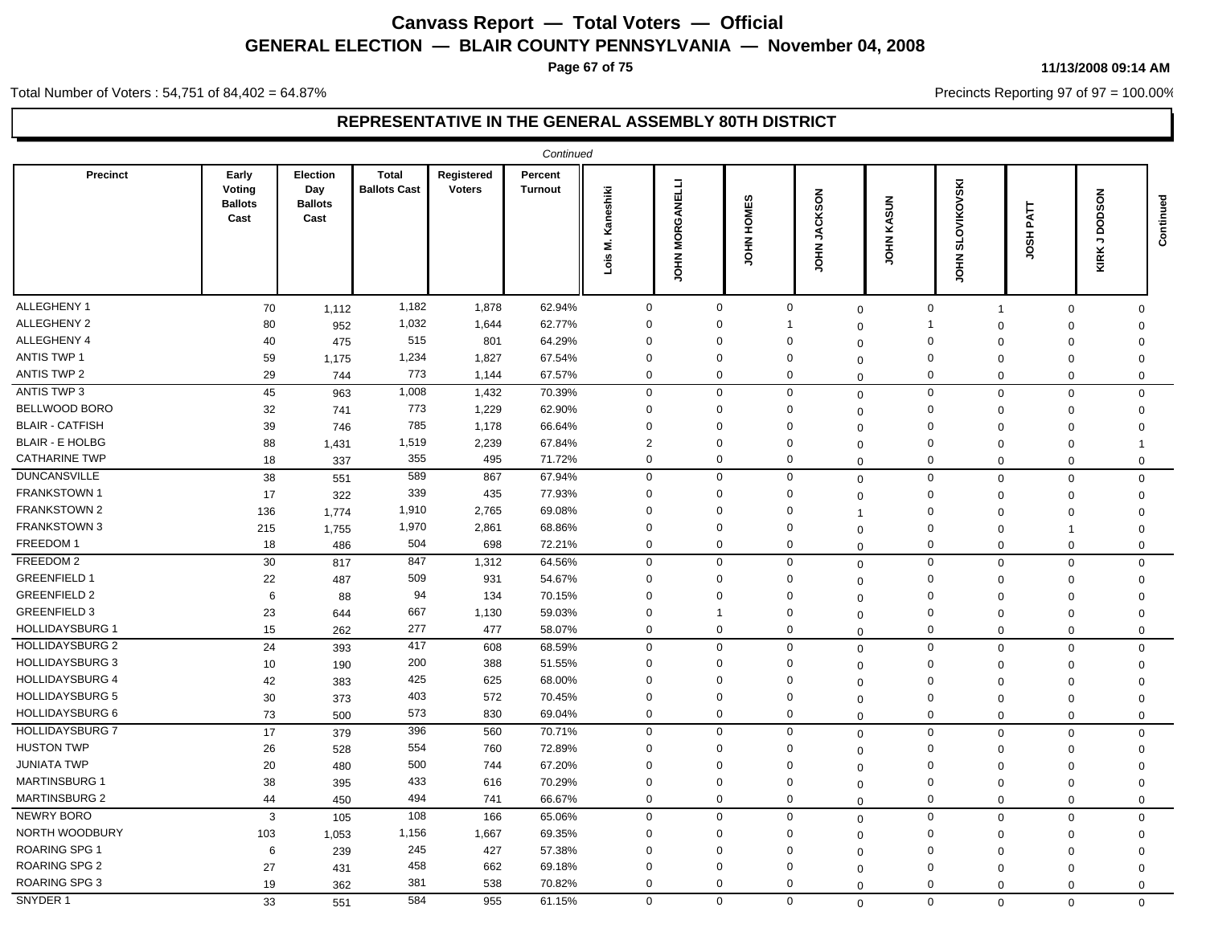# Canvass Report — Total Voters — Official

## GENERAL ELECTION — BLAIR COUNTY PENNSYLVANIA — November 04, 2008

11/13/2008 09:14 AM

Total Number of Voters : 54,751 of 84,402 = 64.87%

Precincts Reporting 97 of 97 = 100.00%

### REPRESENTATIVE IN THE GENERAL ASSEMBLY 80TH DISTRICT

*Continued*

| Precinct | Early Voting Ballots Cast | Election Day Ballots Cast | Total Ballots Cast | Registered Voters | Percent Turnout | Lois M. Kaneshiki | JOHN MORGANELLI | JOHN HOMES | JOHN JACKSON | JOHN KASUN | JOHN SLOVIKOVSKI | JOSH PATT | KIRK J DODSON | Continued |
|---|---|---|---|---|---|---|---|---|---|---|---|---|---|---|
| ALLEGHENY 1 | 70 | 1,112 | 1,182 | 1,878 | 62.94% | 0 | 0 | 0 | 0 | 0 | 1 | 0 | 0 | |
| ALLEGHENY 2 | 80 | 952 | 1,032 | 1,644 | 62.77% | 0 | 0 | 1 | 0 | 1 | 0 | 0 | 0 | |
| ALLEGHENY 4 | 40 | 475 | 515 | 801 | 64.29% | 0 | 0 | 0 | 0 | 0 | 0 | 0 | 0 | |
| ANTIS TWP 1 | 59 | 1,175 | 1,234 | 1,827 | 67.54% | 0 | 0 | 0 | 0 | 0 | 0 | 0 | 0 | |
| ANTIS TWP 2 | 29 | 744 | 773 | 1,144 | 67.57% | 0 | 0 | 0 | 0 | 0 | 0 | 0 | 0 | |
| ANTIS TWP 3 | 45 | 963 | 1,008 | 1,432 | 70.39% | 0 | 0 | 0 | 0 | 0 | 0 | 0 | 0 | |
| BELLWOOD BORO | 32 | 741 | 773 | 1,229 | 62.90% | 0 | 0 | 0 | 0 | 0 | 0 | 0 | 0 | |
| BLAIR - CATFISH | 39 | 746 | 785 | 1,178 | 66.64% | 0 | 0 | 0 | 0 | 0 | 0 | 0 | 0 | |
| BLAIR - E HOLBG | 88 | 1,431 | 1,519 | 2,239 | 67.84% | 2 | 0 | 0 | 0 | 0 | 0 | 0 | 1 | |
| CATHARINE TWP | 18 | 337 | 355 | 495 | 71.72% | 0 | 0 | 0 | 0 | 0 | 0 | 0 | 0 | |
| DUNCANSVILLE | 38 | 551 | 589 | 867 | 67.94% | 0 | 0 | 0 | 0 | 0 | 0 | 0 | 0 | |
| FRANKSTOWN 1 | 17 | 322 | 339 | 435 | 77.93% | 0 | 0 | 0 | 0 | 0 | 0 | 0 | 0 | |
| FRANKSTOWN 2 | 136 | 1,774 | 1,910 | 2,765 | 69.08% | 0 | 0 | 0 | 1 | 0 | 0 | 0 | 0 | |
| FRANKSTOWN 3 | 215 | 1,755 | 1,970 | 2,861 | 68.86% | 0 | 0 | 0 | 0 | 0 | 0 | 1 | 0 | |
| FREEDOM 1 | 18 | 486 | 504 | 698 | 72.21% | 0 | 0 | 0 | 0 | 0 | 0 | 0 | 0 | |
| FREEDOM 2 | 30 | 817 | 847 | 1,312 | 64.56% | 0 | 0 | 0 | 0 | 0 | 0 | 0 | 0 | |
| GREENFIELD 1 | 22 | 487 | 509 | 931 | 54.67% | 0 | 0 | 0 | 0 | 0 | 0 | 0 | 0 | |
| GREENFIELD 2 | 6 | 88 | 94 | 134 | 70.15% | 0 | 0 | 0 | 0 | 0 | 0 | 0 | 0 | |
| GREENFIELD 3 | 23 | 644 | 667 | 1,130 | 59.03% | 0 | 1 | 0 | 0 | 0 | 0 | 0 | 0 | |
| HOLLIDAYSBURG 1 | 15 | 262 | 277 | 477 | 58.07% | 0 | 0 | 0 | 0 | 0 | 0 | 0 | 0 | |
| HOLLIDAYSBURG 2 | 24 | 393 | 417 | 608 | 68.59% | 0 | 0 | 0 | 0 | 0 | 0 | 0 | 0 | |
| HOLLIDAYSBURG 3 | 10 | 190 | 200 | 388 | 51.55% | 0 | 0 | 0 | 0 | 0 | 0 | 0 | 0 | |
| HOLLIDAYSBURG 4 | 42 | 383 | 425 | 625 | 68.00% | 0 | 0 | 0 | 0 | 0 | 0 | 0 | 0 | |
| HOLLIDAYSBURG 5 | 30 | 373 | 403 | 572 | 70.45% | 0 | 0 | 0 | 0 | 0 | 0 | 0 | 0 | |
| HOLLIDAYSBURG 6 | 73 | 500 | 573 | 830 | 69.04% | 0 | 0 | 0 | 0 | 0 | 0 | 0 | 0 | |
| HOLLIDAYSBURG 7 | 17 | 379 | 396 | 560 | 70.71% | 0 | 0 | 0 | 0 | 0 | 0 | 0 | 0 | |
| HUSTON TWP | 26 | 528 | 554 | 760 | 72.89% | 0 | 0 | 0 | 0 | 0 | 0 | 0 | 0 | |
| JUNIATA TWP | 20 | 480 | 500 | 744 | 67.20% | 0 | 0 | 0 | 0 | 0 | 0 | 0 | 0 | |
| MARTINSBURG 1 | 38 | 395 | 433 | 616 | 70.29% | 0 | 0 | 0 | 0 | 0 | 0 | 0 | 0 | |
| MARTINSBURG 2 | 44 | 450 | 494 | 741 | 66.67% | 0 | 0 | 0 | 0 | 0 | 0 | 0 | 0 | |
| NEWRY BORO | 3 | 105 | 108 | 166 | 65.06% | 0 | 0 | 0 | 0 | 0 | 0 | 0 | 0 | |
| NORTH WOODBURY | 103 | 1,053 | 1,156 | 1,667 | 69.35% | 0 | 0 | 0 | 0 | 0 | 0 | 0 | 0 | |
| ROARING SPG 1 | 6 | 239 | 245 | 427 | 57.38% | 0 | 0 | 0 | 0 | 0 | 0 | 0 | 0 | |
| ROARING SPG 2 | 27 | 431 | 458 | 662 | 69.18% | 0 | 0 | 0 | 0 | 0 | 0 | 0 | 0 | |
| ROARING SPG 3 | 19 | 362 | 381 | 538 | 70.82% | 0 | 0 | 0 | 0 | 0 | 0 | 0 | 0 | |
| SNYDER 1 | 33 | 551 | 584 | 955 | 61.15% | 0 | 0 | 0 | 0 | 0 | 0 | 0 | 0 | |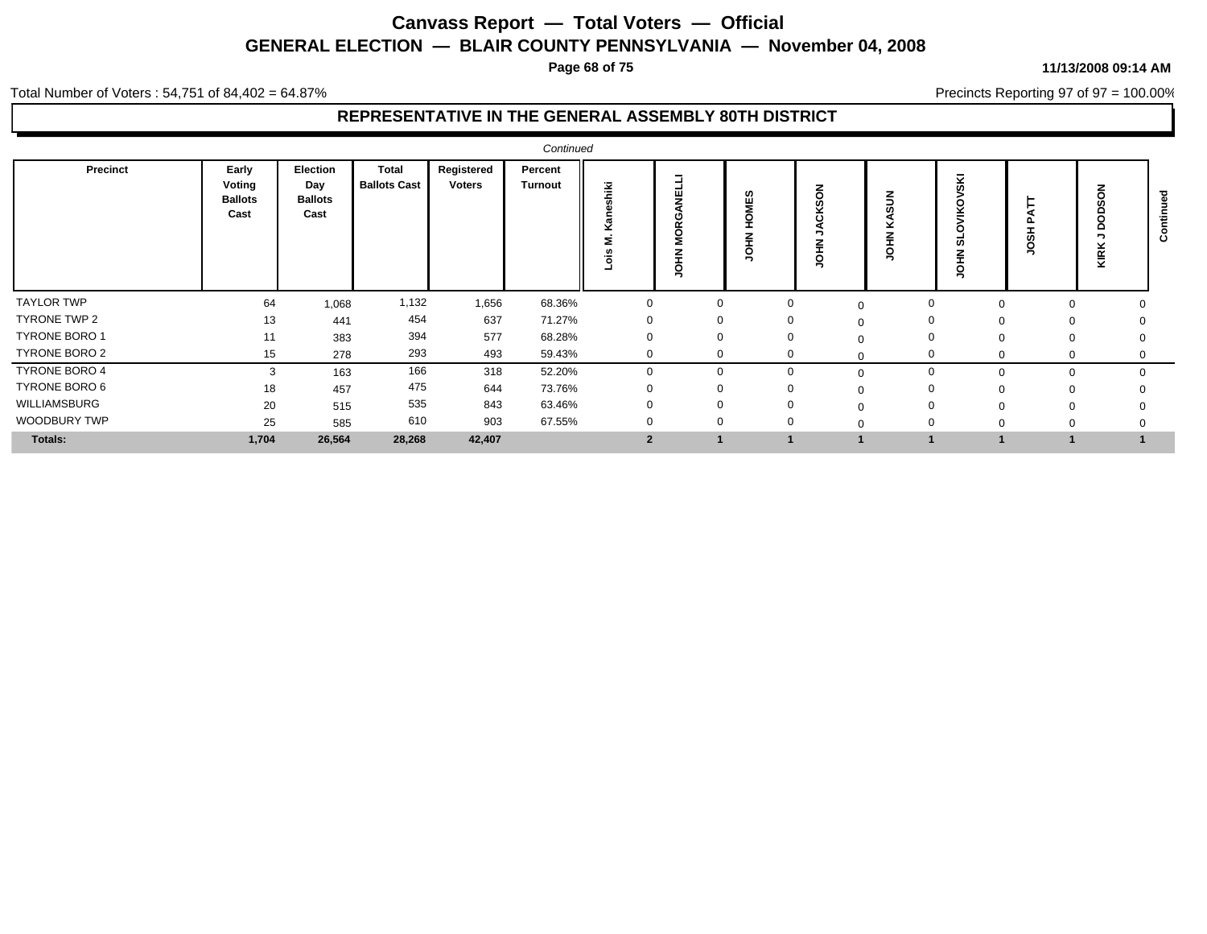# Canvass Report — Total Voters — Official

## GENERAL ELECTION — BLAIR COUNTY PENNSYLVANIA — November 04, 2008

11/13/2008 09:14 AM

Total Number of Voters : 54,751 of 84,402 = 64.87%

Precincts Reporting 97 of 97 = 100.00%

### REPRESENTATIVE IN THE GENERAL ASSEMBLY 80TH DISTRICT

*Continued*

| Precinct | Early Voting Ballots Cast | Election Day Ballots Cast | Total Ballots Cast | Registered Voters | Percent Turnout | Lois M. Kaneshiki | JOHN MORGANELLI | JOHN HOMES | JOHN JACKSON | JOHN KASUN | JOHN SLOVIKOVSKI | JOSH PATT | KIRK J DODSON | Continued |
|---|---|---|---|---|---|---|---|---|---|---|---|---|---|---|
| TAYLOR TWP | 64 | 1,068 | 1,132 | 1,656 | 68.36% | 0 | 0 | 0 | 0 | 0 | 0 | 0 | 0 | |
| TYRONE TWP 2 | 13 | 441 | 454 | 637 | 71.27% | 0 | 0 | 0 | 0 | 0 | 0 | 0 | 0 | |
| TYRONE BORO 1 | 11 | 383 | 394 | 577 | 68.28% | 0 | 0 | 0 | 0 | 0 | 0 | 0 | 0 | |
| TYRONE BORO 2 | 15 | 278 | 293 | 493 | 59.43% | 0 | 0 | 0 | 0 | 0 | 0 | 0 | 0 | |
| TYRONE BORO 4 | 3 | 163 | 166 | 318 | 52.20% | 0 | 0 | 0 | 0 | 0 | 0 | 0 | 0 | |
| TYRONE BORO 6 | 18 | 457 | 475 | 644 | 73.76% | 0 | 0 | 0 | 0 | 0 | 0 | 0 | 0 | |
| WILLIAMSBURG | 20 | 515 | 535 | 843 | 63.46% | 0 | 0 | 0 | 0 | 0 | 0 | 0 | 0 | |
| WOODBURY TWP | 25 | 585 | 610 | 903 | 67.55% | 0 | 0 | 0 | 0 | 0 | 0 | 0 | 0 | |
| **Totals:** | **1,704** | **26,564** | **28,268** | **42,407** | | **2** | **1** | **1** | **1** | **1** | **1** | **1** | **1** | |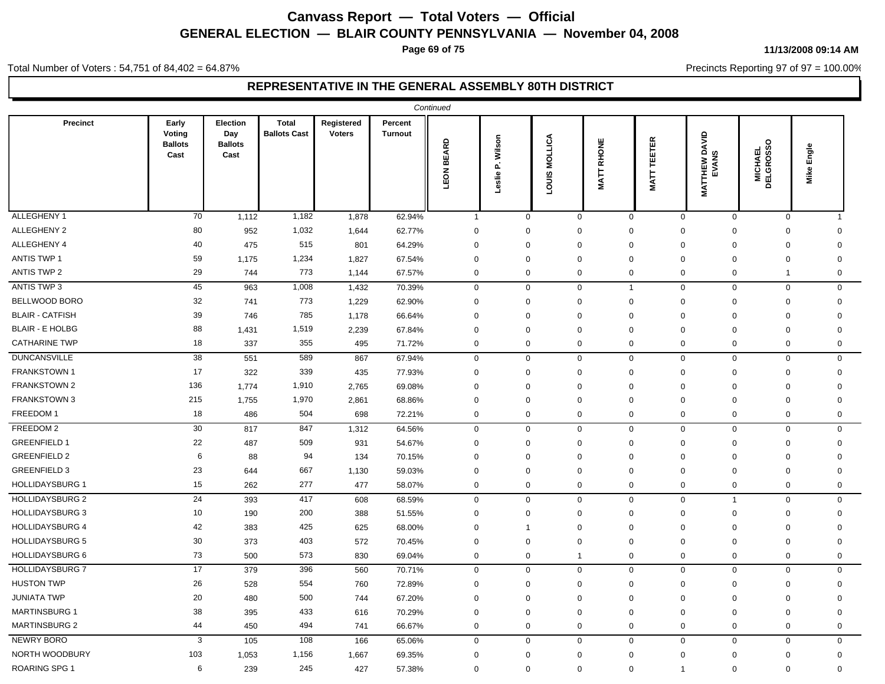# Canvass Report — Total Voters — Official

## GENERAL ELECTION — BLAIR COUNTY PENNSYLVANIA — November 04, 2008

11/13/2008 09:14 AM

Total Number of Voters : 54,751 of 84,402 = 64.87%

Precincts Reporting 97 of 97 = 100.00%

## REPRESENTATIVE IN THE GENERAL ASSEMBLY 80TH DISTRICT

*Continued*

| Precinct | Early Voting Ballots Cast | Election Day Ballots Cast | Total Ballots Cast | Registered Voters | Percent Turnout | LEON BEARD | Leslie P. Wilson | LOUIS MOLLICA | MATT RHONE | MATT TEETER | MATTHEW DAVID EVANS | MICHAEL DELGROSSO | Mike Engle |
|---|---|---|---|---|---|---|---|---|---|---|---|---|---|
| ALLEGHENY 1 | 70 | 1,112 | 1,182 | 1,878 | 62.94% | 1 | 0 | 0 | 0 | 0 | 0 | 0 | 1 |
| ALLEGHENY 2 | 80 | 952 | 1,032 | 1,644 | 62.77% | 0 | 0 | 0 | 0 | 0 | 0 | 0 | 0 |
| ALLEGHENY 4 | 40 | 475 | 515 | 801 | 64.29% | 0 | 0 | 0 | 0 | 0 | 0 | 0 | 0 |
| ANTIS TWP 1 | 59 | 1,175 | 1,234 | 1,827 | 67.54% | 0 | 0 | 0 | 0 | 0 | 0 | 0 | 0 |
| ANTIS TWP 2 | 29 | 744 | 773 | 1,144 | 67.57% | 0 | 0 | 0 | 0 | 0 | 0 | 1 | 0 |
| ANTIS TWP 3 | 45 | 963 | 1,008 | 1,432 | 70.39% | 0 | 0 | 0 | 1 | 0 | 0 | 0 | 0 |
| BELLWOOD BORO | 32 | 741 | 773 | 1,229 | 62.90% | 0 | 0 | 0 | 0 | 0 | 0 | 0 | 0 |
| BLAIR - CATFISH | 39 | 746 | 785 | 1,178 | 66.64% | 0 | 0 | 0 | 0 | 0 | 0 | 0 | 0 |
| BLAIR - E HOLBG | 88 | 1,431 | 1,519 | 2,239 | 67.84% | 0 | 0 | 0 | 0 | 0 | 0 | 0 | 0 |
| CATHARINE TWP | 18 | 337 | 355 | 495 | 71.72% | 0 | 0 | 0 | 0 | 0 | 0 | 0 | 0 |
| DUNCANSVILLE | 38 | 551 | 589 | 867 | 67.94% | 0 | 0 | 0 | 0 | 0 | 0 | 0 | 0 |
| FRANKSTOWN 1 | 17 | 322 | 339 | 435 | 77.93% | 0 | 0 | 0 | 0 | 0 | 0 | 0 | 0 |
| FRANKSTOWN 2 | 136 | 1,774 | 1,910 | 2,765 | 69.08% | 0 | 0 | 0 | 0 | 0 | 0 | 0 | 0 |
| FRANKSTOWN 3 | 215 | 1,755 | 1,970 | 2,861 | 68.86% | 0 | 0 | 0 | 0 | 0 | 0 | 0 | 0 |
| FREEDOM 1 | 18 | 486 | 504 | 698 | 72.21% | 0 | 0 | 0 | 0 | 0 | 0 | 0 | 0 |
| FREEDOM 2 | 30 | 817 | 847 | 1,312 | 64.56% | 0 | 0 | 0 | 0 | 0 | 0 | 0 | 0 |
| GREENFIELD 1 | 22 | 487 | 509 | 931 | 54.67% | 0 | 0 | 0 | 0 | 0 | 0 | 0 | 0 |
| GREENFIELD 2 | 6 | 88 | 94 | 134 | 70.15% | 0 | 0 | 0 | 0 | 0 | 0 | 0 | 0 |
| GREENFIELD 3 | 23 | 644 | 667 | 1,130 | 59.03% | 0 | 0 | 0 | 0 | 0 | 0 | 0 | 0 |
| HOLLIDAYSBURG 1 | 15 | 262 | 277 | 477 | 58.07% | 0 | 0 | 0 | 0 | 0 | 0 | 0 | 0 |
| HOLLIDAYSBURG 2 | 24 | 393 | 417 | 608 | 68.59% | 0 | 0 | 0 | 0 | 0 | 1 | 0 | 0 |
| HOLLIDAYSBURG 3 | 10 | 190 | 200 | 388 | 51.55% | 0 | 0 | 0 | 0 | 0 | 0 | 0 | 0 |
| HOLLIDAYSBURG 4 | 42 | 383 | 425 | 625 | 68.00% | 0 | 1 | 0 | 0 | 0 | 0 | 0 | 0 |
| HOLLIDAYSBURG 5 | 30 | 373 | 403 | 572 | 70.45% | 0 | 0 | 0 | 0 | 0 | 0 | 0 | 0 |
| HOLLIDAYSBURG 6 | 73 | 500 | 573 | 830 | 69.04% | 0 | 0 | 1 | 0 | 0 | 0 | 0 | 0 |
| HOLLIDAYSBURG 7 | 17 | 379 | 396 | 560 | 70.71% | 0 | 0 | 0 | 0 | 0 | 0 | 0 | 0 |
| HUSTON TWP | 26 | 528 | 554 | 760 | 72.89% | 0 | 0 | 0 | 0 | 0 | 0 | 0 | 0 |
| JUNIATA TWP | 20 | 480 | 500 | 744 | 67.20% | 0 | 0 | 0 | 0 | 0 | 0 | 0 | 0 |
| MARTINSBURG 1 | 38 | 395 | 433 | 616 | 70.29% | 0 | 0 | 0 | 0 | 0 | 0 | 0 | 0 |
| MARTINSBURG 2 | 44 | 450 | 494 | 741 | 66.67% | 0 | 0 | 0 | 0 | 0 | 0 | 0 | 0 |
| NEWRY BORO | 3 | 105 | 108 | 166 | 65.06% | 0 | 0 | 0 | 0 | 0 | 0 | 0 | 0 |
| NORTH WOODBURY | 103 | 1,053 | 1,156 | 1,667 | 69.35% | 0 | 0 | 0 | 0 | 0 | 0 | 0 | 0 |
| ROARING SPG 1 | 6 | 239 | 245 | 427 | 57.38% | 0 | 0 | 0 | 0 | 1 | 0 | 0 | 0 |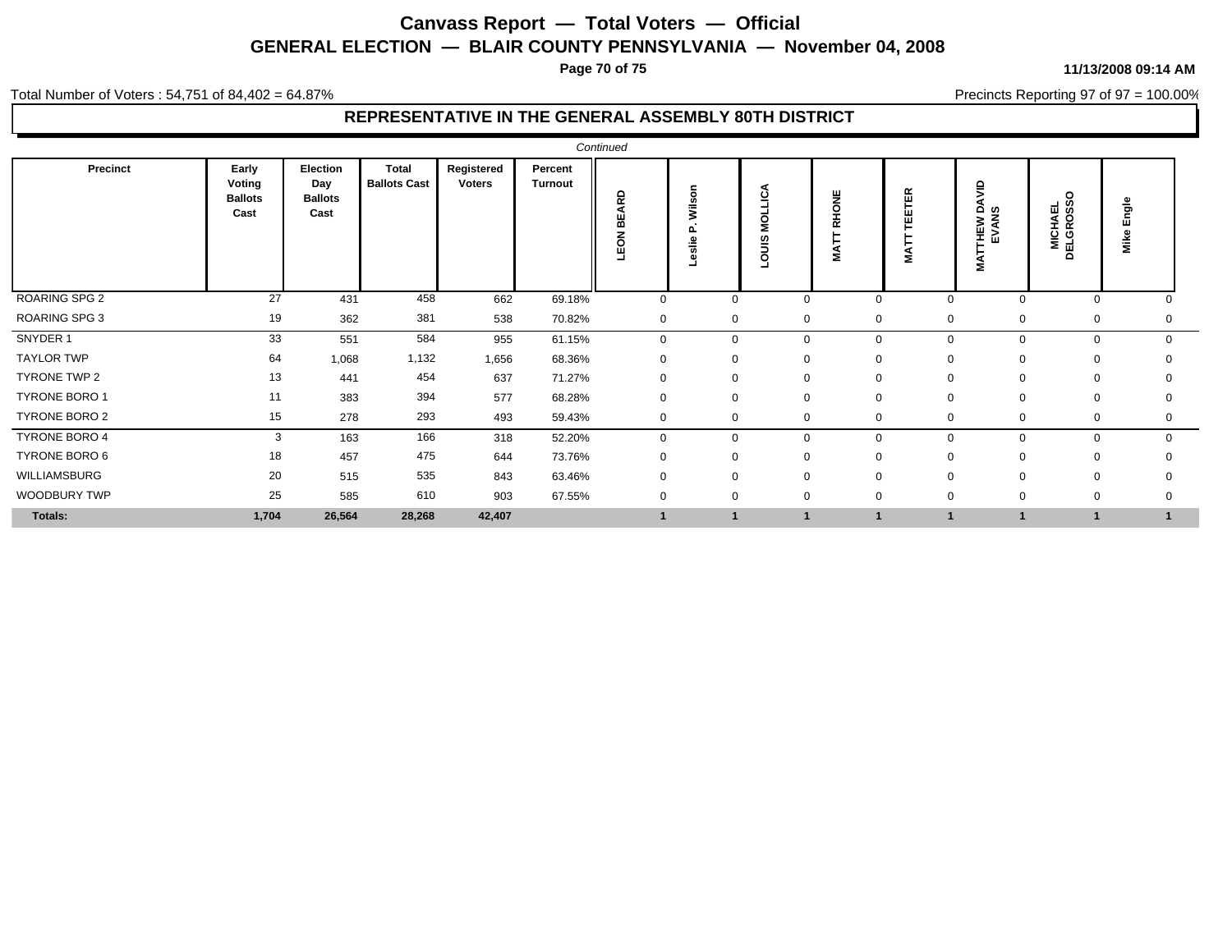# Canvass Report — Total Voters — Official

## GENERAL ELECTION — BLAIR COUNTY PENNSYLVANIA — November 04, 2008

11/13/2008 09:14 AM

Total Number of Voters : 54,751 of 84,402 = 64.87%

Precincts Reporting 97 of 97 = 100.00%

### REPRESENTATIVE IN THE GENERAL ASSEMBLY 80TH DISTRICT

*Continued*

| Precinct | Early Voting Ballots Cast | Election Day Ballots Cast | Total Ballots Cast | Registered Voters | Percent Turnout | LEON BEARD | Leslie P. Wilson | LOUIS MOLLICA | MATT RHONE | MATT TEETER | MATTHEW DAVID EVANS | MICHAEL DELGROSSO | Mike Engle |
|---|---|---|---|---|---|---|---|---|---|---|---|---|---|
| ROARING SPG 2 | 27 | 431 | 458 | 662 | 69.18% | 0 | 0 | 0 | 0 | 0 | 0 | 0 | 0 |
| ROARING SPG 3 | 19 | 362 | 381 | 538 | 70.82% | 0 | 0 | 0 | 0 | 0 | 0 | 0 | 0 |
| SNYDER 1 | 33 | 551 | 584 | 955 | 61.15% | 0 | 0 | 0 | 0 | 0 | 0 | 0 | 0 |
| TAYLOR TWP | 64 | 1,068 | 1,132 | 1,656 | 68.36% | 0 | 0 | 0 | 0 | 0 | 0 | 0 | 0 |
| TYRONE TWP 2 | 13 | 441 | 454 | 637 | 71.27% | 0 | 0 | 0 | 0 | 0 | 0 | 0 | 0 |
| TYRONE BORO 1 | 11 | 383 | 394 | 577 | 68.28% | 0 | 0 | 0 | 0 | 0 | 0 | 0 | 0 |
| TYRONE BORO 2 | 15 | 278 | 293 | 493 | 59.43% | 0 | 0 | 0 | 0 | 0 | 0 | 0 | 0 |
| TYRONE BORO 4 | 3 | 163 | 166 | 318 | 52.20% | 0 | 0 | 0 | 0 | 0 | 0 | 0 | 0 |
| TYRONE BORO 6 | 18 | 457 | 475 | 644 | 73.76% | 0 | 0 | 0 | 0 | 0 | 0 | 0 | 0 |
| WILLIAMSBURG | 20 | 515 | 535 | 843 | 63.46% | 0 | 0 | 0 | 0 | 0 | 0 | 0 | 0 |
| WOODBURY TWP | 25 | 585 | 610 | 903 | 67.55% | 0 | 0 | 0 | 0 | 0 | 0 | 0 | 0 |
| **Totals:** | **1,704** | **26,564** | **28,268** | **42,407** | | **1** | **1** | **1** | **1** | **1** | **1** | **1** | **1** |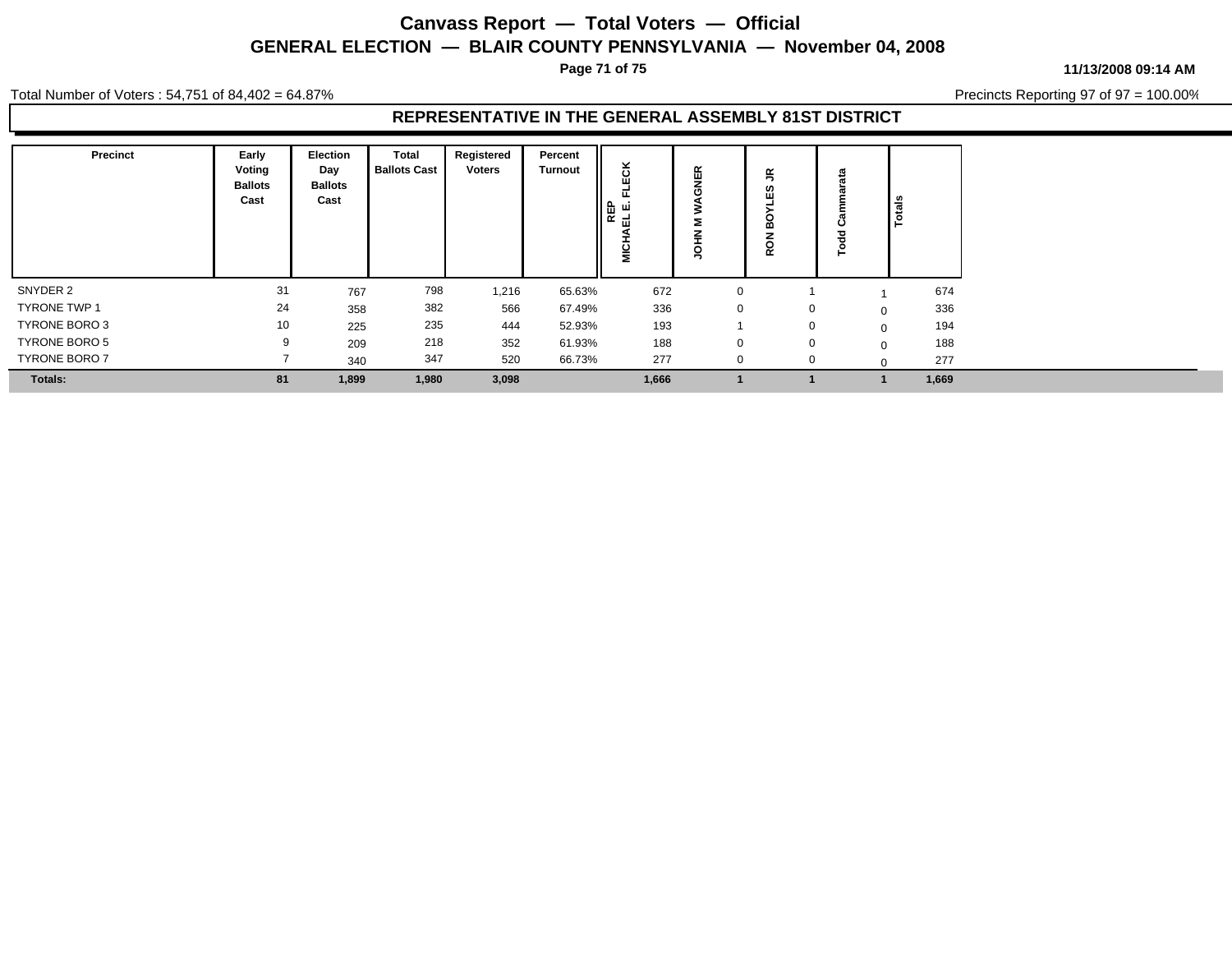# Canvass Report — Total Voters — Official

## GENERAL ELECTION — BLAIR COUNTY PENNSYLVANIA — November 04, 2008

11/13/2008 09:14 AM

Total Number of Voters : 54,751 of 84,402 = 64.87%

Precincts Reporting 97 of 97 = 100.00%

### REPRESENTATIVE IN THE GENERAL ASSEMBLY 81ST DISTRICT

| Precinct | Early Voting Ballots Cast | Election Day Ballots Cast | Total Ballots Cast | Registered Voters | Percent Turnout | REP MICHAEL E. FLECK | JOHN M WAGNER | RON BOYLES JR | Todd Cammarata | Totals |
|---|---|---|---|---|---|---|---|---|---|---|
| SNYDER 2 | 31 | 767 | 798 | 1,216 | 65.63% | 672 | 0 | 1 | 1 | 674 |
| TYRONE TWP 1 | 24 | 358 | 382 | 566 | 67.49% | 336 | 0 | 0 | 0 | 336 |
| TYRONE BORO 3 | 10 | 225 | 235 | 444 | 52.93% | 193 | 1 | 0 | 0 | 194 |
| TYRONE BORO 5 | 9 | 209 | 218 | 352 | 61.93% | 188 | 0 | 0 | 0 | 188 |
| TYRONE BORO 7 | 7 | 340 | 347 | 520 | 66.73% | 277 | 0 | 0 | 0 | 277 |
| **Totals:** | **81** | **1,899** | **1,980** | **3,098** | | **1,666** | **1** | **1** | **1** | **1,669** |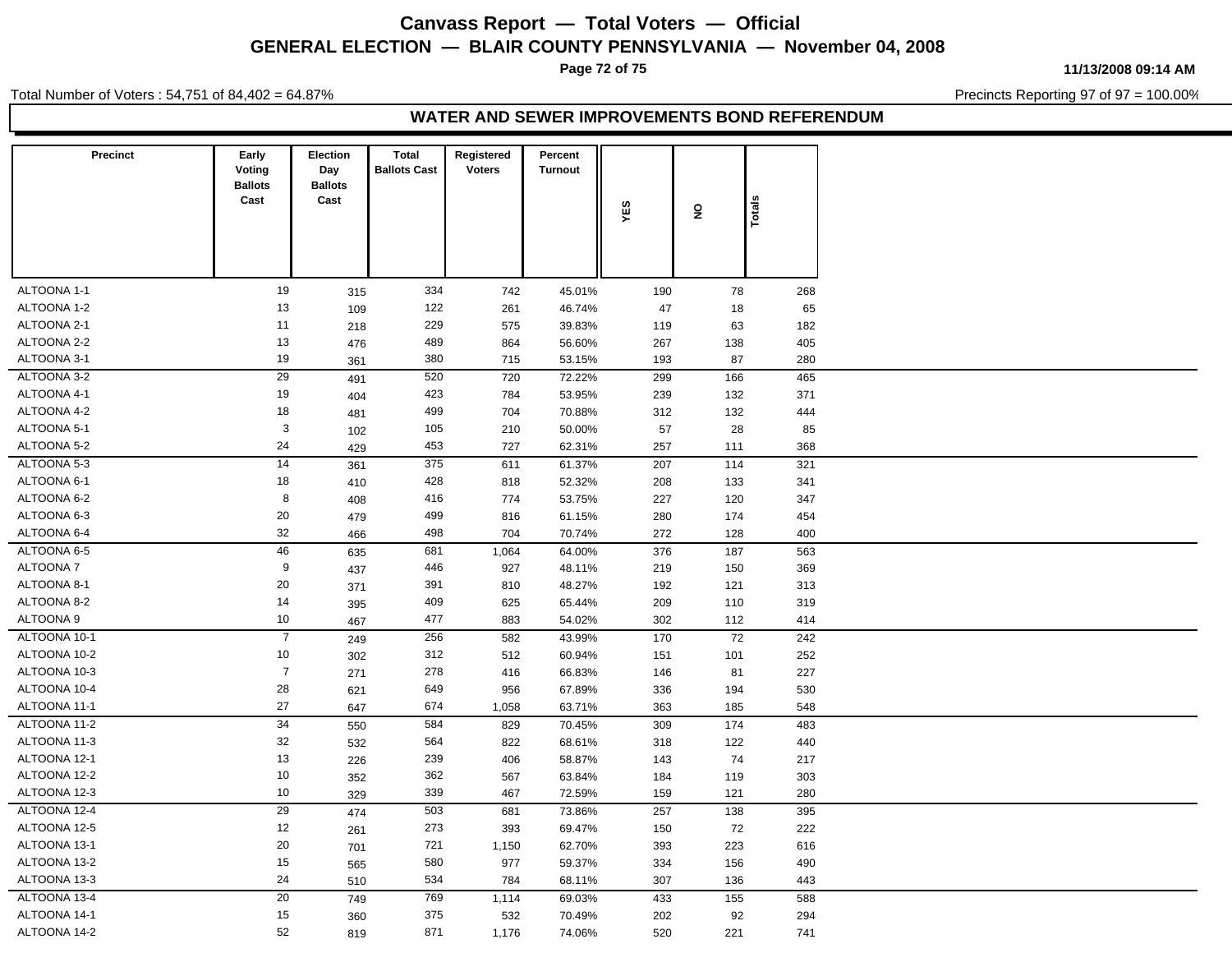# Canvass Report — Total Voters — Official

## GENERAL ELECTION — BLAIR COUNTY PENNSYLVANIA — November 04, 2008

11/13/2008 09:14 AM

Total Number of Voters : 54,751 of 84,402 = 64.87%

Precincts Reporting 97 of 97 = 100.00%

### WATER AND SEWER IMPROVEMENTS BOND REFERENDUM

| Precinct | Early Voting Ballots Cast | Election Day Ballots Cast | Total Ballots Cast | Registered Voters | Percent Turnout | YES | NO | Totals |
|---|---|---|---|---|---|---|---|---|
| ALTOONA 1-1 | 19 | 315 | 334 | 742 | 45.01% | 190 | 78 | 268 |
| ALTOONA 1-2 | 13 | 109 | 122 | 261 | 46.74% | 47 | 18 | 65 |
| ALTOONA 2-1 | 11 | 218 | 229 | 575 | 39.83% | 119 | 63 | 182 |
| ALTOONA 2-2 | 13 | 476 | 489 | 864 | 56.60% | 267 | 138 | 405 |
| ALTOONA 3-1 | 19 | 361 | 380 | 715 | 53.15% | 193 | 87 | 280 |
| ALTOONA 3-2 | 29 | 491 | 520 | 720 | 72.22% | 299 | 166 | 465 |
| ALTOONA 4-1 | 19 | 404 | 423 | 784 | 53.95% | 239 | 132 | 371 |
| ALTOONA 4-2 | 18 | 481 | 499 | 704 | 70.88% | 312 | 132 | 444 |
| ALTOONA 5-1 | 3 | 102 | 105 | 210 | 50.00% | 57 | 28 | 85 |
| ALTOONA 5-2 | 24 | 429 | 453 | 727 | 62.31% | 257 | 111 | 368 |
| ALTOONA 5-3 | 14 | 361 | 375 | 611 | 61.37% | 207 | 114 | 321 |
| ALTOONA 6-1 | 18 | 410 | 428 | 818 | 52.32% | 208 | 133 | 341 |
| ALTOONA 6-2 | 8 | 408 | 416 | 774 | 53.75% | 227 | 120 | 347 |
| ALTOONA 6-3 | 20 | 479 | 499 | 816 | 61.15% | 280 | 174 | 454 |
| ALTOONA 6-4 | 32 | 466 | 498 | 704 | 70.74% | 272 | 128 | 400 |
| ALTOONA 6-5 | 46 | 635 | 681 | 1,064 | 64.00% | 376 | 187 | 563 |
| ALTOONA 7 | 9 | 437 | 446 | 927 | 48.11% | 219 | 150 | 369 |
| ALTOONA 8-1 | 20 | 371 | 391 | 810 | 48.27% | 192 | 121 | 313 |
| ALTOONA 8-2 | 14 | 395 | 409 | 625 | 65.44% | 209 | 110 | 319 |
| ALTOONA 9 | 10 | 467 | 477 | 883 | 54.02% | 302 | 112 | 414 |
| ALTOONA 10-1 | 7 | 249 | 256 | 582 | 43.99% | 170 | 72 | 242 |
| ALTOONA 10-2 | 10 | 302 | 312 | 512 | 60.94% | 151 | 101 | 252 |
| ALTOONA 10-3 | 7 | 271 | 278 | 416 | 66.83% | 146 | 81 | 227 |
| ALTOONA 10-4 | 28 | 621 | 649 | 956 | 67.89% | 336 | 194 | 530 |
| ALTOONA 11-1 | 27 | 647 | 674 | 1,058 | 63.71% | 363 | 185 | 548 |
| ALTOONA 11-2 | 34 | 550 | 584 | 829 | 70.45% | 309 | 174 | 483 |
| ALTOONA 11-3 | 32 | 532 | 564 | 822 | 68.61% | 318 | 122 | 440 |
| ALTOONA 12-1 | 13 | 226 | 239 | 406 | 58.87% | 143 | 74 | 217 |
| ALTOONA 12-2 | 10 | 352 | 362 | 567 | 63.84% | 184 | 119 | 303 |
| ALTOONA 12-3 | 10 | 329 | 339 | 467 | 72.59% | 159 | 121 | 280 |
| ALTOONA 12-4 | 29 | 474 | 503 | 681 | 73.86% | 257 | 138 | 395 |
| ALTOONA 12-5 | 12 | 261 | 273 | 393 | 69.47% | 150 | 72 | 222 |
| ALTOONA 13-1 | 20 | 701 | 721 | 1,150 | 62.70% | 393 | 223 | 616 |
| ALTOONA 13-2 | 15 | 565 | 580 | 977 | 59.37% | 334 | 156 | 490 |
| ALTOONA 13-3 | 24 | 510 | 534 | 784 | 68.11% | 307 | 136 | 443 |
| ALTOONA 13-4 | 20 | 749 | 769 | 1,114 | 69.03% | 433 | 155 | 588 |
| ALTOONA 14-1 | 15 | 360 | 375 | 532 | 70.49% | 202 | 92 | 294 |
| ALTOONA 14-2 | 52 | 819 | 871 | 1,176 | 74.06% | 520 | 221 | 741 |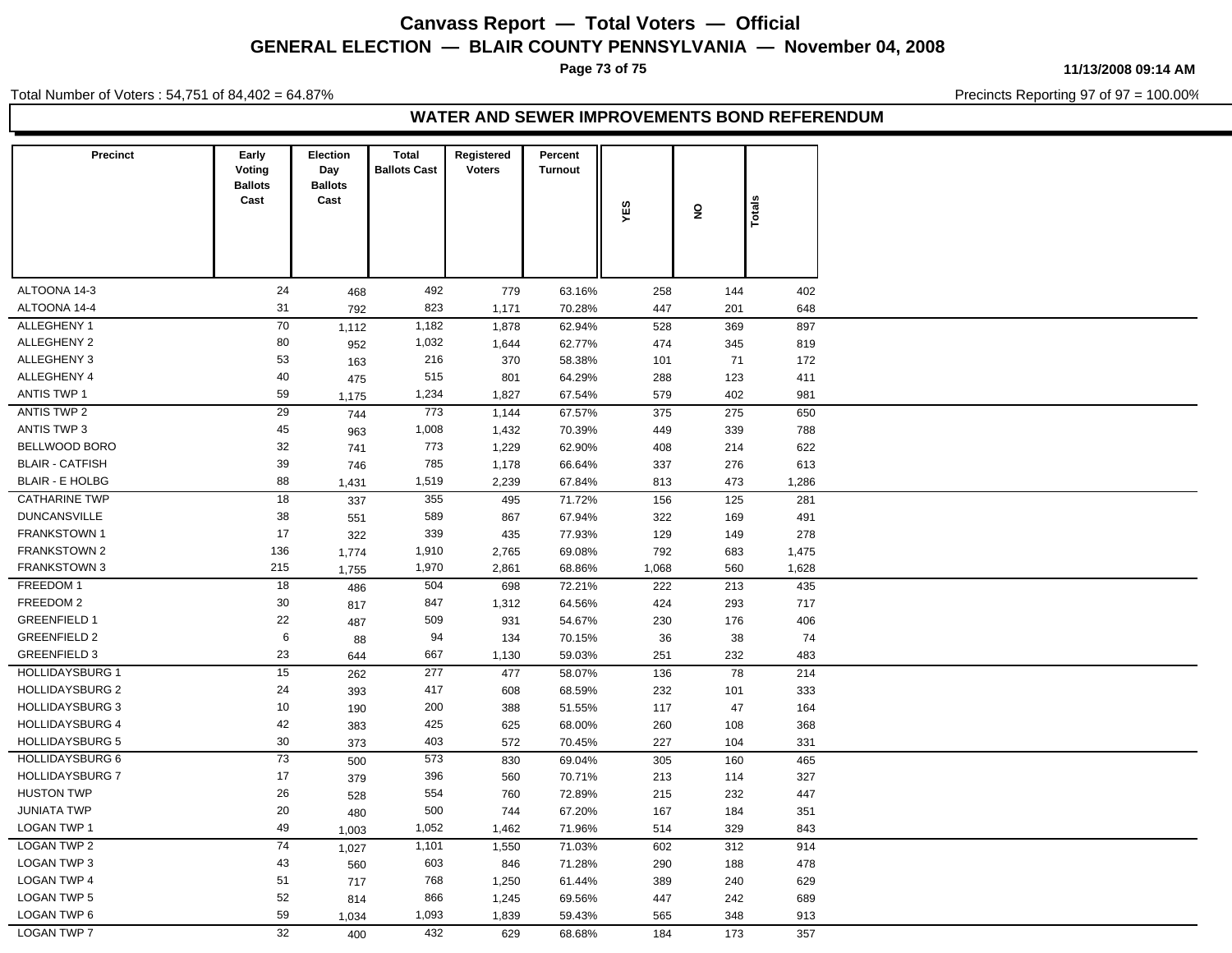# Canvass Report — Total Voters — Official

## GENERAL ELECTION — BLAIR COUNTY PENNSYLVANIA — November 04, 2008

11/13/2008 09:14 AM

Total Number of Voters : 54,751 of 84,402 = 64.87%

Precincts Reporting 97 of 97 = 100.00%

### WATER AND SEWER IMPROVEMENTS BOND REFERENDUM

| Precinct | Early Voting Ballots Cast | Election Day Ballots Cast | Total Ballots Cast | Registered Voters | Percent Turnout | YES | NO | Totals |
|---|---|---|---|---|---|---|---|---|
| ALTOONA 14-3 | 24 | 468 | 492 | 779 | 63.16% | 258 | 144 | 402 |
| ALTOONA 14-4 | 31 | 792 | 823 | 1,171 | 70.28% | 447 | 201 | 648 |
| ALLEGHENY 1 | 70 | 1,112 | 1,182 | 1,878 | 62.94% | 528 | 369 | 897 |
| ALLEGHENY 2 | 80 | 952 | 1,032 | 1,644 | 62.77% | 474 | 345 | 819 |
| ALLEGHENY 3 | 53 | 163 | 216 | 370 | 58.38% | 101 | 71 | 172 |
| ALLEGHENY 4 | 40 | 475 | 515 | 801 | 64.29% | 288 | 123 | 411 |
| ANTIS TWP 1 | 59 | 1,175 | 1,234 | 1,827 | 67.54% | 579 | 402 | 981 |
| ANTIS TWP 2 | 29 | 744 | 773 | 1,144 | 67.57% | 375 | 275 | 650 |
| ANTIS TWP 3 | 45 | 963 | 1,008 | 1,432 | 70.39% | 449 | 339 | 788 |
| BELLWOOD BORO | 32 | 741 | 773 | 1,229 | 62.90% | 408 | 214 | 622 |
| BLAIR - CATFISH | 39 | 746 | 785 | 1,178 | 66.64% | 337 | 276 | 613 |
| BLAIR - E HOLBG | 88 | 1,431 | 1,519 | 2,239 | 67.84% | 813 | 473 | 1,286 |
| CATHARINE TWP | 18 | 337 | 355 | 495 | 71.72% | 156 | 125 | 281 |
| DUNCANSVILLE | 38 | 551 | 589 | 867 | 67.94% | 322 | 169 | 491 |
| FRANKSTOWN 1 | 17 | 322 | 339 | 435 | 77.93% | 129 | 149 | 278 |
| FRANKSTOWN 2 | 136 | 1,774 | 1,910 | 2,765 | 69.08% | 792 | 683 | 1,475 |
| FRANKSTOWN 3 | 215 | 1,755 | 1,970 | 2,861 | 68.86% | 1,068 | 560 | 1,628 |
| FREEDOM 1 | 18 | 486 | 504 | 698 | 72.21% | 222 | 213 | 435 |
| FREEDOM 2 | 30 | 817 | 847 | 1,312 | 64.56% | 424 | 293 | 717 |
| GREENFIELD 1 | 22 | 487 | 509 | 931 | 54.67% | 230 | 176 | 406 |
| GREENFIELD 2 | 6 | 88 | 94 | 134 | 70.15% | 36 | 38 | 74 |
| GREENFIELD 3 | 23 | 644 | 667 | 1,130 | 59.03% | 251 | 232 | 483 |
| HOLLIDAYSBURG 1 | 15 | 262 | 277 | 477 | 58.07% | 136 | 78 | 214 |
| HOLLIDAYSBURG 2 | 24 | 393 | 417 | 608 | 68.59% | 232 | 101 | 333 |
| HOLLIDAYSBURG 3 | 10 | 190 | 200 | 388 | 51.55% | 117 | 47 | 164 |
| HOLLIDAYSBURG 4 | 42 | 383 | 425 | 625 | 68.00% | 260 | 108 | 368 |
| HOLLIDAYSBURG 5 | 30 | 373 | 403 | 572 | 70.45% | 227 | 104 | 331 |
| HOLLIDAYSBURG 6 | 73 | 500 | 573 | 830 | 69.04% | 305 | 160 | 465 |
| HOLLIDAYSBURG 7 | 17 | 379 | 396 | 560 | 70.71% | 213 | 114 | 327 |
| HUSTON TWP | 26 | 528 | 554 | 760 | 72.89% | 215 | 232 | 447 |
| JUNIATA TWP | 20 | 480 | 500 | 744 | 67.20% | 167 | 184 | 351 |
| LOGAN TWP 1 | 49 | 1,003 | 1,052 | 1,462 | 71.96% | 514 | 329 | 843 |
| LOGAN TWP 2 | 74 | 1,027 | 1,101 | 1,550 | 71.03% | 602 | 312 | 914 |
| LOGAN TWP 3 | 43 | 560 | 603 | 846 | 71.28% | 290 | 188 | 478 |
| LOGAN TWP 4 | 51 | 717 | 768 | 1,250 | 61.44% | 389 | 240 | 629 |
| LOGAN TWP 5 | 52 | 814 | 866 | 1,245 | 69.56% | 447 | 242 | 689 |
| LOGAN TWP 6 | 59 | 1,034 | 1,093 | 1,839 | 59.43% | 565 | 348 | 913 |
| LOGAN TWP 7 | 32 | 400 | 432 | 629 | 68.68% | 184 | 173 | 357 |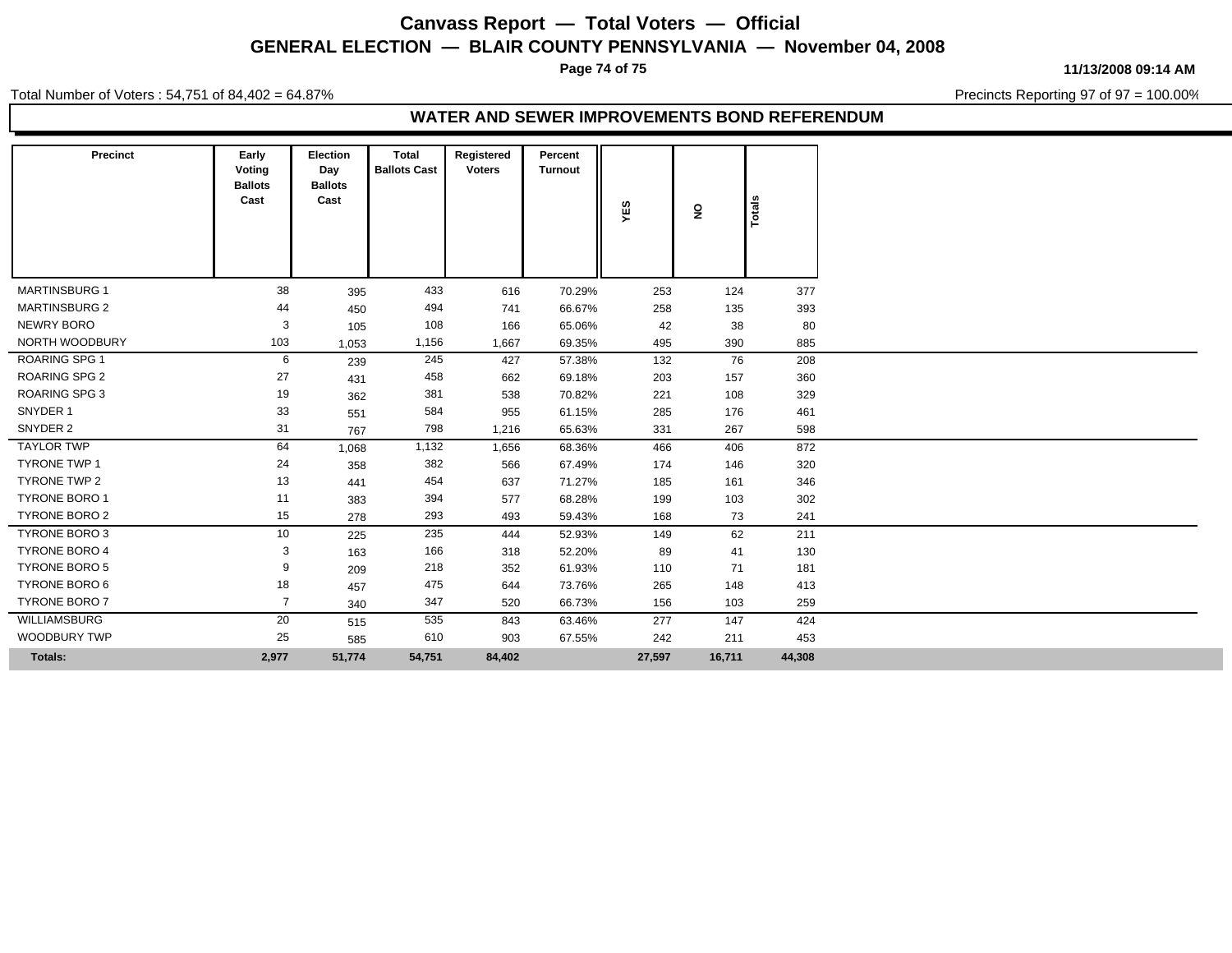# Canvass Report — Total Voters — Official

## GENERAL ELECTION — BLAIR COUNTY PENNSYLVANIA — November 04, 2008

11/13/2008 09:14 AM

Total Number of Voters : 54,751 of 84,402 = 64.87%

Precincts Reporting 97 of 97 = 100.00%

### WATER AND SEWER IMPROVEMENTS BOND REFERENDUM

| Precinct | Early Voting Ballots Cast | Election Day Ballots Cast | Total Ballots Cast | Registered Voters | Percent Turnout | YES | NO | Totals |
|---|---|---|---|---|---|---|---|---|
| MARTINSBURG 1 | 38 | 395 | 433 | 616 | 70.29% | 253 | 124 | 377 |
| MARTINSBURG 2 | 44 | 450 | 494 | 741 | 66.67% | 258 | 135 | 393 |
| NEWRY BORO | 3 | 105 | 108 | 166 | 65.06% | 42 | 38 | 80 |
| NORTH WOODBURY | 103 | 1,053 | 1,156 | 1,667 | 69.35% | 495 | 390 | 885 |
| ROARING SPG 1 | 6 | 239 | 245 | 427 | 57.38% | 132 | 76 | 208 |
| ROARING SPG 2 | 27 | 431 | 458 | 662 | 69.18% | 203 | 157 | 360 |
| ROARING SPG 3 | 19 | 362 | 381 | 538 | 70.82% | 221 | 108 | 329 |
| SNYDER 1 | 33 | 551 | 584 | 955 | 61.15% | 285 | 176 | 461 |
| SNYDER 2 | 31 | 767 | 798 | 1,216 | 65.63% | 331 | 267 | 598 |
| TAYLOR TWP | 64 | 1,068 | 1,132 | 1,656 | 68.36% | 466 | 406 | 872 |
| TYRONE TWP 1 | 24 | 358 | 382 | 566 | 67.49% | 174 | 146 | 320 |
| TYRONE TWP 2 | 13 | 441 | 454 | 637 | 71.27% | 185 | 161 | 346 |
| TYRONE BORO 1 | 11 | 383 | 394 | 577 | 68.28% | 199 | 103 | 302 |
| TYRONE BORO 2 | 15 | 278 | 293 | 493 | 59.43% | 168 | 73 | 241 |
| TYRONE BORO 3 | 10 | 225 | 235 | 444 | 52.93% | 149 | 62 | 211 |
| TYRONE BORO 4 | 3 | 163 | 166 | 318 | 52.20% | 89 | 41 | 130 |
| TYRONE BORO 5 | 9 | 209 | 218 | 352 | 61.93% | 110 | 71 | 181 |
| TYRONE BORO 6 | 18 | 457 | 475 | 644 | 73.76% | 265 | 148 | 413 |
| TYRONE BORO 7 | 7 | 340 | 347 | 520 | 66.73% | 156 | 103 | 259 |
| WILLIAMSBURG | 20 | 515 | 535 | 843 | 63.46% | 277 | 147 | 424 |
| WOODBURY TWP | 25 | 585 | 610 | 903 | 67.55% | 242 | 211 | 453 |
| **Totals:** | **2,977** | **51,774** | **54,751** | **84,402** | | **27,597** | **16,711** | **44,308** |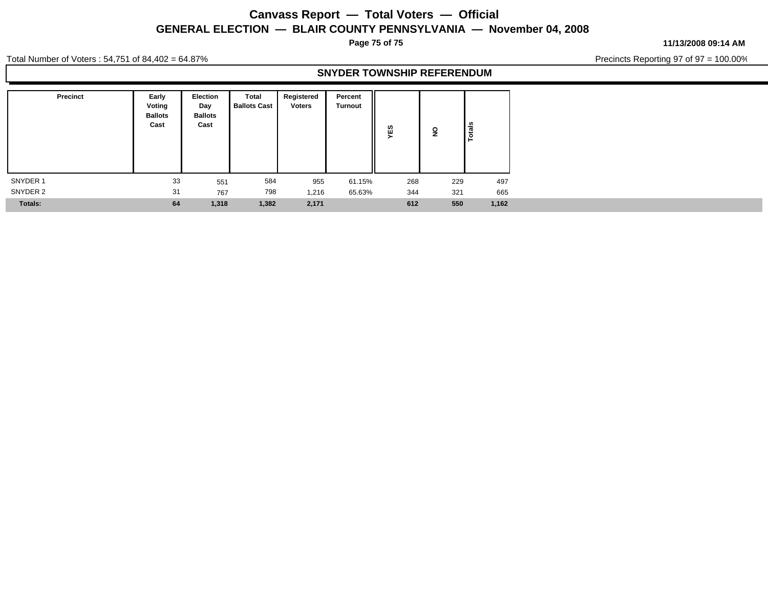# Canvass Report — Total Voters — Official

## GENERAL ELECTION — BLAIR COUNTY PENNSYLVANIA — November 04, 2008

11/13/2008 09:14 AM

Total Number of Voters : 54,751 of 84,402 = 64.87%

Precincts Reporting 97 of 97 = 100.00%

### SNYDER TOWNSHIP REFERENDUM

| Precinct | Early Voting Ballots Cast | Election Day Ballots Cast | Total Ballots Cast | Registered Voters | Percent Turnout | YES | NO | Totals |
|---|---|---|---|---|---|---|---|---|
| SNYDER 1 | 33 | 551 | 584 | 955 | 61.15% | 268 | 229 | 497 |
| SNYDER 2 | 31 | 767 | 798 | 1,216 | 65.63% | 344 | 321 | 665 |
| **Totals:** | **64** | **1,318** | **1,382** | **2,171** | | **612** | **550** | **1,162** |